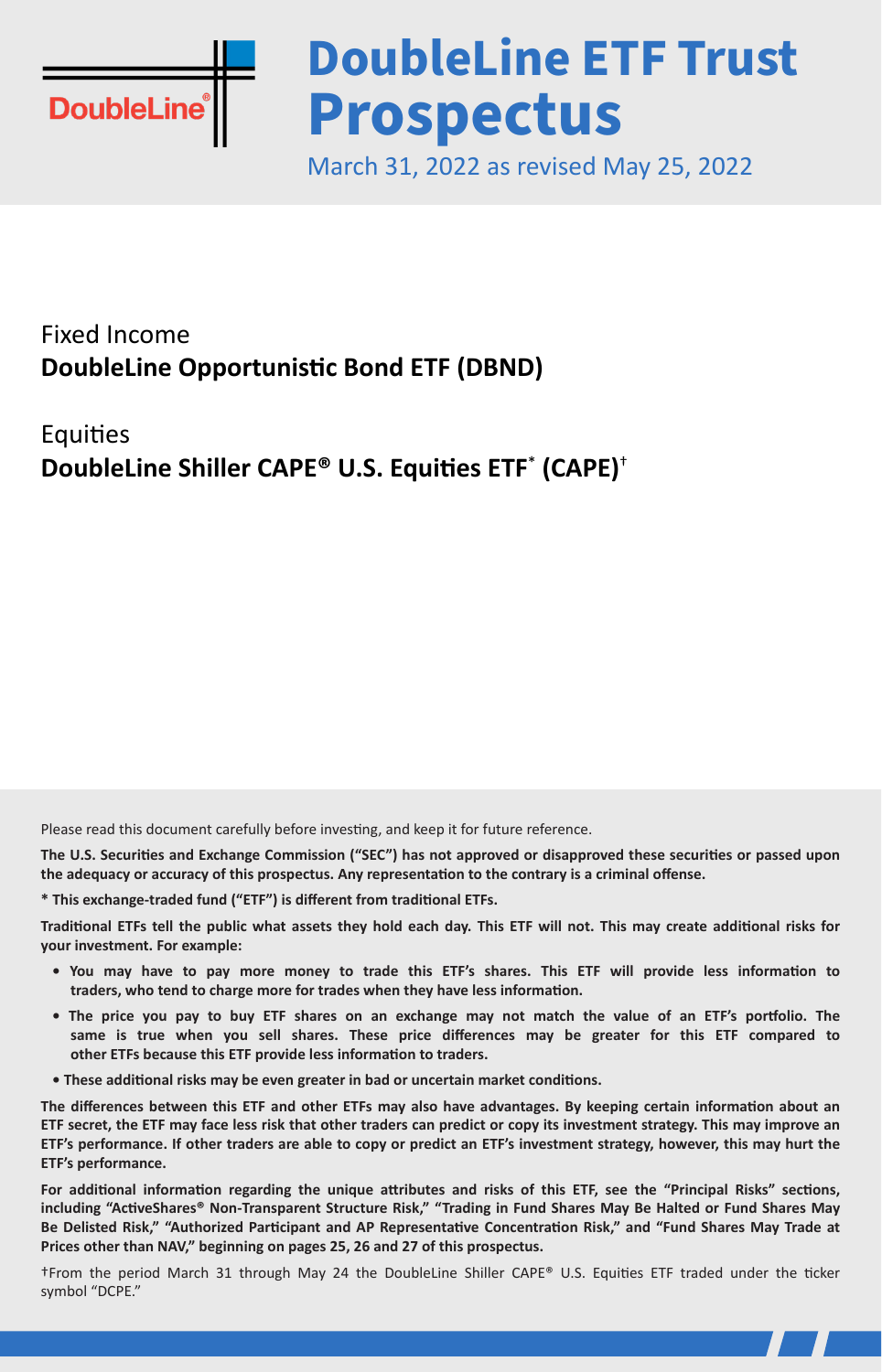DoubleLine®

# DoubleLine ETF Trust Prospectus

March 31, 2022 as revised May 25, 2022

Fixed Income

**DoubleLine Opportunistic Bond ETF (DBND)**

Equities

**DoubleLine Shiller CAPE® U.S. Equities ETF* (CAPE)†**

Please read this document carefully before investing, and keep it for future reference.

**The U.S. Securities and Exchange Commission ("SEC") has not approved or disapproved these securities or passed upon the adequacy or accuracy of this prospectus. Any representation to the contrary is a criminal offense.**

**\* This exchange-traded fund ("ETF") is different from traditional ETFs.**

**Traditional ETFs tell the public what assets they hold each day. This ETF will not. This may create additional risks for your investment. For example:**

- **You may have to pay more money to trade this ETF's shares. This ETF will provide less information to traders, who tend to charge more for trades when they have less information.**
- **The price you pay to buy ETF shares on an exchange may not match the value of an ETF's portfolio. The same is true when you sell shares. These price differences may be greater for this ETF compared to other ETFs because this ETF provide less information to traders.**
- **These additional risks may be even greater in bad or uncertain market conditions.**

**The differences between this ETF and other ETFs may also have advantages. By keeping certain information about an ETF secret, the ETF may face less risk that other traders can predict or copy its investment strategy. This may improve an ETF's performance. If other traders are able to copy or predict an ETF's investment strategy, however, this may hurt the ETF's performance.**

**For additional information regarding the unique attributes and risks of this ETF, see the "Principal Risks" sections, including "ActiveShares® Non-Transparent Structure Risk," "Trading in Fund Shares May Be Halted or Fund Shares May Be Delisted Risk," "Authorized Participant and AP Representative Concentration Risk," and "Fund Shares May Trade at Prices other than NAV," beginning on pages 25, 26 and 27 of this prospectus.**

†From the period March 31 through May 24 the DoubleLine Shiller CAPE® U.S. Equities ETF traded under the ticker symbol "DCPE."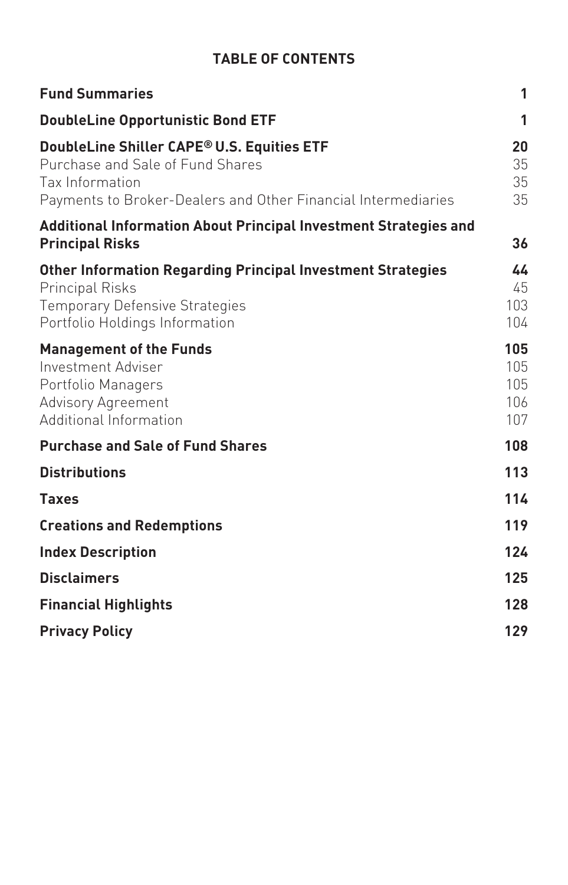## TABLE OF CONTENTS

| | |
|---|---|
| **Fund Summaries** | **1** |
| **DoubleLine Opportunistic Bond ETF** | **1** |
| **DoubleLine Shiller CAPE® U.S. Equities ETF** | **20** |
| Purchase and Sale of Fund Shares | 35 |
| Tax Information | 35 |
| Payments to Broker-Dealers and Other Financial Intermediaries | 35 |
| **Additional Information About Principal Investment Strategies and Principal Risks** | **36** |
| **Other Information Regarding Principal Investment Strategies** | **44** |
| Principal Risks | 45 |
| Temporary Defensive Strategies | 103 |
| Portfolio Holdings Information | 104 |
| **Management of the Funds** | **105** |
| Investment Adviser | 105 |
| Portfolio Managers | 105 |
| Advisory Agreement | 106 |
| Additional Information | 107 |
| **Purchase and Sale of Fund Shares** | **108** |
| **Distributions** | **113** |
| **Taxes** | **114** |
| **Creations and Redemptions** | **119** |
| **Index Description** | **124** |
| **Disclaimers** | **125** |
| **Financial Highlights** | **128** |
| **Privacy Policy** | **129** |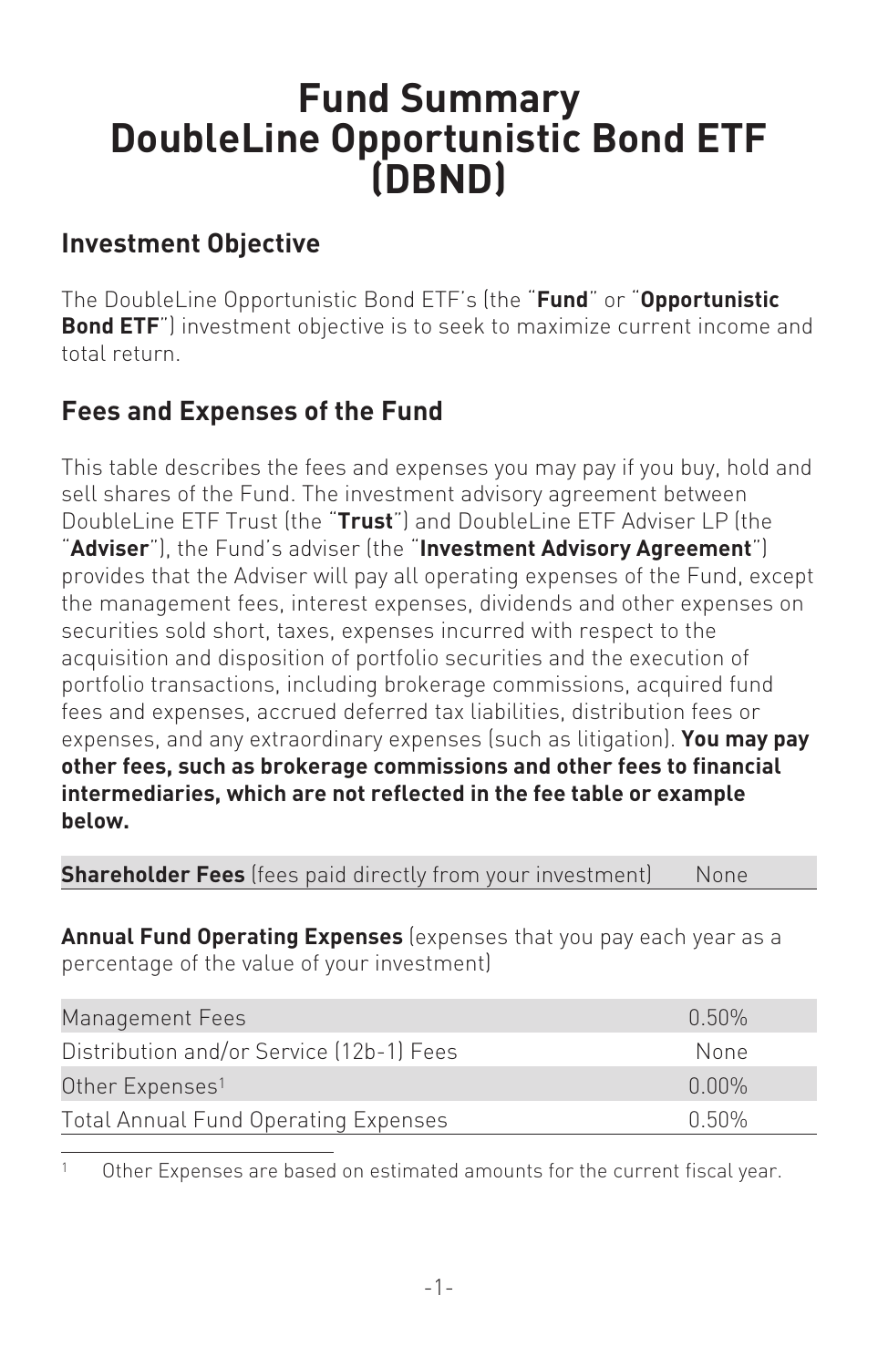# Fund Summary DoubleLine Opportunistic Bond ETF (DBND)

## Investment Objective

The DoubleLine Opportunistic Bond ETF's (the "**Fund**" or "**Opportunistic Bond ETF**") investment objective is to seek to maximize current income and total return.

## Fees and Expenses of the Fund

This table describes the fees and expenses you may pay if you buy, hold and sell shares of the Fund. The investment advisory agreement between DoubleLine ETF Trust (the "**Trust**") and DoubleLine ETF Adviser LP (the "**Adviser**"), the Fund's adviser (the "**Investment Advisory Agreement**") provides that the Adviser will pay all operating expenses of the Fund, except the management fees, interest expenses, dividends and other expenses on securities sold short, taxes, expenses incurred with respect to the acquisition and disposition of portfolio securities and the execution of portfolio transactions, including brokerage commissions, acquired fund fees and expenses, accrued deferred tax liabilities, distribution fees or expenses, and any extraordinary expenses (such as litigation). **You may pay other fees, such as brokerage commissions and other fees to financial intermediaries, which are not reflected in the fee table or example below.**

| **Shareholder Fees** (fees paid directly from your investment) | None |
|---|---|

**Annual Fund Operating Expenses** (expenses that you pay each year as a percentage of the value of your investment)

| | |
|---|---|
| Management Fees | 0.50% |
| Distribution and/or Service (12b-1) Fees | None |
| Other Expenses[1] | 0.00% |
| Total Annual Fund Operating Expenses | 0.50% |

[1] Other Expenses are based on estimated amounts for the current fiscal year.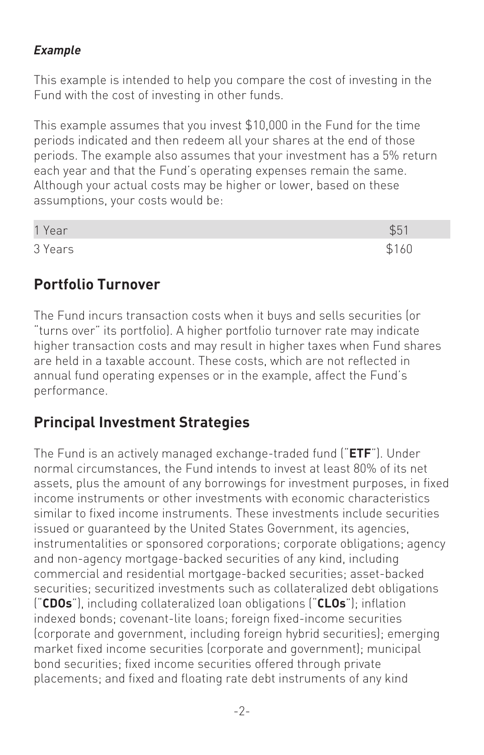***Example***

This example is intended to help you compare the cost of investing in the Fund with the cost of investing in other funds.

This example assumes that you invest $10,000 in the Fund for the time periods indicated and then redeem all your shares at the end of those periods. The example also assumes that your investment has a 5% return each year and that the Fund's operating expenses remain the same. Although your actual costs may be higher or lower, based on these assumptions, your costs would be:

| | |
|---|---|
| 1 Year | $51 |
| 3 Years | $160 |

## Portfolio Turnover

The Fund incurs transaction costs when it buys and sells securities (or "turns over" its portfolio). A higher portfolio turnover rate may indicate higher transaction costs and may result in higher taxes when Fund shares are held in a taxable account. These costs, which are not reflected in annual fund operating expenses or in the example, affect the Fund's performance.

## Principal Investment Strategies

The Fund is an actively managed exchange-traded fund ("**ETF**"). Under normal circumstances, the Fund intends to invest at least 80% of its net assets, plus the amount of any borrowings for investment purposes, in fixed income instruments or other investments with economic characteristics similar to fixed income instruments. These investments include securities issued or guaranteed by the United States Government, its agencies, instrumentalities or sponsored corporations; corporate obligations; agency and non-agency mortgage-backed securities of any kind, including commercial and residential mortgage-backed securities; asset-backed securities; securitized investments such as collateralized debt obligations ("**CDOs**"), including collateralized loan obligations ("**CLOs**"); inflation indexed bonds; covenant-lite loans; foreign fixed-income securities (corporate and government, including foreign hybrid securities); emerging market fixed income securities (corporate and government); municipal bond securities; fixed income securities offered through private placements; and fixed and floating rate debt instruments of any kind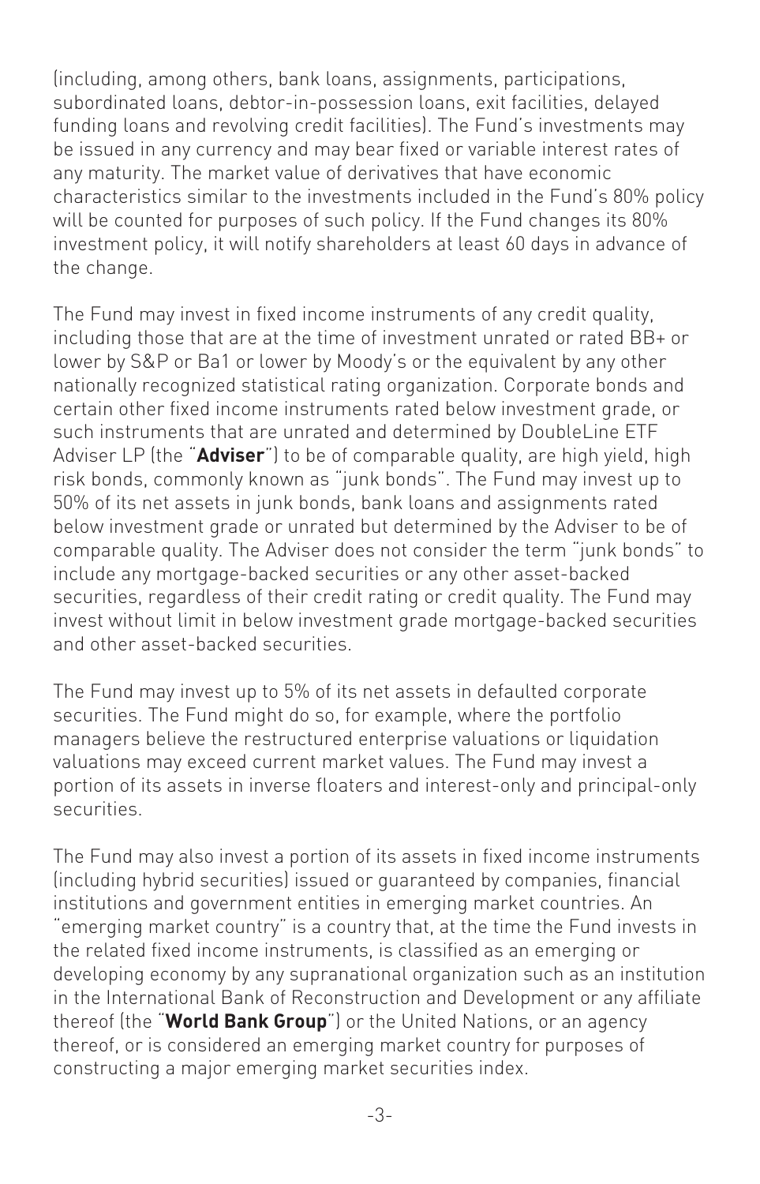(including, among others, bank loans, assignments, participations, subordinated loans, debtor-in-possession loans, exit facilities, delayed funding loans and revolving credit facilities). The Fund's investments may be issued in any currency and may bear fixed or variable interest rates of any maturity. The market value of derivatives that have economic characteristics similar to the investments included in the Fund's 80% policy will be counted for purposes of such policy. If the Fund changes its 80% investment policy, it will notify shareholders at least 60 days in advance of the change.

The Fund may invest in fixed income instruments of any credit quality, including those that are at the time of investment unrated or rated BB+ or lower by S&P or Ba1 or lower by Moody's or the equivalent by any other nationally recognized statistical rating organization. Corporate bonds and certain other fixed income instruments rated below investment grade, or such instruments that are unrated and determined by DoubleLine ETF Adviser LP (the "**Adviser**") to be of comparable quality, are high yield, high risk bonds, commonly known as "junk bonds". The Fund may invest up to 50% of its net assets in junk bonds, bank loans and assignments rated below investment grade or unrated but determined by the Adviser to be of comparable quality. The Adviser does not consider the term "junk bonds" to include any mortgage-backed securities or any other asset-backed securities, regardless of their credit rating or credit quality. The Fund may invest without limit in below investment grade mortgage-backed securities and other asset-backed securities.

The Fund may invest up to 5% of its net assets in defaulted corporate securities. The Fund might do so, for example, where the portfolio managers believe the restructured enterprise valuations or liquidation valuations may exceed current market values. The Fund may invest a portion of its assets in inverse floaters and interest-only and principal-only securities.

The Fund may also invest a portion of its assets in fixed income instruments (including hybrid securities) issued or guaranteed by companies, financial institutions and government entities in emerging market countries. An "emerging market country" is a country that, at the time the Fund invests in the related fixed income instruments, is classified as an emerging or developing economy by any supranational organization such as an institution in the International Bank of Reconstruction and Development or any affiliate thereof (the "**World Bank Group**") or the United Nations, or an agency thereof, or is considered an emerging market country for purposes of constructing a major emerging market securities index.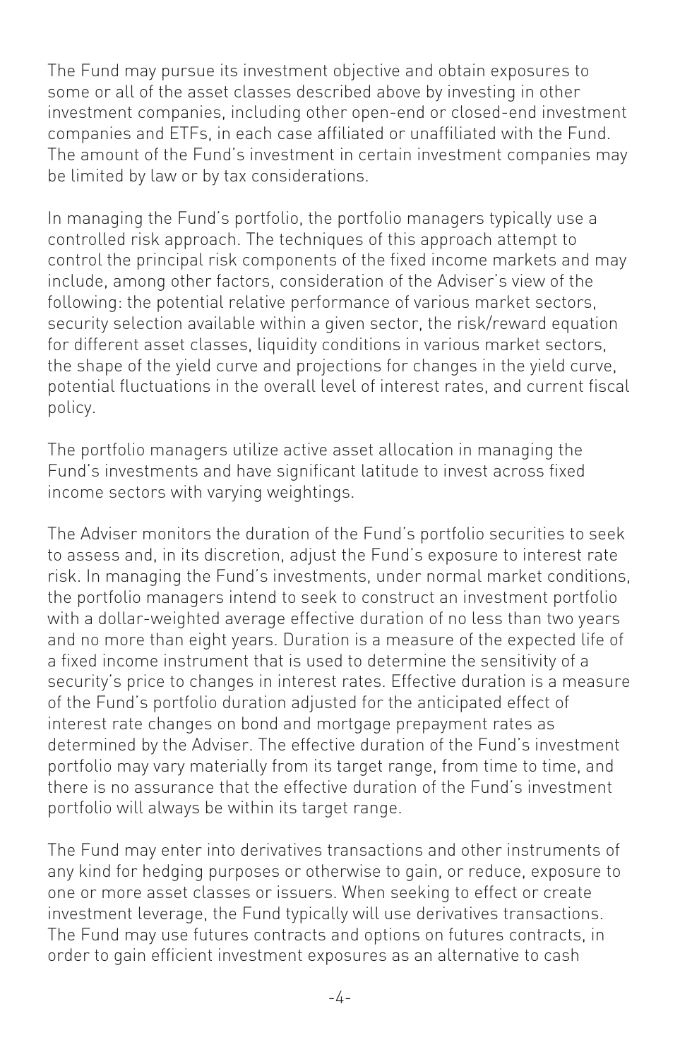The Fund may pursue its investment objective and obtain exposures to some or all of the asset classes described above by investing in other investment companies, including other open-end or closed-end investment companies and ETFs, in each case affiliated or unaffiliated with the Fund. The amount of the Fund's investment in certain investment companies may be limited by law or by tax considerations.

In managing the Fund's portfolio, the portfolio managers typically use a controlled risk approach. The techniques of this approach attempt to control the principal risk components of the fixed income markets and may include, among other factors, consideration of the Adviser's view of the following: the potential relative performance of various market sectors, security selection available within a given sector, the risk/reward equation for different asset classes, liquidity conditions in various market sectors, the shape of the yield curve and projections for changes in the yield curve, potential fluctuations in the overall level of interest rates, and current fiscal policy.

The portfolio managers utilize active asset allocation in managing the Fund's investments and have significant latitude to invest across fixed income sectors with varying weightings.

The Adviser monitors the duration of the Fund's portfolio securities to seek to assess and, in its discretion, adjust the Fund's exposure to interest rate risk. In managing the Fund's investments, under normal market conditions, the portfolio managers intend to seek to construct an investment portfolio with a dollar-weighted average effective duration of no less than two years and no more than eight years. Duration is a measure of the expected life of a fixed income instrument that is used to determine the sensitivity of a security's price to changes in interest rates. Effective duration is a measure of the Fund's portfolio duration adjusted for the anticipated effect of interest rate changes on bond and mortgage prepayment rates as determined by the Adviser. The effective duration of the Fund's investment portfolio may vary materially from its target range, from time to time, and there is no assurance that the effective duration of the Fund's investment portfolio will always be within its target range.

The Fund may enter into derivatives transactions and other instruments of any kind for hedging purposes or otherwise to gain, or reduce, exposure to one or more asset classes or issuers. When seeking to effect or create investment leverage, the Fund typically will use derivatives transactions. The Fund may use futures contracts and options on futures contracts, in order to gain efficient investment exposures as an alternative to cash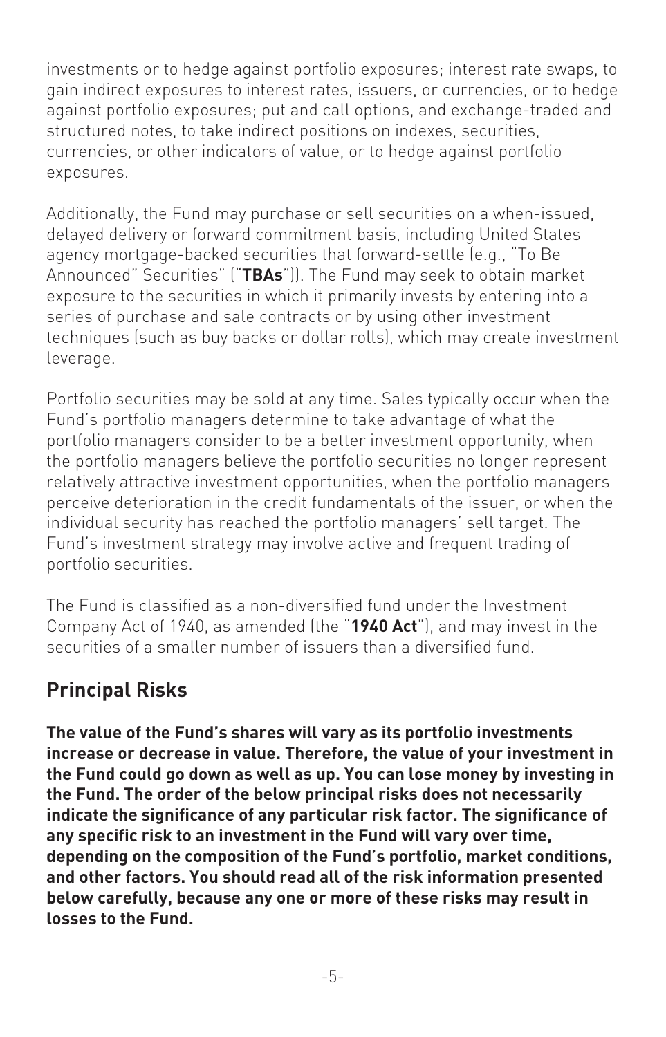investments or to hedge against portfolio exposures; interest rate swaps, to gain indirect exposures to interest rates, issuers, or currencies, or to hedge against portfolio exposures; put and call options, and exchange-traded and structured notes, to take indirect positions on indexes, securities, currencies, or other indicators of value, or to hedge against portfolio exposures.

Additionally, the Fund may purchase or sell securities on a when-issued, delayed delivery or forward commitment basis, including United States agency mortgage-backed securities that forward-settle (e.g., "To Be Announced" Securities" ("**TBAs**")). The Fund may seek to obtain market exposure to the securities in which it primarily invests by entering into a series of purchase and sale contracts or by using other investment techniques (such as buy backs or dollar rolls), which may create investment leverage.

Portfolio securities may be sold at any time. Sales typically occur when the Fund's portfolio managers determine to take advantage of what the portfolio managers consider to be a better investment opportunity, when the portfolio managers believe the portfolio securities no longer represent relatively attractive investment opportunities, when the portfolio managers perceive deterioration in the credit fundamentals of the issuer, or when the individual security has reached the portfolio managers' sell target. The Fund's investment strategy may involve active and frequent trading of portfolio securities.

The Fund is classified as a non-diversified fund under the Investment Company Act of 1940, as amended (the "**1940 Act**"), and may invest in the securities of a smaller number of issuers than a diversified fund.

## Principal Risks

**The value of the Fund's shares will vary as its portfolio investments increase or decrease in value. Therefore, the value of your investment in the Fund could go down as well as up. You can lose money by investing in the Fund. The order of the below principal risks does not necessarily indicate the significance of any particular risk factor. The significance of any specific risk to an investment in the Fund will vary over time, depending on the composition of the Fund's portfolio, market conditions, and other factors. You should read all of the risk information presented below carefully, because any one or more of these risks may result in losses to the Fund.**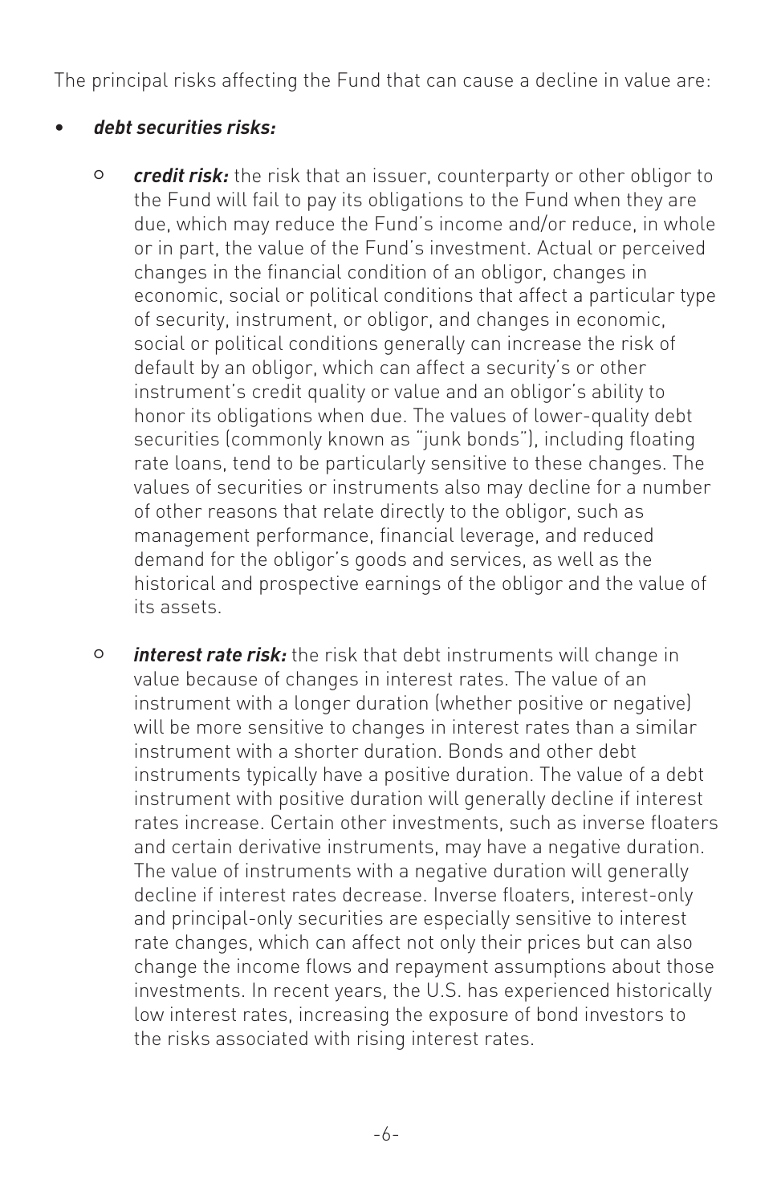The principal risks affecting the Fund that can cause a decline in value are:

- ***debt securities risks:***

  - ***credit risk:*** the risk that an issuer, counterparty or other obligor to the Fund will fail to pay its obligations to the Fund when they are due, which may reduce the Fund's income and/or reduce, in whole or in part, the value of the Fund's investment. Actual or perceived changes in the financial condition of an obligor, changes in economic, social or political conditions that affect a particular type of security, instrument, or obligor, and changes in economic, social or political conditions generally can increase the risk of default by an obligor, which can affect a security's or other instrument's credit quality or value and an obligor's ability to honor its obligations when due. The values of lower-quality debt securities (commonly known as "junk bonds"), including floating rate loans, tend to be particularly sensitive to these changes. The values of securities or instruments also may decline for a number of other reasons that relate directly to the obligor, such as management performance, financial leverage, and reduced demand for the obligor's goods and services, as well as the historical and prospective earnings of the obligor and the value of its assets.

  - ***interest rate risk:*** the risk that debt instruments will change in value because of changes in interest rates. The value of an instrument with a longer duration (whether positive or negative) will be more sensitive to changes in interest rates than a similar instrument with a shorter duration. Bonds and other debt instruments typically have a positive duration. The value of a debt instrument with positive duration will generally decline if interest rates increase. Certain other investments, such as inverse floaters and certain derivative instruments, may have a negative duration. The value of instruments with a negative duration will generally decline if interest rates decrease. Inverse floaters, interest-only and principal-only securities are especially sensitive to interest rate changes, which can affect not only their prices but can also change the income flows and repayment assumptions about those investments. In recent years, the U.S. has experienced historically low interest rates, increasing the exposure of bond investors to the risks associated with rising interest rates.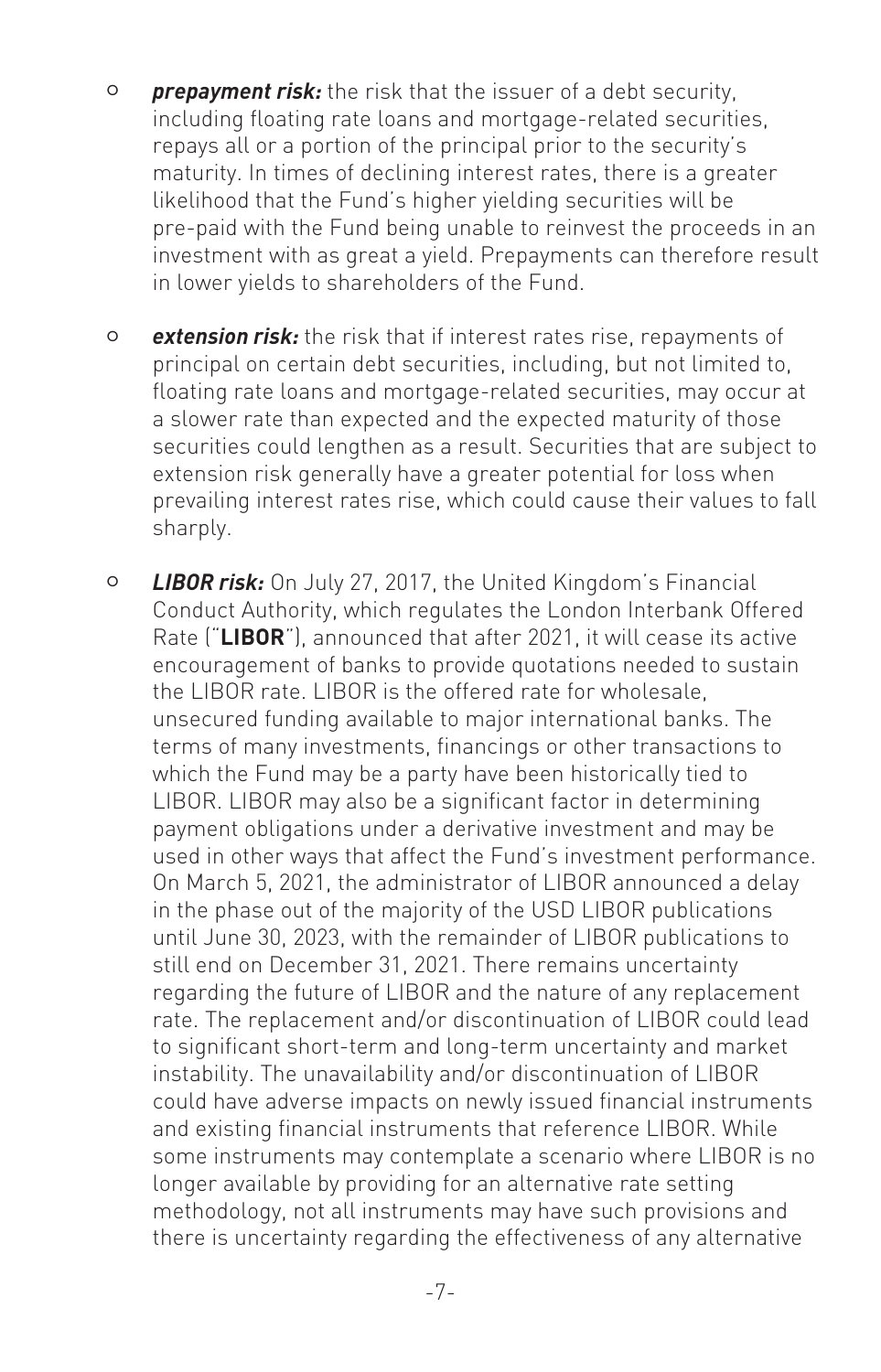- ***prepayment risk:*** the risk that the issuer of a debt security, including floating rate loans and mortgage-related securities, repays all or a portion of the principal prior to the security's maturity. In times of declining interest rates, there is a greater likelihood that the Fund's higher yielding securities will be pre-paid with the Fund being unable to reinvest the proceeds in an investment with as great a yield. Prepayments can therefore result in lower yields to shareholders of the Fund.

- ***extension risk:*** the risk that if interest rates rise, repayments of principal on certain debt securities, including, but not limited to, floating rate loans and mortgage-related securities, may occur at a slower rate than expected and the expected maturity of those securities could lengthen as a result. Securities that are subject to extension risk generally have a greater potential for loss when prevailing interest rates rise, which could cause their values to fall sharply.

- ***LIBOR risk:*** On July 27, 2017, the United Kingdom's Financial Conduct Authority, which regulates the London Interbank Offered Rate ("**LIBOR**"), announced that after 2021, it will cease its active encouragement of banks to provide quotations needed to sustain the LIBOR rate. LIBOR is the offered rate for wholesale, unsecured funding available to major international banks. The terms of many investments, financings or other transactions to which the Fund may be a party have been historically tied to LIBOR. LIBOR may also be a significant factor in determining payment obligations under a derivative investment and may be used in other ways that affect the Fund's investment performance. On March 5, 2021, the administrator of LIBOR announced a delay in the phase out of the majority of the USD LIBOR publications until June 30, 2023, with the remainder of LIBOR publications to still end on December 31, 2021. There remains uncertainty regarding the future of LIBOR and the nature of any replacement rate. The replacement and/or discontinuation of LIBOR could lead to significant short-term and long-term uncertainty and market instability. The unavailability and/or discontinuation of LIBOR could have adverse impacts on newly issued financial instruments and existing financial instruments that reference LIBOR. While some instruments may contemplate a scenario where LIBOR is no longer available by providing for an alternative rate setting methodology, not all instruments may have such provisions and there is uncertainty regarding the effectiveness of any alternative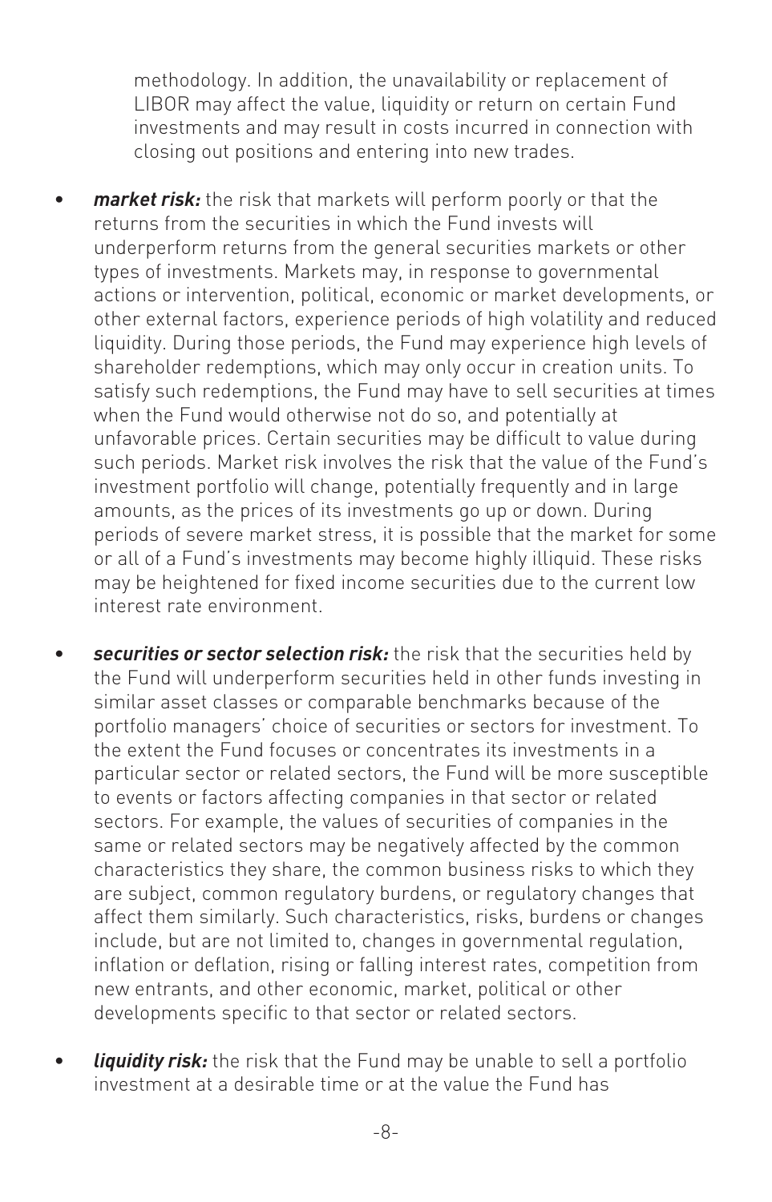methodology. In addition, the unavailability or replacement of LIBOR may affect the value, liquidity or return on certain Fund investments and may result in costs incurred in connection with closing out positions and entering into new trades.

- ***market risk:*** the risk that markets will perform poorly or that the returns from the securities in which the Fund invests will underperform returns from the general securities markets or other types of investments. Markets may, in response to governmental actions or intervention, political, economic or market developments, or other external factors, experience periods of high volatility and reduced liquidity. During those periods, the Fund may experience high levels of shareholder redemptions, which may only occur in creation units. To satisfy such redemptions, the Fund may have to sell securities at times when the Fund would otherwise not do so, and potentially at unfavorable prices. Certain securities may be difficult to value during such periods. Market risk involves the risk that the value of the Fund's investment portfolio will change, potentially frequently and in large amounts, as the prices of its investments go up or down. During periods of severe market stress, it is possible that the market for some or all of a Fund's investments may become highly illiquid. These risks may be heightened for fixed income securities due to the current low interest rate environment.

- ***securities or sector selection risk:*** the risk that the securities held by the Fund will underperform securities held in other funds investing in similar asset classes or comparable benchmarks because of the portfolio managers' choice of securities or sectors for investment. To the extent the Fund focuses or concentrates its investments in a particular sector or related sectors, the Fund will be more susceptible to events or factors affecting companies in that sector or related sectors. For example, the values of securities of companies in the same or related sectors may be negatively affected by the common characteristics they share, the common business risks to which they are subject, common regulatory burdens, or regulatory changes that affect them similarly. Such characteristics, risks, burdens or changes include, but are not limited to, changes in governmental regulation, inflation or deflation, rising or falling interest rates, competition from new entrants, and other economic, market, political or other developments specific to that sector or related sectors.

- ***liquidity risk:*** the risk that the Fund may be unable to sell a portfolio investment at a desirable time or at the value the Fund has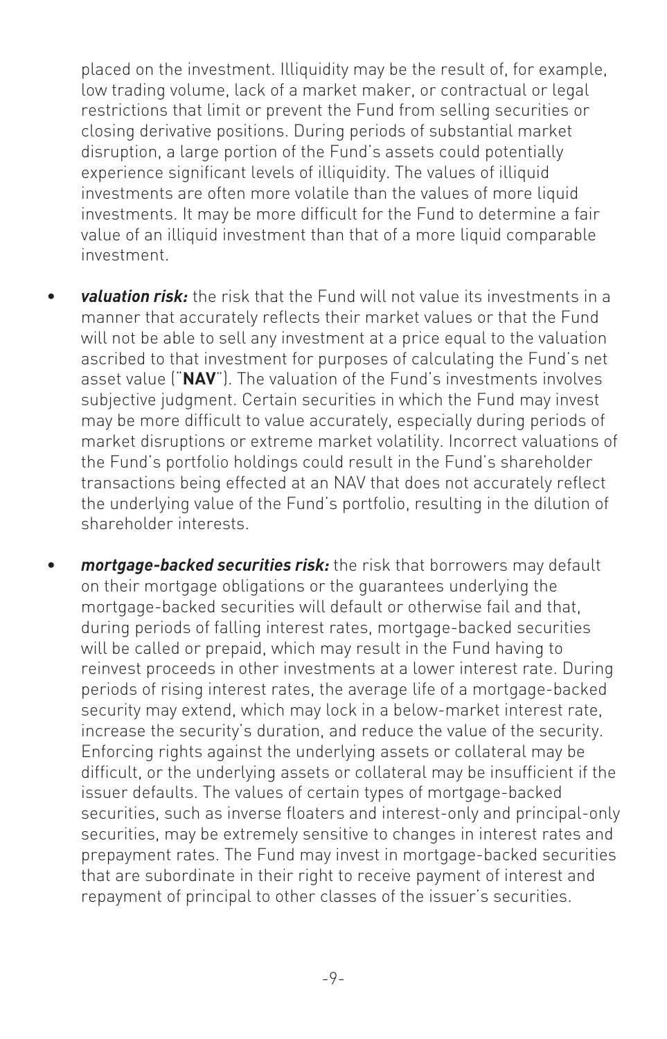placed on the investment. Illiquidity may be the result of, for example, low trading volume, lack of a market maker, or contractual or legal restrictions that limit or prevent the Fund from selling securities or closing derivative positions. During periods of substantial market disruption, a large portion of the Fund's assets could potentially experience significant levels of illiquidity. The values of illiquid investments are often more volatile than the values of more liquid investments. It may be more difficult for the Fund to determine a fair value of an illiquid investment than that of a more liquid comparable investment.

- ***valuation risk:*** the risk that the Fund will not value its investments in a manner that accurately reflects their market values or that the Fund will not be able to sell any investment at a price equal to the valuation ascribed to that investment for purposes of calculating the Fund's net asset value ("**NAV**"). The valuation of the Fund's investments involves subjective judgment. Certain securities in which the Fund may invest may be more difficult to value accurately, especially during periods of market disruptions or extreme market volatility. Incorrect valuations of the Fund's portfolio holdings could result in the Fund's shareholder transactions being effected at an NAV that does not accurately reflect the underlying value of the Fund's portfolio, resulting in the dilution of shareholder interests.
- ***mortgage-backed securities risk:*** the risk that borrowers may default on their mortgage obligations or the guarantees underlying the mortgage-backed securities will default or otherwise fail and that, during periods of falling interest rates, mortgage-backed securities will be called or prepaid, which may result in the Fund having to reinvest proceeds in other investments at a lower interest rate. During periods of rising interest rates, the average life of a mortgage-backed security may extend, which may lock in a below-market interest rate, increase the security's duration, and reduce the value of the security. Enforcing rights against the underlying assets or collateral may be difficult, or the underlying assets or collateral may be insufficient if the issuer defaults. The values of certain types of mortgage-backed securities, such as inverse floaters and interest-only and principal-only securities, may be extremely sensitive to changes in interest rates and prepayment rates. The Fund may invest in mortgage-backed securities that are subordinate in their right to receive payment of interest and repayment of principal to other classes of the issuer's securities.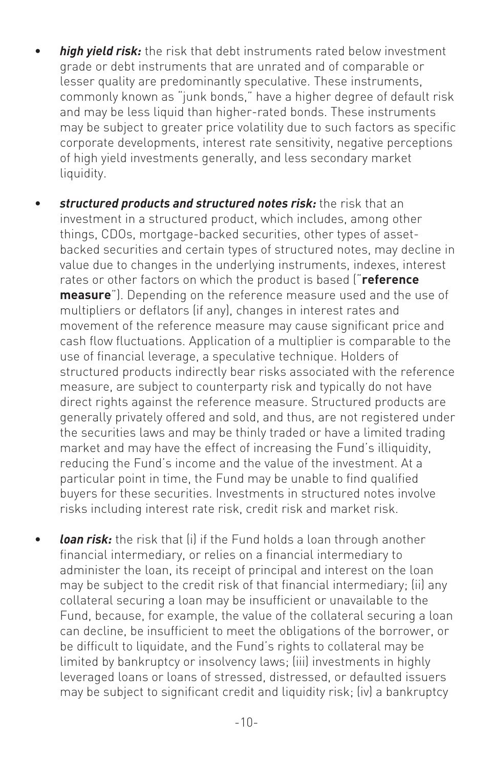- ***high yield risk:*** the risk that debt instruments rated below investment grade or debt instruments that are unrated and of comparable or lesser quality are predominantly speculative. These instruments, commonly known as "junk bonds," have a higher degree of default risk and may be less liquid than higher-rated bonds. These instruments may be subject to greater price volatility due to such factors as specific corporate developments, interest rate sensitivity, negative perceptions of high yield investments generally, and less secondary market liquidity.

- ***structured products and structured notes risk:*** the risk that an investment in a structured product, which includes, among other things, CDOs, mortgage-backed securities, other types of asset-backed securities and certain types of structured notes, may decline in value due to changes in the underlying instruments, indexes, interest rates or other factors on which the product is based ("**reference measure**"). Depending on the reference measure used and the use of multipliers or deflators (if any), changes in interest rates and movement of the reference measure may cause significant price and cash flow fluctuations. Application of a multiplier is comparable to the use of financial leverage, a speculative technique. Holders of structured products indirectly bear risks associated with the reference measure, are subject to counterparty risk and typically do not have direct rights against the reference measure. Structured products are generally privately offered and sold, and thus, are not registered under the securities laws and may be thinly traded or have a limited trading market and may have the effect of increasing the Fund's illiquidity, reducing the Fund's income and the value of the investment. At a particular point in time, the Fund may be unable to find qualified buyers for these securities. Investments in structured notes involve risks including interest rate risk, credit risk and market risk.

- ***loan risk:*** the risk that (i) if the Fund holds a loan through another financial intermediary, or relies on a financial intermediary to administer the loan, its receipt of principal and interest on the loan may be subject to the credit risk of that financial intermediary; (ii) any collateral securing a loan may be insufficient or unavailable to the Fund, because, for example, the value of the collateral securing a loan can decline, be insufficient to meet the obligations of the borrower, or be difficult to liquidate, and the Fund's rights to collateral may be limited by bankruptcy or insolvency laws; (iii) investments in highly leveraged loans or loans of stressed, distressed, or defaulted issuers may be subject to significant credit and liquidity risk; (iv) a bankruptcy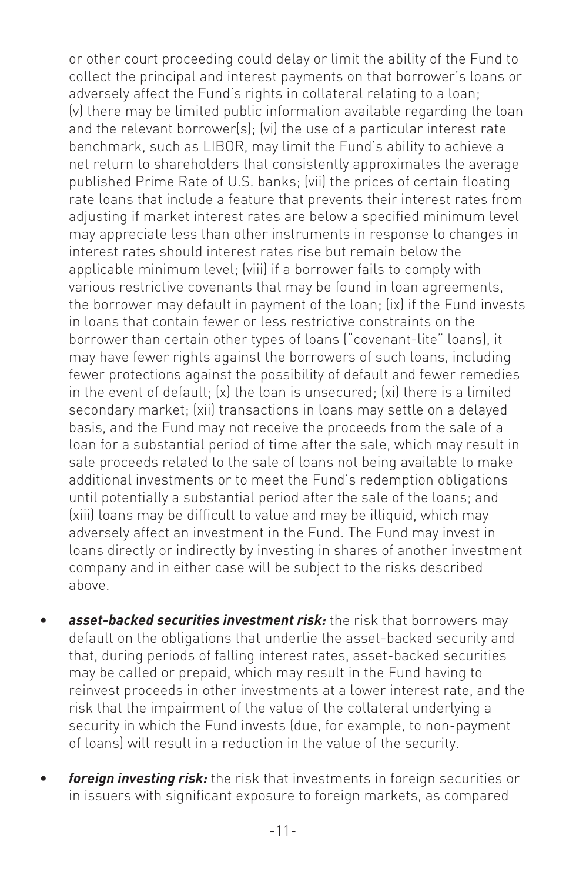or other court proceeding could delay or limit the ability of the Fund to collect the principal and interest payments on that borrower's loans or adversely affect the Fund's rights in collateral relating to a loan; (v) there may be limited public information available regarding the loan and the relevant borrower(s); (vi) the use of a particular interest rate benchmark, such as LIBOR, may limit the Fund's ability to achieve a net return to shareholders that consistently approximates the average published Prime Rate of U.S. banks; (vii) the prices of certain floating rate loans that include a feature that prevents their interest rates from adjusting if market interest rates are below a specified minimum level may appreciate less than other instruments in response to changes in interest rates should interest rates rise but remain below the applicable minimum level; (viii) if a borrower fails to comply with various restrictive covenants that may be found in loan agreements, the borrower may default in payment of the loan; (ix) if the Fund invests in loans that contain fewer or less restrictive constraints on the borrower than certain other types of loans ("covenant-lite" loans), it may have fewer rights against the borrowers of such loans, including fewer protections against the possibility of default and fewer remedies in the event of default; (x) the loan is unsecured; (xi) there is a limited secondary market; (xii) transactions in loans may settle on a delayed basis, and the Fund may not receive the proceeds from the sale of a loan for a substantial period of time after the sale, which may result in sale proceeds related to the sale of loans not being available to make additional investments or to meet the Fund's redemption obligations until potentially a substantial period after the sale of the loans; and (xiii) loans may be difficult to value and may be illiquid, which may adversely affect an investment in the Fund. The Fund may invest in loans directly or indirectly by investing in shares of another investment company and in either case will be subject to the risks described above.

- ***asset-backed securities investment risk:*** the risk that borrowers may default on the obligations that underlie the asset-backed security and that, during periods of falling interest rates, asset-backed securities may be called or prepaid, which may result in the Fund having to reinvest proceeds in other investments at a lower interest rate, and the risk that the impairment of the value of the collateral underlying a security in which the Fund invests (due, for example, to non-payment of loans) will result in a reduction in the value of the security.

- ***foreign investing risk:*** the risk that investments in foreign securities or in issuers with significant exposure to foreign markets, as compared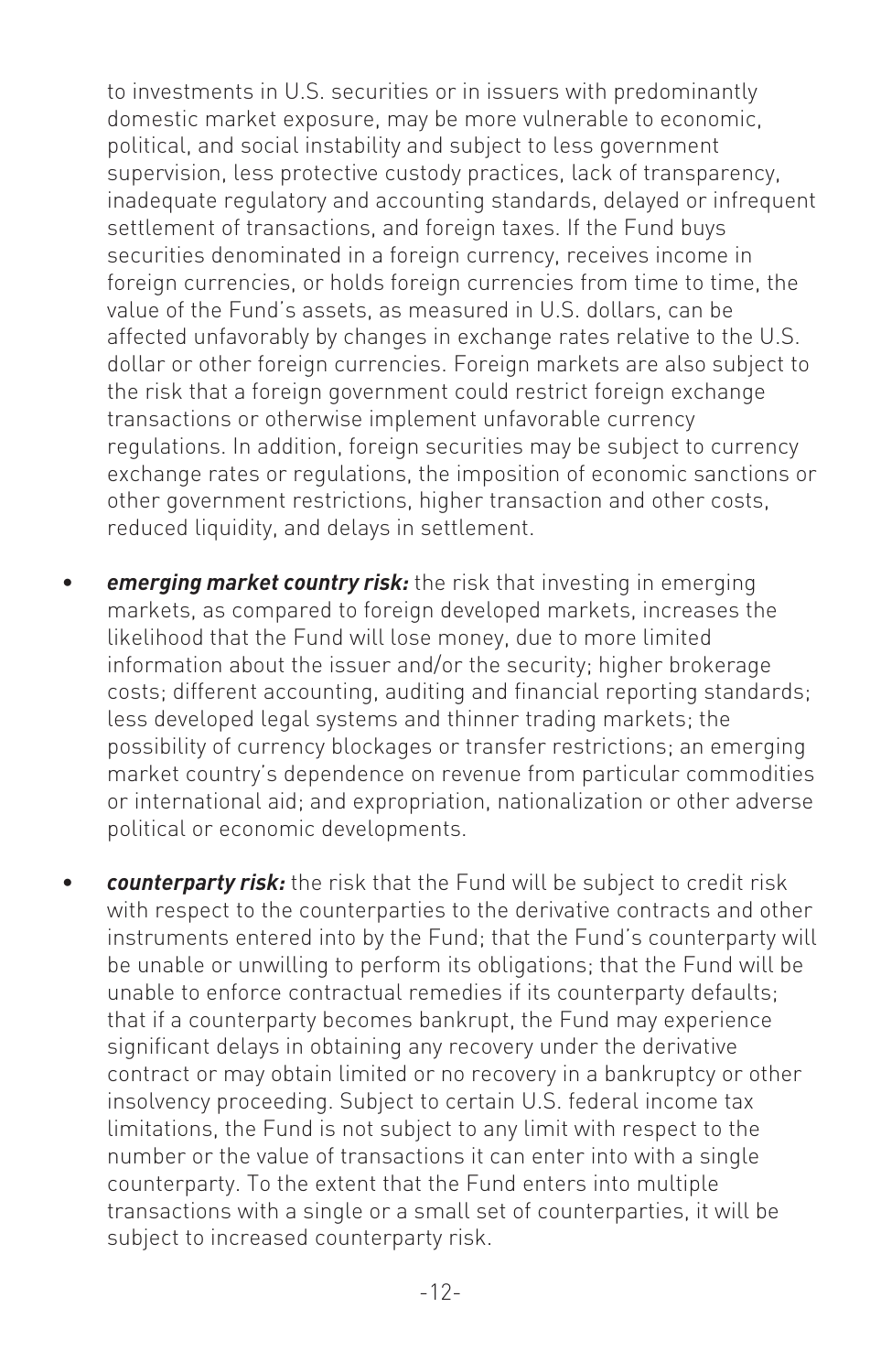to investments in U.S. securities or in issuers with predominantly domestic market exposure, may be more vulnerable to economic, political, and social instability and subject to less government supervision, less protective custody practices, lack of transparency, inadequate regulatory and accounting standards, delayed or infrequent settlement of transactions, and foreign taxes. If the Fund buys securities denominated in a foreign currency, receives income in foreign currencies, or holds foreign currencies from time to time, the value of the Fund's assets, as measured in U.S. dollars, can be affected unfavorably by changes in exchange rates relative to the U.S. dollar or other foreign currencies. Foreign markets are also subject to the risk that a foreign government could restrict foreign exchange transactions or otherwise implement unfavorable currency regulations. In addition, foreign securities may be subject to currency exchange rates or regulations, the imposition of economic sanctions or other government restrictions, higher transaction and other costs, reduced liquidity, and delays in settlement.

- ***emerging market country risk:*** the risk that investing in emerging markets, as compared to foreign developed markets, increases the likelihood that the Fund will lose money, due to more limited information about the issuer and/or the security; higher brokerage costs; different accounting, auditing and financial reporting standards; less developed legal systems and thinner trading markets; the possibility of currency blockages or transfer restrictions; an emerging market country's dependence on revenue from particular commodities or international aid; and expropriation, nationalization or other adverse political or economic developments.

- ***counterparty risk:*** the risk that the Fund will be subject to credit risk with respect to the counterparties to the derivative contracts and other instruments entered into by the Fund; that the Fund's counterparty will be unable or unwilling to perform its obligations; that the Fund will be unable to enforce contractual remedies if its counterparty defaults; that if a counterparty becomes bankrupt, the Fund may experience significant delays in obtaining any recovery under the derivative contract or may obtain limited or no recovery in a bankruptcy or other insolvency proceeding. Subject to certain U.S. federal income tax limitations, the Fund is not subject to any limit with respect to the number or the value of transactions it can enter into with a single counterparty. To the extent that the Fund enters into multiple transactions with a single or a small set of counterparties, it will be subject to increased counterparty risk.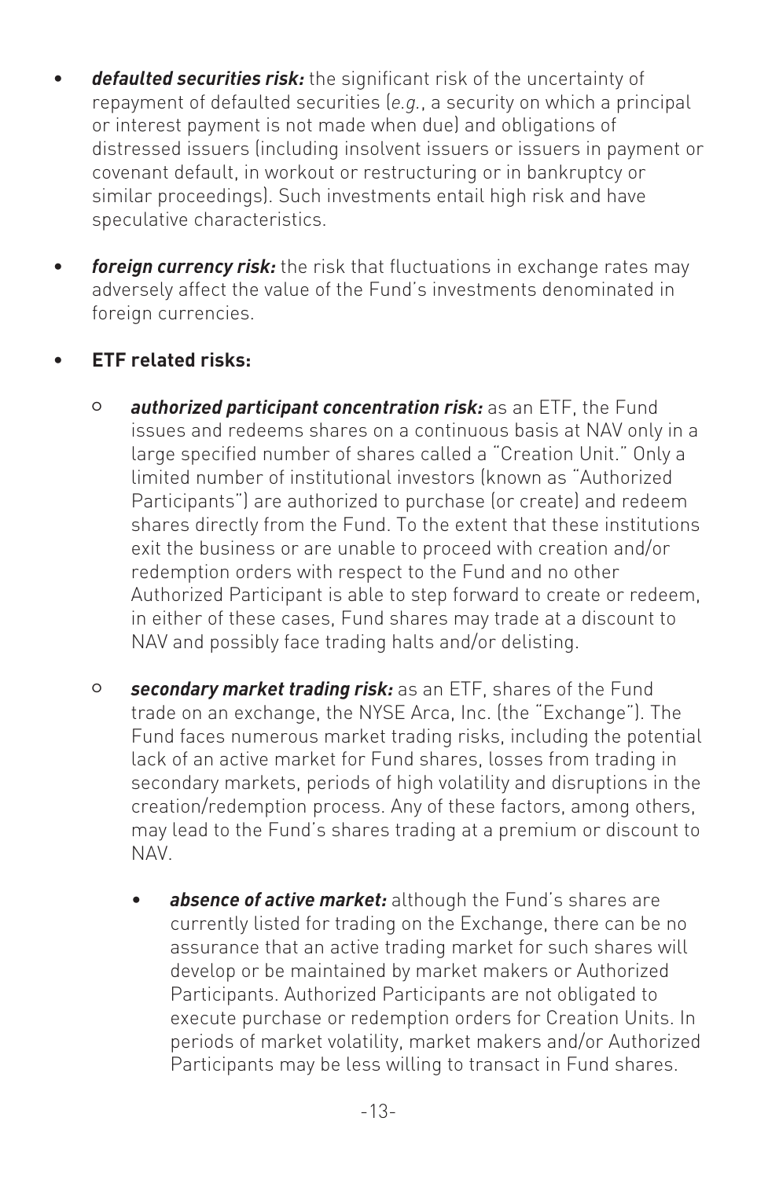- ***defaulted securities risk:*** the significant risk of the uncertainty of repayment of defaulted securities (*e.g.*, a security on which a principal or interest payment is not made when due) and obligations of distressed issuers (including insolvent issuers or issuers in payment or covenant default, in workout or restructuring or in bankruptcy or similar proceedings). Such investments entail high risk and have speculative characteristics.

- ***foreign currency risk:*** the risk that fluctuations in exchange rates may adversely affect the value of the Fund's investments denominated in foreign currencies.

- **ETF related risks:**

  - ***authorized participant concentration risk:*** as an ETF, the Fund issues and redeems shares on a continuous basis at NAV only in a large specified number of shares called a "Creation Unit." Only a limited number of institutional investors (known as "Authorized Participants") are authorized to purchase (or create) and redeem shares directly from the Fund. To the extent that these institutions exit the business or are unable to proceed with creation and/or redemption orders with respect to the Fund and no other Authorized Participant is able to step forward to create or redeem, in either of these cases, Fund shares may trade at a discount to NAV and possibly face trading halts and/or delisting.

  - ***secondary market trading risk:*** as an ETF, shares of the Fund trade on an exchange, the NYSE Arca, Inc. (the "Exchange"). The Fund faces numerous market trading risks, including the potential lack of an active market for Fund shares, losses from trading in secondary markets, periods of high volatility and disruptions in the creation/redemption process. Any of these factors, among others, may lead to the Fund's shares trading at a premium or discount to NAV.

    - ***absence of active market:*** although the Fund's shares are currently listed for trading on the Exchange, there can be no assurance that an active trading market for such shares will develop or be maintained by market makers or Authorized Participants. Authorized Participants are not obligated to execute purchase or redemption orders for Creation Units. In periods of market volatility, market makers and/or Authorized Participants may be less willing to transact in Fund shares.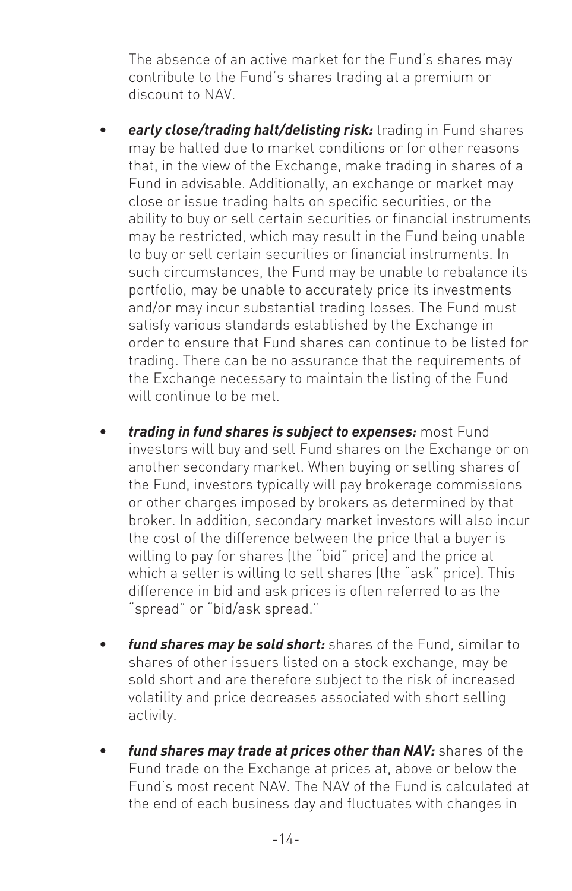The absence of an active market for the Fund's shares may contribute to the Fund's shares trading at a premium or discount to NAV.

- ***early close/trading halt/delisting risk:*** trading in Fund shares may be halted due to market conditions or for other reasons that, in the view of the Exchange, make trading in shares of a Fund in advisable. Additionally, an exchange or market may close or issue trading halts on specific securities, or the ability to buy or sell certain securities or financial instruments may be restricted, which may result in the Fund being unable to buy or sell certain securities or financial instruments. In such circumstances, the Fund may be unable to rebalance its portfolio, may be unable to accurately price its investments and/or may incur substantial trading losses. The Fund must satisfy various standards established by the Exchange in order to ensure that Fund shares can continue to be listed for trading. There can be no assurance that the requirements of the Exchange necessary to maintain the listing of the Fund will continue to be met.

- ***trading in fund shares is subject to expenses:*** most Fund investors will buy and sell Fund shares on the Exchange or on another secondary market. When buying or selling shares of the Fund, investors typically will pay brokerage commissions or other charges imposed by brokers as determined by that broker. In addition, secondary market investors will also incur the cost of the difference between the price that a buyer is willing to pay for shares (the "bid" price) and the price at which a seller is willing to sell shares (the "ask" price). This difference in bid and ask prices is often referred to as the "spread" or "bid/ask spread."

- ***fund shares may be sold short:*** shares of the Fund, similar to shares of other issuers listed on a stock exchange, may be sold short and are therefore subject to the risk of increased volatility and price decreases associated with short selling activity.

- ***fund shares may trade at prices other than NAV:*** shares of the Fund trade on the Exchange at prices at, above or below the Fund's most recent NAV. The NAV of the Fund is calculated at the end of each business day and fluctuates with changes in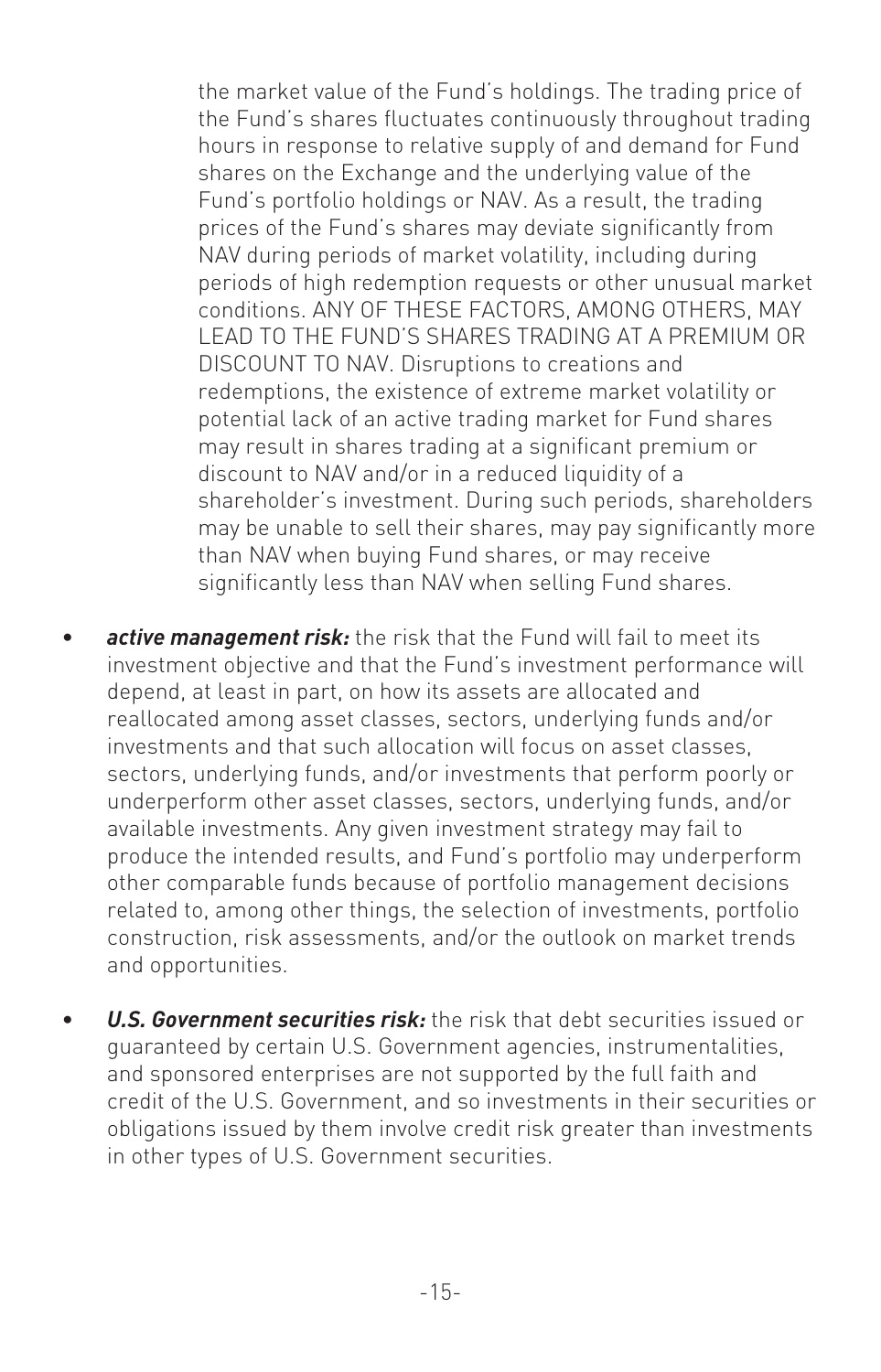the market value of the Fund's holdings. The trading price of the Fund's shares fluctuates continuously throughout trading hours in response to relative supply of and demand for Fund shares on the Exchange and the underlying value of the Fund's portfolio holdings or NAV. As a result, the trading prices of the Fund's shares may deviate significantly from NAV during periods of market volatility, including during periods of high redemption requests or other unusual market conditions. ANY OF THESE FACTORS, AMONG OTHERS, MAY LEAD TO THE FUND'S SHARES TRADING AT A PREMIUM OR DISCOUNT TO NAV. Disruptions to creations and redemptions, the existence of extreme market volatility or potential lack of an active trading market for Fund shares may result in shares trading at a significant premium or discount to NAV and/or in a reduced liquidity of a shareholder's investment. During such periods, shareholders may be unable to sell their shares, may pay significantly more than NAV when buying Fund shares, or may receive significantly less than NAV when selling Fund shares.

- ***active management risk:*** the risk that the Fund will fail to meet its investment objective and that the Fund's investment performance will depend, at least in part, on how its assets are allocated and reallocated among asset classes, sectors, underlying funds and/or investments and that such allocation will focus on asset classes, sectors, underlying funds, and/or investments that perform poorly or underperform other asset classes, sectors, underlying funds, and/or available investments. Any given investment strategy may fail to produce the intended results, and Fund's portfolio may underperform other comparable funds because of portfolio management decisions related to, among other things, the selection of investments, portfolio construction, risk assessments, and/or the outlook on market trends and opportunities.

- ***U.S. Government securities risk:*** the risk that debt securities issued or guaranteed by certain U.S. Government agencies, instrumentalities, and sponsored enterprises are not supported by the full faith and credit of the U.S. Government, and so investments in their securities or obligations issued by them involve credit risk greater than investments in other types of U.S. Government securities.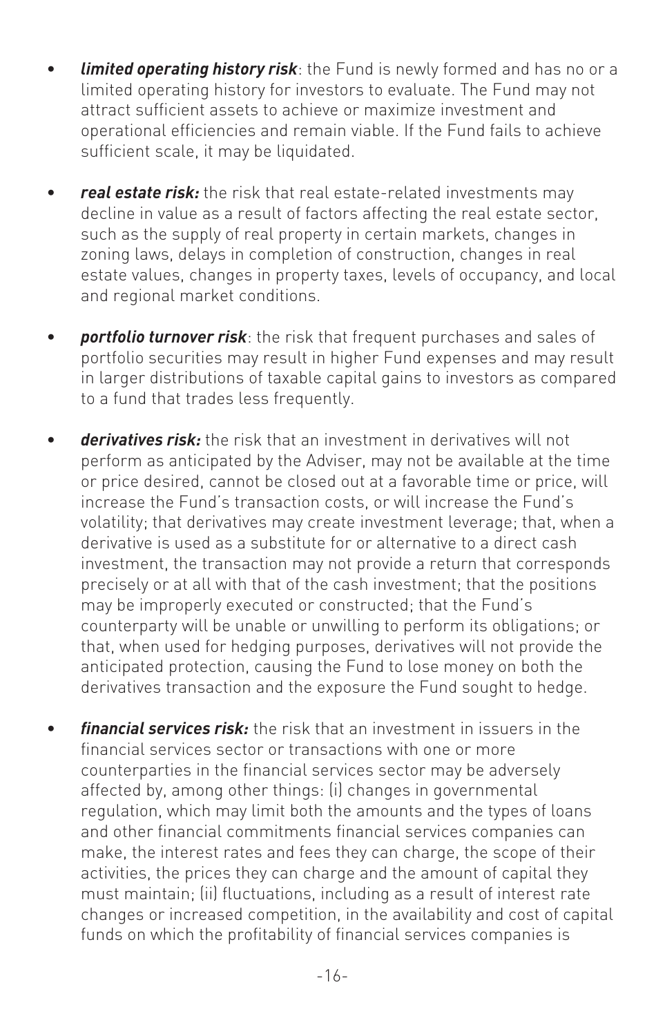- ***limited operating history risk***: the Fund is newly formed and has no or a limited operating history for investors to evaluate. The Fund may not attract sufficient assets to achieve or maximize investment and operational efficiencies and remain viable. If the Fund fails to achieve sufficient scale, it may be liquidated.

- ***real estate risk:*** the risk that real estate-related investments may decline in value as a result of factors affecting the real estate sector, such as the supply of real property in certain markets, changes in zoning laws, delays in completion of construction, changes in real estate values, changes in property taxes, levels of occupancy, and local and regional market conditions.

- ***portfolio turnover risk***: the risk that frequent purchases and sales of portfolio securities may result in higher Fund expenses and may result in larger distributions of taxable capital gains to investors as compared to a fund that trades less frequently.

- ***derivatives risk:*** the risk that an investment in derivatives will not perform as anticipated by the Adviser, may not be available at the time or price desired, cannot be closed out at a favorable time or price, will increase the Fund's transaction costs, or will increase the Fund's volatility; that derivatives may create investment leverage; that, when a derivative is used as a substitute for or alternative to a direct cash investment, the transaction may not provide a return that corresponds precisely or at all with that of the cash investment; that the positions may be improperly executed or constructed; that the Fund's counterparty will be unable or unwilling to perform its obligations; or that, when used for hedging purposes, derivatives will not provide the anticipated protection, causing the Fund to lose money on both the derivatives transaction and the exposure the Fund sought to hedge.

- ***financial services risk:*** the risk that an investment in issuers in the financial services sector or transactions with one or more counterparties in the financial services sector may be adversely affected by, among other things: (i) changes in governmental regulation, which may limit both the amounts and the types of loans and other financial commitments financial services companies can make, the interest rates and fees they can charge, the scope of their activities, the prices they can charge and the amount of capital they must maintain; (ii) fluctuations, including as a result of interest rate changes or increased competition, in the availability and cost of capital funds on which the profitability of financial services companies is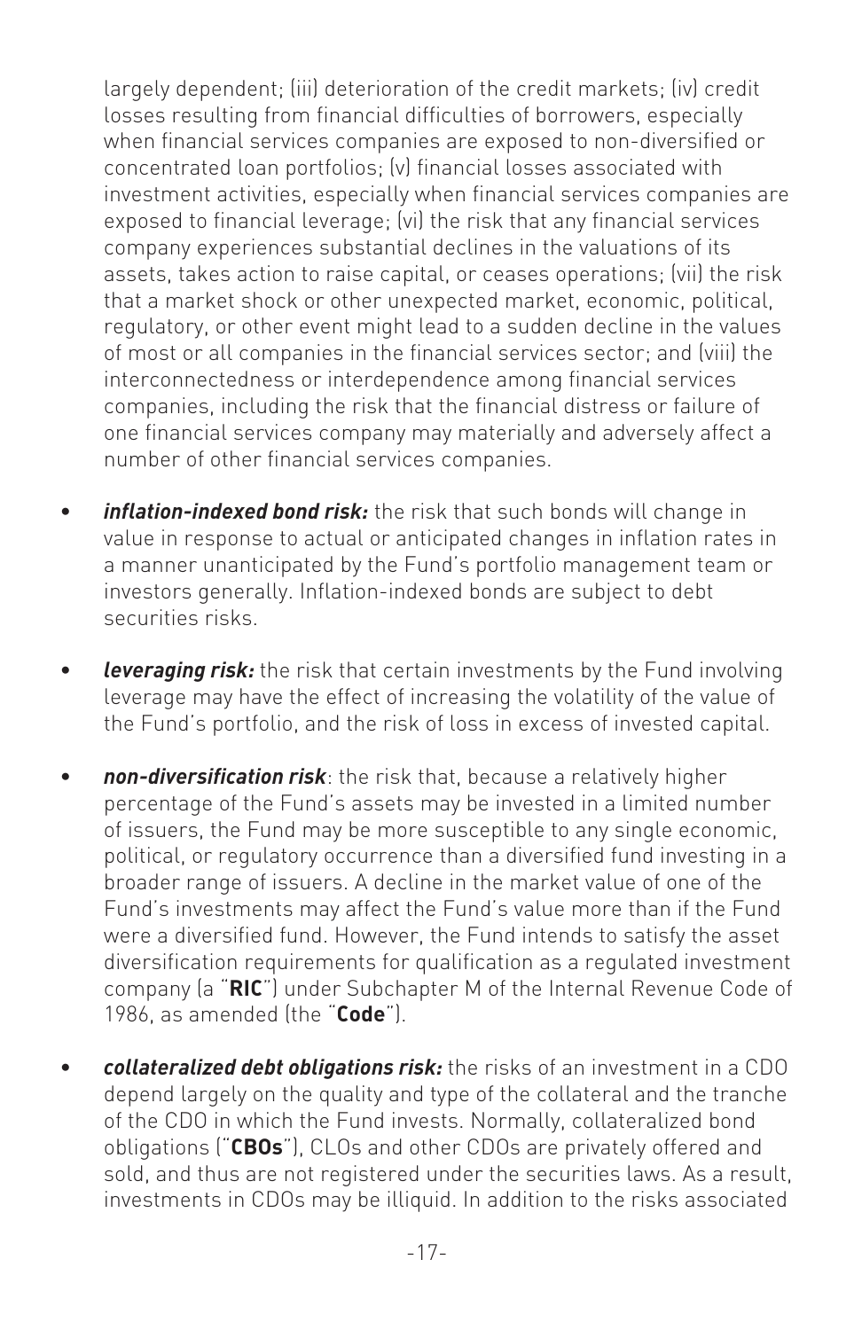largely dependent; (iii) deterioration of the credit markets; (iv) credit losses resulting from financial difficulties of borrowers, especially when financial services companies are exposed to non-diversified or concentrated loan portfolios; (v) financial losses associated with investment activities, especially when financial services companies are exposed to financial leverage; (vi) the risk that any financial services company experiences substantial declines in the valuations of its assets, takes action to raise capital, or ceases operations; (vii) the risk that a market shock or other unexpected market, economic, political, regulatory, or other event might lead to a sudden decline in the values of most or all companies in the financial services sector; and (viii) the interconnectedness or interdependence among financial services companies, including the risk that the financial distress or failure of one financial services company may materially and adversely affect a number of other financial services companies.

- ***inflation-indexed bond risk:*** the risk that such bonds will change in value in response to actual or anticipated changes in inflation rates in a manner unanticipated by the Fund's portfolio management team or investors generally. Inflation-indexed bonds are subject to debt securities risks.

- ***leveraging risk:*** the risk that certain investments by the Fund involving leverage may have the effect of increasing the volatility of the value of the Fund's portfolio, and the risk of loss in excess of invested capital.

- ***non-diversification risk***: the risk that, because a relatively higher percentage of the Fund's assets may be invested in a limited number of issuers, the Fund may be more susceptible to any single economic, political, or regulatory occurrence than a diversified fund investing in a broader range of issuers. A decline in the market value of one of the Fund's investments may affect the Fund's value more than if the Fund were a diversified fund. However, the Fund intends to satisfy the asset diversification requirements for qualification as a regulated investment company (a "**RIC**") under Subchapter M of the Internal Revenue Code of 1986, as amended (the "**Code**").

- ***collateralized debt obligations risk:*** the risks of an investment in a CDO depend largely on the quality and type of the collateral and the tranche of the CDO in which the Fund invests. Normally, collateralized bond obligations ("**CBOs**"), CLOs and other CDOs are privately offered and sold, and thus are not registered under the securities laws. As a result, investments in CDOs may be illiquid. In addition to the risks associated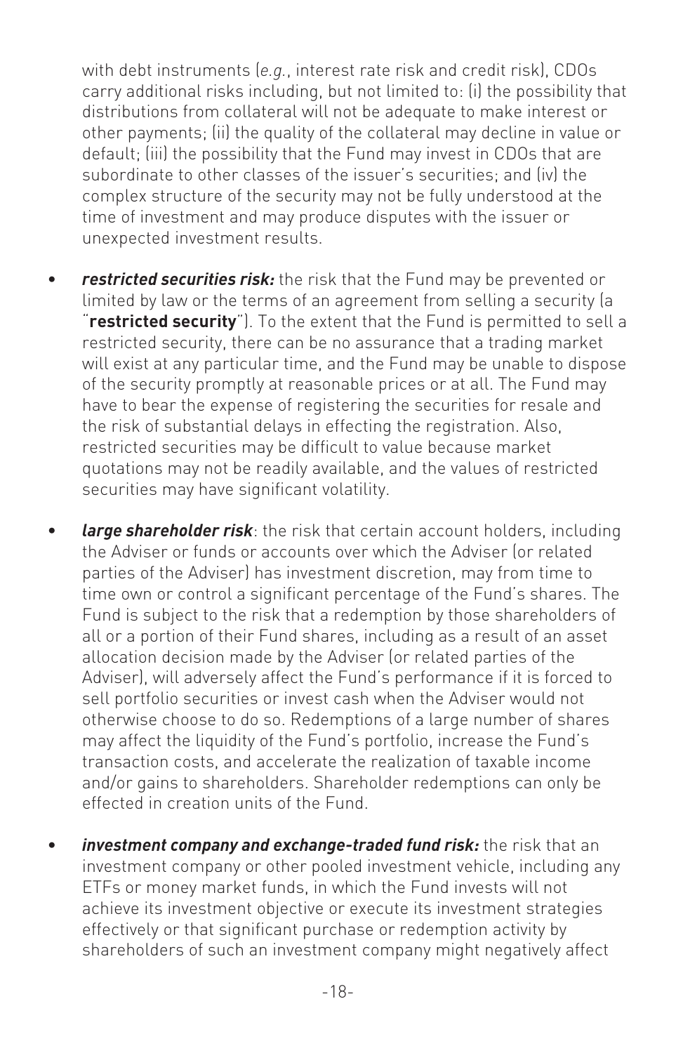with debt instruments (*e.g.*, interest rate risk and credit risk), CDOs carry additional risks including, but not limited to: (i) the possibility that distributions from collateral will not be adequate to make interest or other payments; (ii) the quality of the collateral may decline in value or default; (iii) the possibility that the Fund may invest in CDOs that are subordinate to other classes of the issuer's securities; and (iv) the complex structure of the security may not be fully understood at the time of investment and may produce disputes with the issuer or unexpected investment results.

- ***restricted securities risk:*** the risk that the Fund may be prevented or limited by law or the terms of an agreement from selling a security (a "**restricted security**"). To the extent that the Fund is permitted to sell a restricted security, there can be no assurance that a trading market will exist at any particular time, and the Fund may be unable to dispose of the security promptly at reasonable prices or at all. The Fund may have to bear the expense of registering the securities for resale and the risk of substantial delays in effecting the registration. Also, restricted securities may be difficult to value because market quotations may not be readily available, and the values of restricted securities may have significant volatility.

- ***large shareholder risk***: the risk that certain account holders, including the Adviser or funds or accounts over which the Adviser (or related parties of the Adviser) has investment discretion, may from time to time own or control a significant percentage of the Fund's shares. The Fund is subject to the risk that a redemption by those shareholders of all or a portion of their Fund shares, including as a result of an asset allocation decision made by the Adviser (or related parties of the Adviser), will adversely affect the Fund's performance if it is forced to sell portfolio securities or invest cash when the Adviser would not otherwise choose to do so. Redemptions of a large number of shares may affect the liquidity of the Fund's portfolio, increase the Fund's transaction costs, and accelerate the realization of taxable income and/or gains to shareholders. Shareholder redemptions can only be effected in creation units of the Fund.

- ***investment company and exchange-traded fund risk:*** the risk that an investment company or other pooled investment vehicle, including any ETFs or money market funds, in which the Fund invests will not achieve its investment objective or execute its investment strategies effectively or that significant purchase or redemption activity by shareholders of such an investment company might negatively affect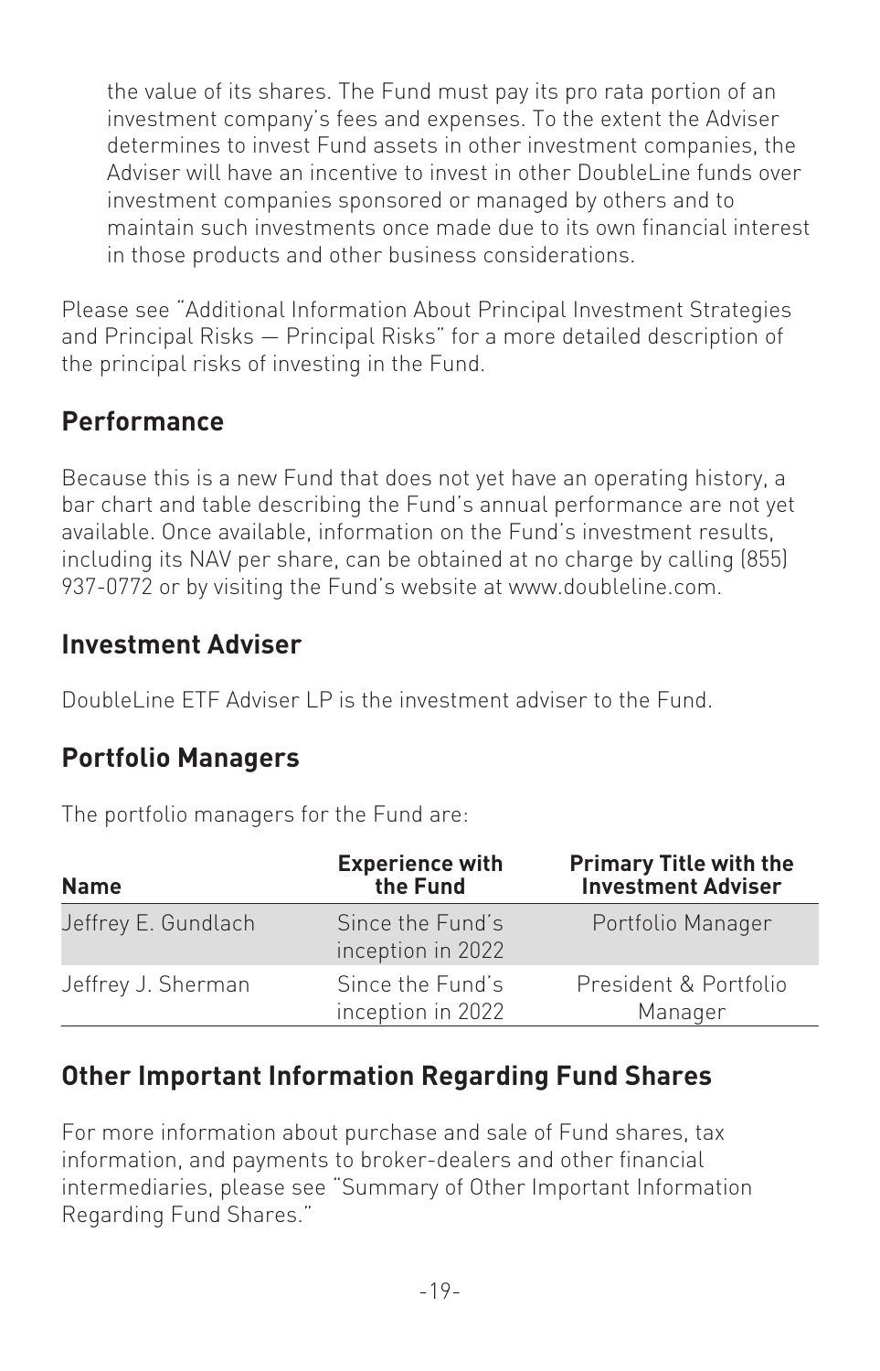the value of its shares. The Fund must pay its pro rata portion of an investment company's fees and expenses. To the extent the Adviser determines to invest Fund assets in other investment companies, the Adviser will have an incentive to invest in other DoubleLine funds over investment companies sponsored or managed by others and to maintain such investments once made due to its own financial interest in those products and other business considerations.

Please see "Additional Information About Principal Investment Strategies and Principal Risks — Principal Risks" for a more detailed description of the principal risks of investing in the Fund.

## Performance

Because this is a new Fund that does not yet have an operating history, a bar chart and table describing the Fund's annual performance are not yet available. Once available, information on the Fund's investment results, including its NAV per share, can be obtained at no charge by calling (855) 937-0772 or by visiting the Fund's website at www.doubleline.com.

## Investment Adviser

DoubleLine ETF Adviser LP is the investment adviser to the Fund.

## Portfolio Managers

The portfolio managers for the Fund are:

| Name | Experience with the Fund | Primary Title with the Investment Adviser |
|---|---|---|
| Jeffrey E. Gundlach | Since the Fund's inception in 2022 | Portfolio Manager |
| Jeffrey J. Sherman | Since the Fund's inception in 2022 | President & Portfolio Manager |

## Other Important Information Regarding Fund Shares

For more information about purchase and sale of Fund shares, tax information, and payments to broker-dealers and other financial intermediaries, please see "Summary of Other Important Information Regarding Fund Shares."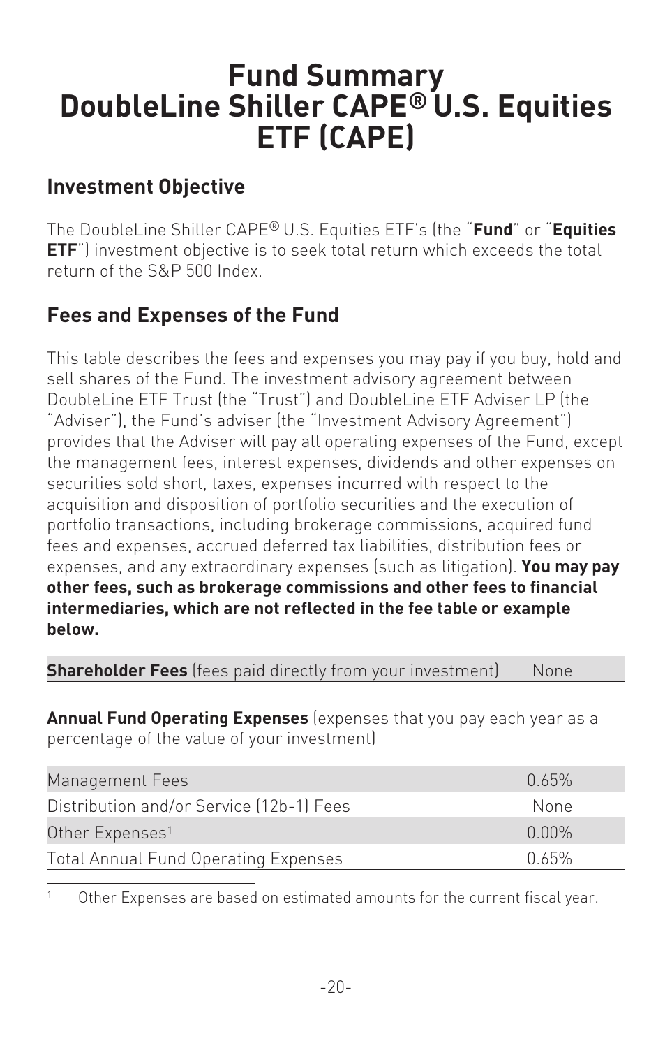# Fund Summary DoubleLine Shiller CAPE® U.S. Equities ETF (CAPE)

## Investment Objective

The DoubleLine Shiller CAPE® U.S. Equities ETF's (the "**Fund**" or "**Equities ETF**") investment objective is to seek total return which exceeds the total return of the S&P 500 Index.

## Fees and Expenses of the Fund

This table describes the fees and expenses you may pay if you buy, hold and sell shares of the Fund. The investment advisory agreement between DoubleLine ETF Trust (the "Trust") and DoubleLine ETF Adviser LP (the "Adviser"), the Fund's adviser (the "Investment Advisory Agreement") provides that the Adviser will pay all operating expenses of the Fund, except the management fees, interest expenses, dividends and other expenses on securities sold short, taxes, expenses incurred with respect to the acquisition and disposition of portfolio securities and the execution of portfolio transactions, including brokerage commissions, acquired fund fees and expenses, accrued deferred tax liabilities, distribution fees or expenses, and any extraordinary expenses (such as litigation). **You may pay other fees, such as brokerage commissions and other fees to financial intermediaries, which are not reflected in the fee table or example below.**

| **Shareholder Fees** (fees paid directly from your investment) | None |
|---|---|

**Annual Fund Operating Expenses** (expenses that you pay each year as a percentage of the value of your investment)

| | |
|---|---|
| Management Fees | 0.65% |
| Distribution and/or Service (12b-1) Fees | None |
| Other Expenses[1] | 0.00% |
| Total Annual Fund Operating Expenses | 0.65% |

[1] Other Expenses are based on estimated amounts for the current fiscal year.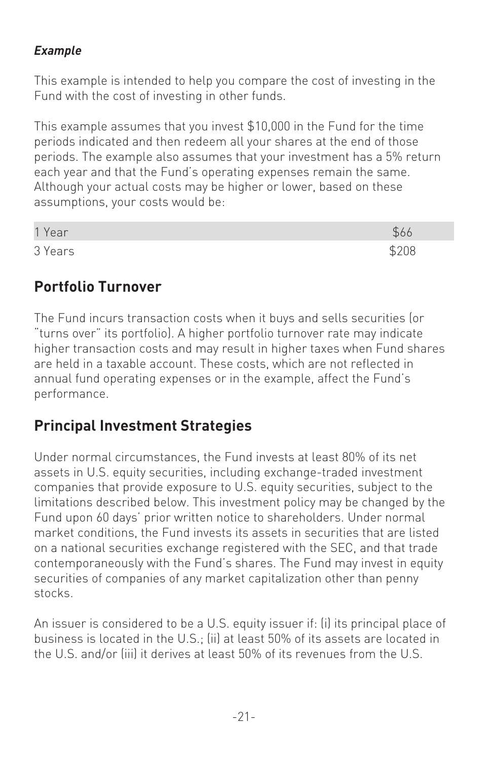***Example***

This example is intended to help you compare the cost of investing in the Fund with the cost of investing in other funds.

This example assumes that you invest $10,000 in the Fund for the time periods indicated and then redeem all your shares at the end of those periods. The example also assumes that your investment has a 5% return each year and that the Fund's operating expenses remain the same. Although your actual costs may be higher or lower, based on these assumptions, your costs would be:

| | |
|---|---|
| 1 Year | $66 |
| 3 Years | $208 |

## Portfolio Turnover

The Fund incurs transaction costs when it buys and sells securities (or "turns over" its portfolio). A higher portfolio turnover rate may indicate higher transaction costs and may result in higher taxes when Fund shares are held in a taxable account. These costs, which are not reflected in annual fund operating expenses or in the example, affect the Fund's performance.

## Principal Investment Strategies

Under normal circumstances, the Fund invests at least 80% of its net assets in U.S. equity securities, including exchange-traded investment companies that provide exposure to U.S. equity securities, subject to the limitations described below. This investment policy may be changed by the Fund upon 60 days' prior written notice to shareholders. Under normal market conditions, the Fund invests its assets in securities that are listed on a national securities exchange registered with the SEC, and that trade contemporaneously with the Fund's shares. The Fund may invest in equity securities of companies of any market capitalization other than penny stocks.

An issuer is considered to be a U.S. equity issuer if: (i) its principal place of business is located in the U.S.; (ii) at least 50% of its assets are located in the U.S. and/or (iii) it derives at least 50% of its revenues from the U.S.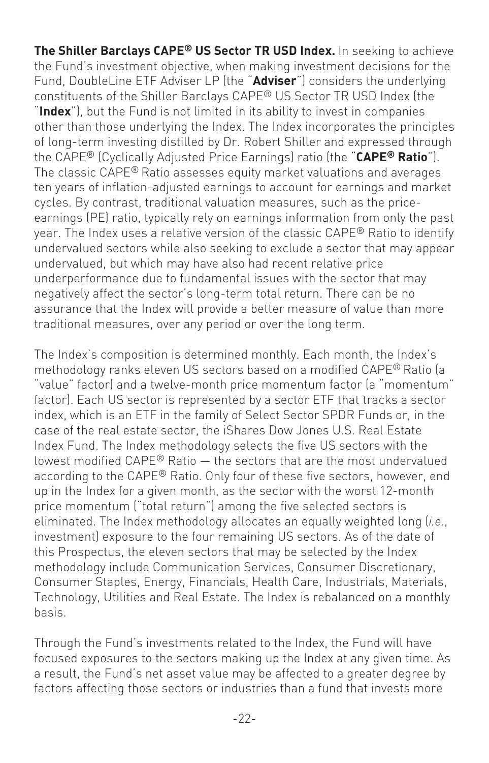**The Shiller Barclays CAPE® US Sector TR USD Index.** In seeking to achieve the Fund's investment objective, when making investment decisions for the Fund, DoubleLine ETF Adviser LP (the "**Adviser**") considers the underlying constituents of the Shiller Barclays CAPE® US Sector TR USD Index (the "**Index**"), but the Fund is not limited in its ability to invest in companies other than those underlying the Index. The Index incorporates the principles of long-term investing distilled by Dr. Robert Shiller and expressed through the CAPE® (Cyclically Adjusted Price Earnings) ratio (the "**CAPE® Ratio**"). The classic CAPE® Ratio assesses equity market valuations and averages ten years of inflation-adjusted earnings to account for earnings and market cycles. By contrast, traditional valuation measures, such as the price-earnings (PE) ratio, typically rely on earnings information from only the past year. The Index uses a relative version of the classic CAPE® Ratio to identify undervalued sectors while also seeking to exclude a sector that may appear undervalued, but which may have also had recent relative price underperformance due to fundamental issues with the sector that may negatively affect the sector's long-term total return. There can be no assurance that the Index will provide a better measure of value than more traditional measures, over any period or over the long term.

The Index's composition is determined monthly. Each month, the Index's methodology ranks eleven US sectors based on a modified CAPE® Ratio (a "value" factor) and a twelve-month price momentum factor (a "momentum" factor). Each US sector is represented by a sector ETF that tracks a sector index, which is an ETF in the family of Select Sector SPDR Funds or, in the case of the real estate sector, the iShares Dow Jones U.S. Real Estate Index Fund. The Index methodology selects the five US sectors with the lowest modified CAPE® Ratio — the sectors that are the most undervalued according to the CAPE® Ratio. Only four of these five sectors, however, end up in the Index for a given month, as the sector with the worst 12-month price momentum ("total return") among the five selected sectors is eliminated. The Index methodology allocates an equally weighted long (*i.e.*, investment) exposure to the four remaining US sectors. As of the date of this Prospectus, the eleven sectors that may be selected by the Index methodology include Communication Services, Consumer Discretionary, Consumer Staples, Energy, Financials, Health Care, Industrials, Materials, Technology, Utilities and Real Estate. The Index is rebalanced on a monthly basis.

Through the Fund's investments related to the Index, the Fund will have focused exposures to the sectors making up the Index at any given time. As a result, the Fund's net asset value may be affected to a greater degree by factors affecting those sectors or industries than a fund that invests more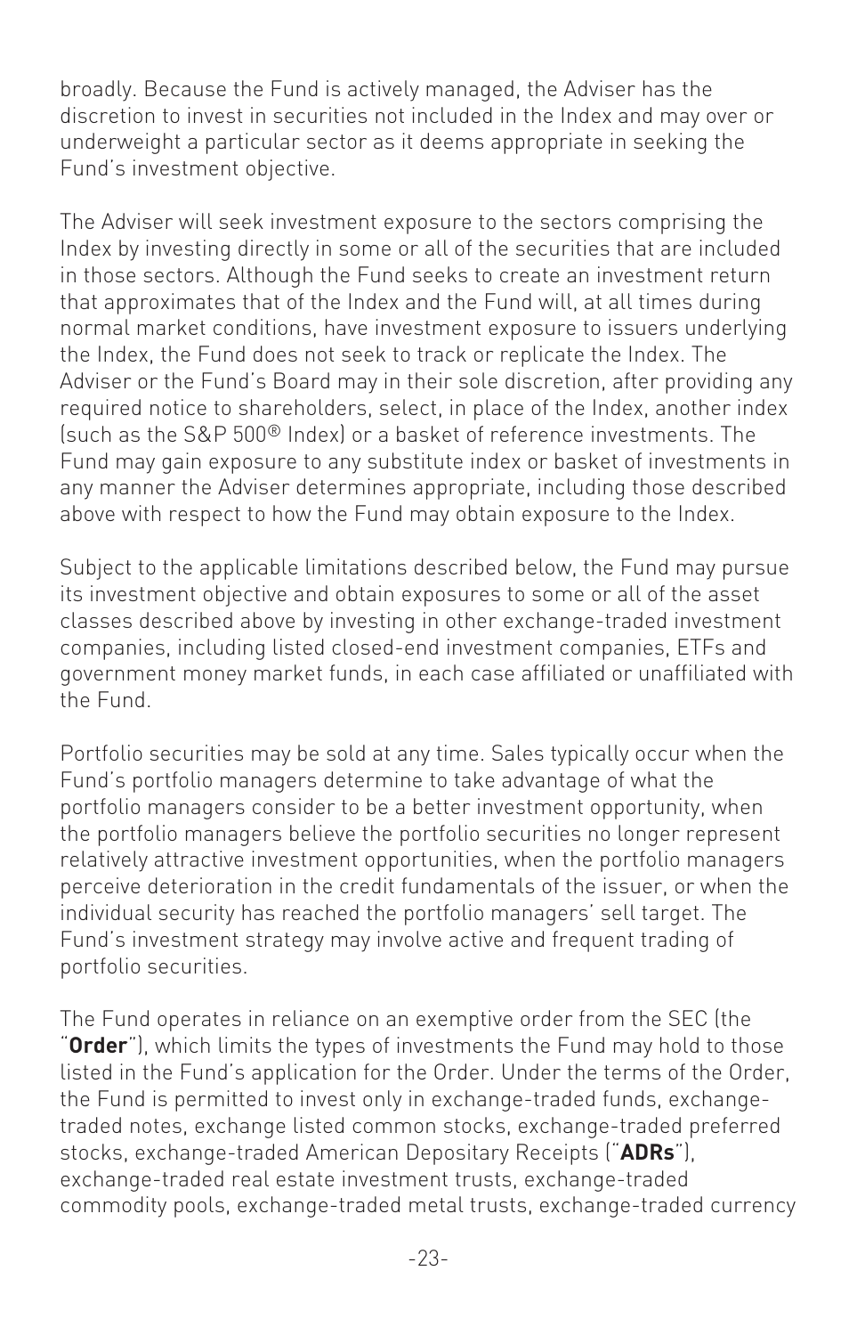broadly. Because the Fund is actively managed, the Adviser has the discretion to invest in securities not included in the Index and may over or underweight a particular sector as it deems appropriate in seeking the Fund's investment objective.

The Adviser will seek investment exposure to the sectors comprising the Index by investing directly in some or all of the securities that are included in those sectors. Although the Fund seeks to create an investment return that approximates that of the Index and the Fund will, at all times during normal market conditions, have investment exposure to issuers underlying the Index, the Fund does not seek to track or replicate the Index. The Adviser or the Fund's Board may in their sole discretion, after providing any required notice to shareholders, select, in place of the Index, another index (such as the S&P 500® Index) or a basket of reference investments. The Fund may gain exposure to any substitute index or basket of investments in any manner the Adviser determines appropriate, including those described above with respect to how the Fund may obtain exposure to the Index.

Subject to the applicable limitations described below, the Fund may pursue its investment objective and obtain exposures to some or all of the asset classes described above by investing in other exchange-traded investment companies, including listed closed-end investment companies, ETFs and government money market funds, in each case affiliated or unaffiliated with the Fund.

Portfolio securities may be sold at any time. Sales typically occur when the Fund's portfolio managers determine to take advantage of what the portfolio managers consider to be a better investment opportunity, when the portfolio managers believe the portfolio securities no longer represent relatively attractive investment opportunities, when the portfolio managers perceive deterioration in the credit fundamentals of the issuer, or when the individual security has reached the portfolio managers' sell target. The Fund's investment strategy may involve active and frequent trading of portfolio securities.

The Fund operates in reliance on an exemptive order from the SEC (the "**Order**"), which limits the types of investments the Fund may hold to those listed in the Fund's application for the Order. Under the terms of the Order, the Fund is permitted to invest only in exchange-traded funds, exchange-traded notes, exchange listed common stocks, exchange-traded preferred stocks, exchange-traded American Depositary Receipts ("**ADRs**"), exchange-traded real estate investment trusts, exchange-traded commodity pools, exchange-traded metal trusts, exchange-traded currency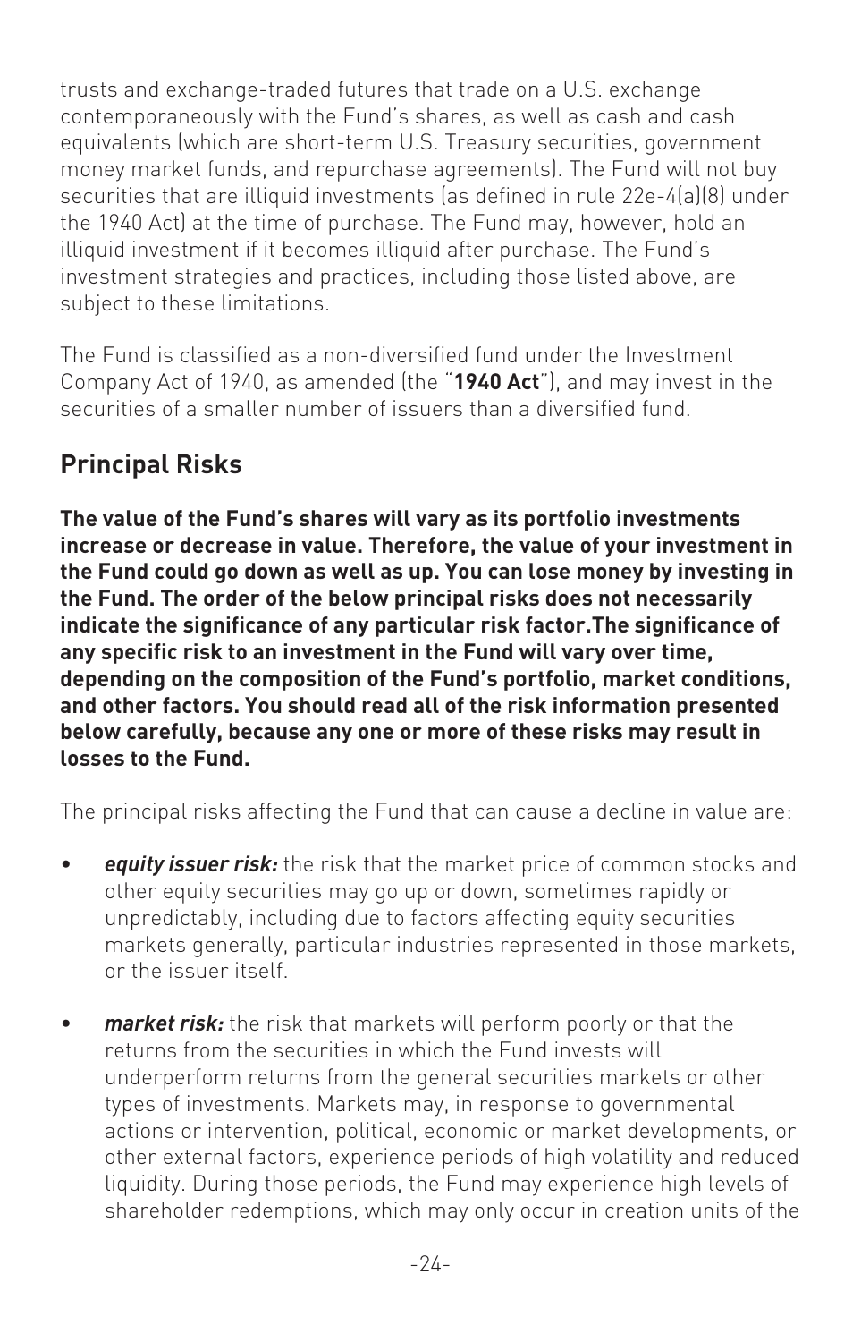trusts and exchange-traded futures that trade on a U.S. exchange contemporaneously with the Fund's shares, as well as cash and cash equivalents (which are short-term U.S. Treasury securities, government money market funds, and repurchase agreements). The Fund will not buy securities that are illiquid investments (as defined in rule 22e-4(a)(8) under the 1940 Act) at the time of purchase. The Fund may, however, hold an illiquid investment if it becomes illiquid after purchase. The Fund's investment strategies and practices, including those listed above, are subject to these limitations.

The Fund is classified as a non-diversified fund under the Investment Company Act of 1940, as amended (the "**1940 Act**"), and may invest in the securities of a smaller number of issuers than a diversified fund.

## Principal Risks

**The value of the Fund's shares will vary as its portfolio investments increase or decrease in value. Therefore, the value of your investment in the Fund could go down as well as up. You can lose money by investing in the Fund. The order of the below principal risks does not necessarily indicate the significance of any particular risk factor.The significance of any specific risk to an investment in the Fund will vary over time, depending on the composition of the Fund's portfolio, market conditions, and other factors. You should read all of the risk information presented below carefully, because any one or more of these risks may result in losses to the Fund.**

The principal risks affecting the Fund that can cause a decline in value are:

- ***equity issuer risk:*** the risk that the market price of common stocks and other equity securities may go up or down, sometimes rapidly or unpredictably, including due to factors affecting equity securities markets generally, particular industries represented in those markets, or the issuer itself.

- ***market risk:*** the risk that markets will perform poorly or that the returns from the securities in which the Fund invests will underperform returns from the general securities markets or other types of investments. Markets may, in response to governmental actions or intervention, political, economic or market developments, or other external factors, experience periods of high volatility and reduced liquidity. During those periods, the Fund may experience high levels of shareholder redemptions, which may only occur in creation units of the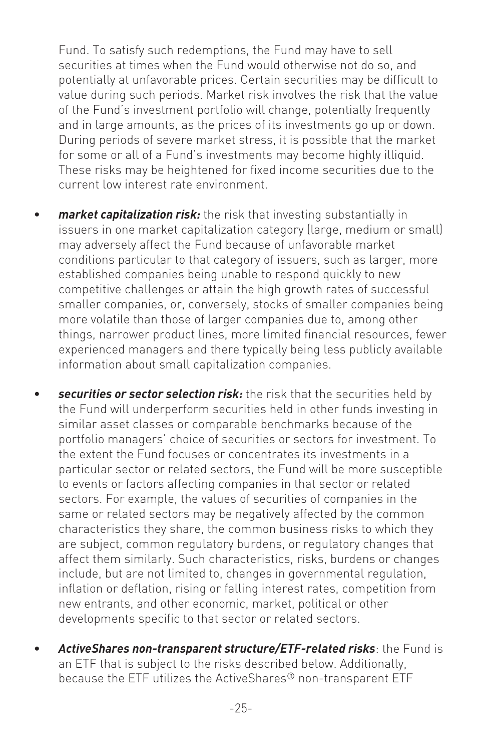Fund. To satisfy such redemptions, the Fund may have to sell securities at times when the Fund would otherwise not do so, and potentially at unfavorable prices. Certain securities may be difficult to value during such periods. Market risk involves the risk that the value of the Fund's investment portfolio will change, potentially frequently and in large amounts, as the prices of its investments go up or down. During periods of severe market stress, it is possible that the market for some or all of a Fund's investments may become highly illiquid. These risks may be heightened for fixed income securities due to the current low interest rate environment.

- ***market capitalization risk:*** the risk that investing substantially in issuers in one market capitalization category (large, medium or small) may adversely affect the Fund because of unfavorable market conditions particular to that category of issuers, such as larger, more established companies being unable to respond quickly to new competitive challenges or attain the high growth rates of successful smaller companies, or, conversely, stocks of smaller companies being more volatile than those of larger companies due to, among other things, narrower product lines, more limited financial resources, fewer experienced managers and there typically being less publicly available information about small capitalization companies.

- ***securities or sector selection risk:*** the risk that the securities held by the Fund will underperform securities held in other funds investing in similar asset classes or comparable benchmarks because of the portfolio managers' choice of securities or sectors for investment. To the extent the Fund focuses or concentrates its investments in a particular sector or related sectors, the Fund will be more susceptible to events or factors affecting companies in that sector or related sectors. For example, the values of securities of companies in the same or related sectors may be negatively affected by the common characteristics they share, the common business risks to which they are subject, common regulatory burdens, or regulatory changes that affect them similarly. Such characteristics, risks, burdens or changes include, but are not limited to, changes in governmental regulation, inflation or deflation, rising or falling interest rates, competition from new entrants, and other economic, market, political or other developments specific to that sector or related sectors.

- ***ActiveShares non-transparent structure/ETF-related risks***: the Fund is an ETF that is subject to the risks described below. Additionally, because the ETF utilizes the ActiveShares® non-transparent ETF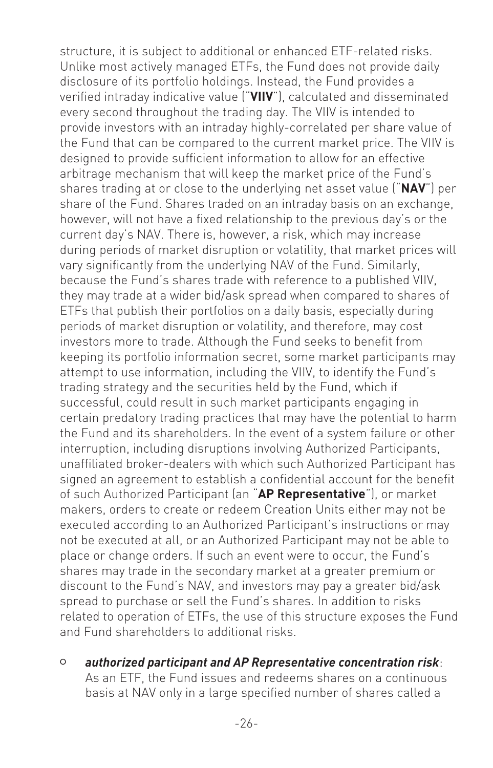structure, it is subject to additional or enhanced ETF-related risks. Unlike most actively managed ETFs, the Fund does not provide daily disclosure of its portfolio holdings. Instead, the Fund provides a verified intraday indicative value ("**VIIV**"), calculated and disseminated every second throughout the trading day. The VIIV is intended to provide investors with an intraday highly-correlated per share value of the Fund that can be compared to the current market price. The VIIV is designed to provide sufficient information to allow for an effective arbitrage mechanism that will keep the market price of the Fund's shares trading at or close to the underlying net asset value ("**NAV**") per share of the Fund. Shares traded on an intraday basis on an exchange, however, will not have a fixed relationship to the previous day's or the current day's NAV. There is, however, a risk, which may increase during periods of market disruption or volatility, that market prices will vary significantly from the underlying NAV of the Fund. Similarly, because the Fund's shares trade with reference to a published VIIV, they may trade at a wider bid/ask spread when compared to shares of ETFs that publish their portfolios on a daily basis, especially during periods of market disruption or volatility, and therefore, may cost investors more to trade. Although the Fund seeks to benefit from keeping its portfolio information secret, some market participants may attempt to use information, including the VIIV, to identify the Fund's trading strategy and the securities held by the Fund, which if successful, could result in such market participants engaging in certain predatory trading practices that may have the potential to harm the Fund and its shareholders. In the event of a system failure or other interruption, including disruptions involving Authorized Participants, unaffiliated broker-dealers with which such Authorized Participant has signed an agreement to establish a confidential account for the benefit of such Authorized Participant (an "**AP Representative**"), or market makers, orders to create or redeem Creation Units either may not be executed according to an Authorized Participant's instructions or may not be executed at all, or an Authorized Participant may not be able to place or change orders. If such an event were to occur, the Fund's shares may trade in the secondary market at a greater premium or discount to the Fund's NAV, and investors may pay a greater bid/ask spread to purchase or sell the Fund's shares. In addition to risks related to operation of ETFs, the use of this structure exposes the Fund and Fund shareholders to additional risks.

- ***authorized participant and AP Representative concentration risk***: As an ETF, the Fund issues and redeems shares on a continuous basis at NAV only in a large specified number of shares called a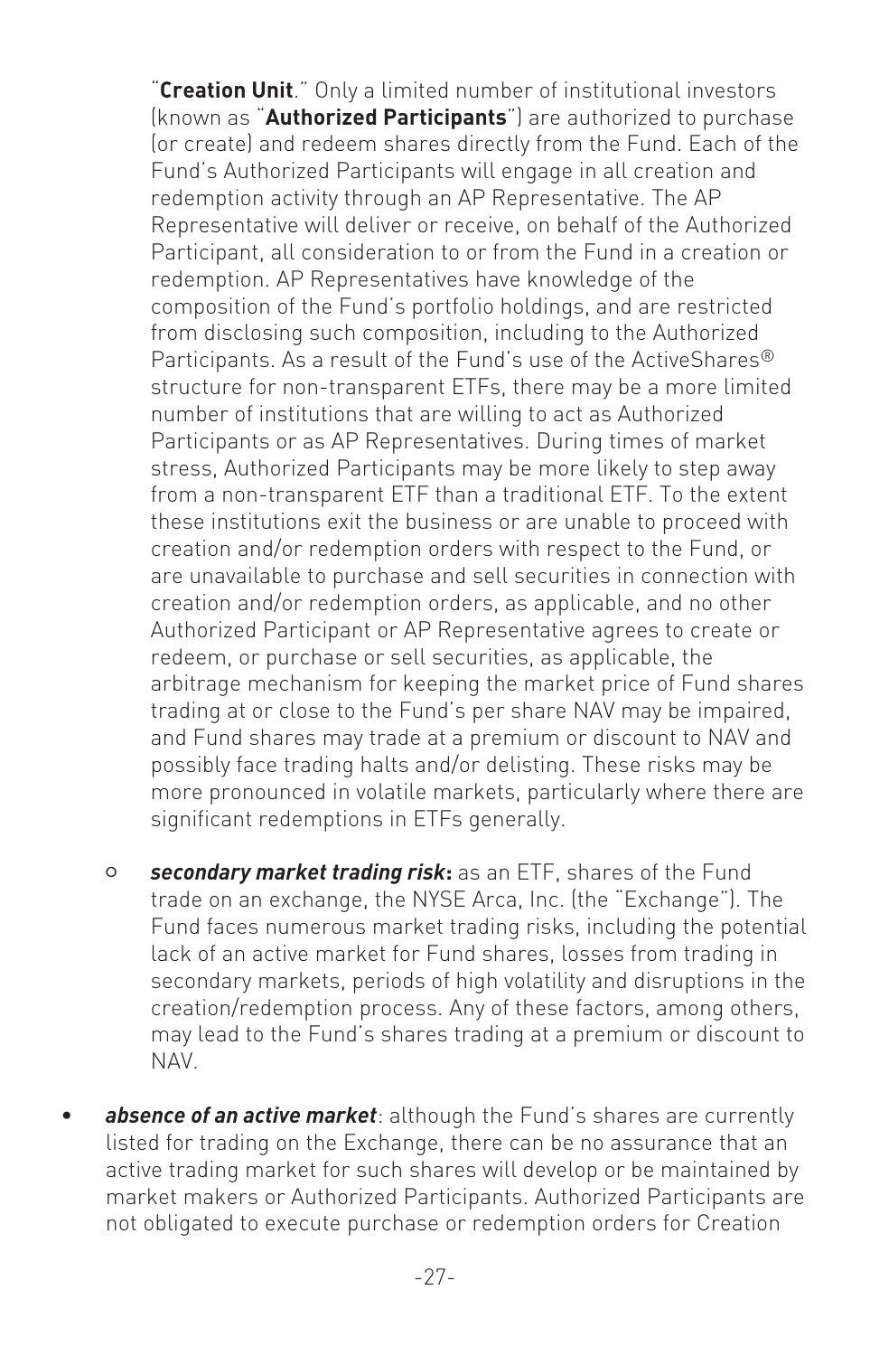"**Creation Unit**." Only a limited number of institutional investors (known as "**Authorized Participants**") are authorized to purchase (or create) and redeem shares directly from the Fund. Each of the Fund's Authorized Participants will engage in all creation and redemption activity through an AP Representative. The AP Representative will deliver or receive, on behalf of the Authorized Participant, all consideration to or from the Fund in a creation or redemption. AP Representatives have knowledge of the composition of the Fund's portfolio holdings, and are restricted from disclosing such composition, including to the Authorized Participants. As a result of the Fund's use of the ActiveShares® structure for non-transparent ETFs, there may be a more limited number of institutions that are willing to act as Authorized Participants or as AP Representatives. During times of market stress, Authorized Participants may be more likely to step away from a non-transparent ETF than a traditional ETF. To the extent these institutions exit the business or are unable to proceed with creation and/or redemption orders with respect to the Fund, or are unavailable to purchase and sell securities in connection with creation and/or redemption orders, as applicable, and no other Authorized Participant or AP Representative agrees to create or redeem, or purchase or sell securities, as applicable, the arbitrage mechanism for keeping the market price of Fund shares trading at or close to the Fund's per share NAV may be impaired, and Fund shares may trade at a premium or discount to NAV and possibly face trading halts and/or delisting. These risks may be more pronounced in volatile markets, particularly where there are significant redemptions in ETFs generally.

  - ***secondary market trading risk*:** as an ETF, shares of the Fund trade on an exchange, the NYSE Arca, Inc. (the "Exchange"). The Fund faces numerous market trading risks, including the potential lack of an active market for Fund shares, losses from trading in secondary markets, periods of high volatility and disruptions in the creation/redemption process. Any of these factors, among others, may lead to the Fund's shares trading at a premium or discount to NAV.

- ***absence of an active market***: although the Fund's shares are currently listed for trading on the Exchange, there can be no assurance that an active trading market for such shares will develop or be maintained by market makers or Authorized Participants. Authorized Participants are not obligated to execute purchase or redemption orders for Creation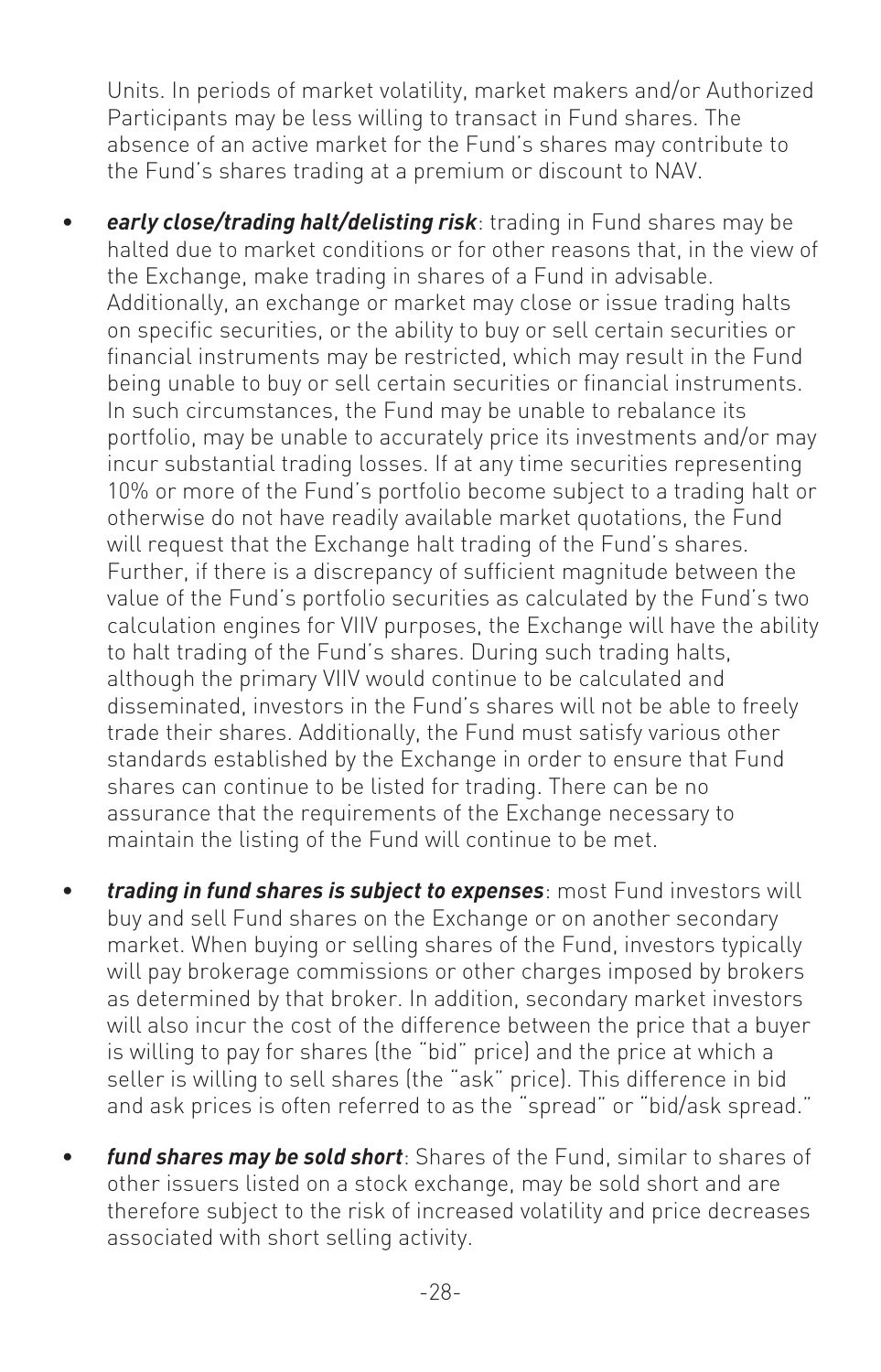Units. In periods of market volatility, market makers and/or Authorized Participants may be less willing to transact in Fund shares. The absence of an active market for the Fund's shares may contribute to the Fund's shares trading at a premium or discount to NAV.

- ***early close/trading halt/delisting risk***: trading in Fund shares may be halted due to market conditions or for other reasons that, in the view of the Exchange, make trading in shares of a Fund in advisable. Additionally, an exchange or market may close or issue trading halts on specific securities, or the ability to buy or sell certain securities or financial instruments may be restricted, which may result in the Fund being unable to buy or sell certain securities or financial instruments. In such circumstances, the Fund may be unable to rebalance its portfolio, may be unable to accurately price its investments and/or may incur substantial trading losses. If at any time securities representing 10% or more of the Fund's portfolio become subject to a trading halt or otherwise do not have readily available market quotations, the Fund will request that the Exchange halt trading of the Fund's shares. Further, if there is a discrepancy of sufficient magnitude between the value of the Fund's portfolio securities as calculated by the Fund's two calculation engines for VIIV purposes, the Exchange will have the ability to halt trading of the Fund's shares. During such trading halts, although the primary VIIV would continue to be calculated and disseminated, investors in the Fund's shares will not be able to freely trade their shares. Additionally, the Fund must satisfy various other standards established by the Exchange in order to ensure that Fund shares can continue to be listed for trading. There can be no assurance that the requirements of the Exchange necessary to maintain the listing of the Fund will continue to be met.

- ***trading in fund shares is subject to expenses***: most Fund investors will buy and sell Fund shares on the Exchange or on another secondary market. When buying or selling shares of the Fund, investors typically will pay brokerage commissions or other charges imposed by brokers as determined by that broker. In addition, secondary market investors will also incur the cost of the difference between the price that a buyer is willing to pay for shares (the "bid" price) and the price at which a seller is willing to sell shares (the "ask" price). This difference in bid and ask prices is often referred to as the "spread" or "bid/ask spread."

- ***fund shares may be sold short***: Shares of the Fund, similar to shares of other issuers listed on a stock exchange, may be sold short and are therefore subject to the risk of increased volatility and price decreases associated with short selling activity.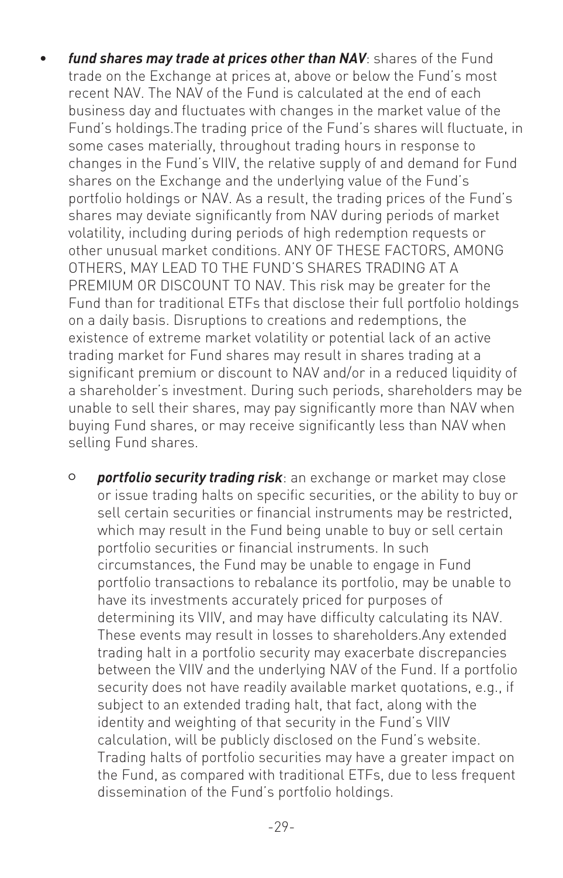- ***fund shares may trade at prices other than NAV***: shares of the Fund trade on the Exchange at prices at, above or below the Fund's most recent NAV. The NAV of the Fund is calculated at the end of each business day and fluctuates with changes in the market value of the Fund's holdings.The trading price of the Fund's shares will fluctuate, in some cases materially, throughout trading hours in response to changes in the Fund's VIIV, the relative supply of and demand for Fund shares on the Exchange and the underlying value of the Fund's portfolio holdings or NAV. As a result, the trading prices of the Fund's shares may deviate significantly from NAV during periods of market volatility, including during periods of high redemption requests or other unusual market conditions. ANY OF THESE FACTORS, AMONG OTHERS, MAY LEAD TO THE FUND'S SHARES TRADING AT A PREMIUM OR DISCOUNT TO NAV. This risk may be greater for the Fund than for traditional ETFs that disclose their full portfolio holdings on a daily basis. Disruptions to creations and redemptions, the existence of extreme market volatility or potential lack of an active trading market for Fund shares may result in shares trading at a significant premium or discount to NAV and/or in a reduced liquidity of a shareholder's investment. During such periods, shareholders may be unable to sell their shares, may pay significantly more than NAV when buying Fund shares, or may receive significantly less than NAV when selling Fund shares.
    - ***portfolio security trading risk***: an exchange or market may close or issue trading halts on specific securities, or the ability to buy or sell certain securities or financial instruments may be restricted, which may result in the Fund being unable to buy or sell certain portfolio securities or financial instruments. In such circumstances, the Fund may be unable to engage in Fund portfolio transactions to rebalance its portfolio, may be unable to have its investments accurately priced for purposes of determining its VIIV, and may have difficulty calculating its NAV. These events may result in losses to shareholders.Any extended trading halt in a portfolio security may exacerbate discrepancies between the VIIV and the underlying NAV of the Fund. If a portfolio security does not have readily available market quotations, e.g., if subject to an extended trading halt, that fact, along with the identity and weighting of that security in the Fund's VIIV calculation, will be publicly disclosed on the Fund's website. Trading halts of portfolio securities may have a greater impact on the Fund, as compared with traditional ETFs, due to less frequent dissemination of the Fund's portfolio holdings.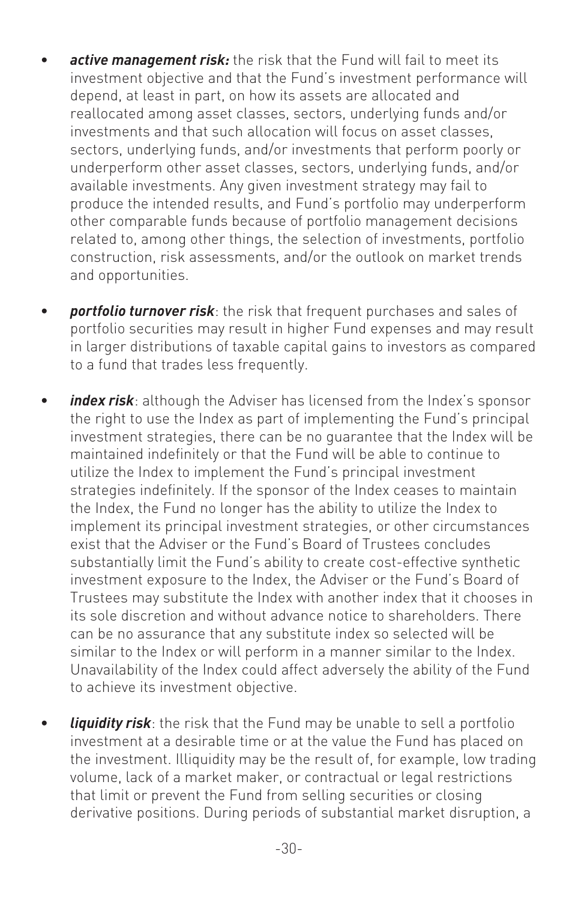- ***active management risk:*** the risk that the Fund will fail to meet its investment objective and that the Fund's investment performance will depend, at least in part, on how its assets are allocated and reallocated among asset classes, sectors, underlying funds and/or investments and that such allocation will focus on asset classes, sectors, underlying funds, and/or investments that perform poorly or underperform other asset classes, sectors, underlying funds, and/or available investments. Any given investment strategy may fail to produce the intended results, and Fund's portfolio may underperform other comparable funds because of portfolio management decisions related to, among other things, the selection of investments, portfolio construction, risk assessments, and/or the outlook on market trends and opportunities.

- ***portfolio turnover risk***: the risk that frequent purchases and sales of portfolio securities may result in higher Fund expenses and may result in larger distributions of taxable capital gains to investors as compared to a fund that trades less frequently.

- ***index risk***: although the Adviser has licensed from the Index's sponsor the right to use the Index as part of implementing the Fund's principal investment strategies, there can be no guarantee that the Index will be maintained indefinitely or that the Fund will be able to continue to utilize the Index to implement the Fund's principal investment strategies indefinitely. If the sponsor of the Index ceases to maintain the Index, the Fund no longer has the ability to utilize the Index to implement its principal investment strategies, or other circumstances exist that the Adviser or the Fund's Board of Trustees concludes substantially limit the Fund's ability to create cost-effective synthetic investment exposure to the Index, the Adviser or the Fund's Board of Trustees may substitute the Index with another index that it chooses in its sole discretion and without advance notice to shareholders. There can be no assurance that any substitute index so selected will be similar to the Index or will perform in a manner similar to the Index. Unavailability of the Index could affect adversely the ability of the Fund to achieve its investment objective.

- ***liquidity risk***: the risk that the Fund may be unable to sell a portfolio investment at a desirable time or at the value the Fund has placed on the investment. Illiquidity may be the result of, for example, low trading volume, lack of a market maker, or contractual or legal restrictions that limit or prevent the Fund from selling securities or closing derivative positions. During periods of substantial market disruption, a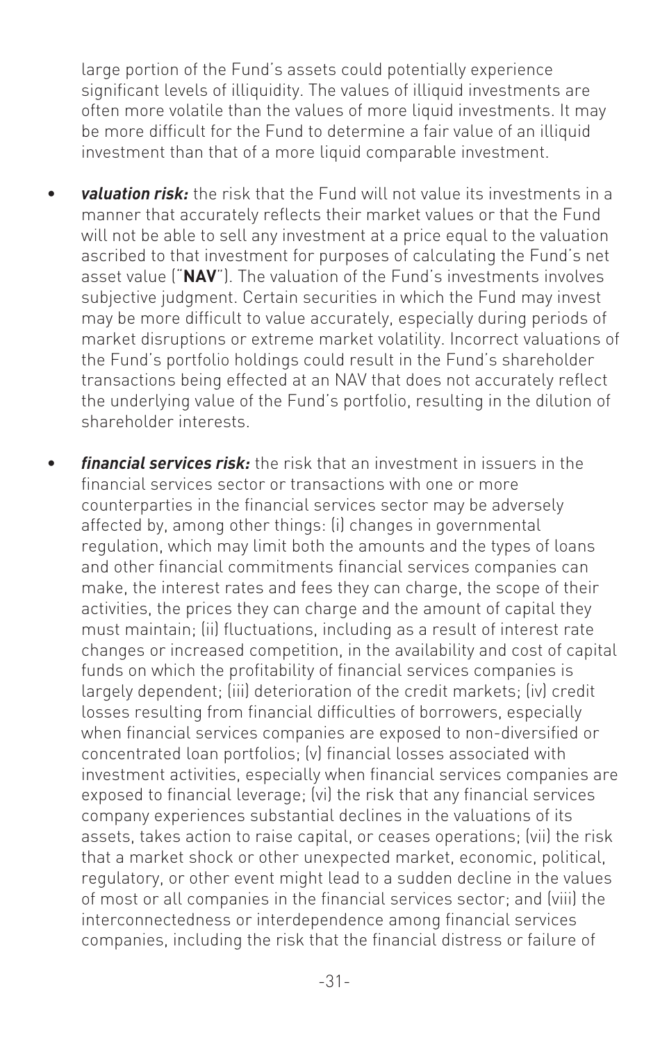large portion of the Fund's assets could potentially experience significant levels of illiquidity. The values of illiquid investments are often more volatile than the values of more liquid investments. It may be more difficult for the Fund to determine a fair value of an illiquid investment than that of a more liquid comparable investment.

- ***valuation risk:*** the risk that the Fund will not value its investments in a manner that accurately reflects their market values or that the Fund will not be able to sell any investment at a price equal to the valuation ascribed to that investment for purposes of calculating the Fund's net asset value ("**NAV**"). The valuation of the Fund's investments involves subjective judgment. Certain securities in which the Fund may invest may be more difficult to value accurately, especially during periods of market disruptions or extreme market volatility. Incorrect valuations of the Fund's portfolio holdings could result in the Fund's shareholder transactions being effected at an NAV that does not accurately reflect the underlying value of the Fund's portfolio, resulting in the dilution of shareholder interests.

- ***financial services risk:*** the risk that an investment in issuers in the financial services sector or transactions with one or more counterparties in the financial services sector may be adversely affected by, among other things: (i) changes in governmental regulation, which may limit both the amounts and the types of loans and other financial commitments financial services companies can make, the interest rates and fees they can charge, the scope of their activities, the prices they can charge and the amount of capital they must maintain; (ii) fluctuations, including as a result of interest rate changes or increased competition, in the availability and cost of capital funds on which the profitability of financial services companies is largely dependent; (iii) deterioration of the credit markets; (iv) credit losses resulting from financial difficulties of borrowers, especially when financial services companies are exposed to non-diversified or concentrated loan portfolios; (v) financial losses associated with investment activities, especially when financial services companies are exposed to financial leverage; (vi) the risk that any financial services company experiences substantial declines in the valuations of its assets, takes action to raise capital, or ceases operations; (vii) the risk that a market shock or other unexpected market, economic, political, regulatory, or other event might lead to a sudden decline in the values of most or all companies in the financial services sector; and (viii) the interconnectedness or interdependence among financial services companies, including the risk that the financial distress or failure of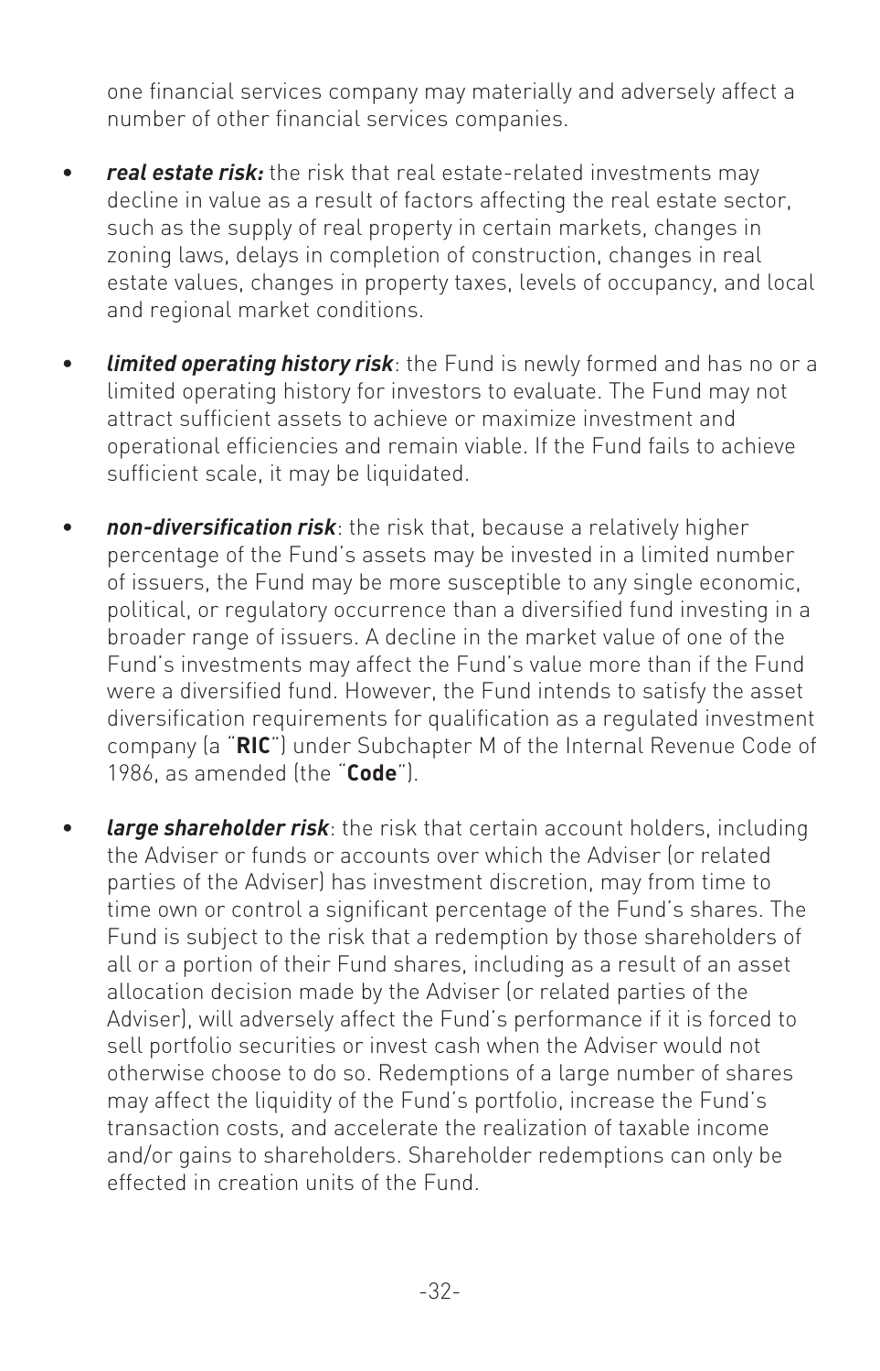one financial services company may materially and adversely affect a number of other financial services companies.

- ***real estate risk:*** the risk that real estate-related investments may decline in value as a result of factors affecting the real estate sector, such as the supply of real property in certain markets, changes in zoning laws, delays in completion of construction, changes in real estate values, changes in property taxes, levels of occupancy, and local and regional market conditions.

- ***limited operating history risk***: the Fund is newly formed and has no or a limited operating history for investors to evaluate. The Fund may not attract sufficient assets to achieve or maximize investment and operational efficiencies and remain viable. If the Fund fails to achieve sufficient scale, it may be liquidated.

- ***non-diversification risk***: the risk that, because a relatively higher percentage of the Fund's assets may be invested in a limited number of issuers, the Fund may be more susceptible to any single economic, political, or regulatory occurrence than a diversified fund investing in a broader range of issuers. A decline in the market value of one of the Fund's investments may affect the Fund's value more than if the Fund were a diversified fund. However, the Fund intends to satisfy the asset diversification requirements for qualification as a regulated investment company (a "**RIC**") under Subchapter M of the Internal Revenue Code of 1986, as amended (the "**Code**").

- ***large shareholder risk***: the risk that certain account holders, including the Adviser or funds or accounts over which the Adviser (or related parties of the Adviser) has investment discretion, may from time to time own or control a significant percentage of the Fund's shares. The Fund is subject to the risk that a redemption by those shareholders of all or a portion of their Fund shares, including as a result of an asset allocation decision made by the Adviser (or related parties of the Adviser), will adversely affect the Fund's performance if it is forced to sell portfolio securities or invest cash when the Adviser would not otherwise choose to do so. Redemptions of a large number of shares may affect the liquidity of the Fund's portfolio, increase the Fund's transaction costs, and accelerate the realization of taxable income and/or gains to shareholders. Shareholder redemptions can only be effected in creation units of the Fund.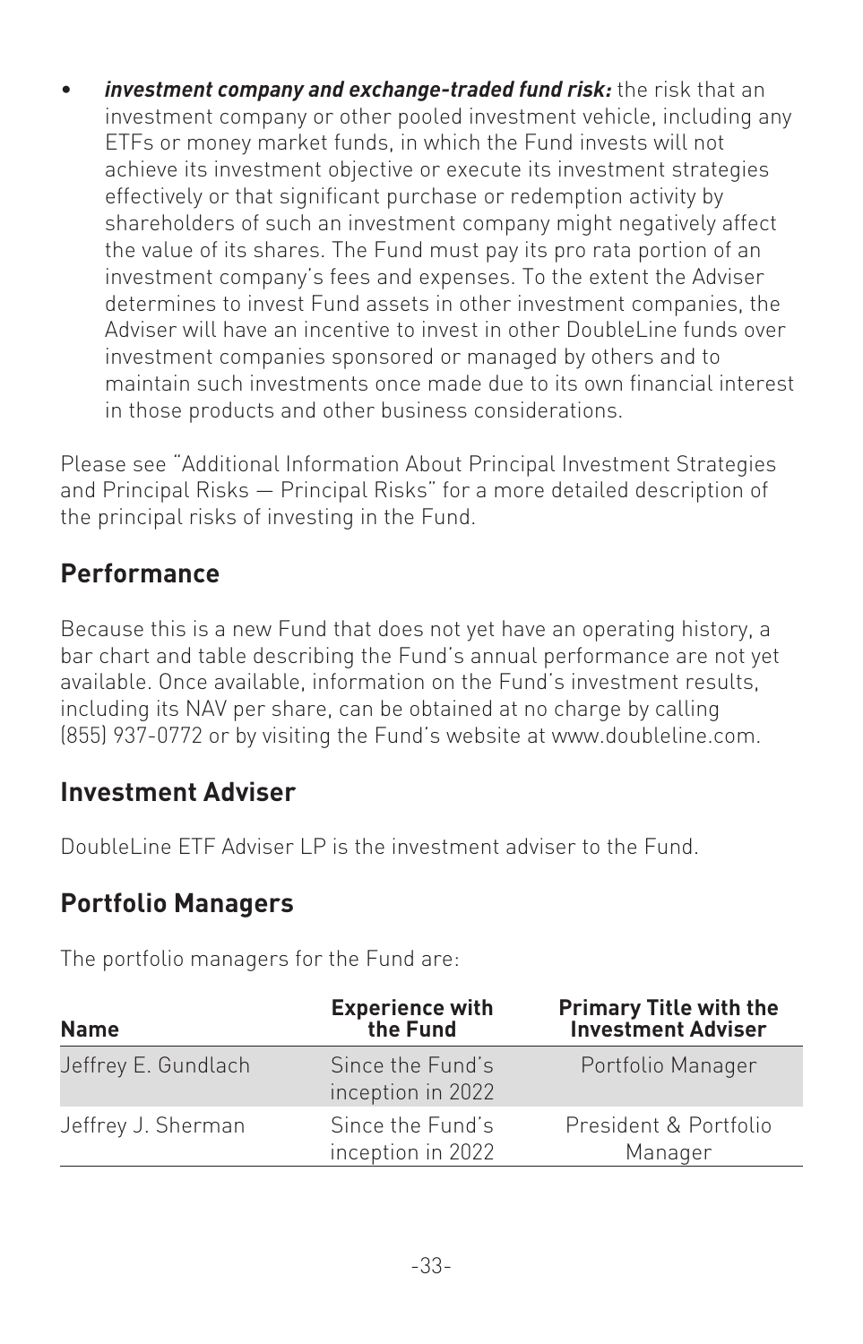- ***investment company and exchange-traded fund risk:*** the risk that an investment company or other pooled investment vehicle, including any ETFs or money market funds, in which the Fund invests will not achieve its investment objective or execute its investment strategies effectively or that significant purchase or redemption activity by shareholders of such an investment company might negatively affect the value of its shares. The Fund must pay its pro rata portion of an investment company's fees and expenses. To the extent the Adviser determines to invest Fund assets in other investment companies, the Adviser will have an incentive to invest in other DoubleLine funds over investment companies sponsored or managed by others and to maintain such investments once made due to its own financial interest in those products and other business considerations.

Please see "Additional Information About Principal Investment Strategies and Principal Risks — Principal Risks" for a more detailed description of the principal risks of investing in the Fund.

## Performance

Because this is a new Fund that does not yet have an operating history, a bar chart and table describing the Fund's annual performance are not yet available. Once available, information on the Fund's investment results, including its NAV per share, can be obtained at no charge by calling (855) 937-0772 or by visiting the Fund's website at www.doubleline.com.

## Investment Adviser

DoubleLine ETF Adviser LP is the investment adviser to the Fund.

## Portfolio Managers

The portfolio managers for the Fund are:

| Name | Experience with the Fund | Primary Title with the Investment Adviser |
|---|---|---|
| Jeffrey E. Gundlach | Since the Fund's inception in 2022 | Portfolio Manager |
| Jeffrey J. Sherman | Since the Fund's inception in 2022 | President & Portfolio Manager |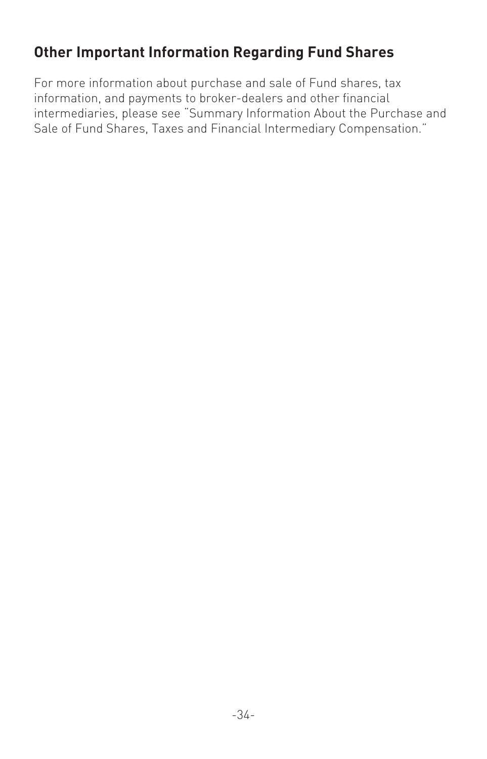## Other Important Information Regarding Fund Shares

For more information about purchase and sale of Fund shares, tax information, and payments to broker-dealers and other financial intermediaries, please see "Summary Information About the Purchase and Sale of Fund Shares, Taxes and Financial Intermediary Compensation."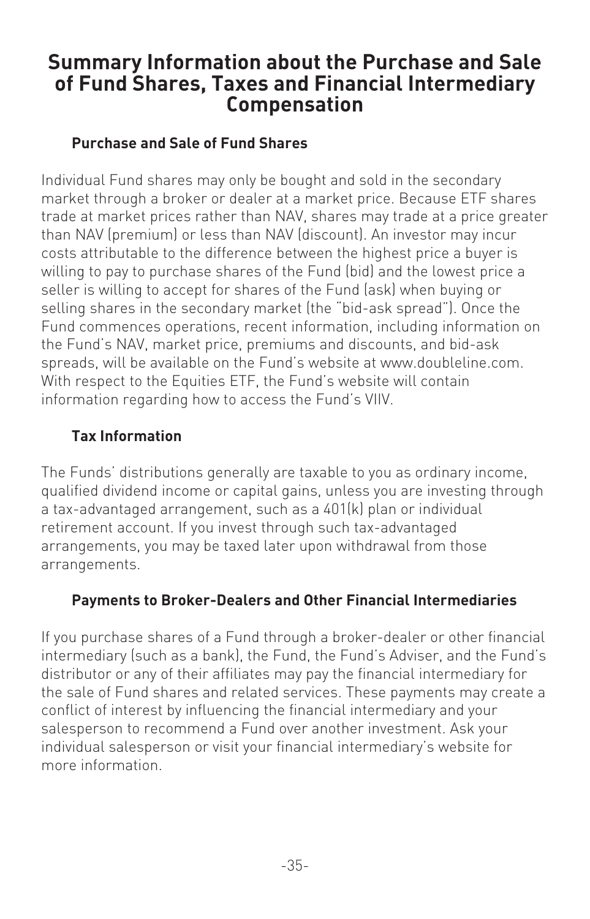# Summary Information about the Purchase and Sale of Fund Shares, Taxes and Financial Intermediary Compensation

### Purchase and Sale of Fund Shares

Individual Fund shares may only be bought and sold in the secondary market through a broker or dealer at a market price. Because ETF shares trade at market prices rather than NAV, shares may trade at a price greater than NAV (premium) or less than NAV (discount). An investor may incur costs attributable to the difference between the highest price a buyer is willing to pay to purchase shares of the Fund (bid) and the lowest price a seller is willing to accept for shares of the Fund (ask) when buying or selling shares in the secondary market (the "bid-ask spread"). Once the Fund commences operations, recent information, including information on the Fund's NAV, market price, premiums and discounts, and bid-ask spreads, will be available on the Fund's website at www.doubleline.com. With respect to the Equities ETF, the Fund's website will contain information regarding how to access the Fund's VIIV.

### Tax Information

The Funds' distributions generally are taxable to you as ordinary income, qualified dividend income or capital gains, unless you are investing through a tax-advantaged arrangement, such as a 401(k) plan or individual retirement account. If you invest through such tax-advantaged arrangements, you may be taxed later upon withdrawal from those arrangements.

### Payments to Broker-Dealers and Other Financial Intermediaries

If you purchase shares of a Fund through a broker-dealer or other financial intermediary (such as a bank), the Fund, the Fund's Adviser, and the Fund's distributor or any of their affiliates may pay the financial intermediary for the sale of Fund shares and related services. These payments may create a conflict of interest by influencing the financial intermediary and your salesperson to recommend a Fund over another investment. Ask your individual salesperson or visit your financial intermediary's website for more information.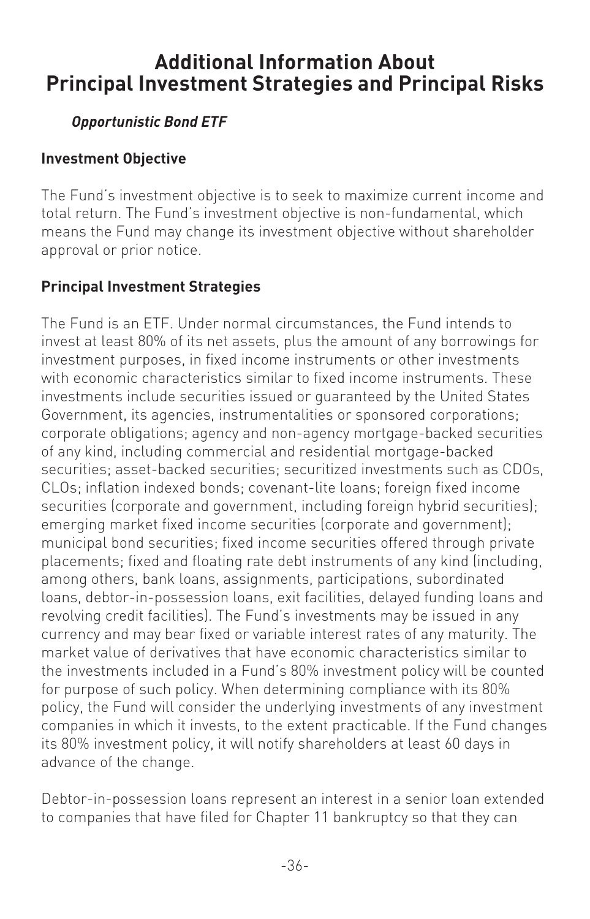# Additional Information About Principal Investment Strategies and Principal Risks

***Opportunistic Bond ETF***

**Investment Objective**

The Fund's investment objective is to seek to maximize current income and total return. The Fund's investment objective is non-fundamental, which means the Fund may change its investment objective without shareholder approval or prior notice.

**Principal Investment Strategies**

The Fund is an ETF. Under normal circumstances, the Fund intends to invest at least 80% of its net assets, plus the amount of any borrowings for investment purposes, in fixed income instruments or other investments with economic characteristics similar to fixed income instruments. These investments include securities issued or guaranteed by the United States Government, its agencies, instrumentalities or sponsored corporations; corporate obligations; agency and non-agency mortgage-backed securities of any kind, including commercial and residential mortgage-backed securities; asset-backed securities; securitized investments such as CDOs, CLOs; inflation indexed bonds; covenant-lite loans; foreign fixed income securities (corporate and government, including foreign hybrid securities); emerging market fixed income securities (corporate and government); municipal bond securities; fixed income securities offered through private placements; fixed and floating rate debt instruments of any kind (including, among others, bank loans, assignments, participations, subordinated loans, debtor-in-possession loans, exit facilities, delayed funding loans and revolving credit facilities). The Fund's investments may be issued in any currency and may bear fixed or variable interest rates of any maturity. The market value of derivatives that have economic characteristics similar to the investments included in a Fund's 80% investment policy will be counted for purpose of such policy. When determining compliance with its 80% policy, the Fund will consider the underlying investments of any investment companies in which it invests, to the extent practicable. If the Fund changes its 80% investment policy, it will notify shareholders at least 60 days in advance of the change.

Debtor-in-possession loans represent an interest in a senior loan extended to companies that have filed for Chapter 11 bankruptcy so that they can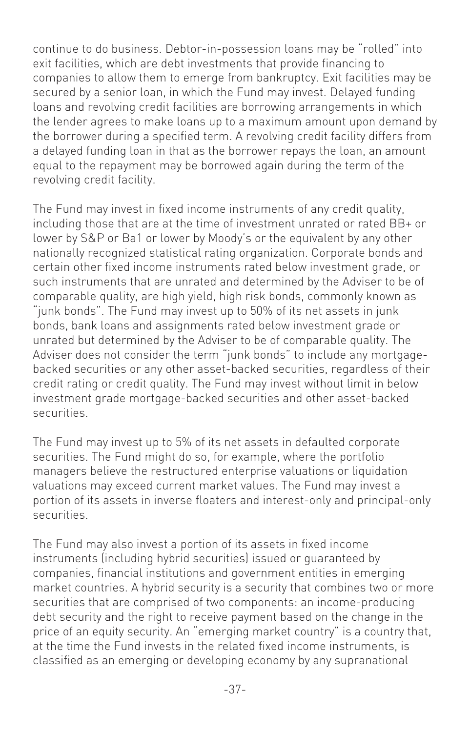continue to do business. Debtor-in-possession loans may be "rolled" into exit facilities, which are debt investments that provide financing to companies to allow them to emerge from bankruptcy. Exit facilities may be secured by a senior loan, in which the Fund may invest. Delayed funding loans and revolving credit facilities are borrowing arrangements in which the lender agrees to make loans up to a maximum amount upon demand by the borrower during a specified term. A revolving credit facility differs from a delayed funding loan in that as the borrower repays the loan, an amount equal to the repayment may be borrowed again during the term of the revolving credit facility.

The Fund may invest in fixed income instruments of any credit quality, including those that are at the time of investment unrated or rated BB+ or lower by S&P or Ba1 or lower by Moody's or the equivalent by any other nationally recognized statistical rating organization. Corporate bonds and certain other fixed income instruments rated below investment grade, or such instruments that are unrated and determined by the Adviser to be of comparable quality, are high yield, high risk bonds, commonly known as "junk bonds". The Fund may invest up to 50% of its net assets in junk bonds, bank loans and assignments rated below investment grade or unrated but determined by the Adviser to be of comparable quality. The Adviser does not consider the term "junk bonds" to include any mortgage-backed securities or any other asset-backed securities, regardless of their credit rating or credit quality. The Fund may invest without limit in below investment grade mortgage-backed securities and other asset-backed securities.

The Fund may invest up to 5% of its net assets in defaulted corporate securities. The Fund might do so, for example, where the portfolio managers believe the restructured enterprise valuations or liquidation valuations may exceed current market values. The Fund may invest a portion of its assets in inverse floaters and interest-only and principal-only securities.

The Fund may also invest a portion of its assets in fixed income instruments (including hybrid securities) issued or guaranteed by companies, financial institutions and government entities in emerging market countries. A hybrid security is a security that combines two or more securities that are comprised of two components: an income-producing debt security and the right to receive payment based on the change in the price of an equity security. An "emerging market country" is a country that, at the time the Fund invests in the related fixed income instruments, is classified as an emerging or developing economy by any supranational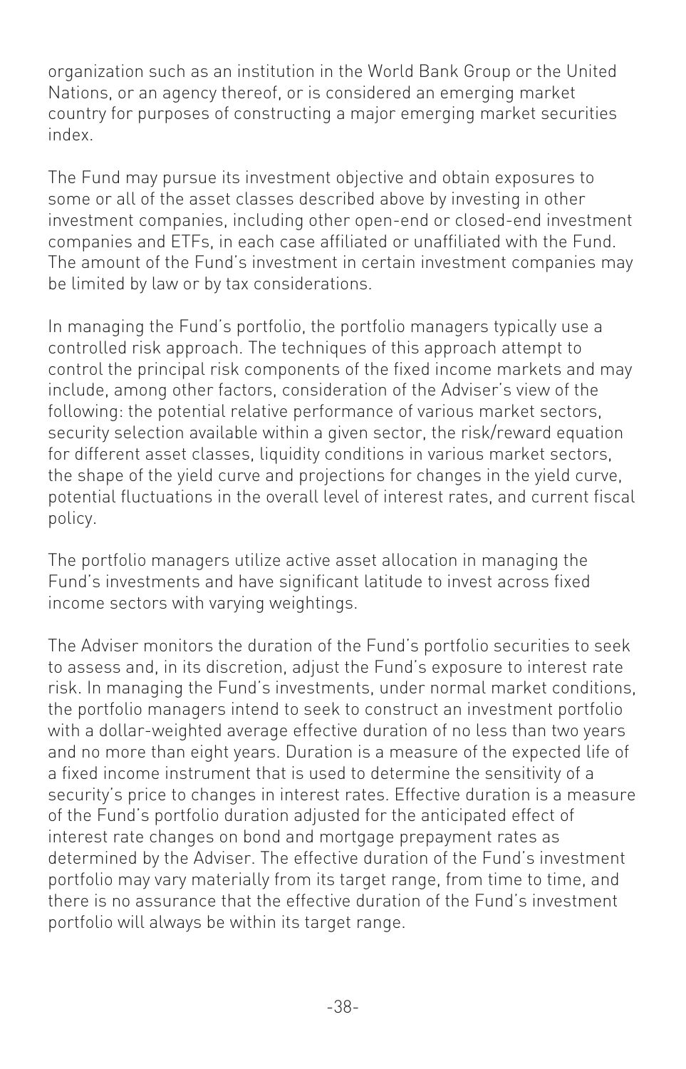organization such as an institution in the World Bank Group or the United Nations, or an agency thereof, or is considered an emerging market country for purposes of constructing a major emerging market securities index.

The Fund may pursue its investment objective and obtain exposures to some or all of the asset classes described above by investing in other investment companies, including other open-end or closed-end investment companies and ETFs, in each case affiliated or unaffiliated with the Fund. The amount of the Fund's investment in certain investment companies may be limited by law or by tax considerations.

In managing the Fund's portfolio, the portfolio managers typically use a controlled risk approach. The techniques of this approach attempt to control the principal risk components of the fixed income markets and may include, among other factors, consideration of the Adviser's view of the following: the potential relative performance of various market sectors, security selection available within a given sector, the risk/reward equation for different asset classes, liquidity conditions in various market sectors, the shape of the yield curve and projections for changes in the yield curve, potential fluctuations in the overall level of interest rates, and current fiscal policy.

The portfolio managers utilize active asset allocation in managing the Fund's investments and have significant latitude to invest across fixed income sectors with varying weightings.

The Adviser monitors the duration of the Fund's portfolio securities to seek to assess and, in its discretion, adjust the Fund's exposure to interest rate risk. In managing the Fund's investments, under normal market conditions, the portfolio managers intend to seek to construct an investment portfolio with a dollar-weighted average effective duration of no less than two years and no more than eight years. Duration is a measure of the expected life of a fixed income instrument that is used to determine the sensitivity of a security's price to changes in interest rates. Effective duration is a measure of the Fund's portfolio duration adjusted for the anticipated effect of interest rate changes on bond and mortgage prepayment rates as determined by the Adviser. The effective duration of the Fund's investment portfolio may vary materially from its target range, from time to time, and there is no assurance that the effective duration of the Fund's investment portfolio will always be within its target range.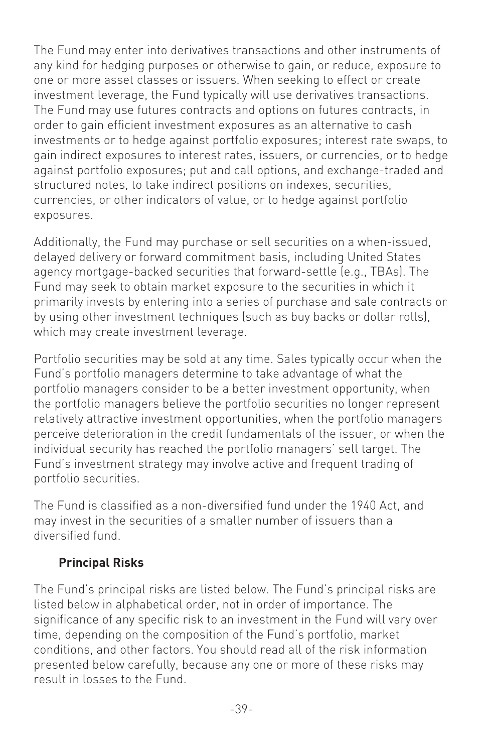The Fund may enter into derivatives transactions and other instruments of any kind for hedging purposes or otherwise to gain, or reduce, exposure to one or more asset classes or issuers. When seeking to effect or create investment leverage, the Fund typically will use derivatives transactions. The Fund may use futures contracts and options on futures contracts, in order to gain efficient investment exposures as an alternative to cash investments or to hedge against portfolio exposures; interest rate swaps, to gain indirect exposures to interest rates, issuers, or currencies, or to hedge against portfolio exposures; put and call options, and exchange-traded and structured notes, to take indirect positions on indexes, securities, currencies, or other indicators of value, or to hedge against portfolio exposures.

Additionally, the Fund may purchase or sell securities on a when-issued, delayed delivery or forward commitment basis, including United States agency mortgage-backed securities that forward-settle (e.g., TBAs). The Fund may seek to obtain market exposure to the securities in which it primarily invests by entering into a series of purchase and sale contracts or by using other investment techniques (such as buy backs or dollar rolls), which may create investment leverage.

Portfolio securities may be sold at any time. Sales typically occur when the Fund's portfolio managers determine to take advantage of what the portfolio managers consider to be a better investment opportunity, when the portfolio managers believe the portfolio securities no longer represent relatively attractive investment opportunities, when the portfolio managers perceive deterioration in the credit fundamentals of the issuer, or when the individual security has reached the portfolio managers' sell target. The Fund's investment strategy may involve active and frequent trading of portfolio securities.

The Fund is classified as a non-diversified fund under the 1940 Act, and may invest in the securities of a smaller number of issuers than a diversified fund.

### Principal Risks

The Fund's principal risks are listed below. The Fund's principal risks are listed below in alphabetical order, not in order of importance. The significance of any specific risk to an investment in the Fund will vary over time, depending on the composition of the Fund's portfolio, market conditions, and other factors. You should read all of the risk information presented below carefully, because any one or more of these risks may result in losses to the Fund.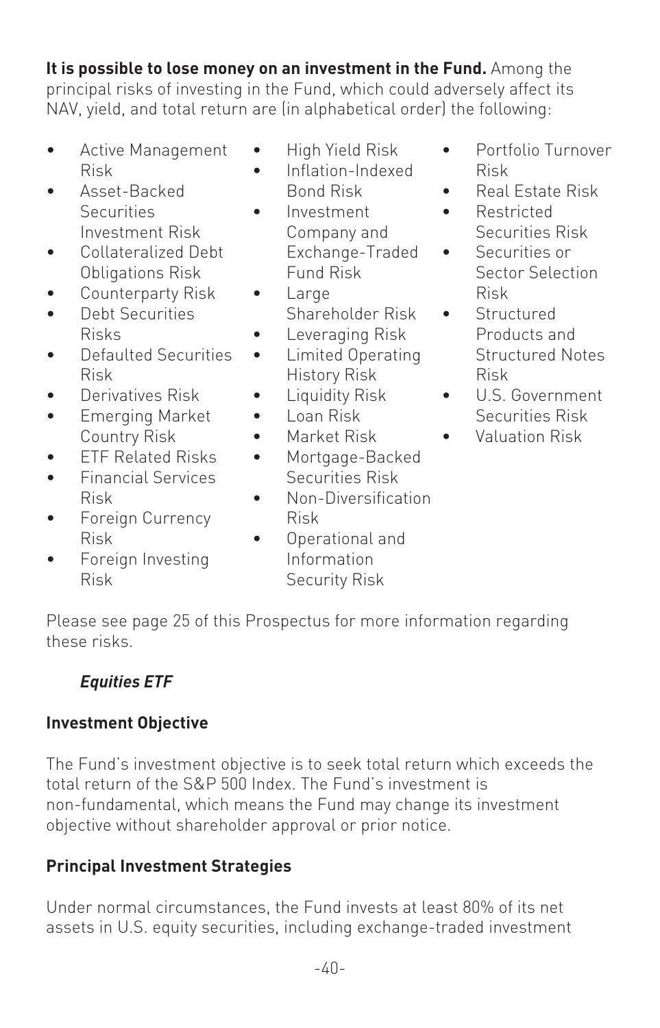**It is possible to lose money on an investment in the Fund.** Among the principal risks of investing in the Fund, which could adversely affect its NAV, yield, and total return are (in alphabetical order) the following:

- Active Management Risk
- Asset-Backed Securities Investment Risk
- Collateralized Debt Obligations Risk
- Counterparty Risk
- Debt Securities Risks
- Defaulted Securities Risk
- Derivatives Risk
- Emerging Market Country Risk
- ETF Related Risks
- Financial Services Risk
- Foreign Currency Risk
- Foreign Investing Risk
- High Yield Risk
- Inflation-Indexed Bond Risk
- Investment Company and Exchange-Traded Fund Risk
- Large Shareholder Risk
- Leveraging Risk
- Limited Operating History Risk
- Liquidity Risk
- Loan Risk
- Market Risk
- Mortgage-Backed Securities Risk
- Non-Diversification Risk
- Operational and Information Security Risk
- Portfolio Turnover Risk
- Real Estate Risk
- Restricted Securities Risk
- Securities or Sector Selection Risk
- Structured Products and Structured Notes Risk
- U.S. Government Securities Risk
- Valuation Risk

Please see page 25 of this Prospectus for more information regarding these risks.

### *Equities ETF*

#### Investment Objective

The Fund's investment objective is to seek total return which exceeds the total return of the S&P 500 Index. The Fund's investment is non-fundamental, which means the Fund may change its investment objective without shareholder approval or prior notice.

#### Principal Investment Strategies

Under normal circumstances, the Fund invests at least 80% of its net assets in U.S. equity securities, including exchange-traded investment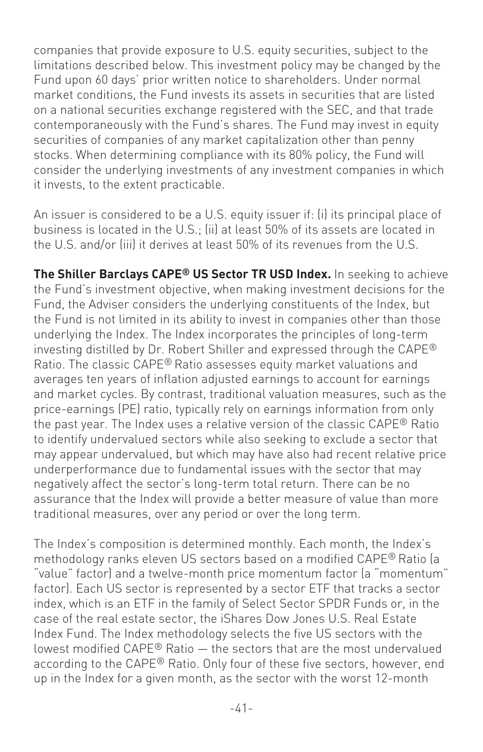companies that provide exposure to U.S. equity securities, subject to the limitations described below. This investment policy may be changed by the Fund upon 60 days' prior written notice to shareholders. Under normal market conditions, the Fund invests its assets in securities that are listed on a national securities exchange registered with the SEC, and that trade contemporaneously with the Fund's shares. The Fund may invest in equity securities of companies of any market capitalization other than penny stocks. When determining compliance with its 80% policy, the Fund will consider the underlying investments of any investment companies in which it invests, to the extent practicable.

An issuer is considered to be a U.S. equity issuer if: (i) its principal place of business is located in the U.S.; (ii) at least 50% of its assets are located in the U.S. and/or (iii) it derives at least 50% of its revenues from the U.S.

**The Shiller Barclays CAPE® US Sector TR USD Index.** In seeking to achieve the Fund's investment objective, when making investment decisions for the Fund, the Adviser considers the underlying constituents of the Index, but the Fund is not limited in its ability to invest in companies other than those underlying the Index. The Index incorporates the principles of long-term investing distilled by Dr. Robert Shiller and expressed through the CAPE® Ratio. The classic CAPE® Ratio assesses equity market valuations and averages ten years of inflation adjusted earnings to account for earnings and market cycles. By contrast, traditional valuation measures, such as the price-earnings (PE) ratio, typically rely on earnings information from only the past year. The Index uses a relative version of the classic CAPE® Ratio to identify undervalued sectors while also seeking to exclude a sector that may appear undervalued, but which may have also had recent relative price underperformance due to fundamental issues with the sector that may negatively affect the sector's long-term total return. There can be no assurance that the Index will provide a better measure of value than more traditional measures, over any period or over the long term.

The Index's composition is determined monthly. Each month, the Index's methodology ranks eleven US sectors based on a modified CAPE® Ratio (a "value" factor) and a twelve-month price momentum factor (a "momentum" factor). Each US sector is represented by a sector ETF that tracks a sector index, which is an ETF in the family of Select Sector SPDR Funds or, in the case of the real estate sector, the iShares Dow Jones U.S. Real Estate Index Fund. The Index methodology selects the five US sectors with the lowest modified CAPE® Ratio — the sectors that are the most undervalued according to the CAPE® Ratio. Only four of these five sectors, however, end up in the Index for a given month, as the sector with the worst 12-month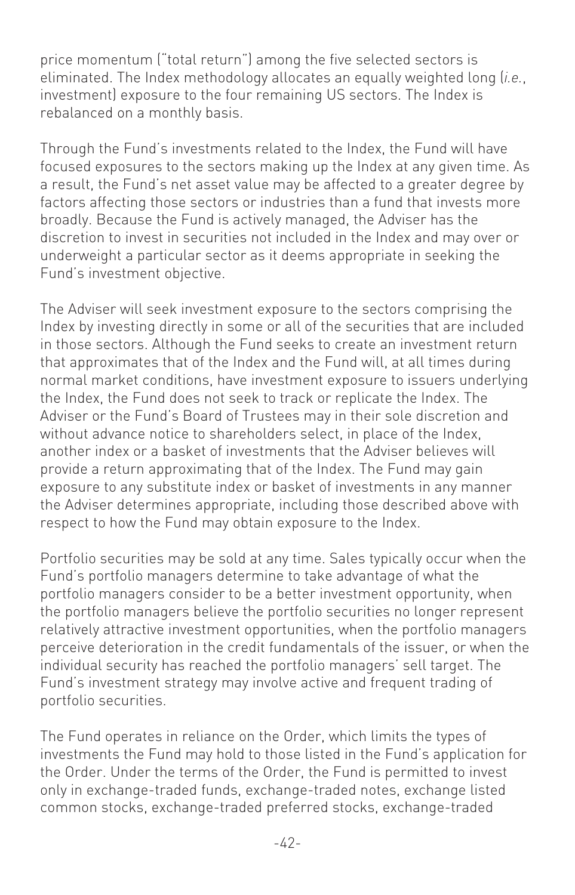price momentum ("total return") among the five selected sectors is eliminated. The Index methodology allocates an equally weighted long (*i.e.*, investment) exposure to the four remaining US sectors. The Index is rebalanced on a monthly basis.

Through the Fund's investments related to the Index, the Fund will have focused exposures to the sectors making up the Index at any given time. As a result, the Fund's net asset value may be affected to a greater degree by factors affecting those sectors or industries than a fund that invests more broadly. Because the Fund is actively managed, the Adviser has the discretion to invest in securities not included in the Index and may over or underweight a particular sector as it deems appropriate in seeking the Fund's investment objective.

The Adviser will seek investment exposure to the sectors comprising the Index by investing directly in some or all of the securities that are included in those sectors. Although the Fund seeks to create an investment return that approximates that of the Index and the Fund will, at all times during normal market conditions, have investment exposure to issuers underlying the Index, the Fund does not seek to track or replicate the Index. The Adviser or the Fund's Board of Trustees may in their sole discretion and without advance notice to shareholders select, in place of the Index, another index or a basket of investments that the Adviser believes will provide a return approximating that of the Index. The Fund may gain exposure to any substitute index or basket of investments in any manner the Adviser determines appropriate, including those described above with respect to how the Fund may obtain exposure to the Index.

Portfolio securities may be sold at any time. Sales typically occur when the Fund's portfolio managers determine to take advantage of what the portfolio managers consider to be a better investment opportunity, when the portfolio managers believe the portfolio securities no longer represent relatively attractive investment opportunities, when the portfolio managers perceive deterioration in the credit fundamentals of the issuer, or when the individual security has reached the portfolio managers' sell target. The Fund's investment strategy may involve active and frequent trading of portfolio securities.

The Fund operates in reliance on the Order, which limits the types of investments the Fund may hold to those listed in the Fund's application for the Order. Under the terms of the Order, the Fund is permitted to invest only in exchange-traded funds, exchange-traded notes, exchange listed common stocks, exchange-traded preferred stocks, exchange-traded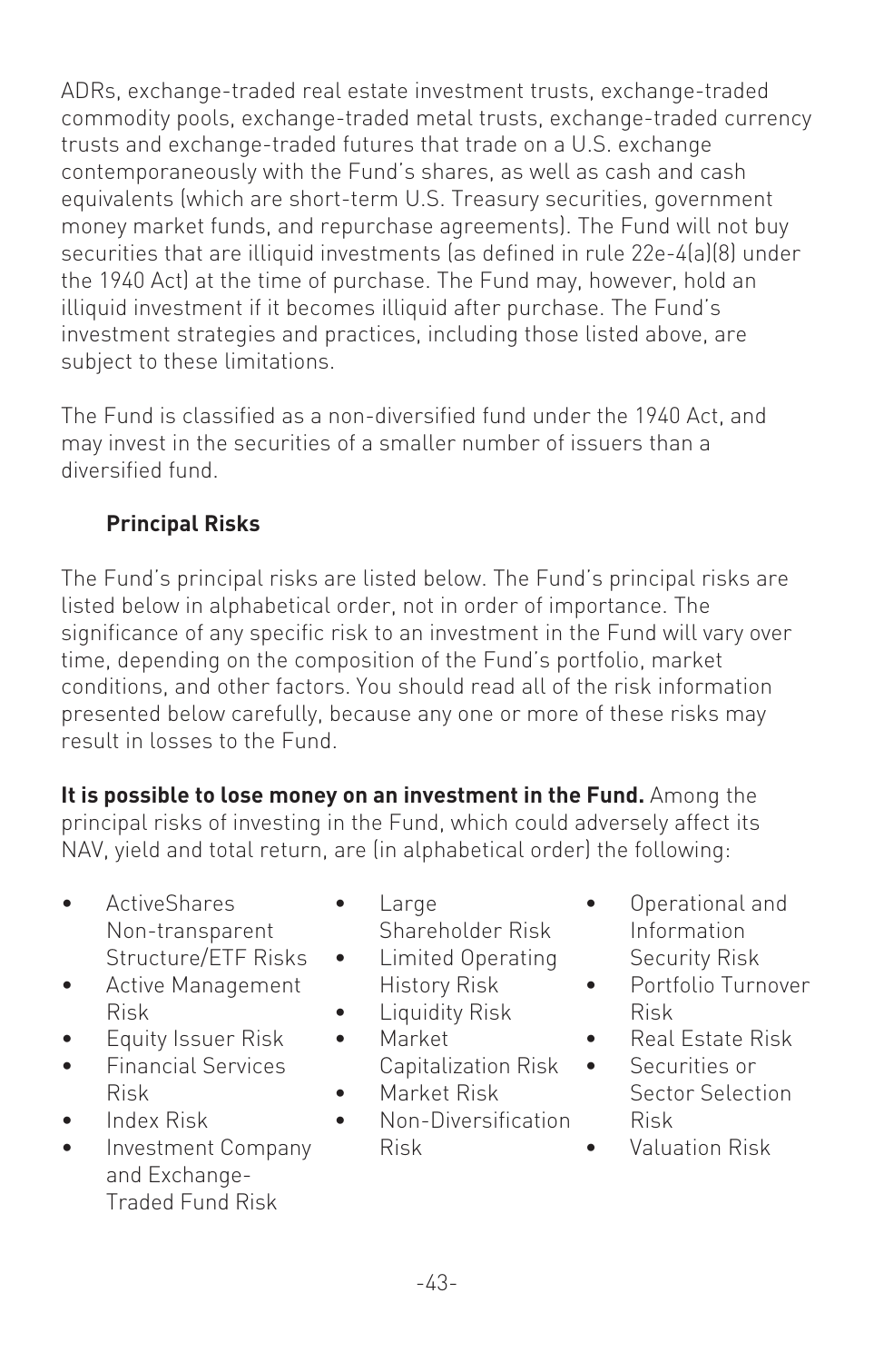ADRs, exchange-traded real estate investment trusts, exchange-traded commodity pools, exchange-traded metal trusts, exchange-traded currency trusts and exchange-traded futures that trade on a U.S. exchange contemporaneously with the Fund's shares, as well as cash and cash equivalents (which are short-term U.S. Treasury securities, government money market funds, and repurchase agreements). The Fund will not buy securities that are illiquid investments (as defined in rule 22e-4(a)(8) under the 1940 Act) at the time of purchase. The Fund may, however, hold an illiquid investment if it becomes illiquid after purchase. The Fund's investment strategies and practices, including those listed above, are subject to these limitations.

The Fund is classified as a non-diversified fund under the 1940 Act, and may invest in the securities of a smaller number of issuers than a diversified fund.

### Principal Risks

The Fund's principal risks are listed below. The Fund's principal risks are listed below in alphabetical order, not in order of importance. The significance of any specific risk to an investment in the Fund will vary over time, depending on the composition of the Fund's portfolio, market conditions, and other factors. You should read all of the risk information presented below carefully, because any one or more of these risks may result in losses to the Fund.

**It is possible to lose money on an investment in the Fund.** Among the principal risks of investing in the Fund, which could adversely affect its NAV, yield and total return, are (in alphabetical order) the following:

- ActiveShares Non-transparent Structure/ETF Risks
- Active Management Risk
- Equity Issuer Risk
- Financial Services Risk
- Index Risk
- Investment Company and Exchange-Traded Fund Risk
- Large Shareholder Risk
- Limited Operating History Risk
- Liquidity Risk
- Market Capitalization Risk
- Market Risk
- Non-Diversification Risk
- Operational and Information Security Risk
- Portfolio Turnover Risk
- Real Estate Risk
- Securities or Sector Selection Risk
- Valuation Risk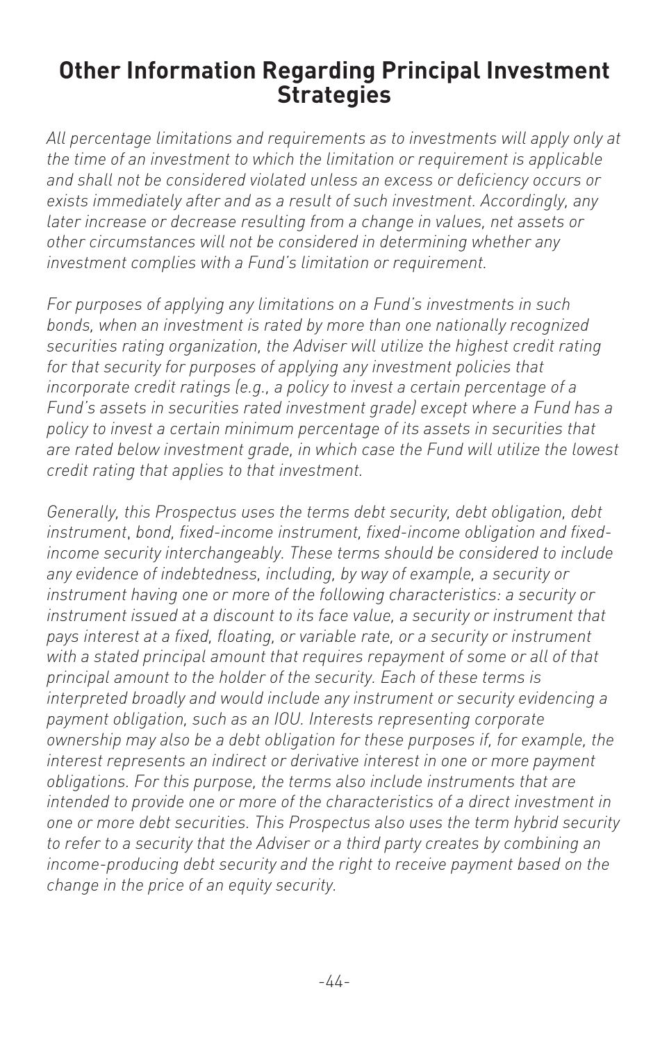## Other Information Regarding Principal Investment Strategies

*All percentage limitations and requirements as to investments will apply only at the time of an investment to which the limitation or requirement is applicable and shall not be considered violated unless an excess or deficiency occurs or exists immediately after and as a result of such investment. Accordingly, any later increase or decrease resulting from a change in values, net assets or other circumstances will not be considered in determining whether any investment complies with a Fund's limitation or requirement.*

*For purposes of applying any limitations on a Fund's investments in such bonds, when an investment is rated by more than one nationally recognized securities rating organization, the Adviser will utilize the highest credit rating for that security for purposes of applying any investment policies that incorporate credit ratings (e.g., a policy to invest a certain percentage of a Fund's assets in securities rated investment grade) except where a Fund has a policy to invest a certain minimum percentage of its assets in securities that are rated below investment grade, in which case the Fund will utilize the lowest credit rating that applies to that investment.*

*Generally, this Prospectus uses the terms debt security, debt obligation, debt instrument, bond, fixed-income instrument, fixed-income obligation and fixed-income security interchangeably. These terms should be considered to include any evidence of indebtedness, including, by way of example, a security or instrument having one or more of the following characteristics: a security or instrument issued at a discount to its face value, a security or instrument that pays interest at a fixed, floating, or variable rate, or a security or instrument with a stated principal amount that requires repayment of some or all of that principal amount to the holder of the security. Each of these terms is interpreted broadly and would include any instrument or security evidencing a payment obligation, such as an IOU. Interests representing corporate ownership may also be a debt obligation for these purposes if, for example, the interest represents an indirect or derivative interest in one or more payment obligations. For this purpose, the terms also include instruments that are intended to provide one or more of the characteristics of a direct investment in one or more debt securities. This Prospectus also uses the term hybrid security to refer to a security that the Adviser or a third party creates by combining an income-producing debt security and the right to receive payment based on the change in the price of an equity security.*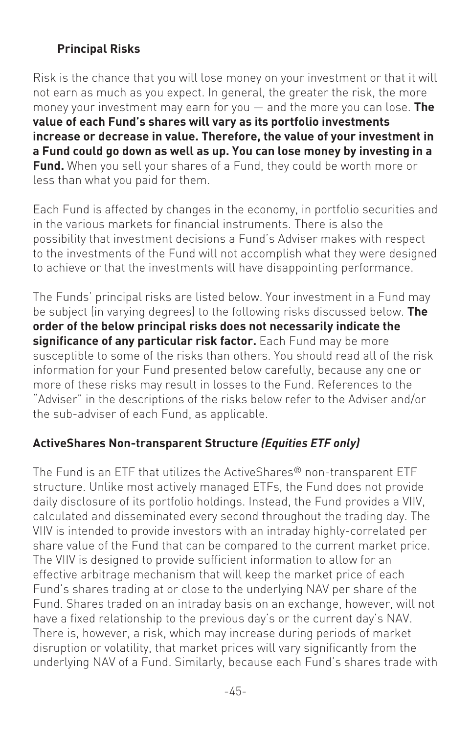### Principal Risks

Risk is the chance that you will lose money on your investment or that it will not earn as much as you expect. In general, the greater the risk, the more money your investment may earn for you — and the more you can lose. **The value of each Fund's shares will vary as its portfolio investments increase or decrease in value. Therefore, the value of your investment in a Fund could go down as well as up. You can lose money by investing in a Fund.** When you sell your shares of a Fund, they could be worth more or less than what you paid for them.

Each Fund is affected by changes in the economy, in portfolio securities and in the various markets for financial instruments. There is also the possibility that investment decisions a Fund's Adviser makes with respect to the investments of the Fund will not accomplish what they were designed to achieve or that the investments will have disappointing performance.

The Funds' principal risks are listed below. Your investment in a Fund may be subject (in varying degrees) to the following risks discussed below. **The order of the below principal risks does not necessarily indicate the significance of any particular risk factor.** Each Fund may be more susceptible to some of the risks than others. You should read all of the risk information for your Fund presented below carefully, because any one or more of these risks may result in losses to the Fund. References to the "Adviser" in the descriptions of the risks below refer to the Adviser and/or the sub-adviser of each Fund, as applicable.

**ActiveShares Non-transparent Structure *(Equities ETF only)***

The Fund is an ETF that utilizes the ActiveShares® non-transparent ETF structure. Unlike most actively managed ETFs, the Fund does not provide daily disclosure of its portfolio holdings. Instead, the Fund provides a VIIV, calculated and disseminated every second throughout the trading day. The VIIV is intended to provide investors with an intraday highly-correlated per share value of the Fund that can be compared to the current market price. The VIIV is designed to provide sufficient information to allow for an effective arbitrage mechanism that will keep the market price of each Fund's shares trading at or close to the underlying NAV per share of the Fund. Shares traded on an intraday basis on an exchange, however, will not have a fixed relationship to the previous day's or the current day's NAV. There is, however, a risk, which may increase during periods of market disruption or volatility, that market prices will vary significantly from the underlying NAV of a Fund. Similarly, because each Fund's shares trade with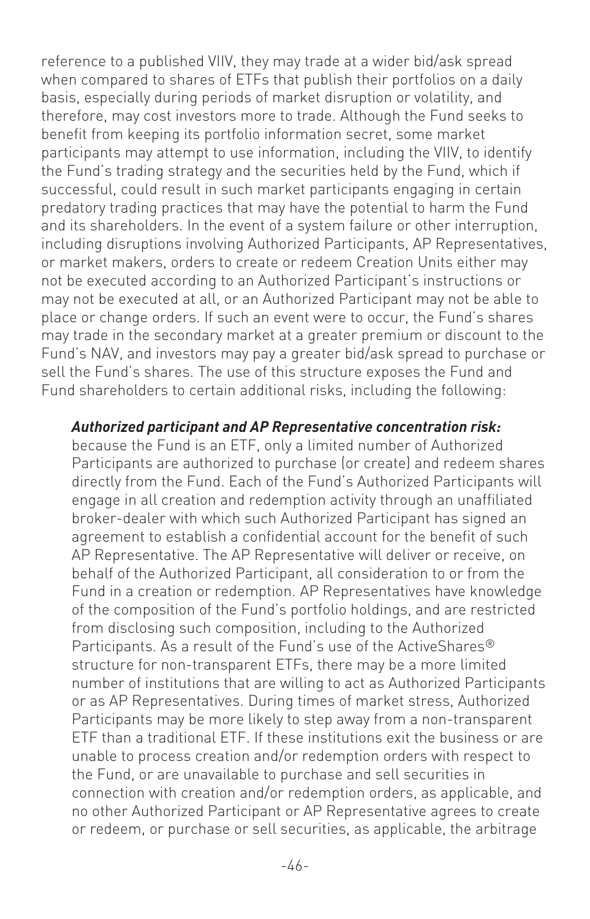reference to a published VIIV, they may trade at a wider bid/ask spread when compared to shares of ETFs that publish their portfolios on a daily basis, especially during periods of market disruption or volatility, and therefore, may cost investors more to trade. Although the Fund seeks to benefit from keeping its portfolio information secret, some market participants may attempt to use information, including the VIIV, to identify the Fund's trading strategy and the securities held by the Fund, which if successful, could result in such market participants engaging in certain predatory trading practices that may have the potential to harm the Fund and its shareholders. In the event of a system failure or other interruption, including disruptions involving Authorized Participants, AP Representatives, or market makers, orders to create or redeem Creation Units either may not be executed according to an Authorized Participant's instructions or may not be executed at all, or an Authorized Participant may not be able to place or change orders. If such an event were to occur, the Fund's shares may trade in the secondary market at a greater premium or discount to the Fund's NAV, and investors may pay a greater bid/ask spread to purchase or sell the Fund's shares. The use of this structure exposes the Fund and Fund shareholders to certain additional risks, including the following:

***Authorized participant and AP Representative concentration risk:*** because the Fund is an ETF, only a limited number of Authorized Participants are authorized to purchase (or create) and redeem shares directly from the Fund. Each of the Fund's Authorized Participants will engage in all creation and redemption activity through an unaffiliated broker-dealer with which such Authorized Participant has signed an agreement to establish a confidential account for the benefit of such AP Representative. The AP Representative will deliver or receive, on behalf of the Authorized Participant, all consideration to or from the Fund in a creation or redemption. AP Representatives have knowledge of the composition of the Fund's portfolio holdings, and are restricted from disclosing such composition, including to the Authorized Participants. As a result of the Fund's use of the ActiveShares® structure for non-transparent ETFs, there may be a more limited number of institutions that are willing to act as Authorized Participants or as AP Representatives. During times of market stress, Authorized Participants may be more likely to step away from a non-transparent ETF than a traditional ETF. If these institutions exit the business or are unable to process creation and/or redemption orders with respect to the Fund, or are unavailable to purchase and sell securities in connection with creation and/or redemption orders, as applicable, and no other Authorized Participant or AP Representative agrees to create or redeem, or purchase or sell securities, as applicable, the arbitrage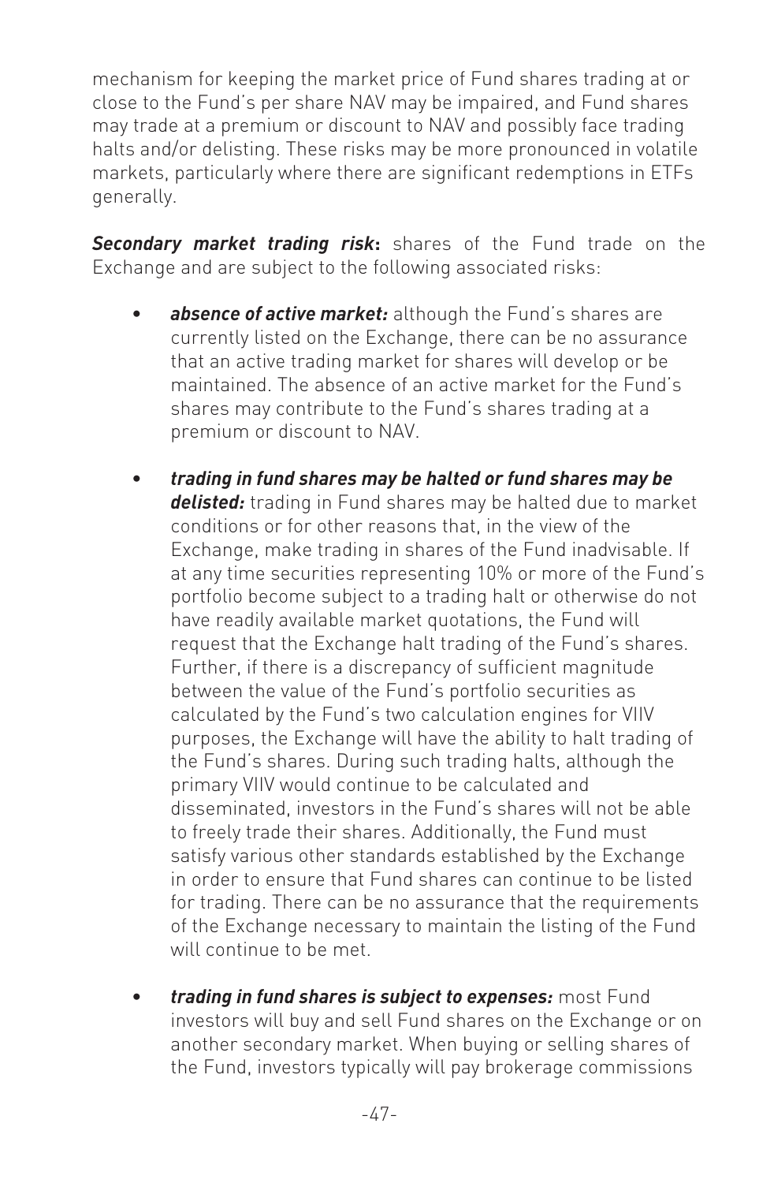mechanism for keeping the market price of Fund shares trading at or close to the Fund's per share NAV may be impaired, and Fund shares may trade at a premium or discount to NAV and possibly face trading halts and/or delisting. These risks may be more pronounced in volatile markets, particularly where there are significant redemptions in ETFs generally.

***Secondary market trading risk*:** shares of the Fund trade on the Exchange and are subject to the following associated risks:

- ***absence of active market:*** although the Fund's shares are currently listed on the Exchange, there can be no assurance that an active trading market for shares will develop or be maintained. The absence of an active market for the Fund's shares may contribute to the Fund's shares trading at a premium or discount to NAV.

- ***trading in fund shares may be halted or fund shares may be delisted:*** trading in Fund shares may be halted due to market conditions or for other reasons that, in the view of the Exchange, make trading in shares of the Fund inadvisable. If at any time securities representing 10% or more of the Fund's portfolio become subject to a trading halt or otherwise do not have readily available market quotations, the Fund will request that the Exchange halt trading of the Fund's shares. Further, if there is a discrepancy of sufficient magnitude between the value of the Fund's portfolio securities as calculated by the Fund's two calculation engines for VIIV purposes, the Exchange will have the ability to halt trading of the Fund's shares. During such trading halts, although the primary VIIV would continue to be calculated and disseminated, investors in the Fund's shares will not be able to freely trade their shares. Additionally, the Fund must satisfy various other standards established by the Exchange in order to ensure that Fund shares can continue to be listed for trading. There can be no assurance that the requirements of the Exchange necessary to maintain the listing of the Fund will continue to be met.

- ***trading in fund shares is subject to expenses:*** most Fund investors will buy and sell Fund shares on the Exchange or on another secondary market. When buying or selling shares of the Fund, investors typically will pay brokerage commissions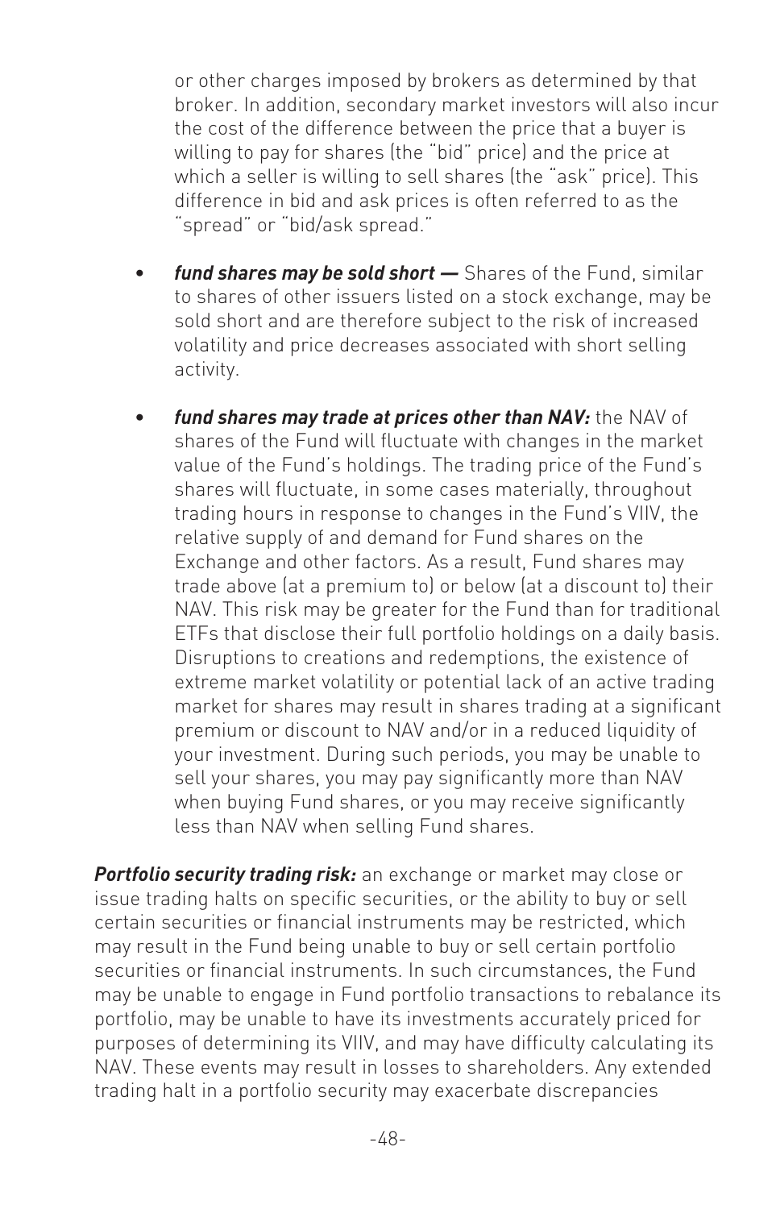or other charges imposed by brokers as determined by that broker. In addition, secondary market investors will also incur the cost of the difference between the price that a buyer is willing to pay for shares (the "bid" price) and the price at which a seller is willing to sell shares (the "ask" price). This difference in bid and ask prices is often referred to as the "spread" or "bid/ask spread."

- ***fund shares may be sold short —*** Shares of the Fund, similar to shares of other issuers listed on a stock exchange, may be sold short and are therefore subject to the risk of increased volatility and price decreases associated with short selling activity.

- ***fund shares may trade at prices other than NAV:*** the NAV of shares of the Fund will fluctuate with changes in the market value of the Fund's holdings. The trading price of the Fund's shares will fluctuate, in some cases materially, throughout trading hours in response to changes in the Fund's VIIV, the relative supply of and demand for Fund shares on the Exchange and other factors. As a result, Fund shares may trade above (at a premium to) or below (at a discount to) their NAV. This risk may be greater for the Fund than for traditional ETFs that disclose their full portfolio holdings on a daily basis. Disruptions to creations and redemptions, the existence of extreme market volatility or potential lack of an active trading market for shares may result in shares trading at a significant premium or discount to NAV and/or in a reduced liquidity of your investment. During such periods, you may be unable to sell your shares, you may pay significantly more than NAV when buying Fund shares, or you may receive significantly less than NAV when selling Fund shares.

***Portfolio security trading risk:*** an exchange or market may close or issue trading halts on specific securities, or the ability to buy or sell certain securities or financial instruments may be restricted, which may result in the Fund being unable to buy or sell certain portfolio securities or financial instruments. In such circumstances, the Fund may be unable to engage in Fund portfolio transactions to rebalance its portfolio, may be unable to have its investments accurately priced for purposes of determining its VIIV, and may have difficulty calculating its NAV. These events may result in losses to shareholders. Any extended trading halt in a portfolio security may exacerbate discrepancies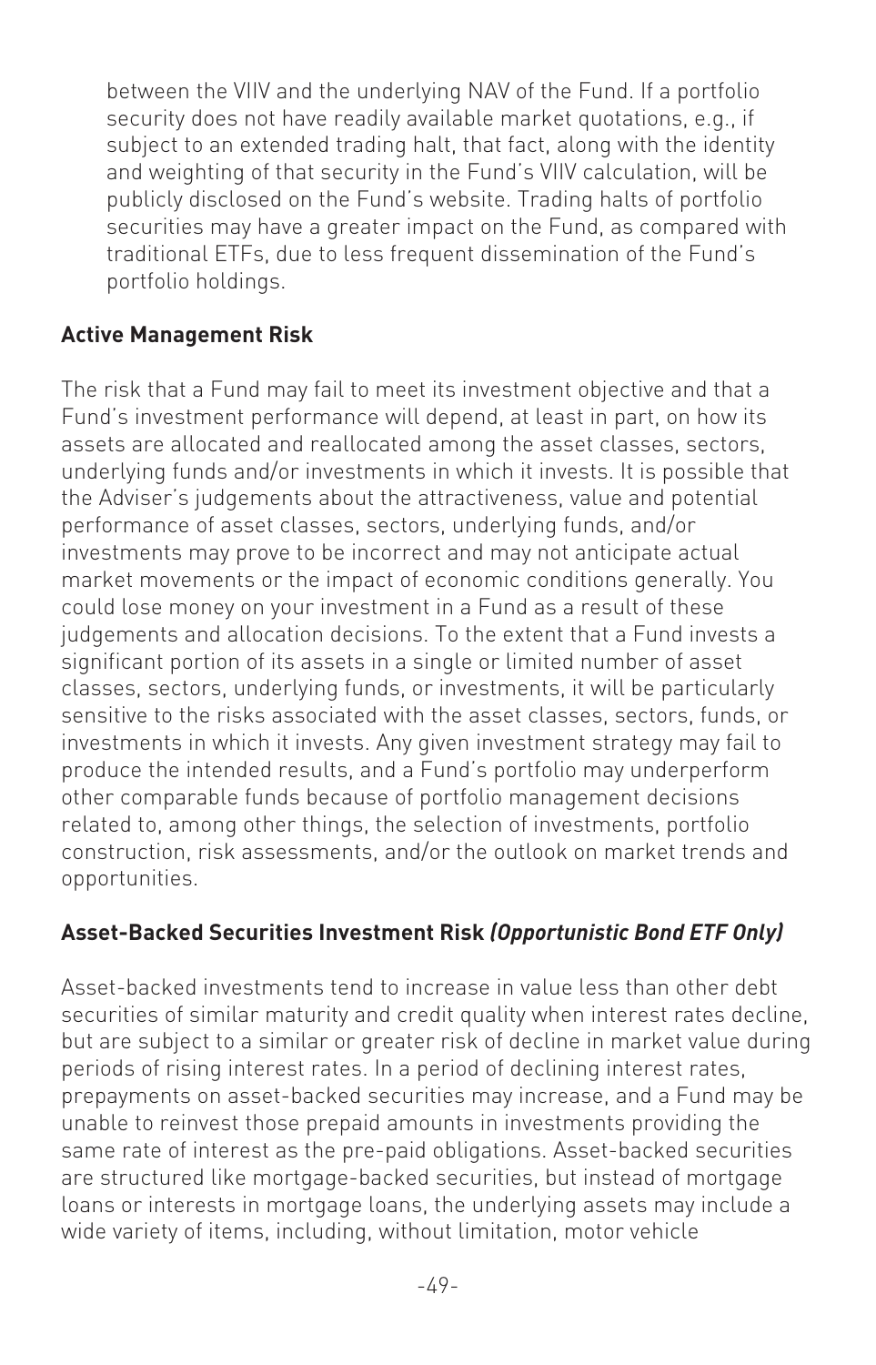between the VIIV and the underlying NAV of the Fund. If a portfolio security does not have readily available market quotations, e.g., if subject to an extended trading halt, that fact, along with the identity and weighting of that security in the Fund's VIIV calculation, will be publicly disclosed on the Fund's website. Trading halts of portfolio securities may have a greater impact on the Fund, as compared with traditional ETFs, due to less frequent dissemination of the Fund's portfolio holdings.

**Active Management Risk**

The risk that a Fund may fail to meet its investment objective and that a Fund's investment performance will depend, at least in part, on how its assets are allocated and reallocated among the asset classes, sectors, underlying funds and/or investments in which it invests. It is possible that the Adviser's judgements about the attractiveness, value and potential performance of asset classes, sectors, underlying funds, and/or investments may prove to be incorrect and may not anticipate actual market movements or the impact of economic conditions generally. You could lose money on your investment in a Fund as a result of these judgements and allocation decisions. To the extent that a Fund invests a significant portion of its assets in a single or limited number of asset classes, sectors, underlying funds, or investments, it will be particularly sensitive to the risks associated with the asset classes, sectors, funds, or investments in which it invests. Any given investment strategy may fail to produce the intended results, and a Fund's portfolio may underperform other comparable funds because of portfolio management decisions related to, among other things, the selection of investments, portfolio construction, risk assessments, and/or the outlook on market trends and opportunities.

**Asset-Backed Securities Investment Risk *(Opportunistic Bond ETF Only)***

Asset-backed investments tend to increase in value less than other debt securities of similar maturity and credit quality when interest rates decline, but are subject to a similar or greater risk of decline in market value during periods of rising interest rates. In a period of declining interest rates, prepayments on asset-backed securities may increase, and a Fund may be unable to reinvest those prepaid amounts in investments providing the same rate of interest as the pre-paid obligations. Asset-backed securities are structured like mortgage-backed securities, but instead of mortgage loans or interests in mortgage loans, the underlying assets may include a wide variety of items, including, without limitation, motor vehicle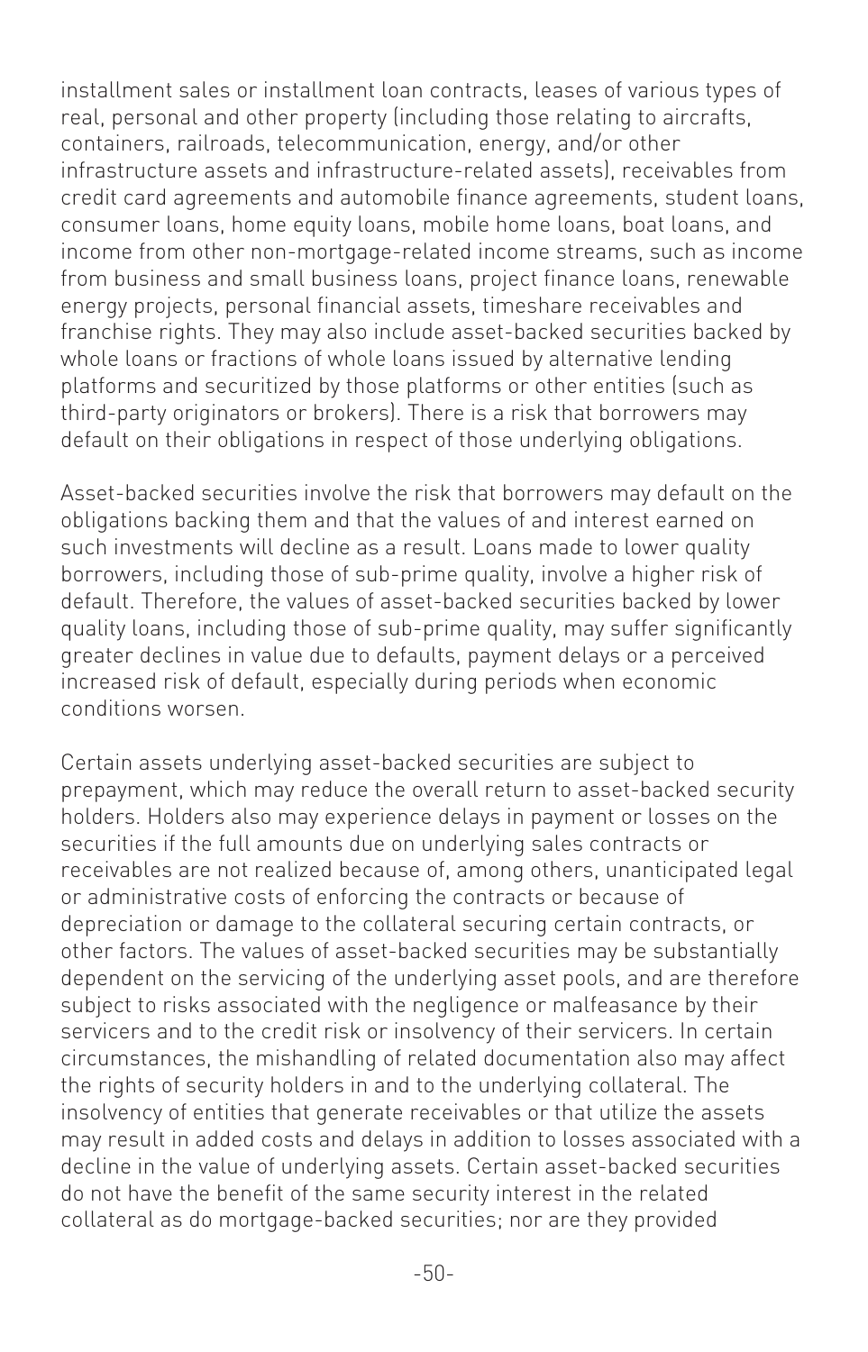installment sales or installment loan contracts, leases of various types of real, personal and other property (including those relating to aircrafts, containers, railroads, telecommunication, energy, and/or other infrastructure assets and infrastructure-related assets), receivables from credit card agreements and automobile finance agreements, student loans, consumer loans, home equity loans, mobile home loans, boat loans, and income from other non-mortgage-related income streams, such as income from business and small business loans, project finance loans, renewable energy projects, personal financial assets, timeshare receivables and franchise rights. They may also include asset-backed securities backed by whole loans or fractions of whole loans issued by alternative lending platforms and securitized by those platforms or other entities (such as third-party originators or brokers). There is a risk that borrowers may default on their obligations in respect of those underlying obligations.

Asset-backed securities involve the risk that borrowers may default on the obligations backing them and that the values of and interest earned on such investments will decline as a result. Loans made to lower quality borrowers, including those of sub-prime quality, involve a higher risk of default. Therefore, the values of asset-backed securities backed by lower quality loans, including those of sub-prime quality, may suffer significantly greater declines in value due to defaults, payment delays or a perceived increased risk of default, especially during periods when economic conditions worsen.

Certain assets underlying asset-backed securities are subject to prepayment, which may reduce the overall return to asset-backed security holders. Holders also may experience delays in payment or losses on the securities if the full amounts due on underlying sales contracts or receivables are not realized because of, among others, unanticipated legal or administrative costs of enforcing the contracts or because of depreciation or damage to the collateral securing certain contracts, or other factors. The values of asset-backed securities may be substantially dependent on the servicing of the underlying asset pools, and are therefore subject to risks associated with the negligence or malfeasance by their servicers and to the credit risk or insolvency of their servicers. In certain circumstances, the mishandling of related documentation also may affect the rights of security holders in and to the underlying collateral. The insolvency of entities that generate receivables or that utilize the assets may result in added costs and delays in addition to losses associated with a decline in the value of underlying assets. Certain asset-backed securities do not have the benefit of the same security interest in the related collateral as do mortgage-backed securities; nor are they provided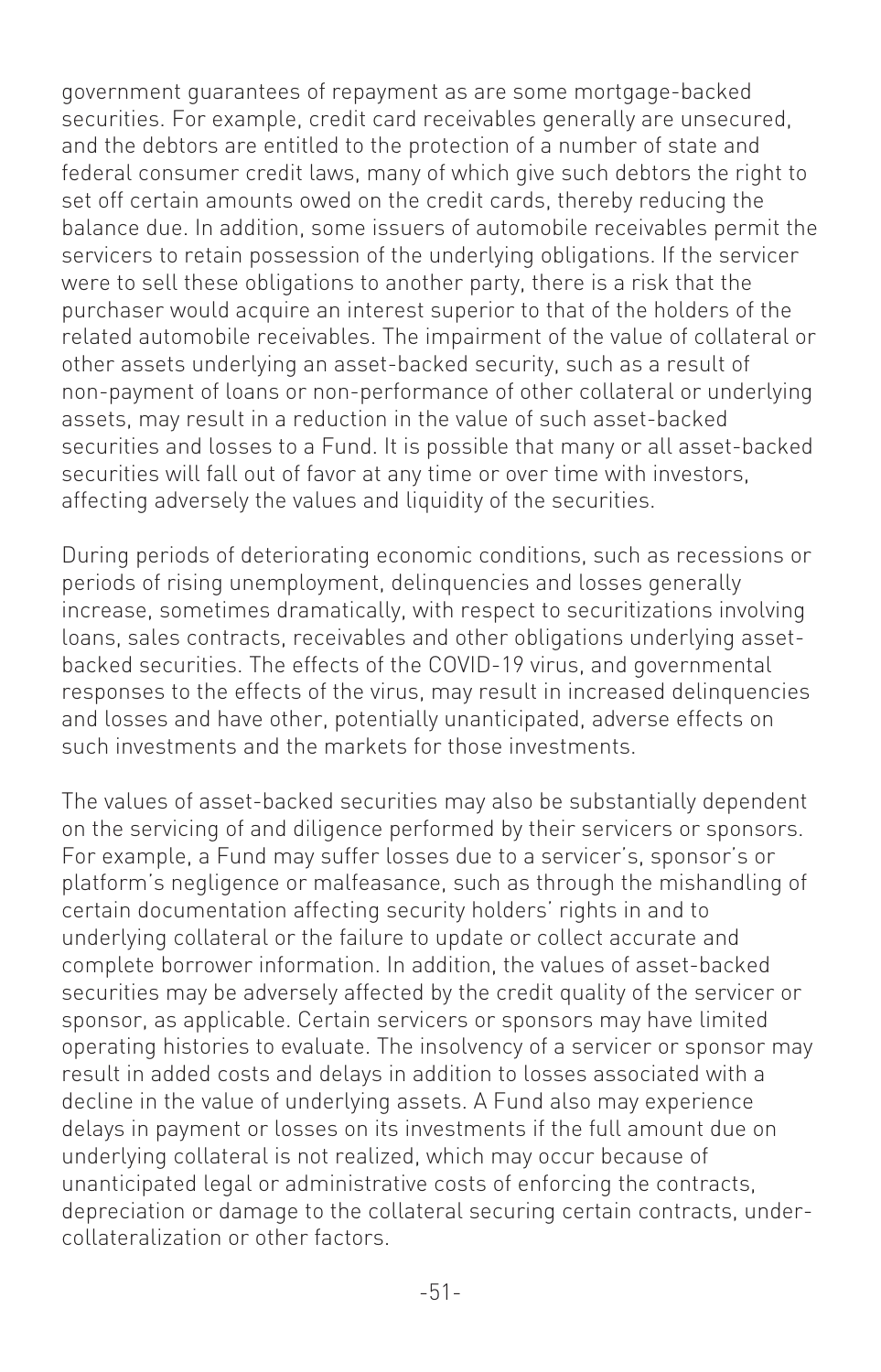government guarantees of repayment as are some mortgage-backed securities. For example, credit card receivables generally are unsecured, and the debtors are entitled to the protection of a number of state and federal consumer credit laws, many of which give such debtors the right to set off certain amounts owed on the credit cards, thereby reducing the balance due. In addition, some issuers of automobile receivables permit the servicers to retain possession of the underlying obligations. If the servicer were to sell these obligations to another party, there is a risk that the purchaser would acquire an interest superior to that of the holders of the related automobile receivables. The impairment of the value of collateral or other assets underlying an asset-backed security, such as a result of non-payment of loans or non-performance of other collateral or underlying assets, may result in a reduction in the value of such asset-backed securities and losses to a Fund. It is possible that many or all asset-backed securities will fall out of favor at any time or over time with investors, affecting adversely the values and liquidity of the securities.

During periods of deteriorating economic conditions, such as recessions or periods of rising unemployment, delinquencies and losses generally increase, sometimes dramatically, with respect to securitizations involving loans, sales contracts, receivables and other obligations underlying asset-backed securities. The effects of the COVID-19 virus, and governmental responses to the effects of the virus, may result in increased delinquencies and losses and have other, potentially unanticipated, adverse effects on such investments and the markets for those investments.

The values of asset-backed securities may also be substantially dependent on the servicing of and diligence performed by their servicers or sponsors. For example, a Fund may suffer losses due to a servicer's, sponsor's or platform's negligence or malfeasance, such as through the mishandling of certain documentation affecting security holders' rights in and to underlying collateral or the failure to update or collect accurate and complete borrower information. In addition, the values of asset-backed securities may be adversely affected by the credit quality of the servicer or sponsor, as applicable. Certain servicers or sponsors may have limited operating histories to evaluate. The insolvency of a servicer or sponsor may result in added costs and delays in addition to losses associated with a decline in the value of underlying assets. A Fund also may experience delays in payment or losses on its investments if the full amount due on underlying collateral is not realized, which may occur because of unanticipated legal or administrative costs of enforcing the contracts, depreciation or damage to the collateral securing certain contracts, under-collateralization or other factors.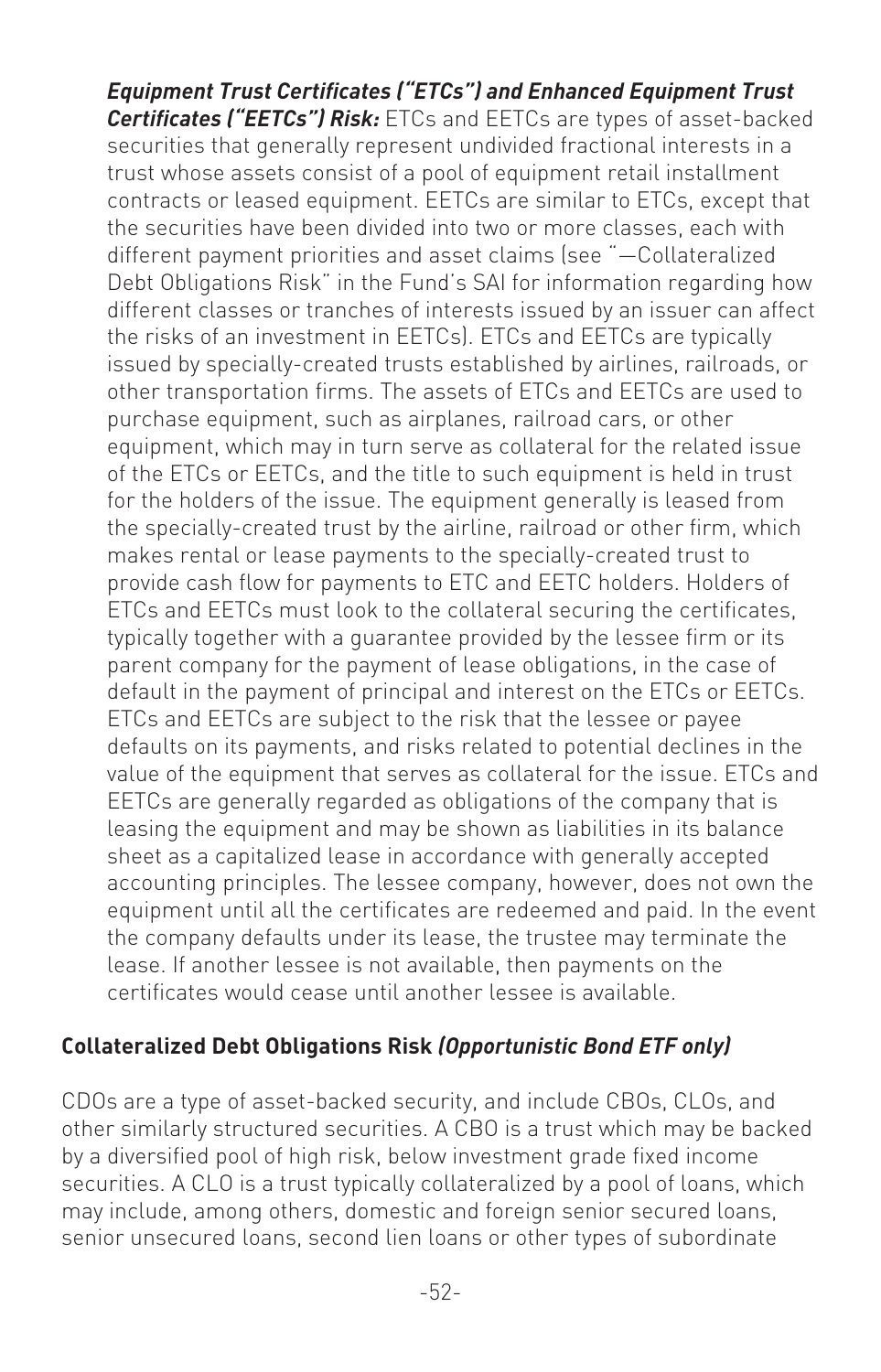***Equipment Trust Certificates ("ETCs") and Enhanced Equipment Trust Certificates ("EETCs") Risk:*** ETCs and EETCs are types of asset-backed securities that generally represent undivided fractional interests in a trust whose assets consist of a pool of equipment retail installment contracts or leased equipment. EETCs are similar to ETCs, except that the securities have been divided into two or more classes, each with different payment priorities and asset claims (see "—Collateralized Debt Obligations Risk" in the Fund's SAI for information regarding how different classes or tranches of interests issued by an issuer can affect the risks of an investment in EETCs). ETCs and EETCs are typically issued by specially-created trusts established by airlines, railroads, or other transportation firms. The assets of ETCs and EETCs are used to purchase equipment, such as airplanes, railroad cars, or other equipment, which may in turn serve as collateral for the related issue of the ETCs or EETCs, and the title to such equipment is held in trust for the holders of the issue. The equipment generally is leased from the specially-created trust by the airline, railroad or other firm, which makes rental or lease payments to the specially-created trust to provide cash flow for payments to ETC and EETC holders. Holders of ETCs and EETCs must look to the collateral securing the certificates, typically together with a guarantee provided by the lessee firm or its parent company for the payment of lease obligations, in the case of default in the payment of principal and interest on the ETCs or EETCs. ETCs and EETCs are subject to the risk that the lessee or payee defaults on its payments, and risks related to potential declines in the value of the equipment that serves as collateral for the issue. ETCs and EETCs are generally regarded as obligations of the company that is leasing the equipment and may be shown as liabilities in its balance sheet as a capitalized lease in accordance with generally accepted accounting principles. The lessee company, however, does not own the equipment until all the certificates are redeemed and paid. In the event the company defaults under its lease, the trustee may terminate the lease. If another lessee is not available, then payments on the certificates would cease until another lessee is available.

### Collateralized Debt Obligations Risk *(Opportunistic Bond ETF only)*

CDOs are a type of asset-backed security, and include CBOs, CLOs, and other similarly structured securities. A CBO is a trust which may be backed by a diversified pool of high risk, below investment grade fixed income securities. A CLO is a trust typically collateralized by a pool of loans, which may include, among others, domestic and foreign senior secured loans, senior unsecured loans, second lien loans or other types of subordinate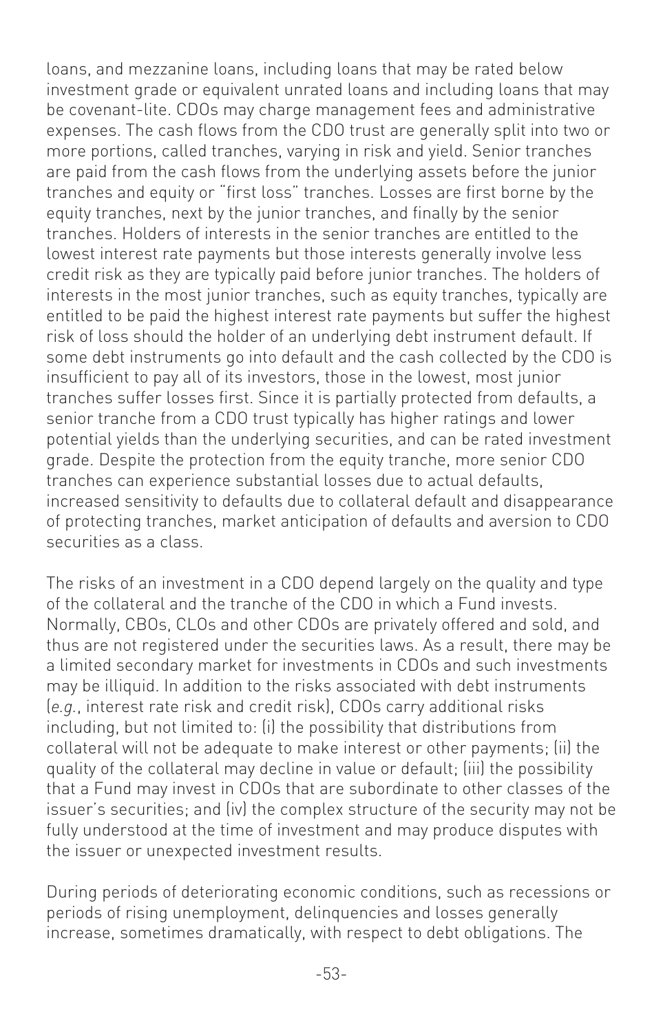loans, and mezzanine loans, including loans that may be rated below investment grade or equivalent unrated loans and including loans that may be covenant-lite. CDOs may charge management fees and administrative expenses. The cash flows from the CDO trust are generally split into two or more portions, called tranches, varying in risk and yield. Senior tranches are paid from the cash flows from the underlying assets before the junior tranches and equity or "first loss" tranches. Losses are first borne by the equity tranches, next by the junior tranches, and finally by the senior tranches. Holders of interests in the senior tranches are entitled to the lowest interest rate payments but those interests generally involve less credit risk as they are typically paid before junior tranches. The holders of interests in the most junior tranches, such as equity tranches, typically are entitled to be paid the highest interest rate payments but suffer the highest risk of loss should the holder of an underlying debt instrument default. If some debt instruments go into default and the cash collected by the CDO is insufficient to pay all of its investors, those in the lowest, most junior tranches suffer losses first. Since it is partially protected from defaults, a senior tranche from a CDO trust typically has higher ratings and lower potential yields than the underlying securities, and can be rated investment grade. Despite the protection from the equity tranche, more senior CDO tranches can experience substantial losses due to actual defaults, increased sensitivity to defaults due to collateral default and disappearance of protecting tranches, market anticipation of defaults and aversion to CDO securities as a class.

The risks of an investment in a CDO depend largely on the quality and type of the collateral and the tranche of the CDO in which a Fund invests. Normally, CBOs, CLOs and other CDOs are privately offered and sold, and thus are not registered under the securities laws. As a result, there may be a limited secondary market for investments in CDOs and such investments may be illiquid. In addition to the risks associated with debt instruments (*e.g.*, interest rate risk and credit risk), CDOs carry additional risks including, but not limited to: (i) the possibility that distributions from collateral will not be adequate to make interest or other payments; (ii) the quality of the collateral may decline in value or default; (iii) the possibility that a Fund may invest in CDOs that are subordinate to other classes of the issuer's securities; and (iv) the complex structure of the security may not be fully understood at the time of investment and may produce disputes with the issuer or unexpected investment results.

During periods of deteriorating economic conditions, such as recessions or periods of rising unemployment, delinquencies and losses generally increase, sometimes dramatically, with respect to debt obligations. The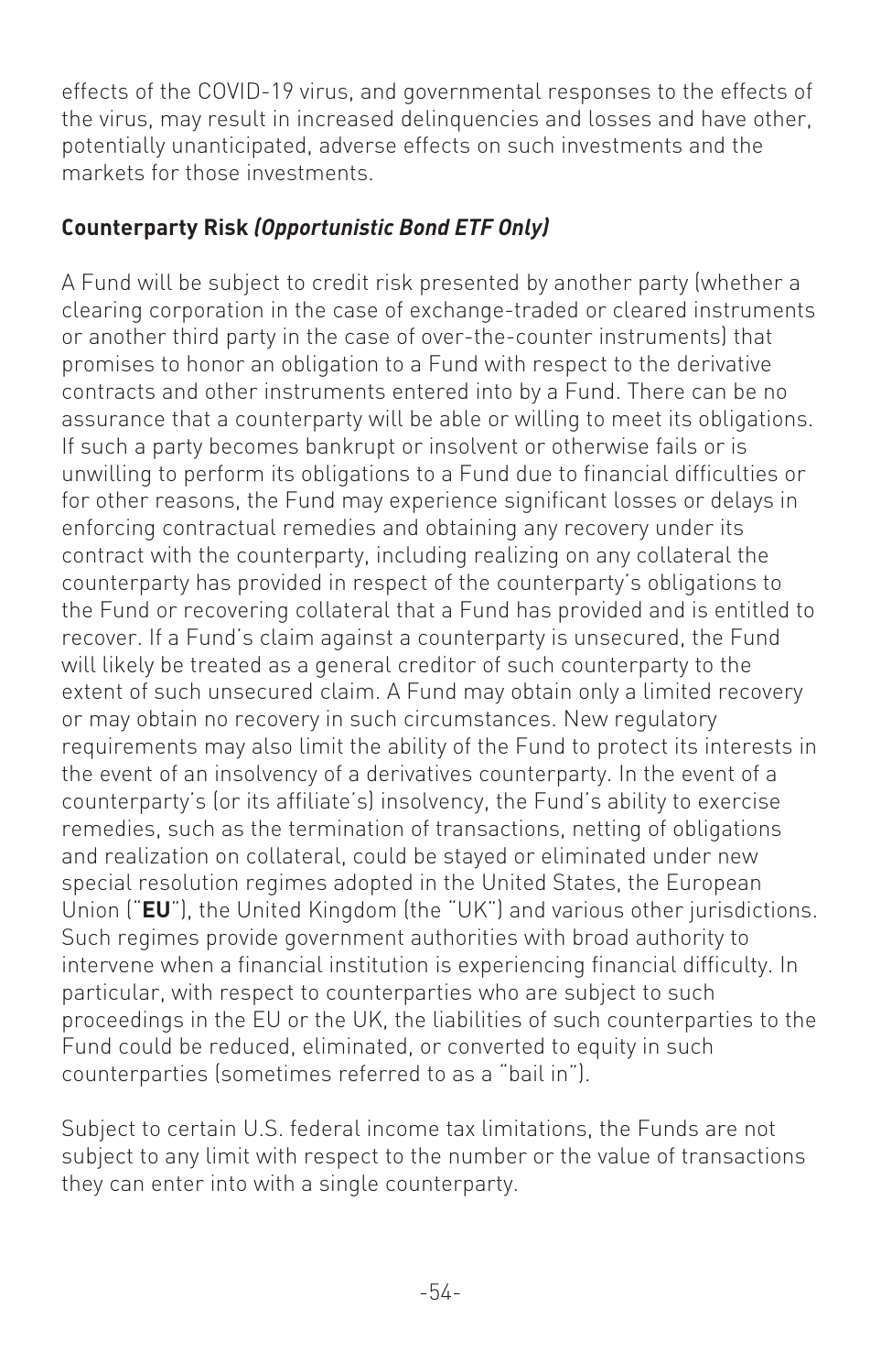effects of the COVID-19 virus, and governmental responses to the effects of the virus, may result in increased delinquencies and losses and have other, potentially unanticipated, adverse effects on such investments and the markets for those investments.

**Counterparty Risk *(Opportunistic Bond ETF Only)***

A Fund will be subject to credit risk presented by another party (whether a clearing corporation in the case of exchange-traded or cleared instruments or another third party in the case of over-the-counter instruments) that promises to honor an obligation to a Fund with respect to the derivative contracts and other instruments entered into by a Fund. There can be no assurance that a counterparty will be able or willing to meet its obligations. If such a party becomes bankrupt or insolvent or otherwise fails or is unwilling to perform its obligations to a Fund due to financial difficulties or for other reasons, the Fund may experience significant losses or delays in enforcing contractual remedies and obtaining any recovery under its contract with the counterparty, including realizing on any collateral the counterparty has provided in respect of the counterparty's obligations to the Fund or recovering collateral that a Fund has provided and is entitled to recover. If a Fund's claim against a counterparty is unsecured, the Fund will likely be treated as a general creditor of such counterparty to the extent of such unsecured claim. A Fund may obtain only a limited recovery or may obtain no recovery in such circumstances. New regulatory requirements may also limit the ability of the Fund to protect its interests in the event of an insolvency of a derivatives counterparty. In the event of a counterparty's (or its affiliate's) insolvency, the Fund's ability to exercise remedies, such as the termination of transactions, netting of obligations and realization on collateral, could be stayed or eliminated under new special resolution regimes adopted in the United States, the European Union ("**EU**"), the United Kingdom (the "UK") and various other jurisdictions. Such regimes provide government authorities with broad authority to intervene when a financial institution is experiencing financial difficulty. In particular, with respect to counterparties who are subject to such proceedings in the EU or the UK, the liabilities of such counterparties to the Fund could be reduced, eliminated, or converted to equity in such counterparties (sometimes referred to as a "bail in").

Subject to certain U.S. federal income tax limitations, the Funds are not subject to any limit with respect to the number or the value of transactions they can enter into with a single counterparty.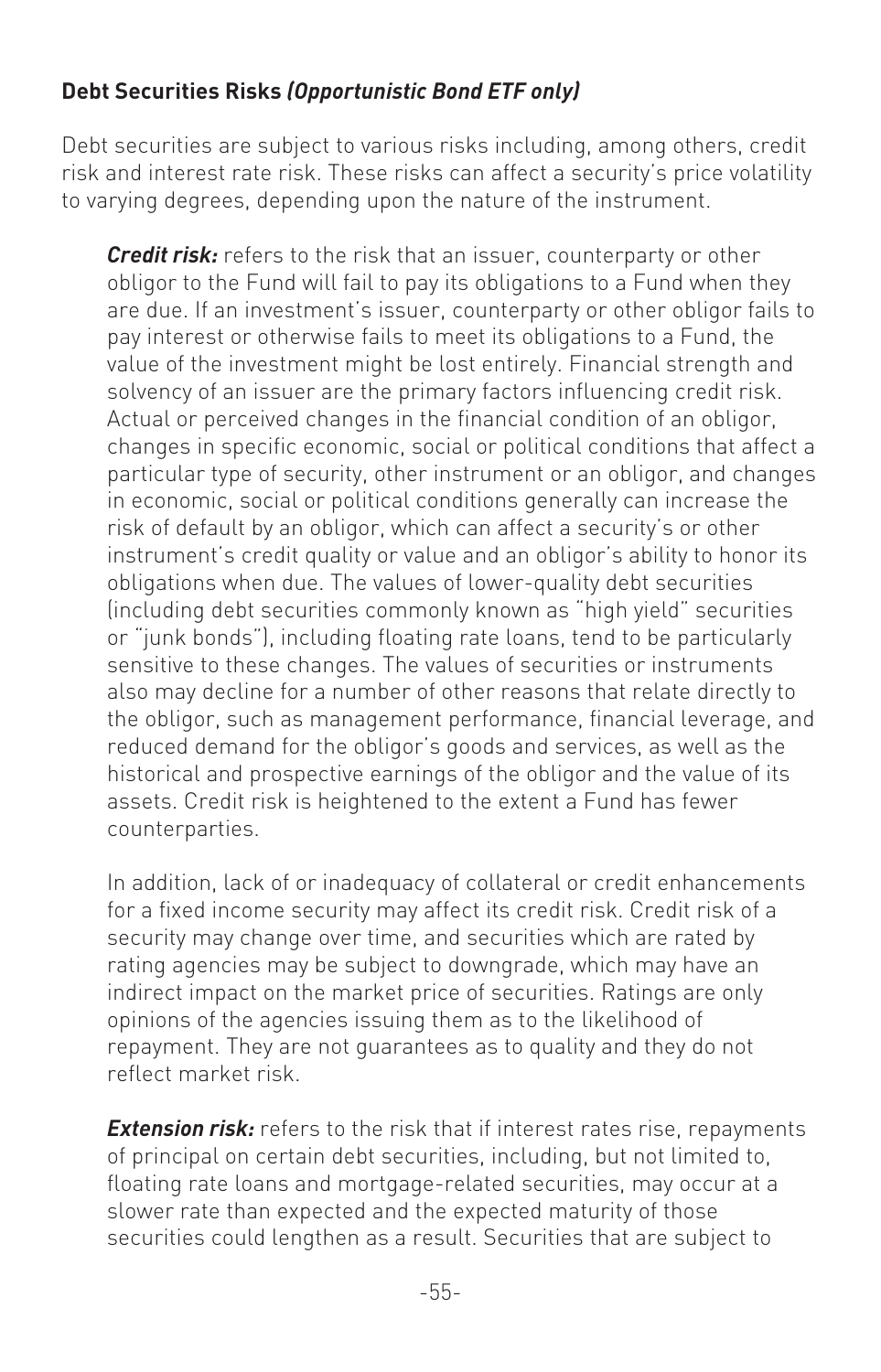**Debt Securities Risks *(Opportunistic Bond ETF only)***

Debt securities are subject to various risks including, among others, credit risk and interest rate risk. These risks can affect a security's price volatility to varying degrees, depending upon the nature of the instrument.

***Credit risk:*** refers to the risk that an issuer, counterparty or other obligor to the Fund will fail to pay its obligations to a Fund when they are due. If an investment's issuer, counterparty or other obligor fails to pay interest or otherwise fails to meet its obligations to a Fund, the value of the investment might be lost entirely. Financial strength and solvency of an issuer are the primary factors influencing credit risk. Actual or perceived changes in the financial condition of an obligor, changes in specific economic, social or political conditions that affect a particular type of security, other instrument or an obligor, and changes in economic, social or political conditions generally can increase the risk of default by an obligor, which can affect a security's or other instrument's credit quality or value and an obligor's ability to honor its obligations when due. The values of lower-quality debt securities (including debt securities commonly known as "high yield" securities or "junk bonds"), including floating rate loans, tend to be particularly sensitive to these changes. The values of securities or instruments also may decline for a number of other reasons that relate directly to the obligor, such as management performance, financial leverage, and reduced demand for the obligor's goods and services, as well as the historical and prospective earnings of the obligor and the value of its assets. Credit risk is heightened to the extent a Fund has fewer counterparties.

In addition, lack of or inadequacy of collateral or credit enhancements for a fixed income security may affect its credit risk. Credit risk of a security may change over time, and securities which are rated by rating agencies may be subject to downgrade, which may have an indirect impact on the market price of securities. Ratings are only opinions of the agencies issuing them as to the likelihood of repayment. They are not guarantees as to quality and they do not reflect market risk.

***Extension risk:*** refers to the risk that if interest rates rise, repayments of principal on certain debt securities, including, but not limited to, floating rate loans and mortgage-related securities, may occur at a slower rate than expected and the expected maturity of those securities could lengthen as a result. Securities that are subject to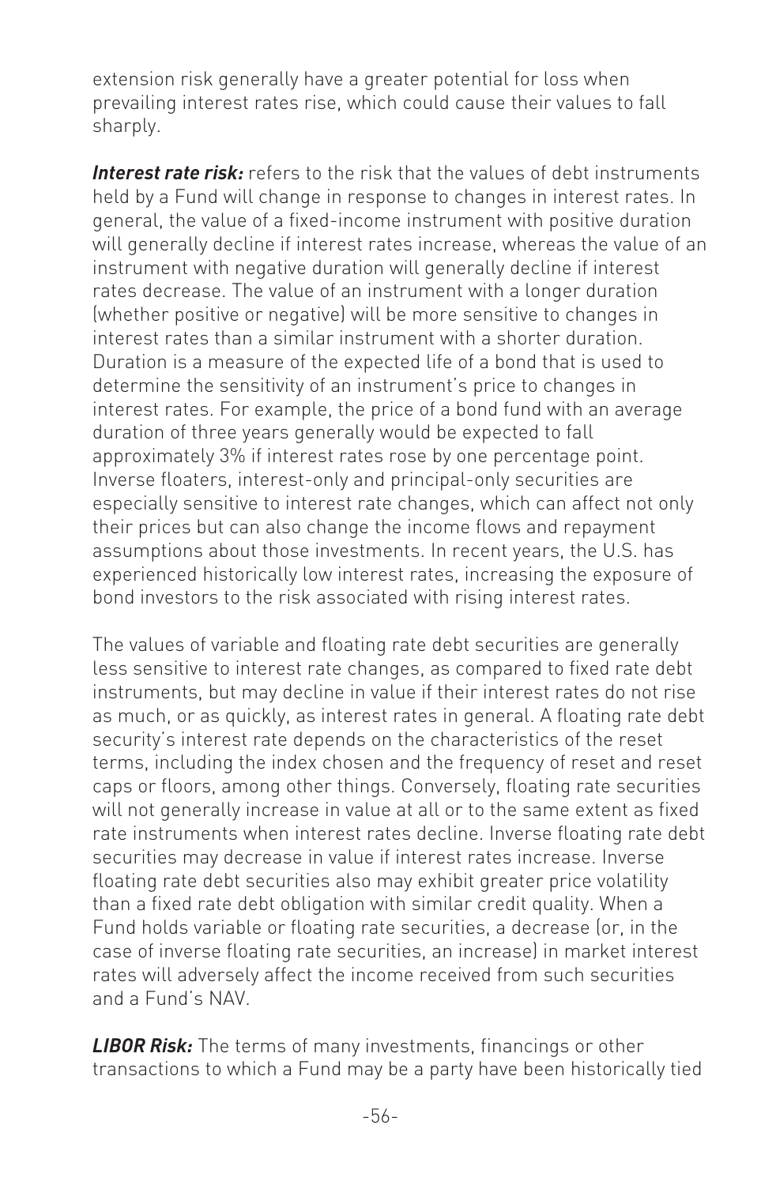extension risk generally have a greater potential for loss when prevailing interest rates rise, which could cause their values to fall sharply.

***Interest rate risk:*** refers to the risk that the values of debt instruments held by a Fund will change in response to changes in interest rates. In general, the value of a fixed-income instrument with positive duration will generally decline if interest rates increase, whereas the value of an instrument with negative duration will generally decline if interest rates decrease. The value of an instrument with a longer duration (whether positive or negative) will be more sensitive to changes in interest rates than a similar instrument with a shorter duration. Duration is a measure of the expected life of a bond that is used to determine the sensitivity of an instrument's price to changes in interest rates. For example, the price of a bond fund with an average duration of three years generally would be expected to fall approximately 3% if interest rates rose by one percentage point. Inverse floaters, interest-only and principal-only securities are especially sensitive to interest rate changes, which can affect not only their prices but can also change the income flows and repayment assumptions about those investments. In recent years, the U.S. has experienced historically low interest rates, increasing the exposure of bond investors to the risk associated with rising interest rates.

The values of variable and floating rate debt securities are generally less sensitive to interest rate changes, as compared to fixed rate debt instruments, but may decline in value if their interest rates do not rise as much, or as quickly, as interest rates in general. A floating rate debt security's interest rate depends on the characteristics of the reset terms, including the index chosen and the frequency of reset and reset caps or floors, among other things. Conversely, floating rate securities will not generally increase in value at all or to the same extent as fixed rate instruments when interest rates decline. Inverse floating rate debt securities may decrease in value if interest rates increase. Inverse floating rate debt securities also may exhibit greater price volatility than a fixed rate debt obligation with similar credit quality. When a Fund holds variable or floating rate securities, a decrease (or, in the case of inverse floating rate securities, an increase) in market interest rates will adversely affect the income received from such securities and a Fund's NAV.

***LIBOR Risk:*** The terms of many investments, financings or other transactions to which a Fund may be a party have been historically tied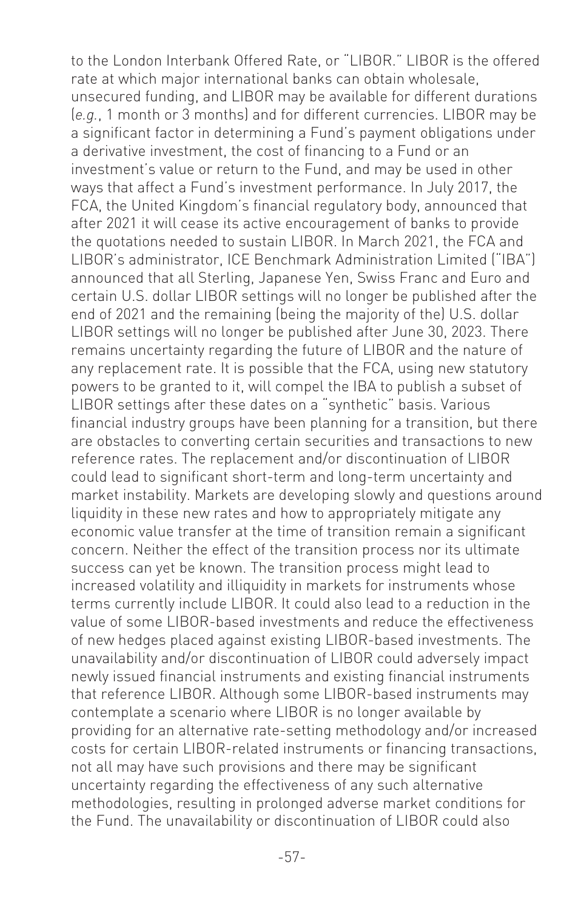to the London Interbank Offered Rate, or "LIBOR." LIBOR is the offered rate at which major international banks can obtain wholesale, unsecured funding, and LIBOR may be available for different durations (*e.g.*, 1 month or 3 months) and for different currencies. LIBOR may be a significant factor in determining a Fund's payment obligations under a derivative investment, the cost of financing to a Fund or an investment's value or return to the Fund, and may be used in other ways that affect a Fund's investment performance. In July 2017, the FCA, the United Kingdom's financial regulatory body, announced that after 2021 it will cease its active encouragement of banks to provide the quotations needed to sustain LIBOR. In March 2021, the FCA and LIBOR's administrator, ICE Benchmark Administration Limited ("IBA") announced that all Sterling, Japanese Yen, Swiss Franc and Euro and certain U.S. dollar LIBOR settings will no longer be published after the end of 2021 and the remaining (being the majority of the) U.S. dollar LIBOR settings will no longer be published after June 30, 2023. There remains uncertainty regarding the future of LIBOR and the nature of any replacement rate. It is possible that the FCA, using new statutory powers to be granted to it, will compel the IBA to publish a subset of LIBOR settings after these dates on a "synthetic" basis. Various financial industry groups have been planning for a transition, but there are obstacles to converting certain securities and transactions to new reference rates. The replacement and/or discontinuation of LIBOR could lead to significant short-term and long-term uncertainty and market instability. Markets are developing slowly and questions around liquidity in these new rates and how to appropriately mitigate any economic value transfer at the time of transition remain a significant concern. Neither the effect of the transition process nor its ultimate success can yet be known. The transition process might lead to increased volatility and illiquidity in markets for instruments whose terms currently include LIBOR. It could also lead to a reduction in the value of some LIBOR-based investments and reduce the effectiveness of new hedges placed against existing LIBOR-based investments. The unavailability and/or discontinuation of LIBOR could adversely impact newly issued financial instruments and existing financial instruments that reference LIBOR. Although some LIBOR-based instruments may contemplate a scenario where LIBOR is no longer available by providing for an alternative rate-setting methodology and/or increased costs for certain LIBOR-related instruments or financing transactions, not all may have such provisions and there may be significant uncertainty regarding the effectiveness of any such alternative methodologies, resulting in prolonged adverse market conditions for the Fund. The unavailability or discontinuation of LIBOR could also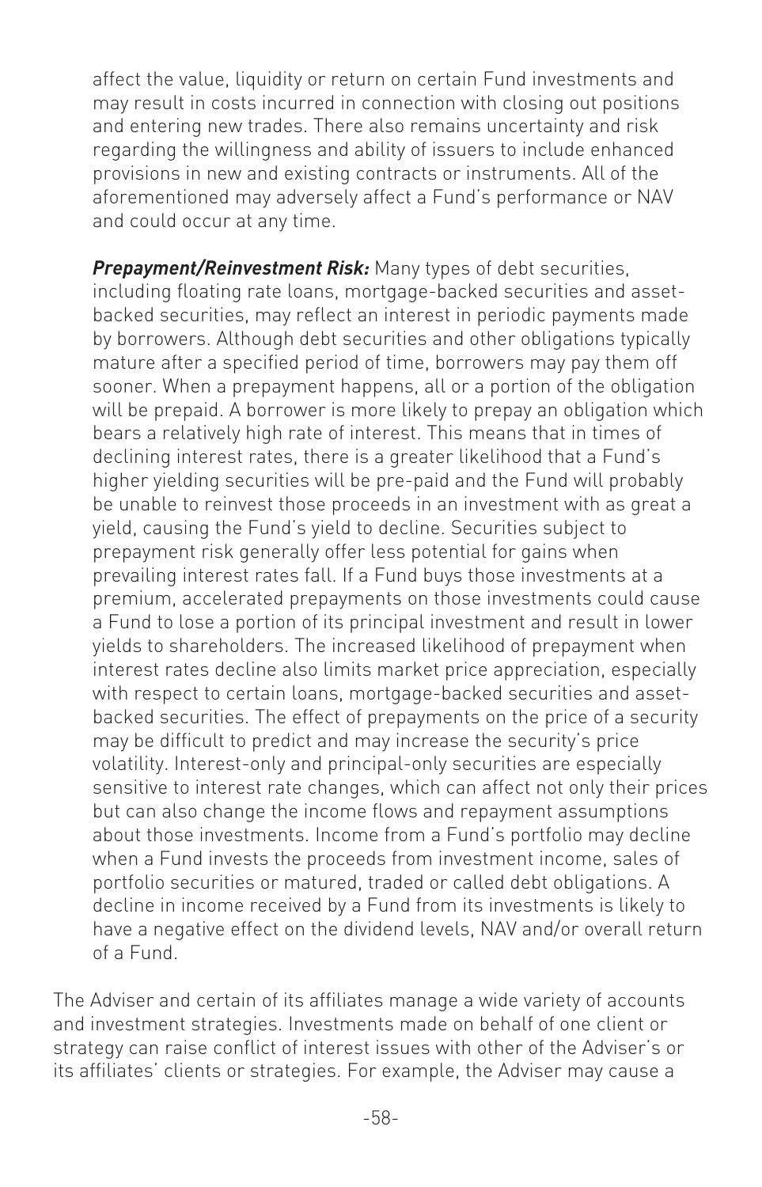affect the value, liquidity or return on certain Fund investments and may result in costs incurred in connection with closing out positions and entering new trades. There also remains uncertainty and risk regarding the willingness and ability of issuers to include enhanced provisions in new and existing contracts or instruments. All of the aforementioned may adversely affect a Fund's performance or NAV and could occur at any time.

***Prepayment/Reinvestment Risk:*** Many types of debt securities, including floating rate loans, mortgage-backed securities and asset-backed securities, may reflect an interest in periodic payments made by borrowers. Although debt securities and other obligations typically mature after a specified period of time, borrowers may pay them off sooner. When a prepayment happens, all or a portion of the obligation will be prepaid. A borrower is more likely to prepay an obligation which bears a relatively high rate of interest. This means that in times of declining interest rates, there is a greater likelihood that a Fund's higher yielding securities will be pre-paid and the Fund will probably be unable to reinvest those proceeds in an investment with as great a yield, causing the Fund's yield to decline. Securities subject to prepayment risk generally offer less potential for gains when prevailing interest rates fall. If a Fund buys those investments at a premium, accelerated prepayments on those investments could cause a Fund to lose a portion of its principal investment and result in lower yields to shareholders. The increased likelihood of prepayment when interest rates decline also limits market price appreciation, especially with respect to certain loans, mortgage-backed securities and asset-backed securities. The effect of prepayments on the price of a security may be difficult to predict and may increase the security's price volatility. Interest-only and principal-only securities are especially sensitive to interest rate changes, which can affect not only their prices but can also change the income flows and repayment assumptions about those investments. Income from a Fund's portfolio may decline when a Fund invests the proceeds from investment income, sales of portfolio securities or matured, traded or called debt obligations. A decline in income received by a Fund from its investments is likely to have a negative effect on the dividend levels, NAV and/or overall return of a Fund.

The Adviser and certain of its affiliates manage a wide variety of accounts and investment strategies. Investments made on behalf of one client or strategy can raise conflict of interest issues with other of the Adviser's or its affiliates' clients or strategies. For example, the Adviser may cause a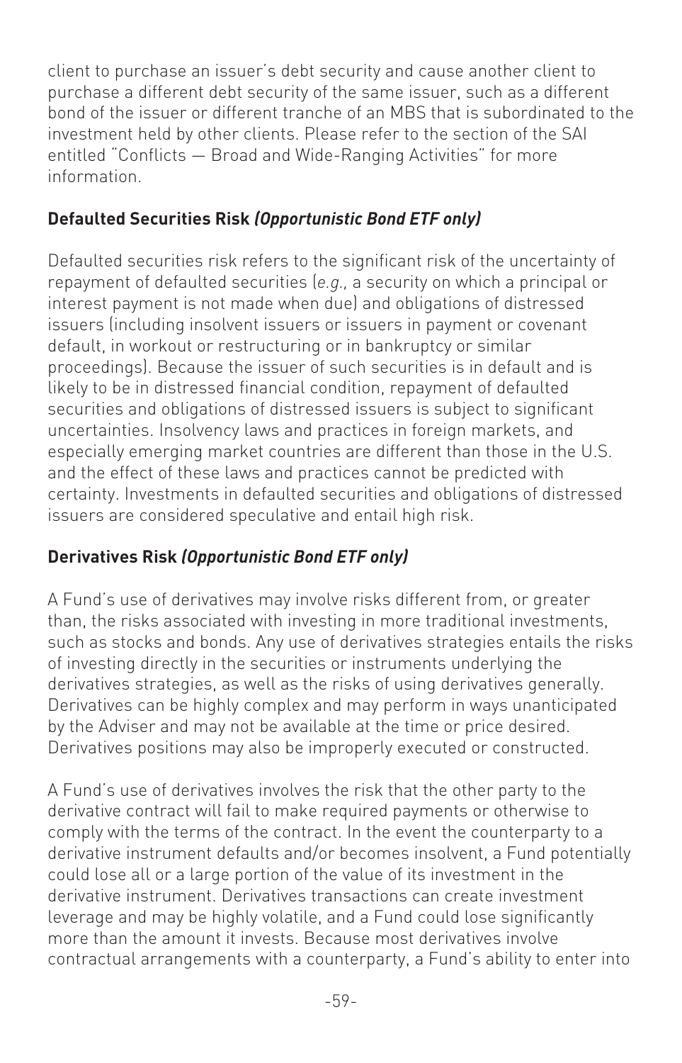client to purchase an issuer's debt security and cause another client to purchase a different debt security of the same issuer, such as a different bond of the issuer or different tranche of an MBS that is subordinated to the investment held by other clients. Please refer to the section of the SAI entitled "Conflicts — Broad and Wide-Ranging Activities" for more information.

### Defaulted Securities Risk *(Opportunistic Bond ETF only)*

Defaulted securities risk refers to the significant risk of the uncertainty of repayment of defaulted securities (*e.g.,* a security on which a principal or interest payment is not made when due) and obligations of distressed issuers (including insolvent issuers or issuers in payment or covenant default, in workout or restructuring or in bankruptcy or similar proceedings). Because the issuer of such securities is in default and is likely to be in distressed financial condition, repayment of defaulted securities and obligations of distressed issuers is subject to significant uncertainties. Insolvency laws and practices in foreign markets, and especially emerging market countries are different than those in the U.S. and the effect of these laws and practices cannot be predicted with certainty. Investments in defaulted securities and obligations of distressed issuers are considered speculative and entail high risk.

### Derivatives Risk *(Opportunistic Bond ETF only)*

A Fund's use of derivatives may involve risks different from, or greater than, the risks associated with investing in more traditional investments, such as stocks and bonds. Any use of derivatives strategies entails the risks of investing directly in the securities or instruments underlying the derivatives strategies, as well as the risks of using derivatives generally. Derivatives can be highly complex and may perform in ways unanticipated by the Adviser and may not be available at the time or price desired. Derivatives positions may also be improperly executed or constructed.

A Fund's use of derivatives involves the risk that the other party to the derivative contract will fail to make required payments or otherwise to comply with the terms of the contract. In the event the counterparty to a derivative instrument defaults and/or becomes insolvent, a Fund potentially could lose all or a large portion of the value of its investment in the derivative instrument. Derivatives transactions can create investment leverage and may be highly volatile, and a Fund could lose significantly more than the amount it invests. Because most derivatives involve contractual arrangements with a counterparty, a Fund's ability to enter into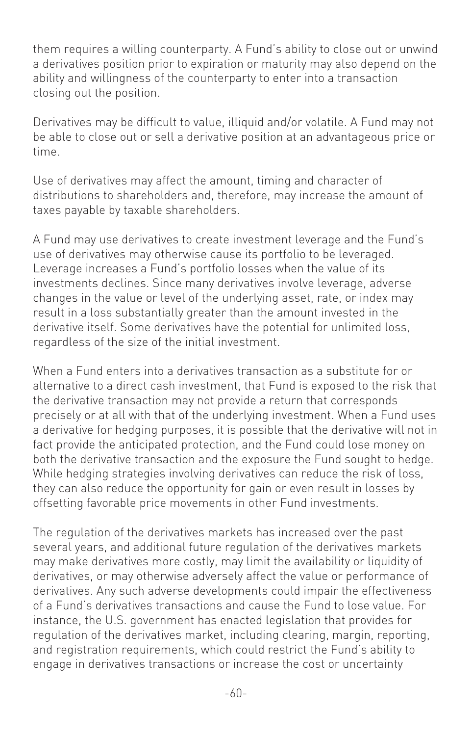them requires a willing counterparty. A Fund's ability to close out or unwind a derivatives position prior to expiration or maturity may also depend on the ability and willingness of the counterparty to enter into a transaction closing out the position.

Derivatives may be difficult to value, illiquid and/or volatile. A Fund may not be able to close out or sell a derivative position at an advantageous price or time.

Use of derivatives may affect the amount, timing and character of distributions to shareholders and, therefore, may increase the amount of taxes payable by taxable shareholders.

A Fund may use derivatives to create investment leverage and the Fund's use of derivatives may otherwise cause its portfolio to be leveraged. Leverage increases a Fund's portfolio losses when the value of its investments declines. Since many derivatives involve leverage, adverse changes in the value or level of the underlying asset, rate, or index may result in a loss substantially greater than the amount invested in the derivative itself. Some derivatives have the potential for unlimited loss, regardless of the size of the initial investment.

When a Fund enters into a derivatives transaction as a substitute for or alternative to a direct cash investment, that Fund is exposed to the risk that the derivative transaction may not provide a return that corresponds precisely or at all with that of the underlying investment. When a Fund uses a derivative for hedging purposes, it is possible that the derivative will not in fact provide the anticipated protection, and the Fund could lose money on both the derivative transaction and the exposure the Fund sought to hedge. While hedging strategies involving derivatives can reduce the risk of loss, they can also reduce the opportunity for gain or even result in losses by offsetting favorable price movements in other Fund investments.

The regulation of the derivatives markets has increased over the past several years, and additional future regulation of the derivatives markets may make derivatives more costly, may limit the availability or liquidity of derivatives, or may otherwise adversely affect the value or performance of derivatives. Any such adverse developments could impair the effectiveness of a Fund's derivatives transactions and cause the Fund to lose value. For instance, the U.S. government has enacted legislation that provides for regulation of the derivatives market, including clearing, margin, reporting, and registration requirements, which could restrict the Fund's ability to engage in derivatives transactions or increase the cost or uncertainty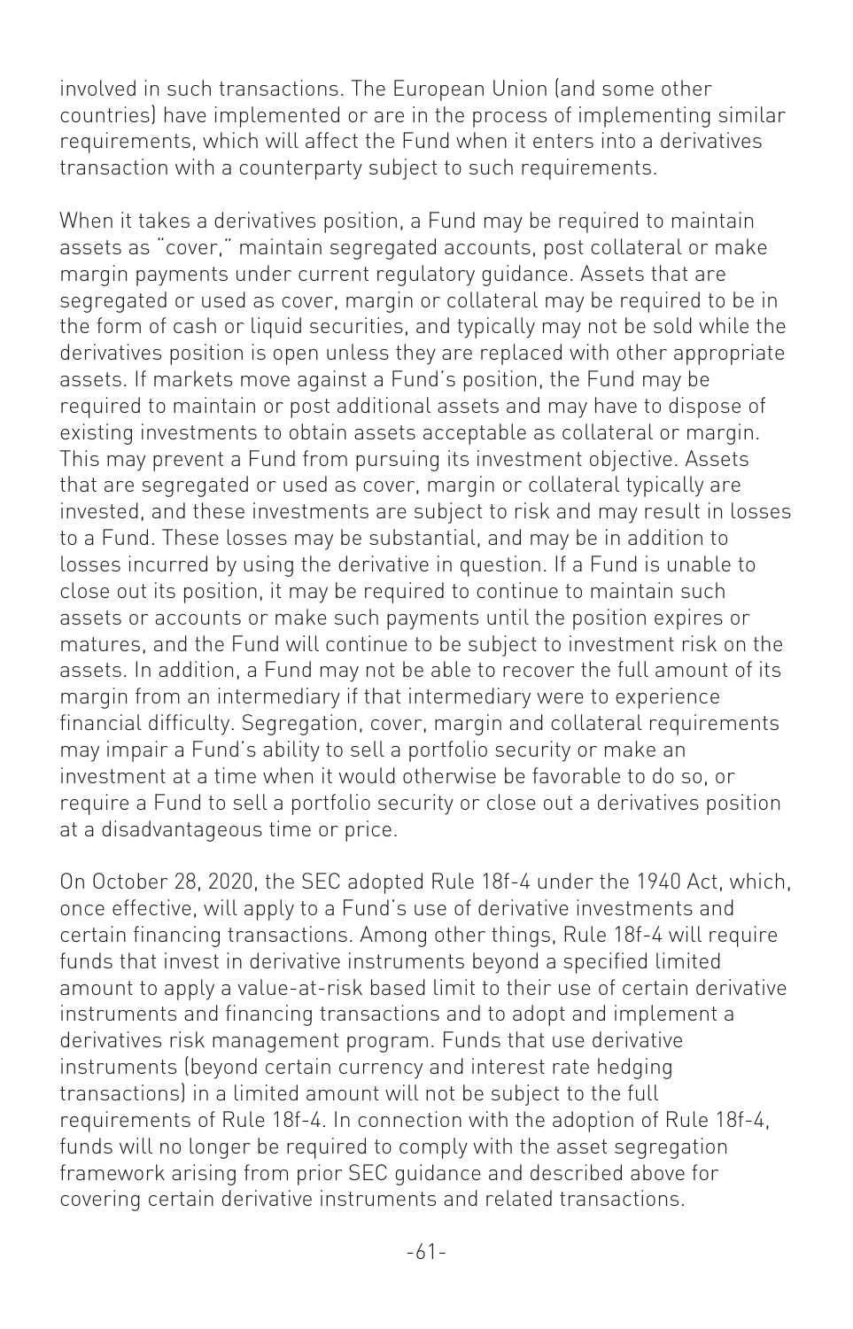involved in such transactions. The European Union (and some other countries) have implemented or are in the process of implementing similar requirements, which will affect the Fund when it enters into a derivatives transaction with a counterparty subject to such requirements.

When it takes a derivatives position, a Fund may be required to maintain assets as "cover," maintain segregated accounts, post collateral or make margin payments under current regulatory guidance. Assets that are segregated or used as cover, margin or collateral may be required to be in the form of cash or liquid securities, and typically may not be sold while the derivatives position is open unless they are replaced with other appropriate assets. If markets move against a Fund's position, the Fund may be required to maintain or post additional assets and may have to dispose of existing investments to obtain assets acceptable as collateral or margin. This may prevent a Fund from pursuing its investment objective. Assets that are segregated or used as cover, margin or collateral typically are invested, and these investments are subject to risk and may result in losses to a Fund. These losses may be substantial, and may be in addition to losses incurred by using the derivative in question. If a Fund is unable to close out its position, it may be required to continue to maintain such assets or accounts or make such payments until the position expires or matures, and the Fund will continue to be subject to investment risk on the assets. In addition, a Fund may not be able to recover the full amount of its margin from an intermediary if that intermediary were to experience financial difficulty. Segregation, cover, margin and collateral requirements may impair a Fund's ability to sell a portfolio security or make an investment at a time when it would otherwise be favorable to do so, or require a Fund to sell a portfolio security or close out a derivatives position at a disadvantageous time or price.

On October 28, 2020, the SEC adopted Rule 18f-4 under the 1940 Act, which, once effective, will apply to a Fund's use of derivative investments and certain financing transactions. Among other things, Rule 18f-4 will require funds that invest in derivative instruments beyond a specified limited amount to apply a value-at-risk based limit to their use of certain derivative instruments and financing transactions and to adopt and implement a derivatives risk management program. Funds that use derivative instruments (beyond certain currency and interest rate hedging transactions) in a limited amount will not be subject to the full requirements of Rule 18f-4. In connection with the adoption of Rule 18f-4, funds will no longer be required to comply with the asset segregation framework arising from prior SEC guidance and described above for covering certain derivative instruments and related transactions.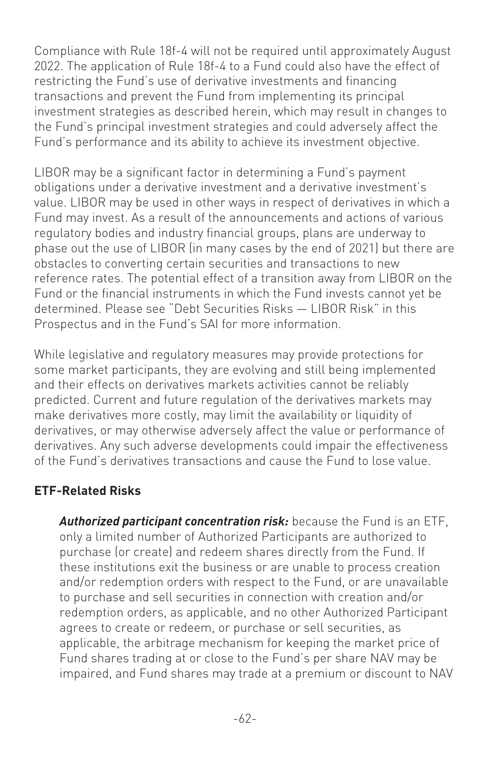Compliance with Rule 18f-4 will not be required until approximately August 2022. The application of Rule 18f-4 to a Fund could also have the effect of restricting the Fund's use of derivative investments and financing transactions and prevent the Fund from implementing its principal investment strategies as described herein, which may result in changes to the Fund's principal investment strategies and could adversely affect the Fund's performance and its ability to achieve its investment objective.

LIBOR may be a significant factor in determining a Fund's payment obligations under a derivative investment and a derivative investment's value. LIBOR may be used in other ways in respect of derivatives in which a Fund may invest. As a result of the announcements and actions of various regulatory bodies and industry financial groups, plans are underway to phase out the use of LIBOR (in many cases by the end of 2021) but there are obstacles to converting certain securities and transactions to new reference rates. The potential effect of a transition away from LIBOR on the Fund or the financial instruments in which the Fund invests cannot yet be determined. Please see "Debt Securities Risks — LIBOR Risk" in this Prospectus and in the Fund's SAI for more information.

While legislative and regulatory measures may provide protections for some market participants, they are evolving and still being implemented and their effects on derivatives markets activities cannot be reliably predicted. Current and future regulation of the derivatives markets may make derivatives more costly, may limit the availability or liquidity of derivatives, or may otherwise adversely affect the value or performance of derivatives. Any such adverse developments could impair the effectiveness of the Fund's derivatives transactions and cause the Fund to lose value.

**ETF-Related Risks**

***Authorized participant concentration risk:*** because the Fund is an ETF, only a limited number of Authorized Participants are authorized to purchase (or create) and redeem shares directly from the Fund. If these institutions exit the business or are unable to process creation and/or redemption orders with respect to the Fund, or are unavailable to purchase and sell securities in connection with creation and/or redemption orders, as applicable, and no other Authorized Participant agrees to create or redeem, or purchase or sell securities, as applicable, the arbitrage mechanism for keeping the market price of Fund shares trading at or close to the Fund's per share NAV may be impaired, and Fund shares may trade at a premium or discount to NAV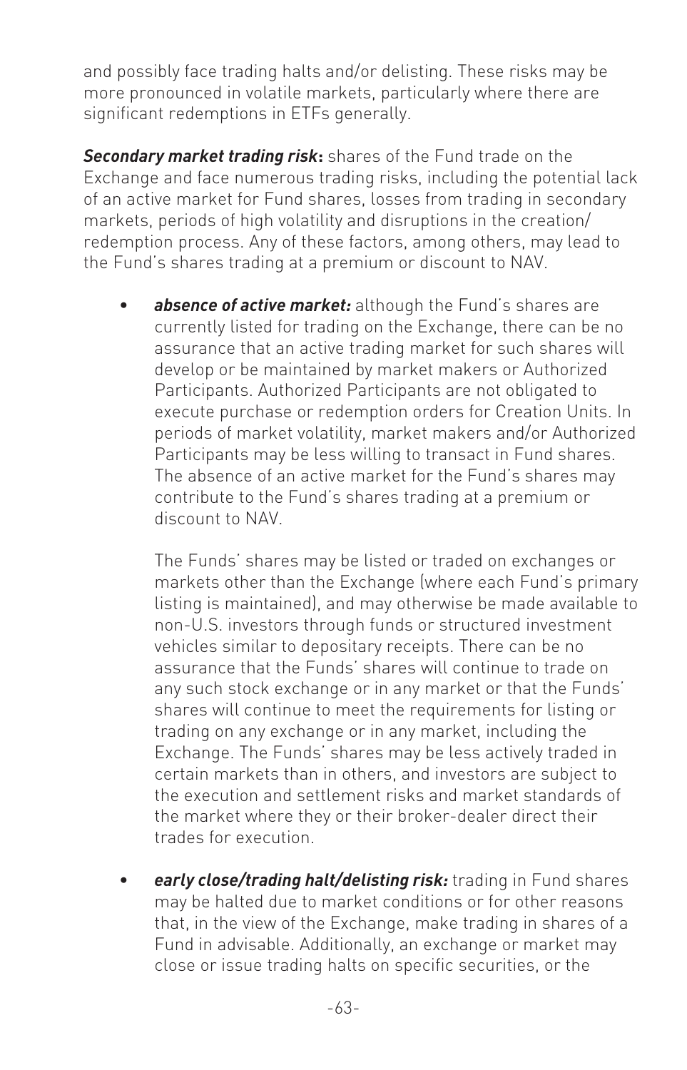and possibly face trading halts and/or delisting. These risks may be more pronounced in volatile markets, particularly where there are significant redemptions in ETFs generally.

***Secondary market trading risk*:** shares of the Fund trade on the Exchange and face numerous trading risks, including the potential lack of an active market for Fund shares, losses from trading in secondary markets, periods of high volatility and disruptions in the creation/redemption process. Any of these factors, among others, may lead to the Fund's shares trading at a premium or discount to NAV.

- ***absence of active market:*** although the Fund's shares are currently listed for trading on the Exchange, there can be no assurance that an active trading market for such shares will develop or be maintained by market makers or Authorized Participants. Authorized Participants are not obligated to execute purchase or redemption orders for Creation Units. In periods of market volatility, market makers and/or Authorized Participants may be less willing to transact in Fund shares. The absence of an active market for the Fund's shares may contribute to the Fund's shares trading at a premium or discount to NAV.

  The Funds' shares may be listed or traded on exchanges or markets other than the Exchange (where each Fund's primary listing is maintained), and may otherwise be made available to non-U.S. investors through funds or structured investment vehicles similar to depositary receipts. There can be no assurance that the Funds' shares will continue to trade on any such stock exchange or in any market or that the Funds' shares will continue to meet the requirements for listing or trading on any exchange or in any market, including the Exchange. The Funds' shares may be less actively traded in certain markets than in others, and investors are subject to the execution and settlement risks and market standards of the market where they or their broker-dealer direct their trades for execution.

- ***early close/trading halt/delisting risk:*** trading in Fund shares may be halted due to market conditions or for other reasons that, in the view of the Exchange, make trading in shares of a Fund in advisable. Additionally, an exchange or market may close or issue trading halts on specific securities, or the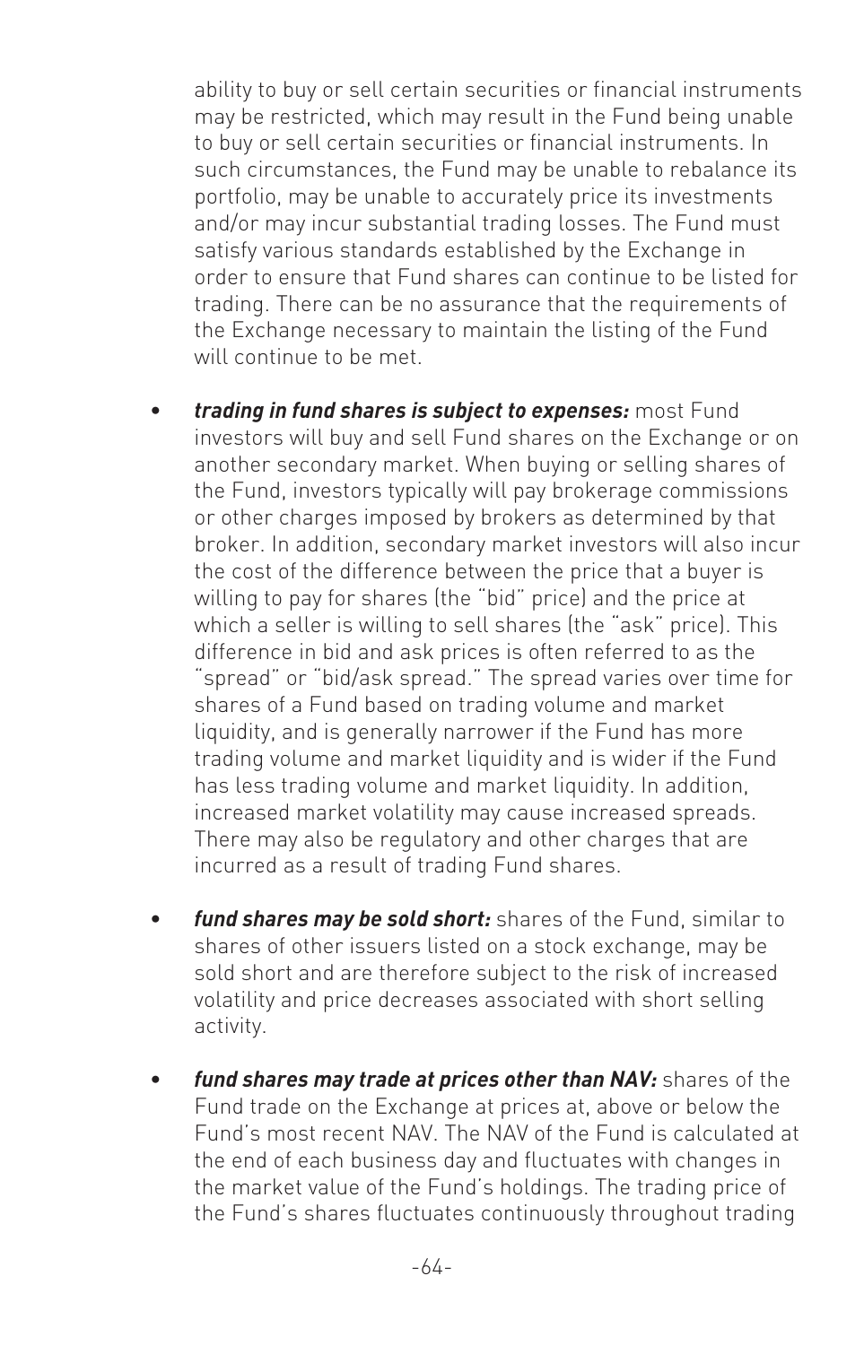ability to buy or sell certain securities or financial instruments may be restricted, which may result in the Fund being unable to buy or sell certain securities or financial instruments. In such circumstances, the Fund may be unable to rebalance its portfolio, may be unable to accurately price its investments and/or may incur substantial trading losses. The Fund must satisfy various standards established by the Exchange in order to ensure that Fund shares can continue to be listed for trading. There can be no assurance that the requirements of the Exchange necessary to maintain the listing of the Fund will continue to be met.

- ***trading in fund shares is subject to expenses:*** most Fund investors will buy and sell Fund shares on the Exchange or on another secondary market. When buying or selling shares of the Fund, investors typically will pay brokerage commissions or other charges imposed by brokers as determined by that broker. In addition, secondary market investors will also incur the cost of the difference between the price that a buyer is willing to pay for shares (the "bid" price) and the price at which a seller is willing to sell shares (the "ask" price). This difference in bid and ask prices is often referred to as the "spread" or "bid/ask spread." The spread varies over time for shares of a Fund based on trading volume and market liquidity, and is generally narrower if the Fund has more trading volume and market liquidity and is wider if the Fund has less trading volume and market liquidity. In addition, increased market volatility may cause increased spreads. There may also be regulatory and other charges that are incurred as a result of trading Fund shares.

- ***fund shares may be sold short:*** shares of the Fund, similar to shares of other issuers listed on a stock exchange, may be sold short and are therefore subject to the risk of increased volatility and price decreases associated with short selling activity.

- ***fund shares may trade at prices other than NAV:*** shares of the Fund trade on the Exchange at prices at, above or below the Fund's most recent NAV. The NAV of the Fund is calculated at the end of each business day and fluctuates with changes in the market value of the Fund's holdings. The trading price of the Fund's shares fluctuates continuously throughout trading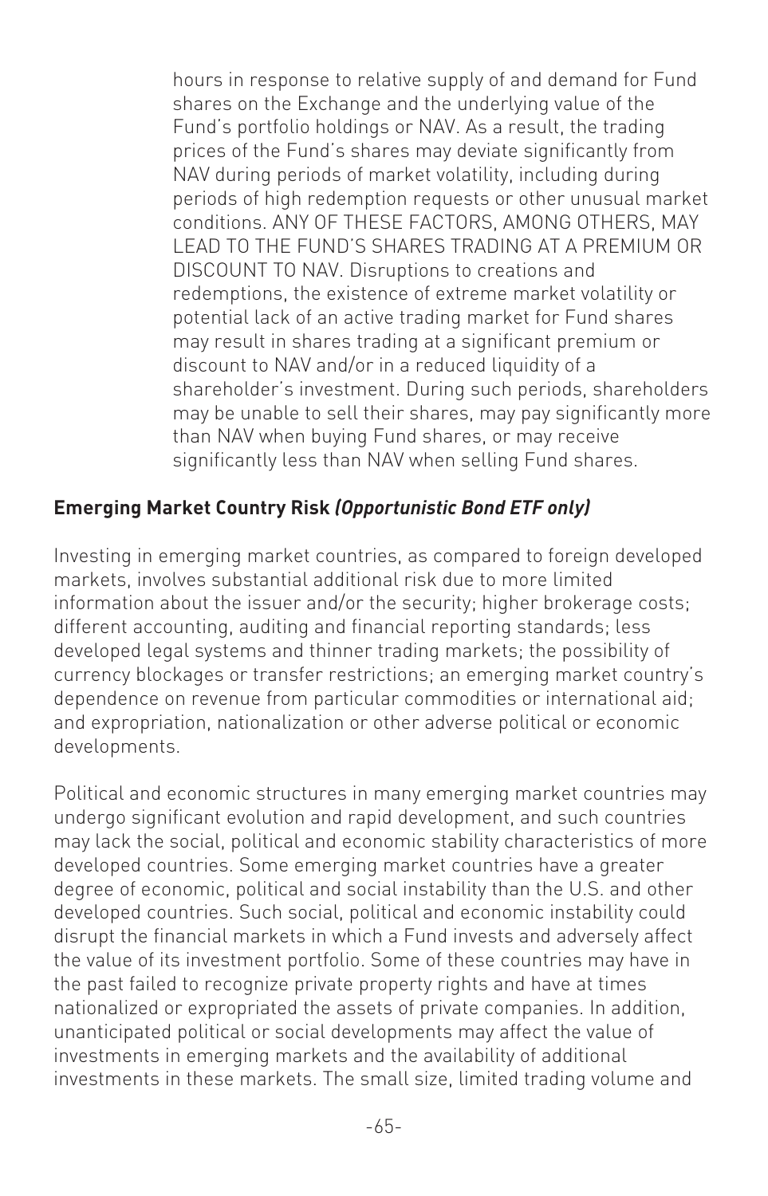hours in response to relative supply of and demand for Fund shares on the Exchange and the underlying value of the Fund's portfolio holdings or NAV. As a result, the trading prices of the Fund's shares may deviate significantly from NAV during periods of market volatility, including during periods of high redemption requests or other unusual market conditions. ANY OF THESE FACTORS, AMONG OTHERS, MAY LEAD TO THE FUND'S SHARES TRADING AT A PREMIUM OR DISCOUNT TO NAV. Disruptions to creations and redemptions, the existence of extreme market volatility or potential lack of an active trading market for Fund shares may result in shares trading at a significant premium or discount to NAV and/or in a reduced liquidity of a shareholder's investment. During such periods, shareholders may be unable to sell their shares, may pay significantly more than NAV when buying Fund shares, or may receive significantly less than NAV when selling Fund shares.

**Emerging Market Country Risk *(Opportunistic Bond ETF only)***

Investing in emerging market countries, as compared to foreign developed markets, involves substantial additional risk due to more limited information about the issuer and/or the security; higher brokerage costs; different accounting, auditing and financial reporting standards; less developed legal systems and thinner trading markets; the possibility of currency blockages or transfer restrictions; an emerging market country's dependence on revenue from particular commodities or international aid; and expropriation, nationalization or other adverse political or economic developments.

Political and economic structures in many emerging market countries may undergo significant evolution and rapid development, and such countries may lack the social, political and economic stability characteristics of more developed countries. Some emerging market countries have a greater degree of economic, political and social instability than the U.S. and other developed countries. Such social, political and economic instability could disrupt the financial markets in which a Fund invests and adversely affect the value of its investment portfolio. Some of these countries may have in the past failed to recognize private property rights and have at times nationalized or expropriated the assets of private companies. In addition, unanticipated political or social developments may affect the value of investments in emerging markets and the availability of additional investments in these markets. The small size, limited trading volume and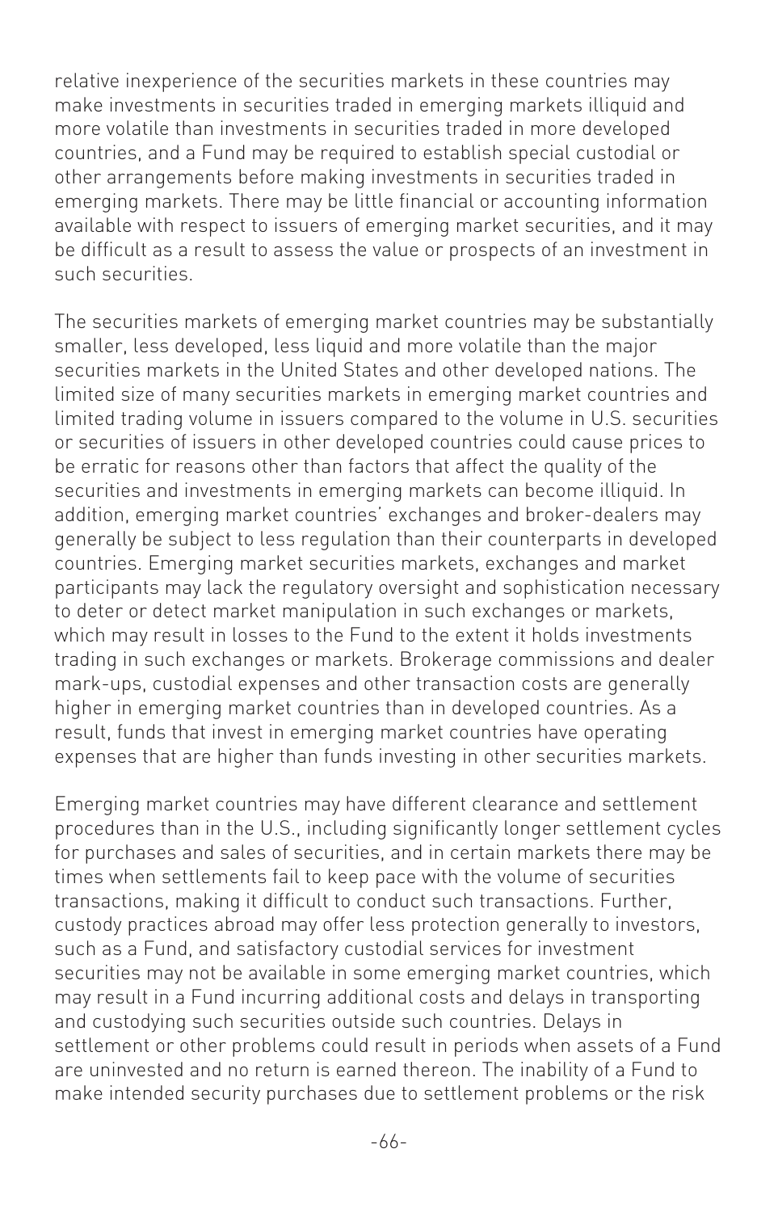relative inexperience of the securities markets in these countries may make investments in securities traded in emerging markets illiquid and more volatile than investments in securities traded in more developed countries, and a Fund may be required to establish special custodial or other arrangements before making investments in securities traded in emerging markets. There may be little financial or accounting information available with respect to issuers of emerging market securities, and it may be difficult as a result to assess the value or prospects of an investment in such securities.

The securities markets of emerging market countries may be substantially smaller, less developed, less liquid and more volatile than the major securities markets in the United States and other developed nations. The limited size of many securities markets in emerging market countries and limited trading volume in issuers compared to the volume in U.S. securities or securities of issuers in other developed countries could cause prices to be erratic for reasons other than factors that affect the quality of the securities and investments in emerging markets can become illiquid. In addition, emerging market countries' exchanges and broker-dealers may generally be subject to less regulation than their counterparts in developed countries. Emerging market securities markets, exchanges and market participants may lack the regulatory oversight and sophistication necessary to deter or detect market manipulation in such exchanges or markets, which may result in losses to the Fund to the extent it holds investments trading in such exchanges or markets. Brokerage commissions and dealer mark-ups, custodial expenses and other transaction costs are generally higher in emerging market countries than in developed countries. As a result, funds that invest in emerging market countries have operating expenses that are higher than funds investing in other securities markets.

Emerging market countries may have different clearance and settlement procedures than in the U.S., including significantly longer settlement cycles for purchases and sales of securities, and in certain markets there may be times when settlements fail to keep pace with the volume of securities transactions, making it difficult to conduct such transactions. Further, custody practices abroad may offer less protection generally to investors, such as a Fund, and satisfactory custodial services for investment securities may not be available in some emerging market countries, which may result in a Fund incurring additional costs and delays in transporting and custodying such securities outside such countries. Delays in settlement or other problems could result in periods when assets of a Fund are uninvested and no return is earned thereon. The inability of a Fund to make intended security purchases due to settlement problems or the risk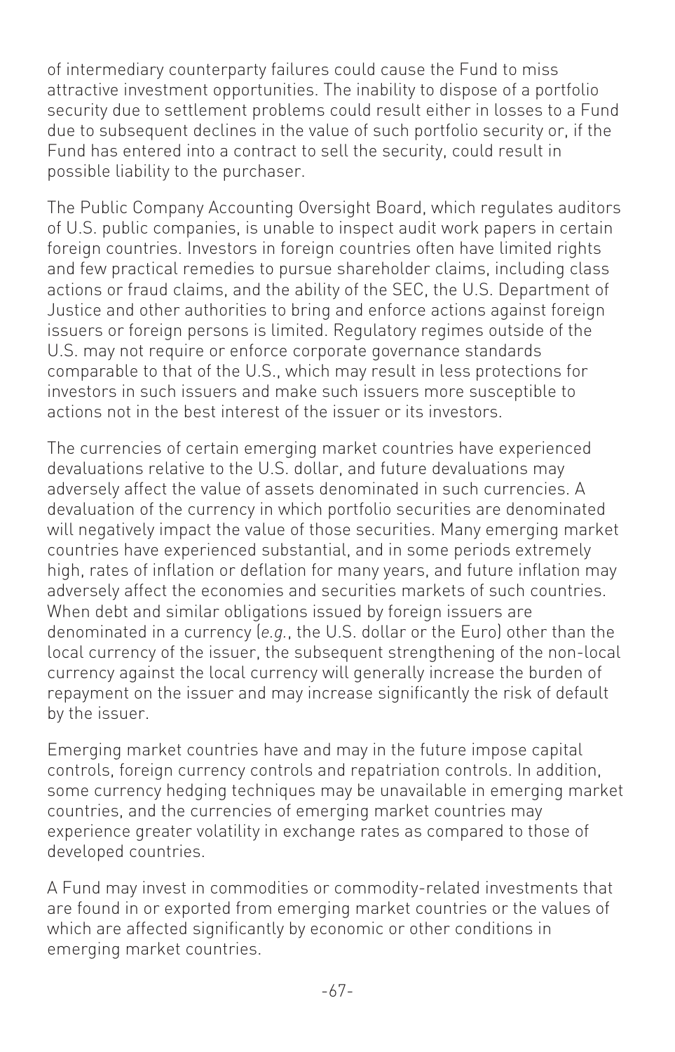of intermediary counterparty failures could cause the Fund to miss attractive investment opportunities. The inability to dispose of a portfolio security due to settlement problems could result either in losses to a Fund due to subsequent declines in the value of such portfolio security or, if the Fund has entered into a contract to sell the security, could result in possible liability to the purchaser.

The Public Company Accounting Oversight Board, which regulates auditors of U.S. public companies, is unable to inspect audit work papers in certain foreign countries. Investors in foreign countries often have limited rights and few practical remedies to pursue shareholder claims, including class actions or fraud claims, and the ability of the SEC, the U.S. Department of Justice and other authorities to bring and enforce actions against foreign issuers or foreign persons is limited. Regulatory regimes outside of the U.S. may not require or enforce corporate governance standards comparable to that of the U.S., which may result in less protections for investors in such issuers and make such issuers more susceptible to actions not in the best interest of the issuer or its investors.

The currencies of certain emerging market countries have experienced devaluations relative to the U.S. dollar, and future devaluations may adversely affect the value of assets denominated in such currencies. A devaluation of the currency in which portfolio securities are denominated will negatively impact the value of those securities. Many emerging market countries have experienced substantial, and in some periods extremely high, rates of inflation or deflation for many years, and future inflation may adversely affect the economies and securities markets of such countries. When debt and similar obligations issued by foreign issuers are denominated in a currency (*e.g.*, the U.S. dollar or the Euro) other than the local currency of the issuer, the subsequent strengthening of the non-local currency against the local currency will generally increase the burden of repayment on the issuer and may increase significantly the risk of default by the issuer.

Emerging market countries have and may in the future impose capital controls, foreign currency controls and repatriation controls. In addition, some currency hedging techniques may be unavailable in emerging market countries, and the currencies of emerging market countries may experience greater volatility in exchange rates as compared to those of developed countries.

A Fund may invest in commodities or commodity-related investments that are found in or exported from emerging market countries or the values of which are affected significantly by economic or other conditions in emerging market countries.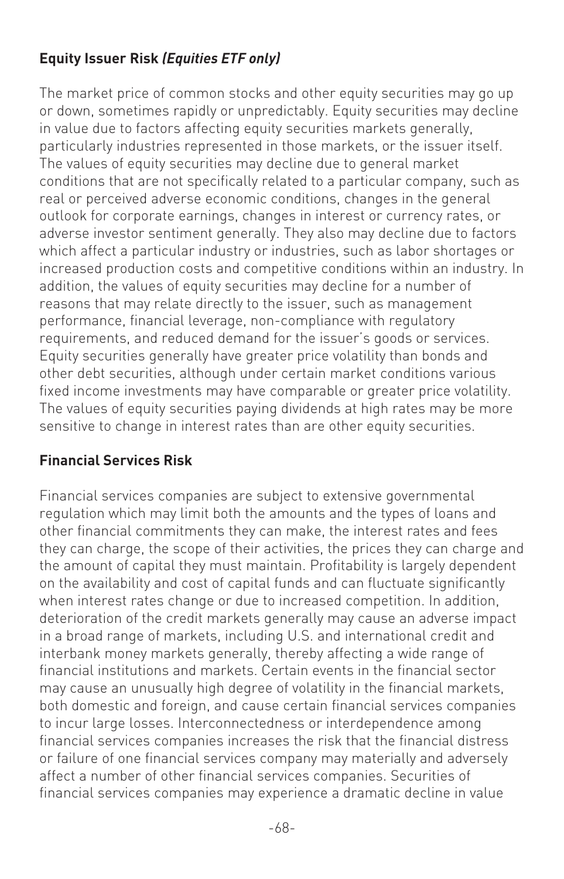**Equity Issuer Risk *(Equities ETF only)***

The market price of common stocks and other equity securities may go up or down, sometimes rapidly or unpredictably. Equity securities may decline in value due to factors affecting equity securities markets generally, particularly industries represented in those markets, or the issuer itself. The values of equity securities may decline due to general market conditions that are not specifically related to a particular company, such as real or perceived adverse economic conditions, changes in the general outlook for corporate earnings, changes in interest or currency rates, or adverse investor sentiment generally. They also may decline due to factors which affect a particular industry or industries, such as labor shortages or increased production costs and competitive conditions within an industry. In addition, the values of equity securities may decline for a number of reasons that may relate directly to the issuer, such as management performance, financial leverage, non-compliance with regulatory requirements, and reduced demand for the issuer's goods or services. Equity securities generally have greater price volatility than bonds and other debt securities, although under certain market conditions various fixed income investments may have comparable or greater price volatility. The values of equity securities paying dividends at high rates may be more sensitive to change in interest rates than are other equity securities.

**Financial Services Risk**

Financial services companies are subject to extensive governmental regulation which may limit both the amounts and the types of loans and other financial commitments they can make, the interest rates and fees they can charge, the scope of their activities, the prices they can charge and the amount of capital they must maintain. Profitability is largely dependent on the availability and cost of capital funds and can fluctuate significantly when interest rates change or due to increased competition. In addition, deterioration of the credit markets generally may cause an adverse impact in a broad range of markets, including U.S. and international credit and interbank money markets generally, thereby affecting a wide range of financial institutions and markets. Certain events in the financial sector may cause an unusually high degree of volatility in the financial markets, both domestic and foreign, and cause certain financial services companies to incur large losses. Interconnectedness or interdependence among financial services companies increases the risk that the financial distress or failure of one financial services company may materially and adversely affect a number of other financial services companies. Securities of financial services companies may experience a dramatic decline in value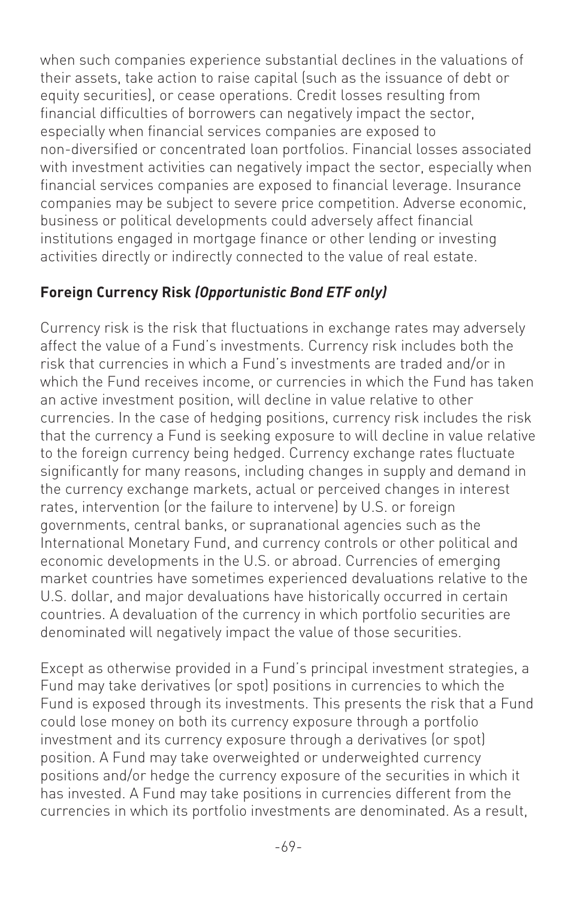when such companies experience substantial declines in the valuations of their assets, take action to raise capital (such as the issuance of debt or equity securities), or cease operations. Credit losses resulting from financial difficulties of borrowers can negatively impact the sector, especially when financial services companies are exposed to non-diversified or concentrated loan portfolios. Financial losses associated with investment activities can negatively impact the sector, especially when financial services companies are exposed to financial leverage. Insurance companies may be subject to severe price competition. Adverse economic, business or political developments could adversely affect financial institutions engaged in mortgage finance or other lending or investing activities directly or indirectly connected to the value of real estate.

**Foreign Currency Risk *(Opportunistic Bond ETF only)***

Currency risk is the risk that fluctuations in exchange rates may adversely affect the value of a Fund's investments. Currency risk includes both the risk that currencies in which a Fund's investments are traded and/or in which the Fund receives income, or currencies in which the Fund has taken an active investment position, will decline in value relative to other currencies. In the case of hedging positions, currency risk includes the risk that the currency a Fund is seeking exposure to will decline in value relative to the foreign currency being hedged. Currency exchange rates fluctuate significantly for many reasons, including changes in supply and demand in the currency exchange markets, actual or perceived changes in interest rates, intervention (or the failure to intervene) by U.S. or foreign governments, central banks, or supranational agencies such as the International Monetary Fund, and currency controls or other political and economic developments in the U.S. or abroad. Currencies of emerging market countries have sometimes experienced devaluations relative to the U.S. dollar, and major devaluations have historically occurred in certain countries. A devaluation of the currency in which portfolio securities are denominated will negatively impact the value of those securities.

Except as otherwise provided in a Fund's principal investment strategies, a Fund may take derivatives (or spot) positions in currencies to which the Fund is exposed through its investments. This presents the risk that a Fund could lose money on both its currency exposure through a portfolio investment and its currency exposure through a derivatives (or spot) position. A Fund may take overweighted or underweighted currency positions and/or hedge the currency exposure of the securities in which it has invested. A Fund may take positions in currencies different from the currencies in which its portfolio investments are denominated. As a result,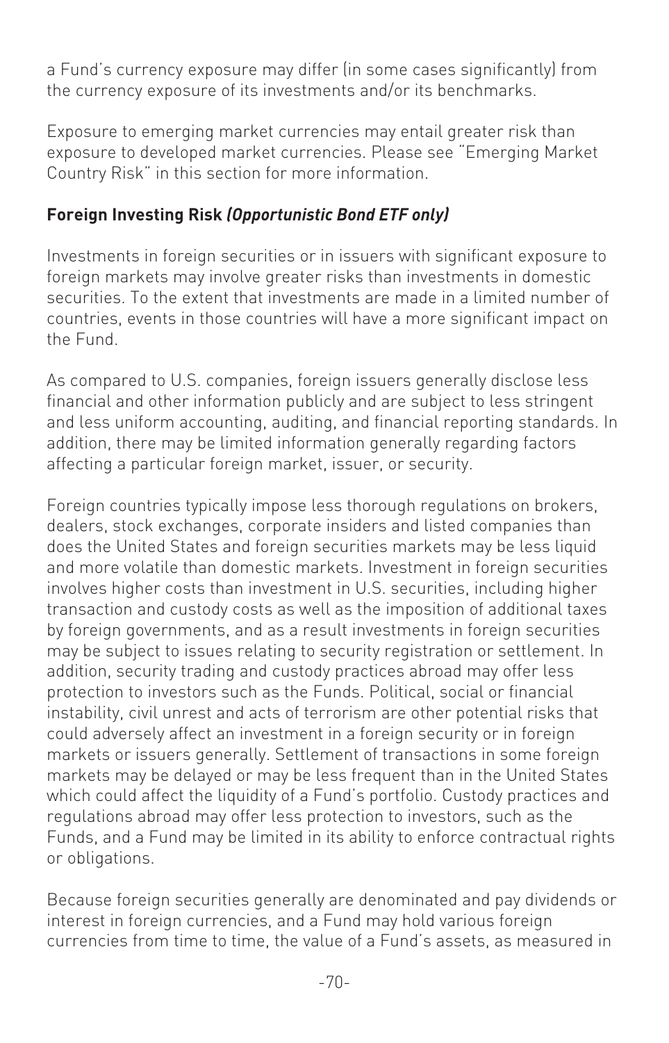a Fund's currency exposure may differ (in some cases significantly) from the currency exposure of its investments and/or its benchmarks.

Exposure to emerging market currencies may entail greater risk than exposure to developed market currencies. Please see "Emerging Market Country Risk" in this section for more information.

**Foreign Investing Risk *(Opportunistic Bond ETF only)***

Investments in foreign securities or in issuers with significant exposure to foreign markets may involve greater risks than investments in domestic securities. To the extent that investments are made in a limited number of countries, events in those countries will have a more significant impact on the Fund.

As compared to U.S. companies, foreign issuers generally disclose less financial and other information publicly and are subject to less stringent and less uniform accounting, auditing, and financial reporting standards. In addition, there may be limited information generally regarding factors affecting a particular foreign market, issuer, or security.

Foreign countries typically impose less thorough regulations on brokers, dealers, stock exchanges, corporate insiders and listed companies than does the United States and foreign securities markets may be less liquid and more volatile than domestic markets. Investment in foreign securities involves higher costs than investment in U.S. securities, including higher transaction and custody costs as well as the imposition of additional taxes by foreign governments, and as a result investments in foreign securities may be subject to issues relating to security registration or settlement. In addition, security trading and custody practices abroad may offer less protection to investors such as the Funds. Political, social or financial instability, civil unrest and acts of terrorism are other potential risks that could adversely affect an investment in a foreign security or in foreign markets or issuers generally. Settlement of transactions in some foreign markets may be delayed or may be less frequent than in the United States which could affect the liquidity of a Fund's portfolio. Custody practices and regulations abroad may offer less protection to investors, such as the Funds, and a Fund may be limited in its ability to enforce contractual rights or obligations.

Because foreign securities generally are denominated and pay dividends or interest in foreign currencies, and a Fund may hold various foreign currencies from time to time, the value of a Fund's assets, as measured in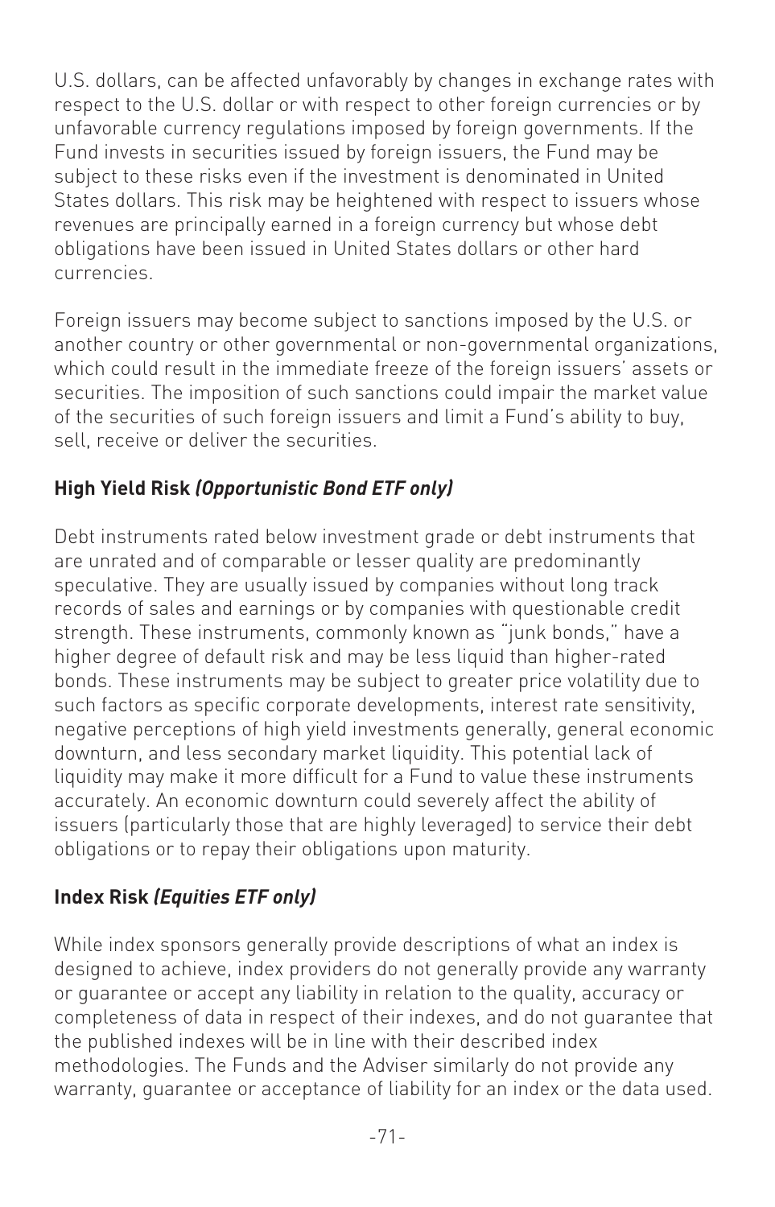U.S. dollars, can be affected unfavorably by changes in exchange rates with respect to the U.S. dollar or with respect to other foreign currencies or by unfavorable currency regulations imposed by foreign governments. If the Fund invests in securities issued by foreign issuers, the Fund may be subject to these risks even if the investment is denominated in United States dollars. This risk may be heightened with respect to issuers whose revenues are principally earned in a foreign currency but whose debt obligations have been issued in United States dollars or other hard currencies.

Foreign issuers may become subject to sanctions imposed by the U.S. or another country or other governmental or non-governmental organizations, which could result in the immediate freeze of the foreign issuers' assets or securities. The imposition of such sanctions could impair the market value of the securities of such foreign issuers and limit a Fund's ability to buy, sell, receive or deliver the securities.

**High Yield Risk *(Opportunistic Bond ETF only)***

Debt instruments rated below investment grade or debt instruments that are unrated and of comparable or lesser quality are predominantly speculative. They are usually issued by companies without long track records of sales and earnings or by companies with questionable credit strength. These instruments, commonly known as "junk bonds," have a higher degree of default risk and may be less liquid than higher-rated bonds. These instruments may be subject to greater price volatility due to such factors as specific corporate developments, interest rate sensitivity, negative perceptions of high yield investments generally, general economic downturn, and less secondary market liquidity. This potential lack of liquidity may make it more difficult for a Fund to value these instruments accurately. An economic downturn could severely affect the ability of issuers (particularly those that are highly leveraged) to service their debt obligations or to repay their obligations upon maturity.

**Index Risk *(Equities ETF only)***

While index sponsors generally provide descriptions of what an index is designed to achieve, index providers do not generally provide any warranty or guarantee or accept any liability in relation to the quality, accuracy or completeness of data in respect of their indexes, and do not guarantee that the published indexes will be in line with their described index methodologies. The Funds and the Adviser similarly do not provide any warranty, guarantee or acceptance of liability for an index or the data used.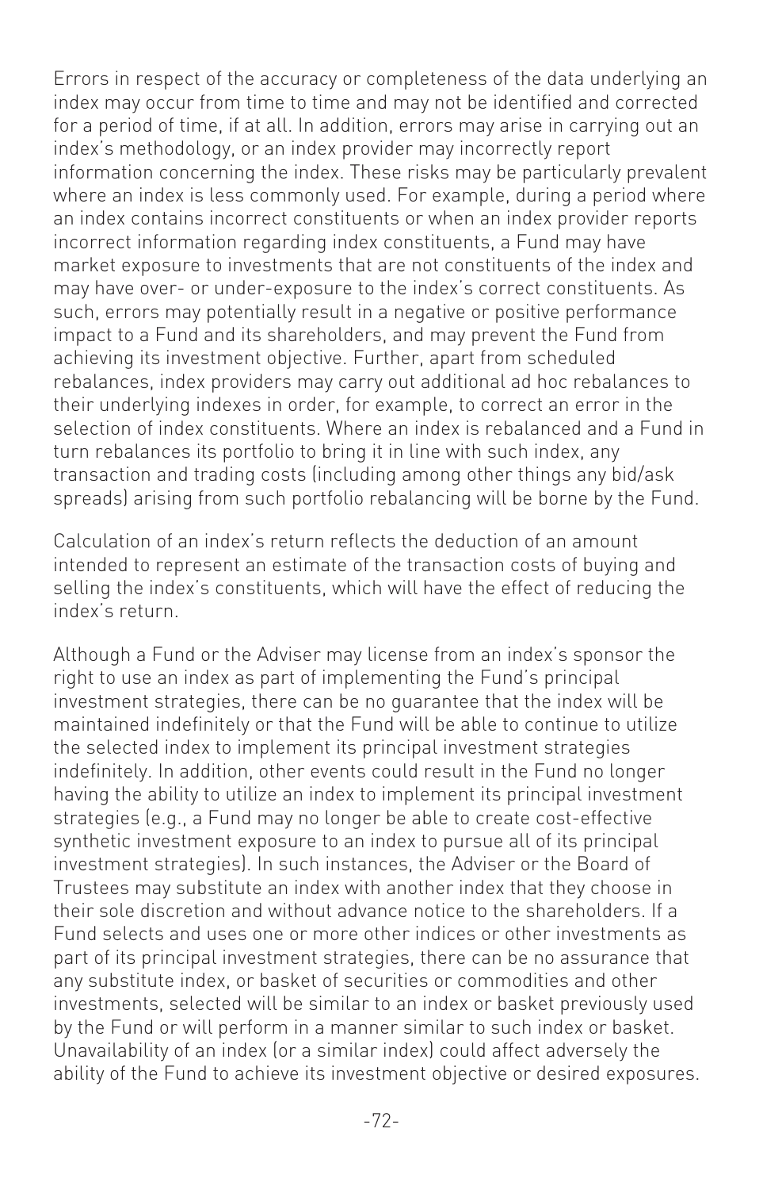Errors in respect of the accuracy or completeness of the data underlying an index may occur from time to time and may not be identified and corrected for a period of time, if at all. In addition, errors may arise in carrying out an index's methodology, or an index provider may incorrectly report information concerning the index. These risks may be particularly prevalent where an index is less commonly used. For example, during a period where an index contains incorrect constituents or when an index provider reports incorrect information regarding index constituents, a Fund may have market exposure to investments that are not constituents of the index and may have over- or under-exposure to the index's correct constituents. As such, errors may potentially result in a negative or positive performance impact to a Fund and its shareholders, and may prevent the Fund from achieving its investment objective. Further, apart from scheduled rebalances, index providers may carry out additional ad hoc rebalances to their underlying indexes in order, for example, to correct an error in the selection of index constituents. Where an index is rebalanced and a Fund in turn rebalances its portfolio to bring it in line with such index, any transaction and trading costs (including among other things any bid/ask spreads) arising from such portfolio rebalancing will be borne by the Fund.

Calculation of an index's return reflects the deduction of an amount intended to represent an estimate of the transaction costs of buying and selling the index's constituents, which will have the effect of reducing the index's return.

Although a Fund or the Adviser may license from an index's sponsor the right to use an index as part of implementing the Fund's principal investment strategies, there can be no guarantee that the index will be maintained indefinitely or that the Fund will be able to continue to utilize the selected index to implement its principal investment strategies indefinitely. In addition, other events could result in the Fund no longer having the ability to utilize an index to implement its principal investment strategies (e.g., a Fund may no longer be able to create cost-effective synthetic investment exposure to an index to pursue all of its principal investment strategies). In such instances, the Adviser or the Board of Trustees may substitute an index with another index that they choose in their sole discretion and without advance notice to the shareholders. If a Fund selects and uses one or more other indices or other investments as part of its principal investment strategies, there can be no assurance that any substitute index, or basket of securities or commodities and other investments, selected will be similar to an index or basket previously used by the Fund or will perform in a manner similar to such index or basket. Unavailability of an index (or a similar index) could affect adversely the ability of the Fund to achieve its investment objective or desired exposures.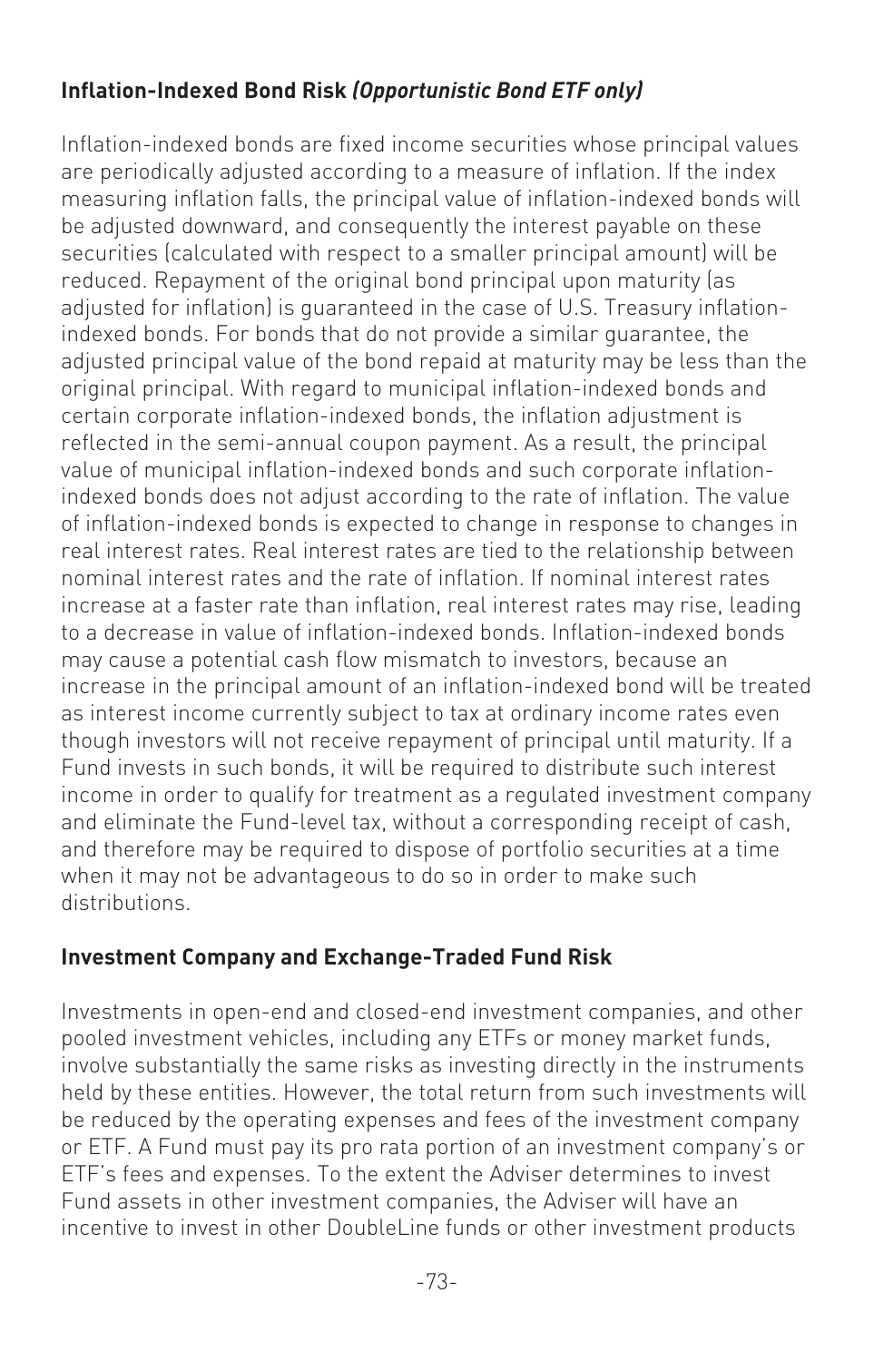**Inflation-Indexed Bond Risk** ***(Opportunistic Bond ETF only)***

Inflation-indexed bonds are fixed income securities whose principal values are periodically adjusted according to a measure of inflation. If the index measuring inflation falls, the principal value of inflation-indexed bonds will be adjusted downward, and consequently the interest payable on these securities (calculated with respect to a smaller principal amount) will be reduced. Repayment of the original bond principal upon maturity (as adjusted for inflation) is guaranteed in the case of U.S. Treasury inflation-indexed bonds. For bonds that do not provide a similar guarantee, the adjusted principal value of the bond repaid at maturity may be less than the original principal. With regard to municipal inflation-indexed bonds and certain corporate inflation-indexed bonds, the inflation adjustment is reflected in the semi-annual coupon payment. As a result, the principal value of municipal inflation-indexed bonds and such corporate inflation-indexed bonds does not adjust according to the rate of inflation. The value of inflation-indexed bonds is expected to change in response to changes in real interest rates. Real interest rates are tied to the relationship between nominal interest rates and the rate of inflation. If nominal interest rates increase at a faster rate than inflation, real interest rates may rise, leading to a decrease in value of inflation-indexed bonds. Inflation-indexed bonds may cause a potential cash flow mismatch to investors, because an increase in the principal amount of an inflation-indexed bond will be treated as interest income currently subject to tax at ordinary income rates even though investors will not receive repayment of principal until maturity. If a Fund invests in such bonds, it will be required to distribute such interest income in order to qualify for treatment as a regulated investment company and eliminate the Fund-level tax, without a corresponding receipt of cash, and therefore may be required to dispose of portfolio securities at a time when it may not be advantageous to do so in order to make such distributions.

**Investment Company and Exchange-Traded Fund Risk**

Investments in open-end and closed-end investment companies, and other pooled investment vehicles, including any ETFs or money market funds, involve substantially the same risks as investing directly in the instruments held by these entities. However, the total return from such investments will be reduced by the operating expenses and fees of the investment company or ETF. A Fund must pay its pro rata portion of an investment company's or ETF's fees and expenses. To the extent the Adviser determines to invest Fund assets in other investment companies, the Adviser will have an incentive to invest in other DoubleLine funds or other investment products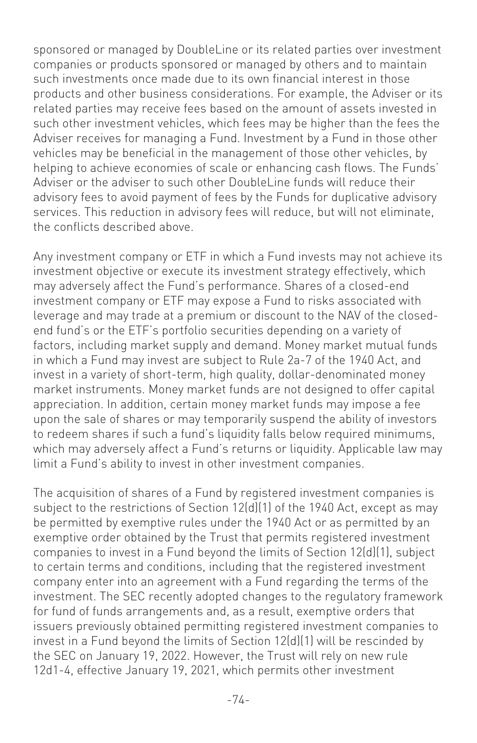sponsored or managed by DoubleLine or its related parties over investment companies or products sponsored or managed by others and to maintain such investments once made due to its own financial interest in those products and other business considerations. For example, the Adviser or its related parties may receive fees based on the amount of assets invested in such other investment vehicles, which fees may be higher than the fees the Adviser receives for managing a Fund. Investment by a Fund in those other vehicles may be beneficial in the management of those other vehicles, by helping to achieve economies of scale or enhancing cash flows. The Funds' Adviser or the adviser to such other DoubleLine funds will reduce their advisory fees to avoid payment of fees by the Funds for duplicative advisory services. This reduction in advisory fees will reduce, but will not eliminate, the conflicts described above.

Any investment company or ETF in which a Fund invests may not achieve its investment objective or execute its investment strategy effectively, which may adversely affect the Fund's performance. Shares of a closed-end investment company or ETF may expose a Fund to risks associated with leverage and may trade at a premium or discount to the NAV of the closed-end fund's or the ETF's portfolio securities depending on a variety of factors, including market supply and demand. Money market mutual funds in which a Fund may invest are subject to Rule 2a-7 of the 1940 Act, and invest in a variety of short-term, high quality, dollar-denominated money market instruments. Money market funds are not designed to offer capital appreciation. In addition, certain money market funds may impose a fee upon the sale of shares or may temporarily suspend the ability of investors to redeem shares if such a fund's liquidity falls below required minimums, which may adversely affect a Fund's returns or liquidity. Applicable law may limit a Fund's ability to invest in other investment companies.

The acquisition of shares of a Fund by registered investment companies is subject to the restrictions of Section 12(d)(1) of the 1940 Act, except as may be permitted by exemptive rules under the 1940 Act or as permitted by an exemptive order obtained by the Trust that permits registered investment companies to invest in a Fund beyond the limits of Section 12(d)(1), subject to certain terms and conditions, including that the registered investment company enter into an agreement with a Fund regarding the terms of the investment. The SEC recently adopted changes to the regulatory framework for fund of funds arrangements and, as a result, exemptive orders that issuers previously obtained permitting registered investment companies to invest in a Fund beyond the limits of Section 12(d)(1) will be rescinded by the SEC on January 19, 2022. However, the Trust will rely on new rule 12d1-4, effective January 19, 2021, which permits other investment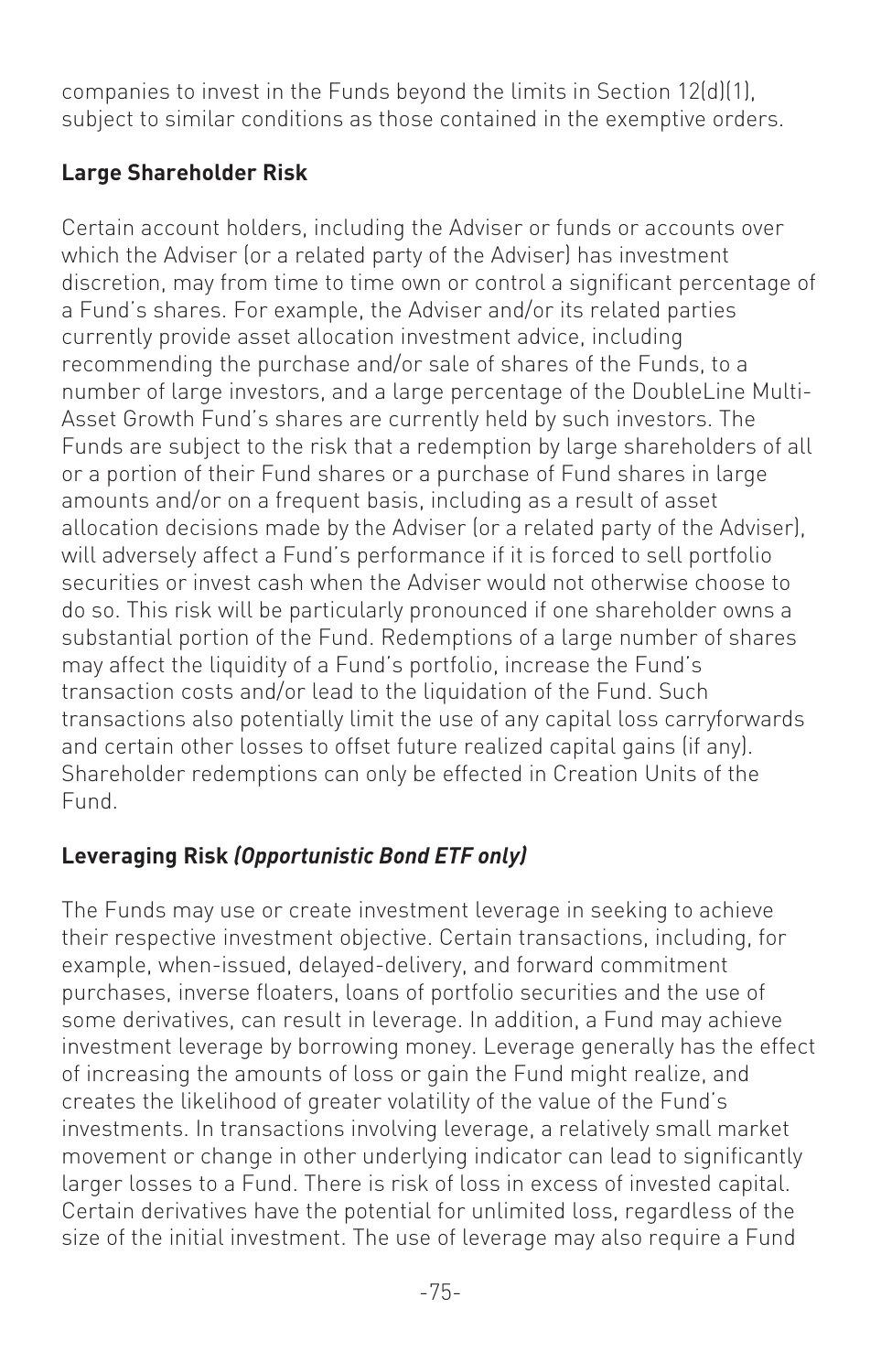companies to invest in the Funds beyond the limits in Section 12(d)(1), subject to similar conditions as those contained in the exemptive orders.

### Large Shareholder Risk

Certain account holders, including the Adviser or funds or accounts over which the Adviser (or a related party of the Adviser) has investment discretion, may from time to time own or control a significant percentage of a Fund's shares. For example, the Adviser and/or its related parties currently provide asset allocation investment advice, including recommending the purchase and/or sale of shares of the Funds, to a number of large investors, and a large percentage of the DoubleLine Multi-Asset Growth Fund's shares are currently held by such investors. The Funds are subject to the risk that a redemption by large shareholders of all or a portion of their Fund shares or a purchase of Fund shares in large amounts and/or on a frequent basis, including as a result of asset allocation decisions made by the Adviser (or a related party of the Adviser), will adversely affect a Fund's performance if it is forced to sell portfolio securities or invest cash when the Adviser would not otherwise choose to do so. This risk will be particularly pronounced if one shareholder owns a substantial portion of the Fund. Redemptions of a large number of shares may affect the liquidity of a Fund's portfolio, increase the Fund's transaction costs and/or lead to the liquidation of the Fund. Such transactions also potentially limit the use of any capital loss carryforwards and certain other losses to offset future realized capital gains (if any). Shareholder redemptions can only be effected in Creation Units of the Fund.

### Leveraging Risk *(Opportunistic Bond ETF only)*

The Funds may use or create investment leverage in seeking to achieve their respective investment objective. Certain transactions, including, for example, when-issued, delayed-delivery, and forward commitment purchases, inverse floaters, loans of portfolio securities and the use of some derivatives, can result in leverage. In addition, a Fund may achieve investment leverage by borrowing money. Leverage generally has the effect of increasing the amounts of loss or gain the Fund might realize, and creates the likelihood of greater volatility of the value of the Fund's investments. In transactions involving leverage, a relatively small market movement or change in other underlying indicator can lead to significantly larger losses to a Fund. There is risk of loss in excess of invested capital. Certain derivatives have the potential for unlimited loss, regardless of the size of the initial investment. The use of leverage may also require a Fund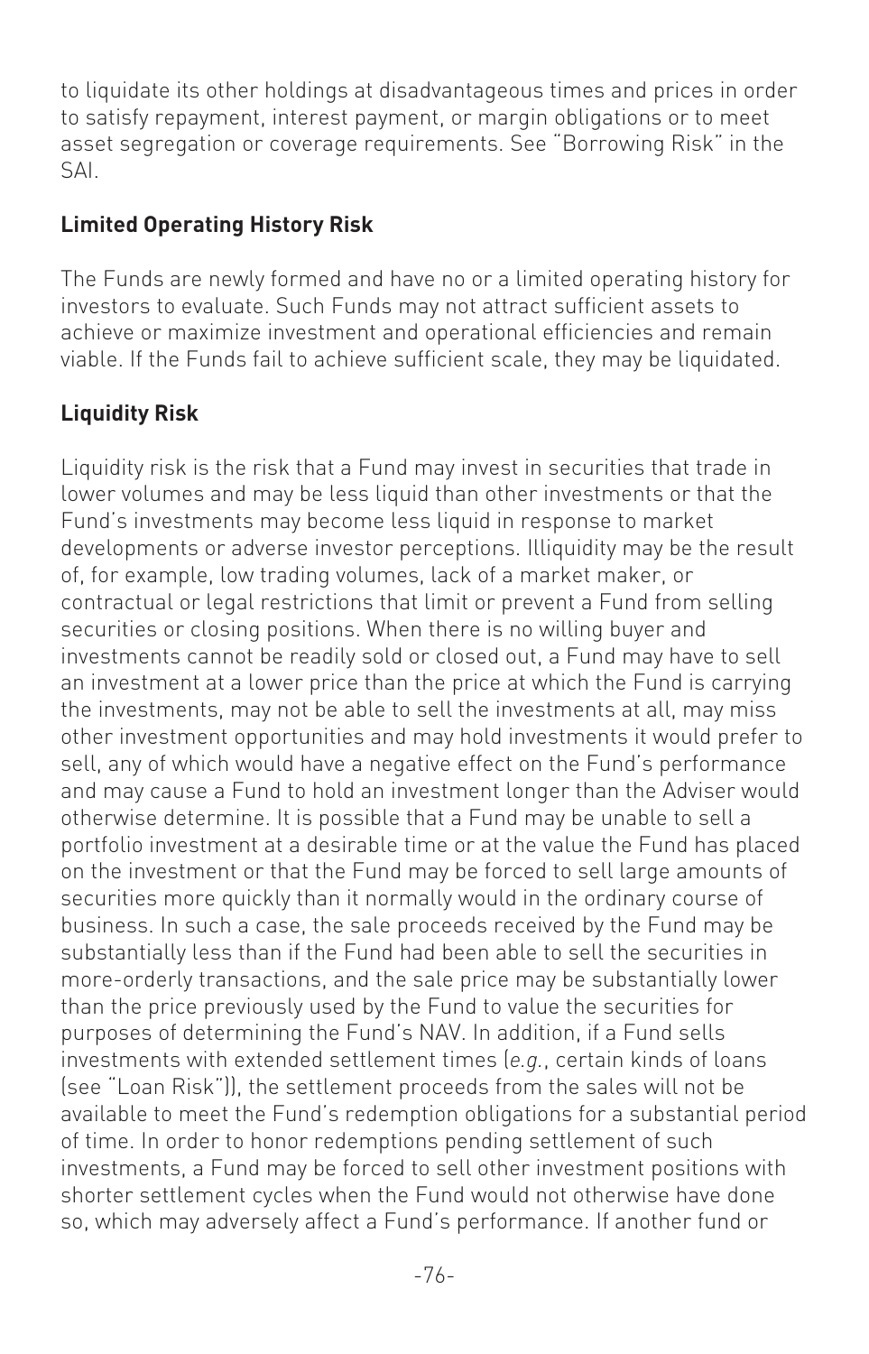to liquidate its other holdings at disadvantageous times and prices in order to satisfy repayment, interest payment, or margin obligations or to meet asset segregation or coverage requirements. See "Borrowing Risk" in the SAI.

**Limited Operating History Risk**

The Funds are newly formed and have no or a limited operating history for investors to evaluate. Such Funds may not attract sufficient assets to achieve or maximize investment and operational efficiencies and remain viable. If the Funds fail to achieve sufficient scale, they may be liquidated.

**Liquidity Risk**

Liquidity risk is the risk that a Fund may invest in securities that trade in lower volumes and may be less liquid than other investments or that the Fund's investments may become less liquid in response to market developments or adverse investor perceptions. Illiquidity may be the result of, for example, low trading volumes, lack of a market maker, or contractual or legal restrictions that limit or prevent a Fund from selling securities or closing positions. When there is no willing buyer and investments cannot be readily sold or closed out, a Fund may have to sell an investment at a lower price than the price at which the Fund is carrying the investments, may not be able to sell the investments at all, may miss other investment opportunities and may hold investments it would prefer to sell, any of which would have a negative effect on the Fund's performance and may cause a Fund to hold an investment longer than the Adviser would otherwise determine. It is possible that a Fund may be unable to sell a portfolio investment at a desirable time or at the value the Fund has placed on the investment or that the Fund may be forced to sell large amounts of securities more quickly than it normally would in the ordinary course of business. In such a case, the sale proceeds received by the Fund may be substantially less than if the Fund had been able to sell the securities in more-orderly transactions, and the sale price may be substantially lower than the price previously used by the Fund to value the securities for purposes of determining the Fund's NAV. In addition, if a Fund sells investments with extended settlement times (*e.g.*, certain kinds of loans (see "Loan Risk")), the settlement proceeds from the sales will not be available to meet the Fund's redemption obligations for a substantial period of time. In order to honor redemptions pending settlement of such investments, a Fund may be forced to sell other investment positions with shorter settlement cycles when the Fund would not otherwise have done so, which may adversely affect a Fund's performance. If another fund or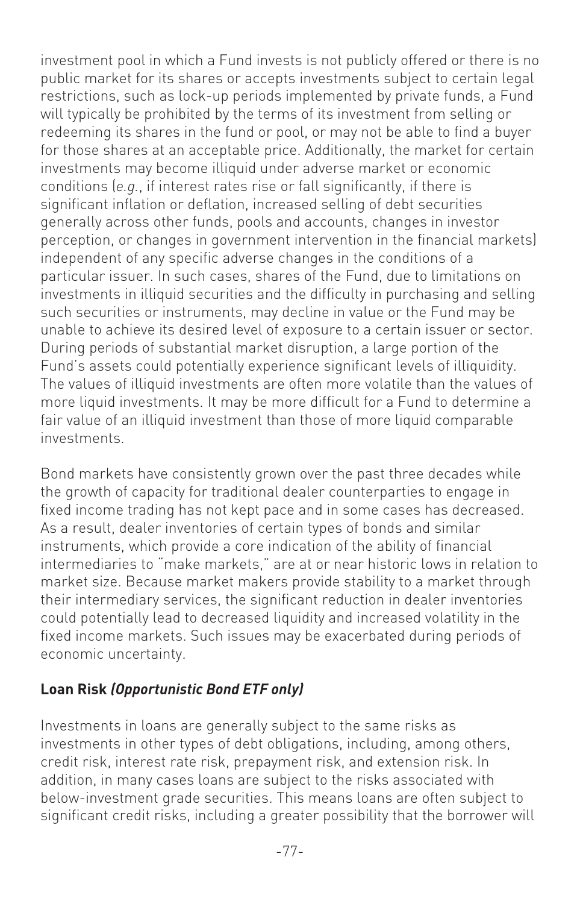investment pool in which a Fund invests is not publicly offered or there is no public market for its shares or accepts investments subject to certain legal restrictions, such as lock-up periods implemented by private funds, a Fund will typically be prohibited by the terms of its investment from selling or redeeming its shares in the fund or pool, or may not be able to find a buyer for those shares at an acceptable price. Additionally, the market for certain investments may become illiquid under adverse market or economic conditions (*e.g.*, if interest rates rise or fall significantly, if there is significant inflation or deflation, increased selling of debt securities generally across other funds, pools and accounts, changes in investor perception, or changes in government intervention in the financial markets) independent of any specific adverse changes in the conditions of a particular issuer. In such cases, shares of the Fund, due to limitations on investments in illiquid securities and the difficulty in purchasing and selling such securities or instruments, may decline in value or the Fund may be unable to achieve its desired level of exposure to a certain issuer or sector. During periods of substantial market disruption, a large portion of the Fund's assets could potentially experience significant levels of illiquidity. The values of illiquid investments are often more volatile than the values of more liquid investments. It may be more difficult for a Fund to determine a fair value of an illiquid investment than those of more liquid comparable investments.

Bond markets have consistently grown over the past three decades while the growth of capacity for traditional dealer counterparties to engage in fixed income trading has not kept pace and in some cases has decreased. As a result, dealer inventories of certain types of bonds and similar instruments, which provide a core indication of the ability of financial intermediaries to "make markets," are at or near historic lows in relation to market size. Because market makers provide stability to a market through their intermediary services, the significant reduction in dealer inventories could potentially lead to decreased liquidity and increased volatility in the fixed income markets. Such issues may be exacerbated during periods of economic uncertainty.

**Loan Risk *(Opportunistic Bond ETF only)***

Investments in loans are generally subject to the same risks as investments in other types of debt obligations, including, among others, credit risk, interest rate risk, prepayment risk, and extension risk. In addition, in many cases loans are subject to the risks associated with below-investment grade securities. This means loans are often subject to significant credit risks, including a greater possibility that the borrower will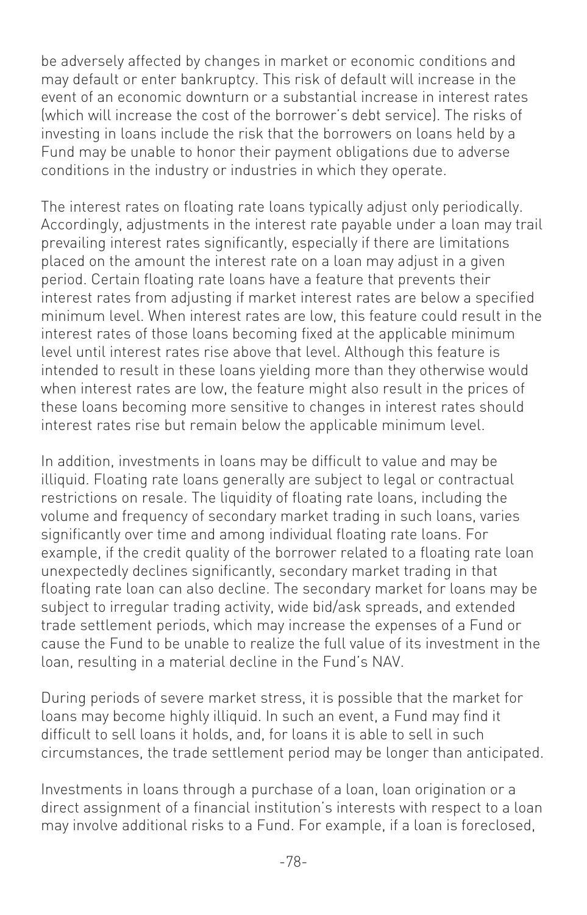be adversely affected by changes in market or economic conditions and may default or enter bankruptcy. This risk of default will increase in the event of an economic downturn or a substantial increase in interest rates (which will increase the cost of the borrower's debt service). The risks of investing in loans include the risk that the borrowers on loans held by a Fund may be unable to honor their payment obligations due to adverse conditions in the industry or industries in which they operate.

The interest rates on floating rate loans typically adjust only periodically. Accordingly, adjustments in the interest rate payable under a loan may trail prevailing interest rates significantly, especially if there are limitations placed on the amount the interest rate on a loan may adjust in a given period. Certain floating rate loans have a feature that prevents their interest rates from adjusting if market interest rates are below a specified minimum level. When interest rates are low, this feature could result in the interest rates of those loans becoming fixed at the applicable minimum level until interest rates rise above that level. Although this feature is intended to result in these loans yielding more than they otherwise would when interest rates are low, the feature might also result in the prices of these loans becoming more sensitive to changes in interest rates should interest rates rise but remain below the applicable minimum level.

In addition, investments in loans may be difficult to value and may be illiquid. Floating rate loans generally are subject to legal or contractual restrictions on resale. The liquidity of floating rate loans, including the volume and frequency of secondary market trading in such loans, varies significantly over time and among individual floating rate loans. For example, if the credit quality of the borrower related to a floating rate loan unexpectedly declines significantly, secondary market trading in that floating rate loan can also decline. The secondary market for loans may be subject to irregular trading activity, wide bid/ask spreads, and extended trade settlement periods, which may increase the expenses of a Fund or cause the Fund to be unable to realize the full value of its investment in the loan, resulting in a material decline in the Fund's NAV.

During periods of severe market stress, it is possible that the market for loans may become highly illiquid. In such an event, a Fund may find it difficult to sell loans it holds, and, for loans it is able to sell in such circumstances, the trade settlement period may be longer than anticipated.

Investments in loans through a purchase of a loan, loan origination or a direct assignment of a financial institution's interests with respect to a loan may involve additional risks to a Fund. For example, if a loan is foreclosed,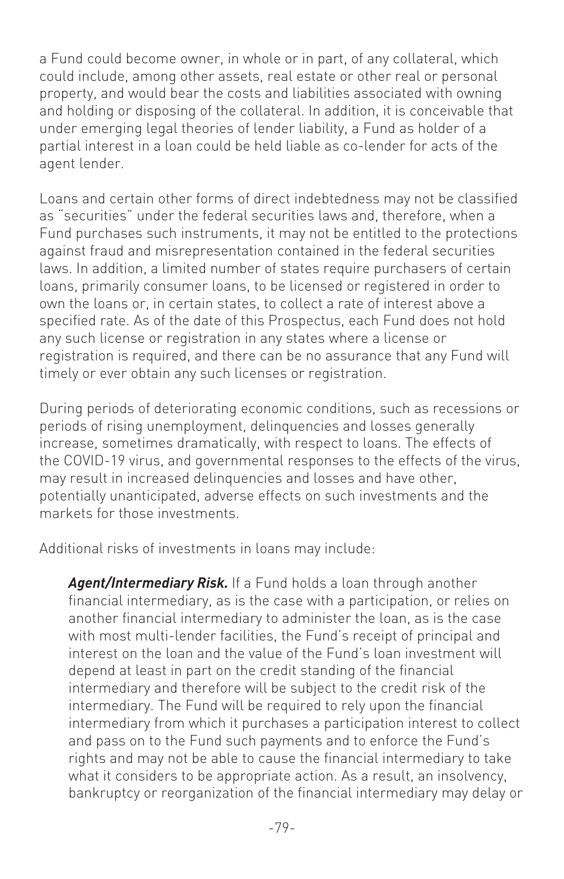a Fund could become owner, in whole or in part, of any collateral, which could include, among other assets, real estate or other real or personal property, and would bear the costs and liabilities associated with owning and holding or disposing of the collateral. In addition, it is conceivable that under emerging legal theories of lender liability, a Fund as holder of a partial interest in a loan could be held liable as co-lender for acts of the agent lender.

Loans and certain other forms of direct indebtedness may not be classified as "securities" under the federal securities laws and, therefore, when a Fund purchases such instruments, it may not be entitled to the protections against fraud and misrepresentation contained in the federal securities laws. In addition, a limited number of states require purchasers of certain loans, primarily consumer loans, to be licensed or registered in order to own the loans or, in certain states, to collect a rate of interest above a specified rate. As of the date of this Prospectus, each Fund does not hold any such license or registration in any states where a license or registration is required, and there can be no assurance that any Fund will timely or ever obtain any such licenses or registration.

During periods of deteriorating economic conditions, such as recessions or periods of rising unemployment, delinquencies and losses generally increase, sometimes dramatically, with respect to loans. The effects of the COVID-19 virus, and governmental responses to the effects of the virus, may result in increased delinquencies and losses and have other, potentially unanticipated, adverse effects on such investments and the markets for those investments.

Additional risks of investments in loans may include:

***Agent/Intermediary Risk.*** If a Fund holds a loan through another financial intermediary, as is the case with a participation, or relies on another financial intermediary to administer the loan, as is the case with most multi-lender facilities, the Fund's receipt of principal and interest on the loan and the value of the Fund's loan investment will depend at least in part on the credit standing of the financial intermediary and therefore will be subject to the credit risk of the intermediary. The Fund will be required to rely upon the financial intermediary from which it purchases a participation interest to collect and pass on to the Fund such payments and to enforce the Fund's rights and may not be able to cause the financial intermediary to take what it considers to be appropriate action. As a result, an insolvency, bankruptcy or reorganization of the financial intermediary may delay or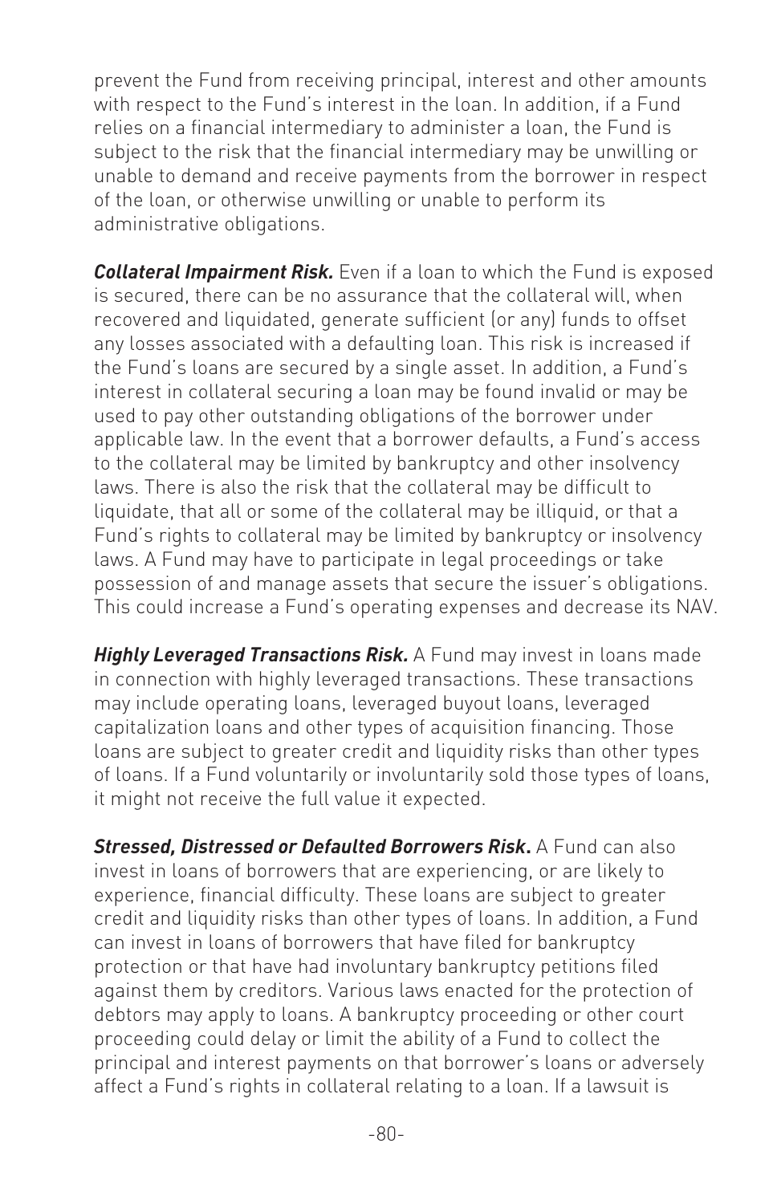prevent the Fund from receiving principal, interest and other amounts with respect to the Fund's interest in the loan. In addition, if a Fund relies on a financial intermediary to administer a loan, the Fund is subject to the risk that the financial intermediary may be unwilling or unable to demand and receive payments from the borrower in respect of the loan, or otherwise unwilling or unable to perform its administrative obligations.

***Collateral Impairment Risk.*** Even if a loan to which the Fund is exposed is secured, there can be no assurance that the collateral will, when recovered and liquidated, generate sufficient (or any) funds to offset any losses associated with a defaulting loan. This risk is increased if the Fund's loans are secured by a single asset. In addition, a Fund's interest in collateral securing a loan may be found invalid or may be used to pay other outstanding obligations of the borrower under applicable law. In the event that a borrower defaults, a Fund's access to the collateral may be limited by bankruptcy and other insolvency laws. There is also the risk that the collateral may be difficult to liquidate, that all or some of the collateral may be illiquid, or that a Fund's rights to collateral may be limited by bankruptcy or insolvency laws. A Fund may have to participate in legal proceedings or take possession of and manage assets that secure the issuer's obligations. This could increase a Fund's operating expenses and decrease its NAV.

***Highly Leveraged Transactions Risk.*** A Fund may invest in loans made in connection with highly leveraged transactions. These transactions may include operating loans, leveraged buyout loans, leveraged capitalization loans and other types of acquisition financing. Those loans are subject to greater credit and liquidity risks than other types of loans. If a Fund voluntarily or involuntarily sold those types of loans, it might not receive the full value it expected.

***Stressed, Distressed or Defaulted Borrowers Risk.*** A Fund can also invest in loans of borrowers that are experiencing, or are likely to experience, financial difficulty. These loans are subject to greater credit and liquidity risks than other types of loans. In addition, a Fund can invest in loans of borrowers that have filed for bankruptcy protection or that have had involuntary bankruptcy petitions filed against them by creditors. Various laws enacted for the protection of debtors may apply to loans. A bankruptcy proceeding or other court proceeding could delay or limit the ability of a Fund to collect the principal and interest payments on that borrower's loans or adversely affect a Fund's rights in collateral relating to a loan. If a lawsuit is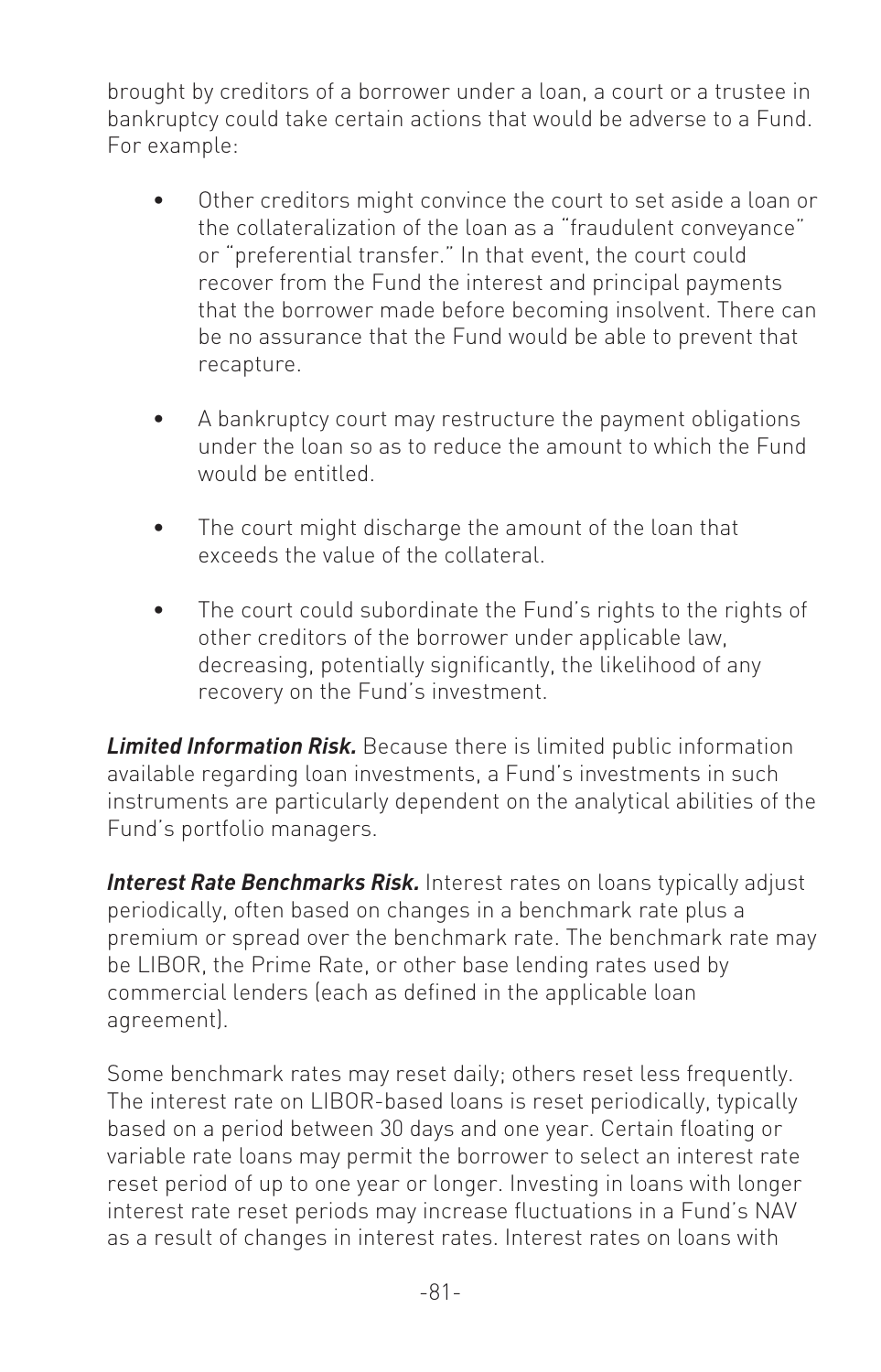brought by creditors of a borrower under a loan, a court or a trustee in bankruptcy could take certain actions that would be adverse to a Fund. For example:

- Other creditors might convince the court to set aside a loan or the collateralization of the loan as a "fraudulent conveyance" or "preferential transfer." In that event, the court could recover from the Fund the interest and principal payments that the borrower made before becoming insolvent. There can be no assurance that the Fund would be able to prevent that recapture.

- A bankruptcy court may restructure the payment obligations under the loan so as to reduce the amount to which the Fund would be entitled.

- The court might discharge the amount of the loan that exceeds the value of the collateral.

- The court could subordinate the Fund's rights to the rights of other creditors of the borrower under applicable law, decreasing, potentially significantly, the likelihood of any recovery on the Fund's investment.

***Limited Information Risk.*** Because there is limited public information available regarding loan investments, a Fund's investments in such instruments are particularly dependent on the analytical abilities of the Fund's portfolio managers.

***Interest Rate Benchmarks Risk.*** Interest rates on loans typically adjust periodically, often based on changes in a benchmark rate plus a premium or spread over the benchmark rate. The benchmark rate may be LIBOR, the Prime Rate, or other base lending rates used by commercial lenders (each as defined in the applicable loan agreement).

Some benchmark rates may reset daily; others reset less frequently. The interest rate on LIBOR-based loans is reset periodically, typically based on a period between 30 days and one year. Certain floating or variable rate loans may permit the borrower to select an interest rate reset period of up to one year or longer. Investing in loans with longer interest rate reset periods may increase fluctuations in a Fund's NAV as a result of changes in interest rates. Interest rates on loans with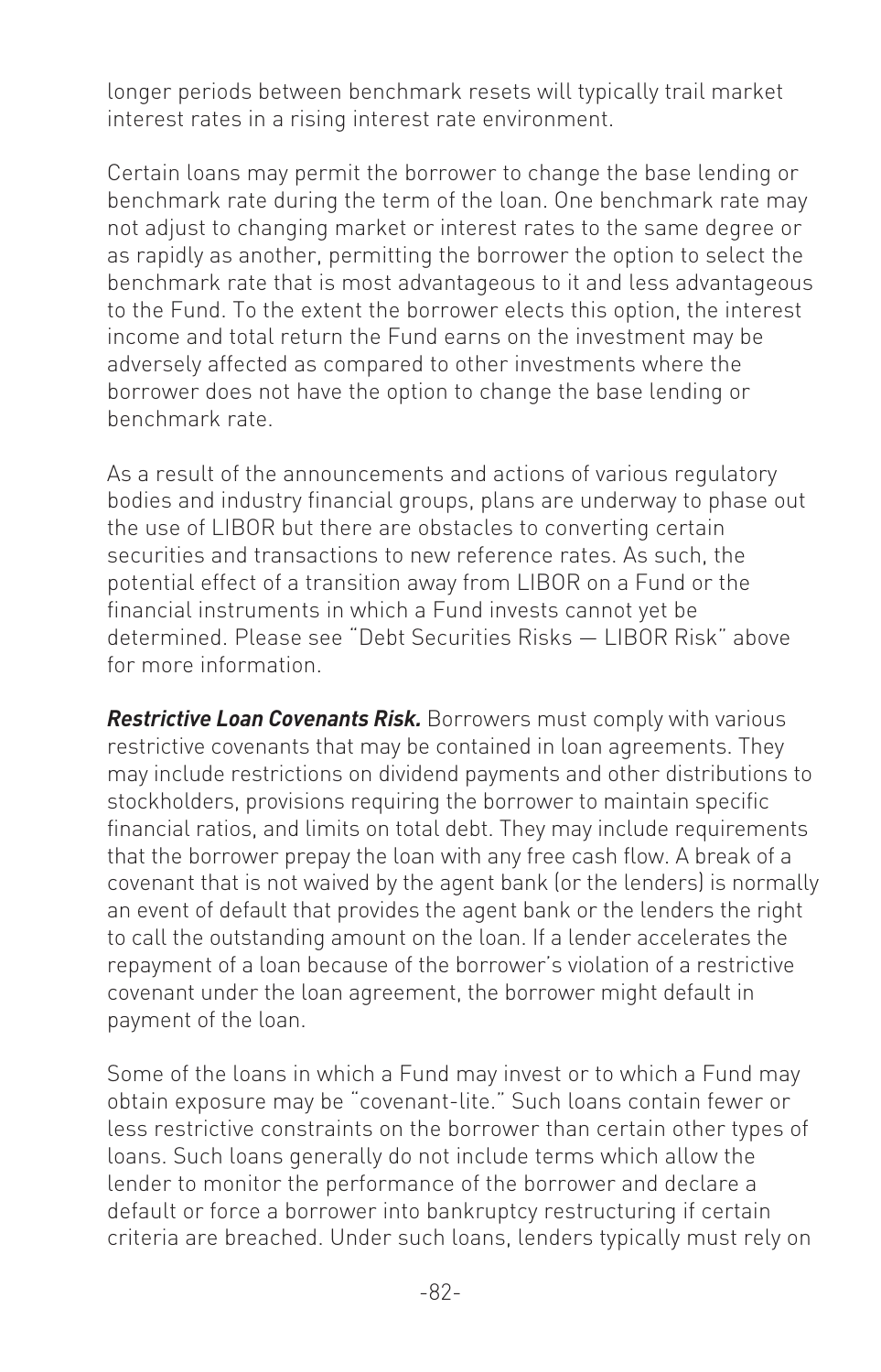longer periods between benchmark resets will typically trail market interest rates in a rising interest rate environment.

Certain loans may permit the borrower to change the base lending or benchmark rate during the term of the loan. One benchmark rate may not adjust to changing market or interest rates to the same degree or as rapidly as another, permitting the borrower the option to select the benchmark rate that is most advantageous to it and less advantageous to the Fund. To the extent the borrower elects this option, the interest income and total return the Fund earns on the investment may be adversely affected as compared to other investments where the borrower does not have the option to change the base lending or benchmark rate.

As a result of the announcements and actions of various regulatory bodies and industry financial groups, plans are underway to phase out the use of LIBOR but there are obstacles to converting certain securities and transactions to new reference rates. As such, the potential effect of a transition away from LIBOR on a Fund or the financial instruments in which a Fund invests cannot yet be determined. Please see "Debt Securities Risks — LIBOR Risk" above for more information.

***Restrictive Loan Covenants Risk.*** Borrowers must comply with various restrictive covenants that may be contained in loan agreements. They may include restrictions on dividend payments and other distributions to stockholders, provisions requiring the borrower to maintain specific financial ratios, and limits on total debt. They may include requirements that the borrower prepay the loan with any free cash flow. A break of a covenant that is not waived by the agent bank (or the lenders) is normally an event of default that provides the agent bank or the lenders the right to call the outstanding amount on the loan. If a lender accelerates the repayment of a loan because of the borrower's violation of a restrictive covenant under the loan agreement, the borrower might default in payment of the loan.

Some of the loans in which a Fund may invest or to which a Fund may obtain exposure may be "covenant-lite." Such loans contain fewer or less restrictive constraints on the borrower than certain other types of loans. Such loans generally do not include terms which allow the lender to monitor the performance of the borrower and declare a default or force a borrower into bankruptcy restructuring if certain criteria are breached. Under such loans, lenders typically must rely on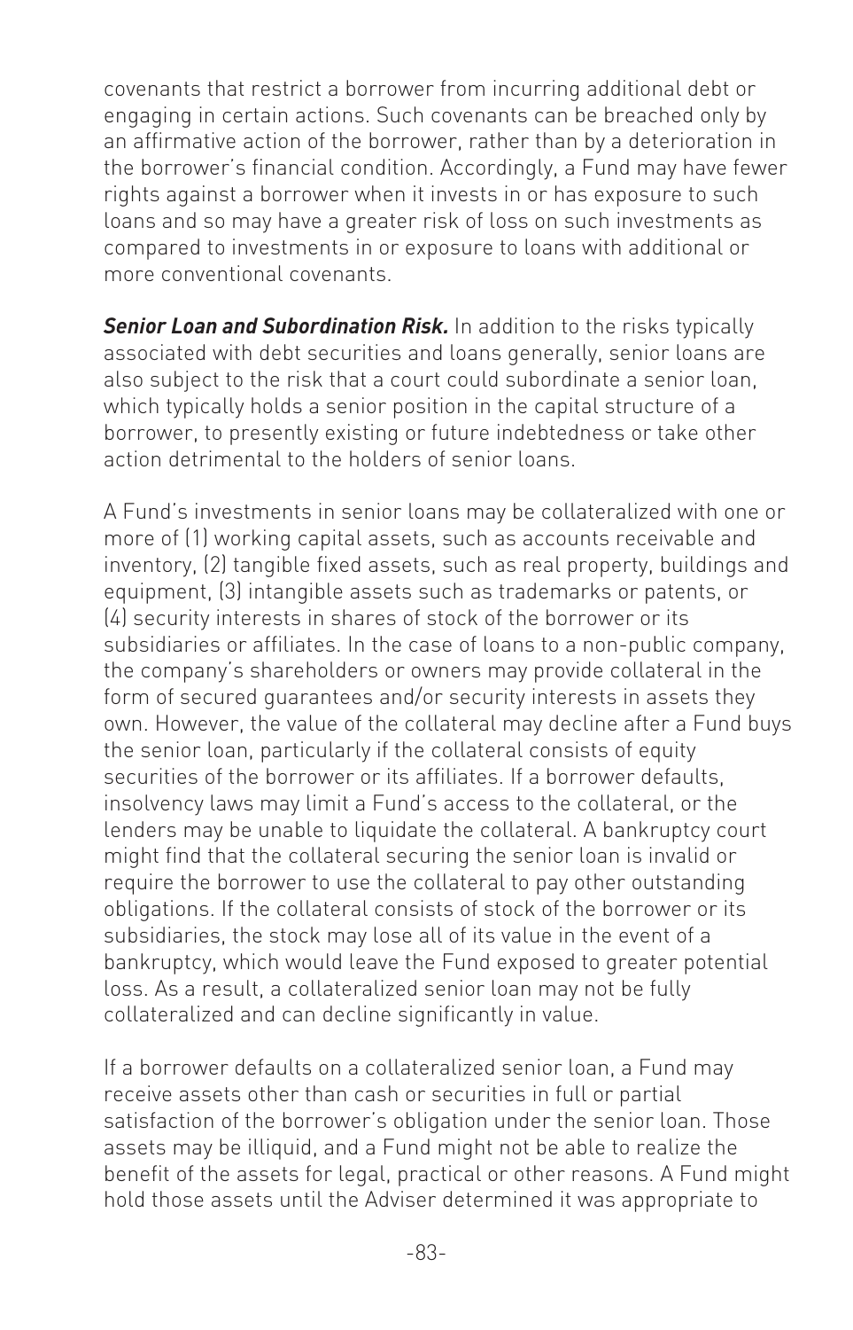covenants that restrict a borrower from incurring additional debt or engaging in certain actions. Such covenants can be breached only by an affirmative action of the borrower, rather than by a deterioration in the borrower's financial condition. Accordingly, a Fund may have fewer rights against a borrower when it invests in or has exposure to such loans and so may have a greater risk of loss on such investments as compared to investments in or exposure to loans with additional or more conventional covenants.

***Senior Loan and Subordination Risk.*** In addition to the risks typically associated with debt securities and loans generally, senior loans are also subject to the risk that a court could subordinate a senior loan, which typically holds a senior position in the capital structure of a borrower, to presently existing or future indebtedness or take other action detrimental to the holders of senior loans.

A Fund's investments in senior loans may be collateralized with one or more of (1) working capital assets, such as accounts receivable and inventory, (2) tangible fixed assets, such as real property, buildings and equipment, (3) intangible assets such as trademarks or patents, or (4) security interests in shares of stock of the borrower or its subsidiaries or affiliates. In the case of loans to a non-public company, the company's shareholders or owners may provide collateral in the form of secured guarantees and/or security interests in assets they own. However, the value of the collateral may decline after a Fund buys the senior loan, particularly if the collateral consists of equity securities of the borrower or its affiliates. If a borrower defaults, insolvency laws may limit a Fund's access to the collateral, or the lenders may be unable to liquidate the collateral. A bankruptcy court might find that the collateral securing the senior loan is invalid or require the borrower to use the collateral to pay other outstanding obligations. If the collateral consists of stock of the borrower or its subsidiaries, the stock may lose all of its value in the event of a bankruptcy, which would leave the Fund exposed to greater potential loss. As a result, a collateralized senior loan may not be fully collateralized and can decline significantly in value.

If a borrower defaults on a collateralized senior loan, a Fund may receive assets other than cash or securities in full or partial satisfaction of the borrower's obligation under the senior loan. Those assets may be illiquid, and a Fund might not be able to realize the benefit of the assets for legal, practical or other reasons. A Fund might hold those assets until the Adviser determined it was appropriate to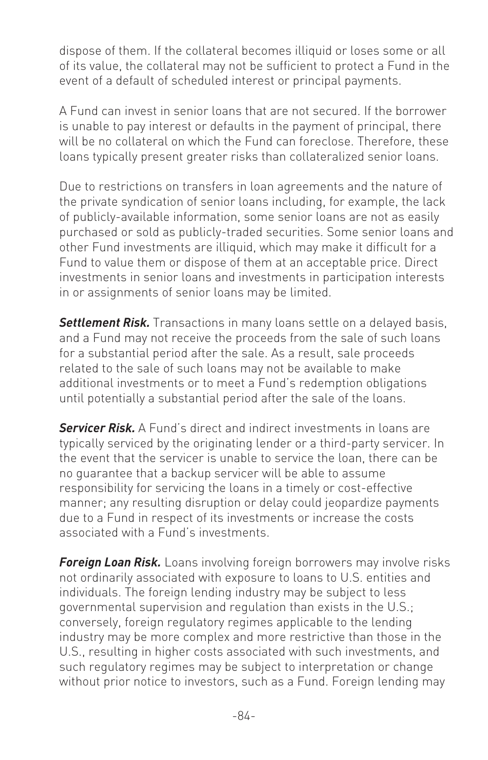dispose of them. If the collateral becomes illiquid or loses some or all of its value, the collateral may not be sufficient to protect a Fund in the event of a default of scheduled interest or principal payments.

A Fund can invest in senior loans that are not secured. If the borrower is unable to pay interest or defaults in the payment of principal, there will be no collateral on which the Fund can foreclose. Therefore, these loans typically present greater risks than collateralized senior loans.

Due to restrictions on transfers in loan agreements and the nature of the private syndication of senior loans including, for example, the lack of publicly-available information, some senior loans are not as easily purchased or sold as publicly-traded securities. Some senior loans and other Fund investments are illiquid, which may make it difficult for a Fund to value them or dispose of them at an acceptable price. Direct investments in senior loans and investments in participation interests in or assignments of senior loans may be limited.

***Settlement Risk.*** Transactions in many loans settle on a delayed basis, and a Fund may not receive the proceeds from the sale of such loans for a substantial period after the sale. As a result, sale proceeds related to the sale of such loans may not be available to make additional investments or to meet a Fund's redemption obligations until potentially a substantial period after the sale of the loans.

***Servicer Risk.*** A Fund's direct and indirect investments in loans are typically serviced by the originating lender or a third-party servicer. In the event that the servicer is unable to service the loan, there can be no guarantee that a backup servicer will be able to assume responsibility for servicing the loans in a timely or cost-effective manner; any resulting disruption or delay could jeopardize payments due to a Fund in respect of its investments or increase the costs associated with a Fund's investments.

***Foreign Loan Risk.*** Loans involving foreign borrowers may involve risks not ordinarily associated with exposure to loans to U.S. entities and individuals. The foreign lending industry may be subject to less governmental supervision and regulation than exists in the U.S.; conversely, foreign regulatory regimes applicable to the lending industry may be more complex and more restrictive than those in the U.S., resulting in higher costs associated with such investments, and such regulatory regimes may be subject to interpretation or change without prior notice to investors, such as a Fund. Foreign lending may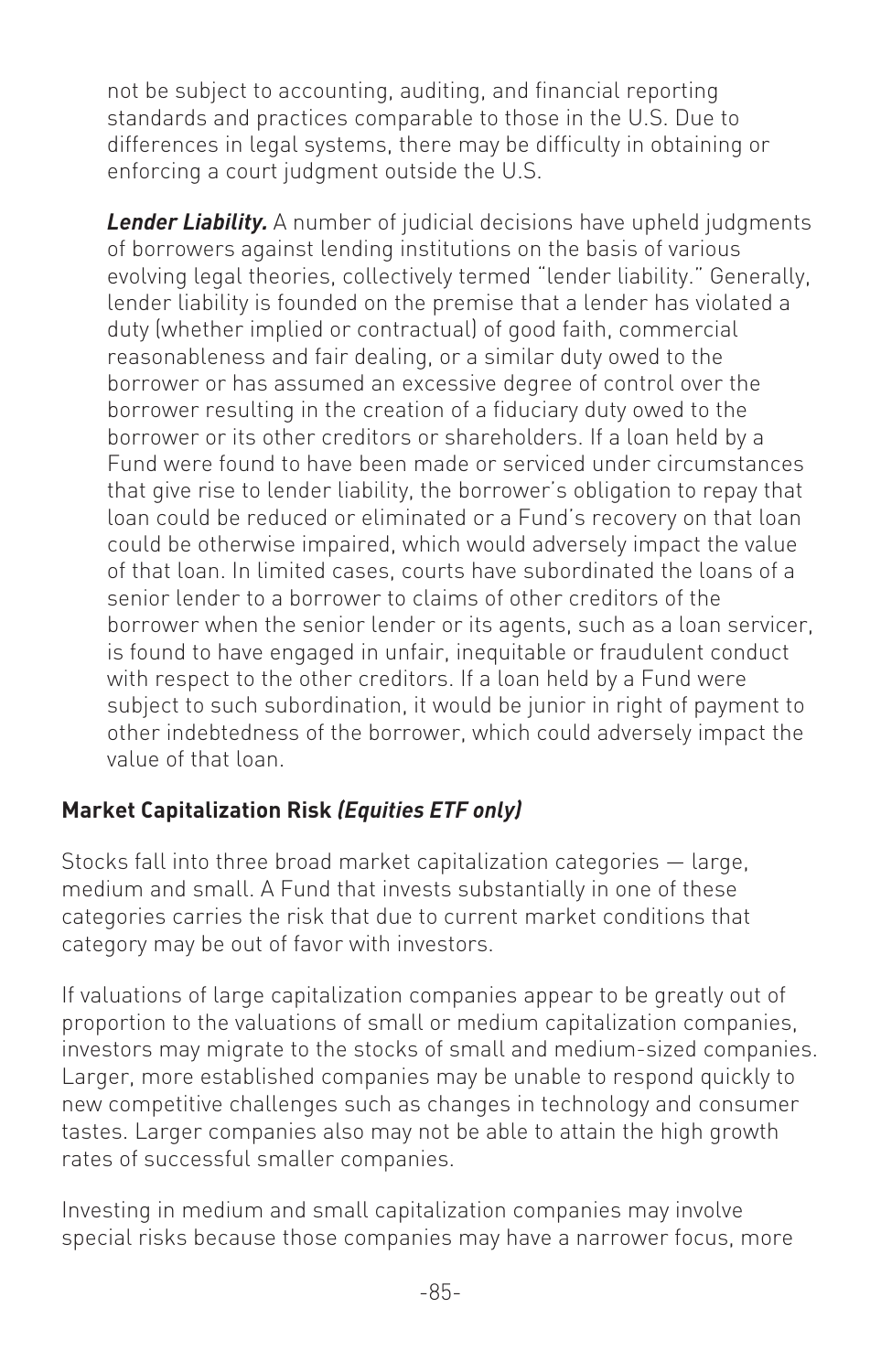not be subject to accounting, auditing, and financial reporting standards and practices comparable to those in the U.S. Due to differences in legal systems, there may be difficulty in obtaining or enforcing a court judgment outside the U.S.

***Lender Liability.*** A number of judicial decisions have upheld judgments of borrowers against lending institutions on the basis of various evolving legal theories, collectively termed "lender liability." Generally, lender liability is founded on the premise that a lender has violated a duty (whether implied or contractual) of good faith, commercial reasonableness and fair dealing, or a similar duty owed to the borrower or has assumed an excessive degree of control over the borrower resulting in the creation of a fiduciary duty owed to the borrower or its other creditors or shareholders. If a loan held by a Fund were found to have been made or serviced under circumstances that give rise to lender liability, the borrower's obligation to repay that loan could be reduced or eliminated or a Fund's recovery on that loan could be otherwise impaired, which would adversely impact the value of that loan. In limited cases, courts have subordinated the loans of a senior lender to a borrower to claims of other creditors of the borrower when the senior lender or its agents, such as a loan servicer, is found to have engaged in unfair, inequitable or fraudulent conduct with respect to the other creditors. If a loan held by a Fund were subject to such subordination, it would be junior in right of payment to other indebtedness of the borrower, which could adversely impact the value of that loan.

**Market Capitalization Risk *(Equities ETF only)***

Stocks fall into three broad market capitalization categories — large, medium and small. A Fund that invests substantially in one of these categories carries the risk that due to current market conditions that category may be out of favor with investors.

If valuations of large capitalization companies appear to be greatly out of proportion to the valuations of small or medium capitalization companies, investors may migrate to the stocks of small and medium-sized companies. Larger, more established companies may be unable to respond quickly to new competitive challenges such as changes in technology and consumer tastes. Larger companies also may not be able to attain the high growth rates of successful smaller companies.

Investing in medium and small capitalization companies may involve special risks because those companies may have a narrower focus, more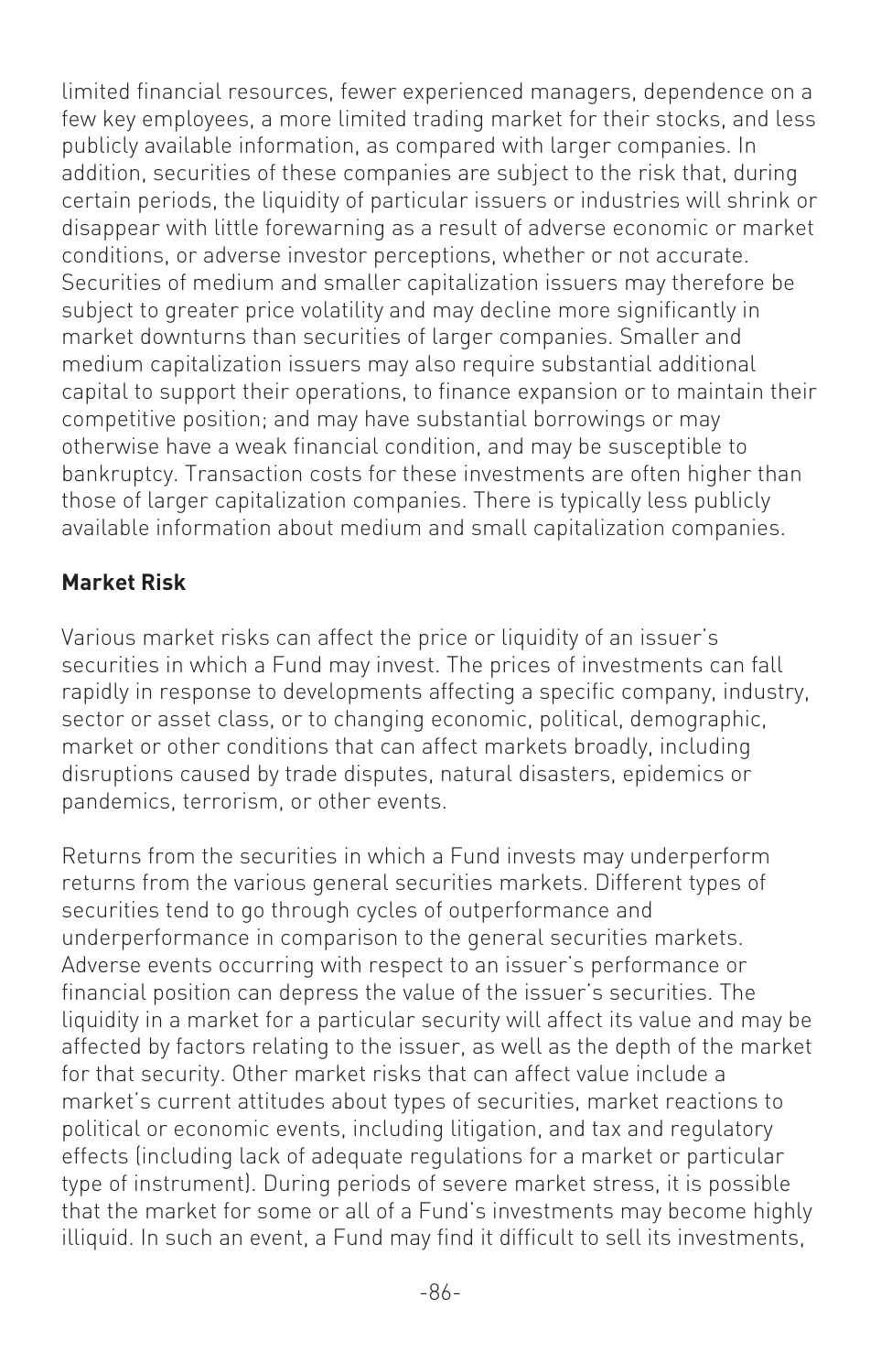limited financial resources, fewer experienced managers, dependence on a few key employees, a more limited trading market for their stocks, and less publicly available information, as compared with larger companies. In addition, securities of these companies are subject to the risk that, during certain periods, the liquidity of particular issuers or industries will shrink or disappear with little forewarning as a result of adverse economic or market conditions, or adverse investor perceptions, whether or not accurate. Securities of medium and smaller capitalization issuers may therefore be subject to greater price volatility and may decline more significantly in market downturns than securities of larger companies. Smaller and medium capitalization issuers may also require substantial additional capital to support their operations, to finance expansion or to maintain their competitive position; and may have substantial borrowings or may otherwise have a weak financial condition, and may be susceptible to bankruptcy. Transaction costs for these investments are often higher than those of larger capitalization companies. There is typically less publicly available information about medium and small capitalization companies.

**Market Risk**

Various market risks can affect the price or liquidity of an issuer's securities in which a Fund may invest. The prices of investments can fall rapidly in response to developments affecting a specific company, industry, sector or asset class, or to changing economic, political, demographic, market or other conditions that can affect markets broadly, including disruptions caused by trade disputes, natural disasters, epidemics or pandemics, terrorism, or other events.

Returns from the securities in which a Fund invests may underperform returns from the various general securities markets. Different types of securities tend to go through cycles of outperformance and underperformance in comparison to the general securities markets. Adverse events occurring with respect to an issuer's performance or financial position can depress the value of the issuer's securities. The liquidity in a market for a particular security will affect its value and may be affected by factors relating to the issuer, as well as the depth of the market for that security. Other market risks that can affect value include a market's current attitudes about types of securities, market reactions to political or economic events, including litigation, and tax and regulatory effects (including lack of adequate regulations for a market or particular type of instrument). During periods of severe market stress, it is possible that the market for some or all of a Fund's investments may become highly illiquid. In such an event, a Fund may find it difficult to sell its investments,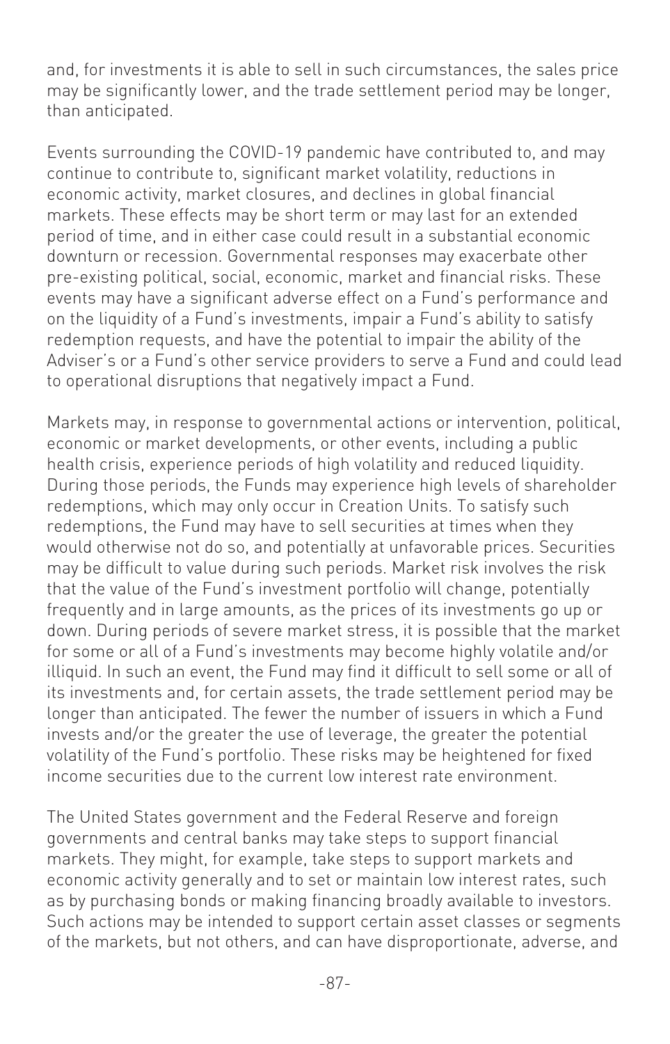and, for investments it is able to sell in such circumstances, the sales price may be significantly lower, and the trade settlement period may be longer, than anticipated.

Events surrounding the COVID-19 pandemic have contributed to, and may continue to contribute to, significant market volatility, reductions in economic activity, market closures, and declines in global financial markets. These effects may be short term or may last for an extended period of time, and in either case could result in a substantial economic downturn or recession. Governmental responses may exacerbate other pre-existing political, social, economic, market and financial risks. These events may have a significant adverse effect on a Fund's performance and on the liquidity of a Fund's investments, impair a Fund's ability to satisfy redemption requests, and have the potential to impair the ability of the Adviser's or a Fund's other service providers to serve a Fund and could lead to operational disruptions that negatively impact a Fund.

Markets may, in response to governmental actions or intervention, political, economic or market developments, or other events, including a public health crisis, experience periods of high volatility and reduced liquidity. During those periods, the Funds may experience high levels of shareholder redemptions, which may only occur in Creation Units. To satisfy such redemptions, the Fund may have to sell securities at times when they would otherwise not do so, and potentially at unfavorable prices. Securities may be difficult to value during such periods. Market risk involves the risk that the value of the Fund's investment portfolio will change, potentially frequently and in large amounts, as the prices of its investments go up or down. During periods of severe market stress, it is possible that the market for some or all of a Fund's investments may become highly volatile and/or illiquid. In such an event, the Fund may find it difficult to sell some or all of its investments and, for certain assets, the trade settlement period may be longer than anticipated. The fewer the number of issuers in which a Fund invests and/or the greater the use of leverage, the greater the potential volatility of the Fund's portfolio. These risks may be heightened for fixed income securities due to the current low interest rate environment.

The United States government and the Federal Reserve and foreign governments and central banks may take steps to support financial markets. They might, for example, take steps to support markets and economic activity generally and to set or maintain low interest rates, such as by purchasing bonds or making financing broadly available to investors. Such actions may be intended to support certain asset classes or segments of the markets, but not others, and can have disproportionate, adverse, and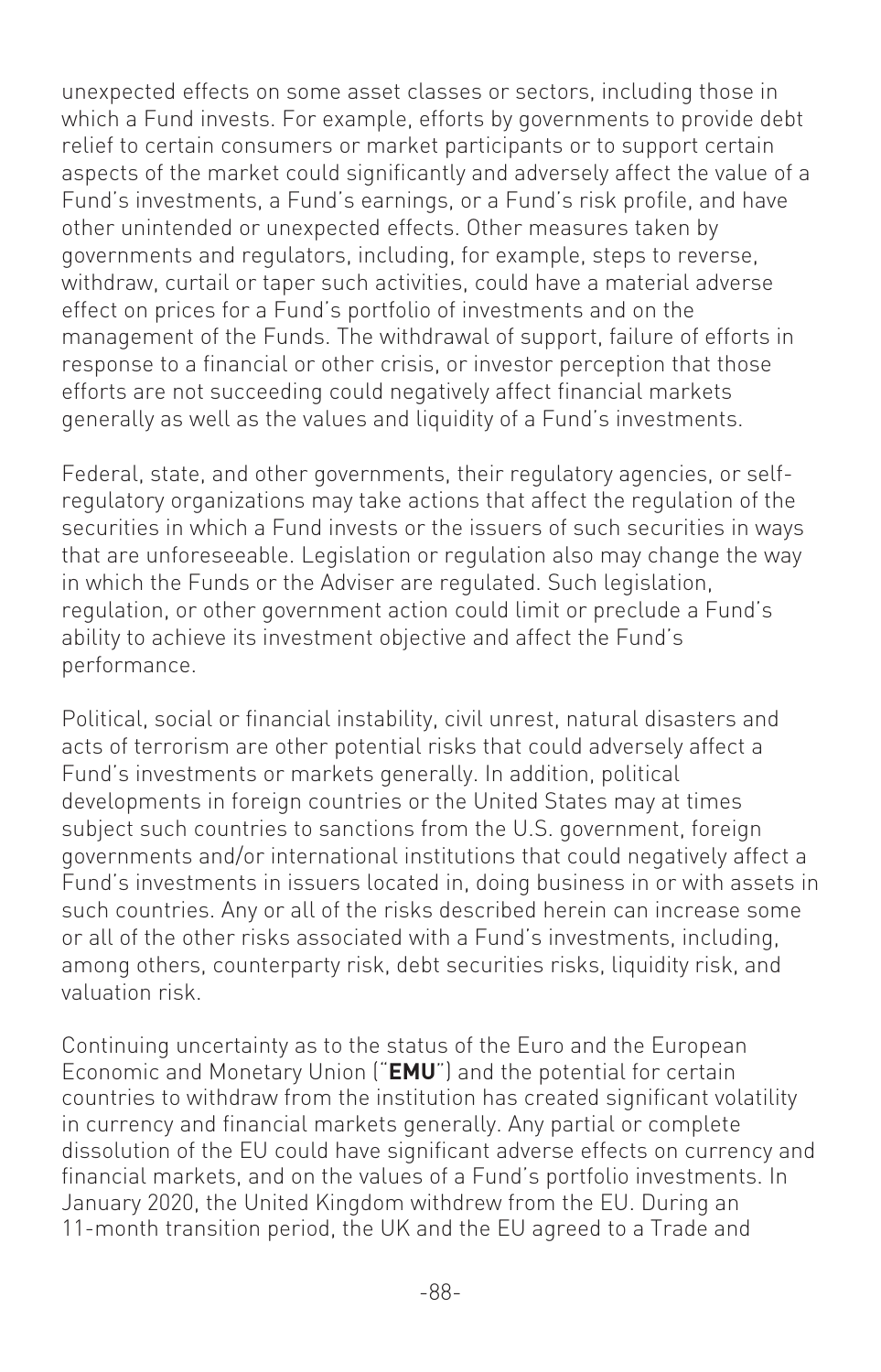unexpected effects on some asset classes or sectors, including those in which a Fund invests. For example, efforts by governments to provide debt relief to certain consumers or market participants or to support certain aspects of the market could significantly and adversely affect the value of a Fund's investments, a Fund's earnings, or a Fund's risk profile, and have other unintended or unexpected effects. Other measures taken by governments and regulators, including, for example, steps to reverse, withdraw, curtail or taper such activities, could have a material adverse effect on prices for a Fund's portfolio of investments and on the management of the Funds. The withdrawal of support, failure of efforts in response to a financial or other crisis, or investor perception that those efforts are not succeeding could negatively affect financial markets generally as well as the values and liquidity of a Fund's investments.

Federal, state, and other governments, their regulatory agencies, or self-regulatory organizations may take actions that affect the regulation of the securities in which a Fund invests or the issuers of such securities in ways that are unforeseeable. Legislation or regulation also may change the way in which the Funds or the Adviser are regulated. Such legislation, regulation, or other government action could limit or preclude a Fund's ability to achieve its investment objective and affect the Fund's performance.

Political, social or financial instability, civil unrest, natural disasters and acts of terrorism are other potential risks that could adversely affect a Fund's investments or markets generally. In addition, political developments in foreign countries or the United States may at times subject such countries to sanctions from the U.S. government, foreign governments and/or international institutions that could negatively affect a Fund's investments in issuers located in, doing business in or with assets in such countries. Any or all of the risks described herein can increase some or all of the other risks associated with a Fund's investments, including, among others, counterparty risk, debt securities risks, liquidity risk, and valuation risk.

Continuing uncertainty as to the status of the Euro and the European Economic and Monetary Union ("**EMU**") and the potential for certain countries to withdraw from the institution has created significant volatility in currency and financial markets generally. Any partial or complete dissolution of the EU could have significant adverse effects on currency and financial markets, and on the values of a Fund's portfolio investments. In January 2020, the United Kingdom withdrew from the EU. During an 11-month transition period, the UK and the EU agreed to a Trade and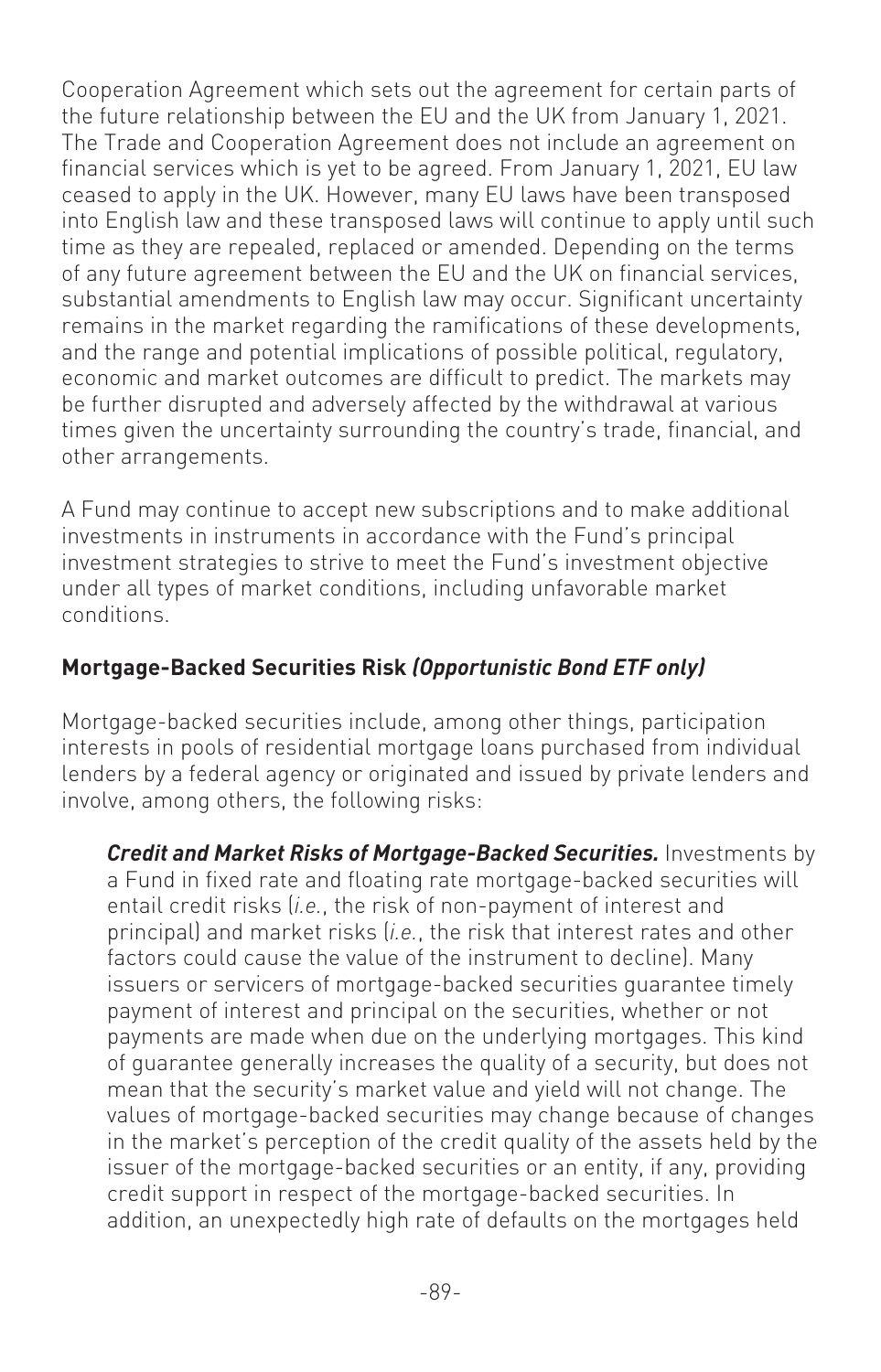Cooperation Agreement which sets out the agreement for certain parts of the future relationship between the EU and the UK from January 1, 2021. The Trade and Cooperation Agreement does not include an agreement on financial services which is yet to be agreed. From January 1, 2021, EU law ceased to apply in the UK. However, many EU laws have been transposed into English law and these transposed laws will continue to apply until such time as they are repealed, replaced or amended. Depending on the terms of any future agreement between the EU and the UK on financial services, substantial amendments to English law may occur. Significant uncertainty remains in the market regarding the ramifications of these developments, and the range and potential implications of possible political, regulatory, economic and market outcomes are difficult to predict. The markets may be further disrupted and adversely affected by the withdrawal at various times given the uncertainty surrounding the country's trade, financial, and other arrangements.

A Fund may continue to accept new subscriptions and to make additional investments in instruments in accordance with the Fund's principal investment strategies to strive to meet the Fund's investment objective under all types of market conditions, including unfavorable market conditions.

**Mortgage-Backed Securities Risk *(Opportunistic Bond ETF only)***

Mortgage-backed securities include, among other things, participation interests in pools of residential mortgage loans purchased from individual lenders by a federal agency or originated and issued by private lenders and involve, among others, the following risks:

***Credit and Market Risks of Mortgage-Backed Securities.*** Investments by a Fund in fixed rate and floating rate mortgage-backed securities will entail credit risks (*i.e.*, the risk of non-payment of interest and principal) and market risks (*i.e.*, the risk that interest rates and other factors could cause the value of the instrument to decline). Many issuers or servicers of mortgage-backed securities guarantee timely payment of interest and principal on the securities, whether or not payments are made when due on the underlying mortgages. This kind of guarantee generally increases the quality of a security, but does not mean that the security's market value and yield will not change. The values of mortgage-backed securities may change because of changes in the market's perception of the credit quality of the assets held by the issuer of the mortgage-backed securities or an entity, if any, providing credit support in respect of the mortgage-backed securities. In addition, an unexpectedly high rate of defaults on the mortgages held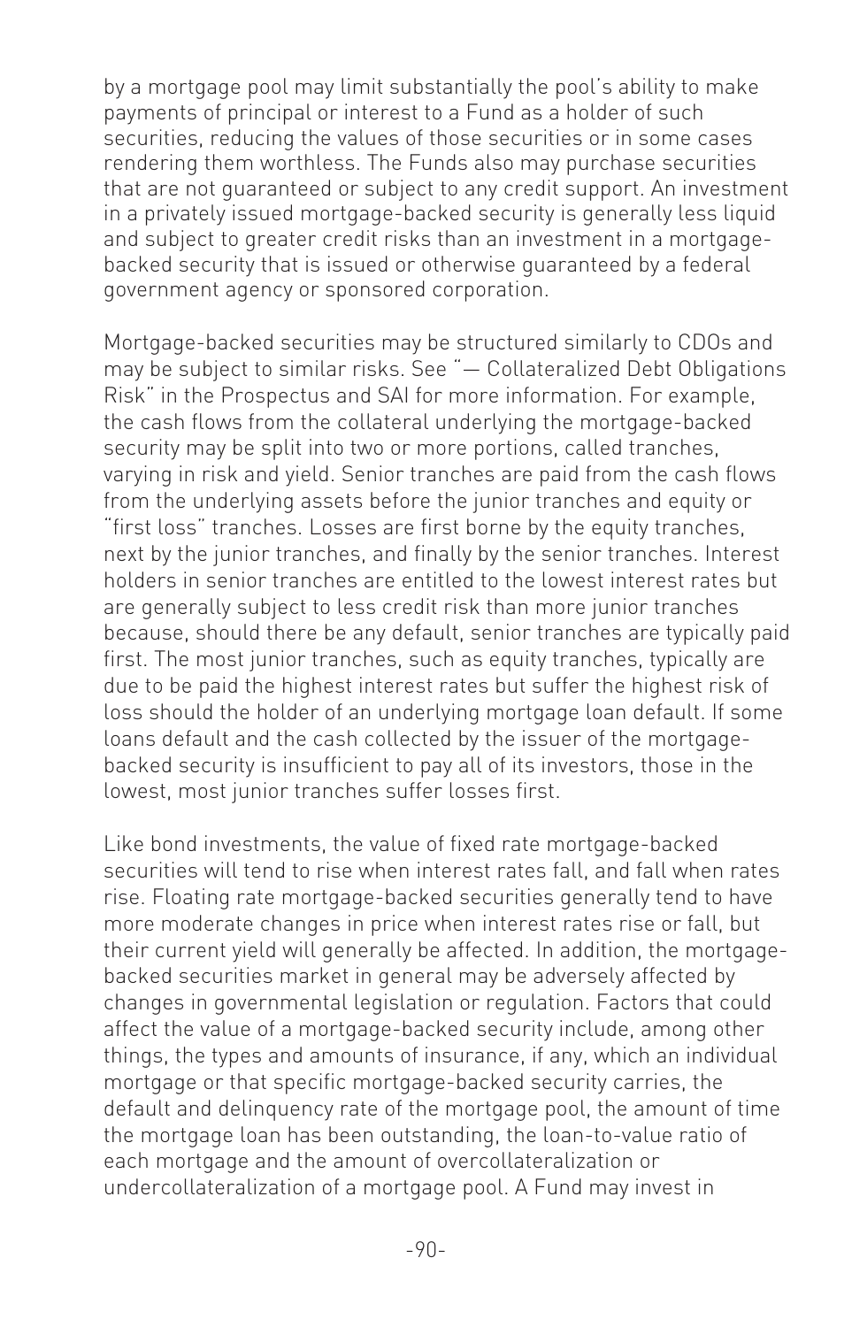by a mortgage pool may limit substantially the pool's ability to make payments of principal or interest to a Fund as a holder of such securities, reducing the values of those securities or in some cases rendering them worthless. The Funds also may purchase securities that are not guaranteed or subject to any credit support. An investment in a privately issued mortgage-backed security is generally less liquid and subject to greater credit risks than an investment in a mortgage-backed security that is issued or otherwise guaranteed by a federal government agency or sponsored corporation.

Mortgage-backed securities may be structured similarly to CDOs and may be subject to similar risks. See "— Collateralized Debt Obligations Risk" in the Prospectus and SAI for more information. For example, the cash flows from the collateral underlying the mortgage-backed security may be split into two or more portions, called tranches, varying in risk and yield. Senior tranches are paid from the cash flows from the underlying assets before the junior tranches and equity or "first loss" tranches. Losses are first borne by the equity tranches, next by the junior tranches, and finally by the senior tranches. Interest holders in senior tranches are entitled to the lowest interest rates but are generally subject to less credit risk than more junior tranches because, should there be any default, senior tranches are typically paid first. The most junior tranches, such as equity tranches, typically are due to be paid the highest interest rates but suffer the highest risk of loss should the holder of an underlying mortgage loan default. If some loans default and the cash collected by the issuer of the mortgage-backed security is insufficient to pay all of its investors, those in the lowest, most junior tranches suffer losses first.

Like bond investments, the value of fixed rate mortgage-backed securities will tend to rise when interest rates fall, and fall when rates rise. Floating rate mortgage-backed securities generally tend to have more moderate changes in price when interest rates rise or fall, but their current yield will generally be affected. In addition, the mortgage-backed securities market in general may be adversely affected by changes in governmental legislation or regulation. Factors that could affect the value of a mortgage-backed security include, among other things, the types and amounts of insurance, if any, which an individual mortgage or that specific mortgage-backed security carries, the default and delinquency rate of the mortgage pool, the amount of time the mortgage loan has been outstanding, the loan-to-value ratio of each mortgage and the amount of overcollateralization or undercollateralization of a mortgage pool. A Fund may invest in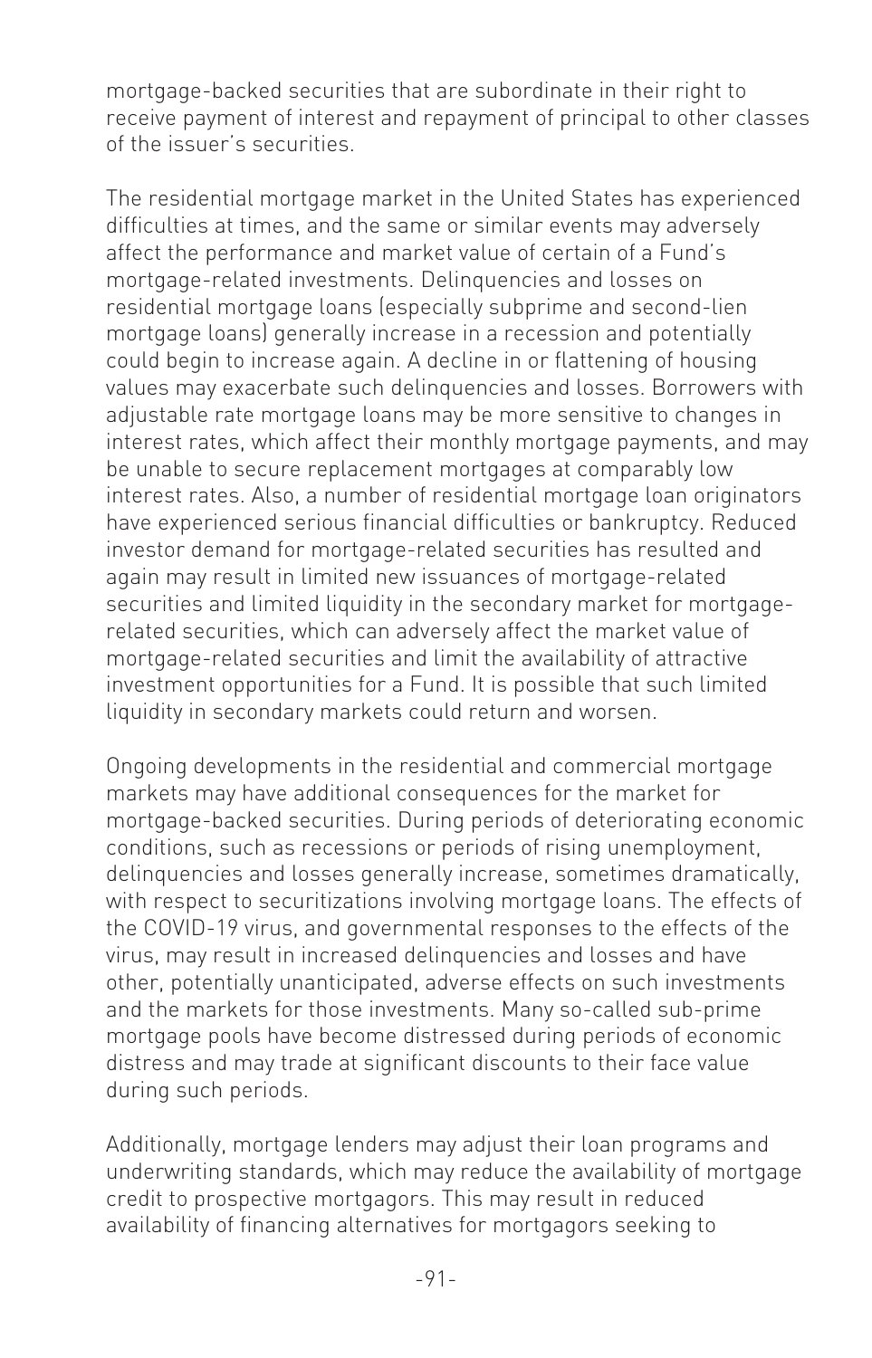mortgage-backed securities that are subordinate in their right to receive payment of interest and repayment of principal to other classes of the issuer's securities.

The residential mortgage market in the United States has experienced difficulties at times, and the same or similar events may adversely affect the performance and market value of certain of a Fund's mortgage-related investments. Delinquencies and losses on residential mortgage loans (especially subprime and second-lien mortgage loans) generally increase in a recession and potentially could begin to increase again. A decline in or flattening of housing values may exacerbate such delinquencies and losses. Borrowers with adjustable rate mortgage loans may be more sensitive to changes in interest rates, which affect their monthly mortgage payments, and may be unable to secure replacement mortgages at comparably low interest rates. Also, a number of residential mortgage loan originators have experienced serious financial difficulties or bankruptcy. Reduced investor demand for mortgage-related securities has resulted and again may result in limited new issuances of mortgage-related securities and limited liquidity in the secondary market for mortgage-related securities, which can adversely affect the market value of mortgage-related securities and limit the availability of attractive investment opportunities for a Fund. It is possible that such limited liquidity in secondary markets could return and worsen.

Ongoing developments in the residential and commercial mortgage markets may have additional consequences for the market for mortgage-backed securities. During periods of deteriorating economic conditions, such as recessions or periods of rising unemployment, delinquencies and losses generally increase, sometimes dramatically, with respect to securitizations involving mortgage loans. The effects of the COVID-19 virus, and governmental responses to the effects of the virus, may result in increased delinquencies and losses and have other, potentially unanticipated, adverse effects on such investments and the markets for those investments. Many so-called sub-prime mortgage pools have become distressed during periods of economic distress and may trade at significant discounts to their face value during such periods.

Additionally, mortgage lenders may adjust their loan programs and underwriting standards, which may reduce the availability of mortgage credit to prospective mortgagors. This may result in reduced availability of financing alternatives for mortgagors seeking to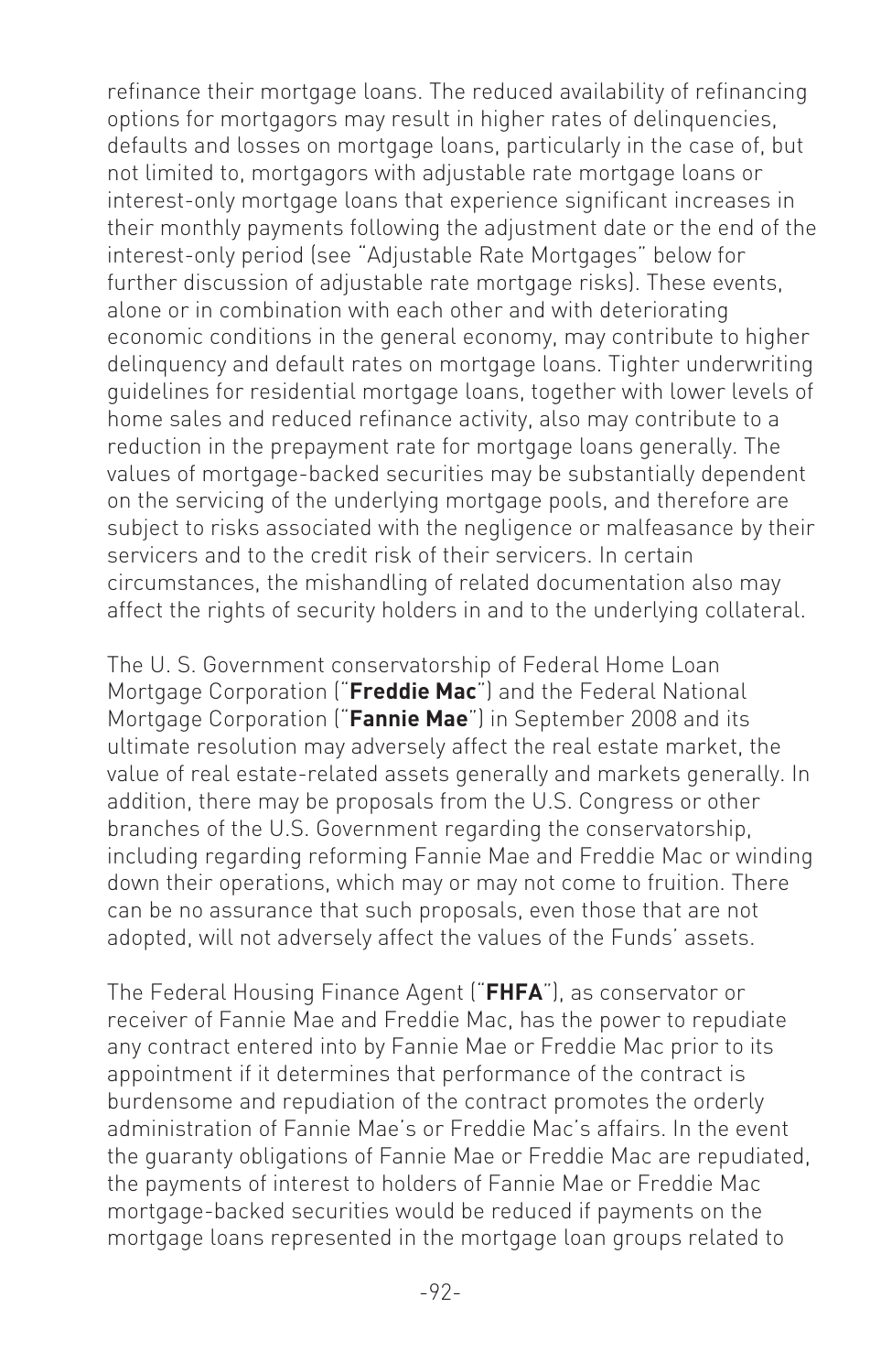refinance their mortgage loans. The reduced availability of refinancing options for mortgagors may result in higher rates of delinquencies, defaults and losses on mortgage loans, particularly in the case of, but not limited to, mortgagors with adjustable rate mortgage loans or interest-only mortgage loans that experience significant increases in their monthly payments following the adjustment date or the end of the interest-only period (see "Adjustable Rate Mortgages" below for further discussion of adjustable rate mortgage risks). These events, alone or in combination with each other and with deteriorating economic conditions in the general economy, may contribute to higher delinquency and default rates on mortgage loans. Tighter underwriting guidelines for residential mortgage loans, together with lower levels of home sales and reduced refinance activity, also may contribute to a reduction in the prepayment rate for mortgage loans generally. The values of mortgage-backed securities may be substantially dependent on the servicing of the underlying mortgage pools, and therefore are subject to risks associated with the negligence or malfeasance by their servicers and to the credit risk of their servicers. In certain circumstances, the mishandling of related documentation also may affect the rights of security holders in and to the underlying collateral.

The U. S. Government conservatorship of Federal Home Loan Mortgage Corporation ("**Freddie Mac**") and the Federal National Mortgage Corporation ("**Fannie Mae**") in September 2008 and its ultimate resolution may adversely affect the real estate market, the value of real estate-related assets generally and markets generally. In addition, there may be proposals from the U.S. Congress or other branches of the U.S. Government regarding the conservatorship, including regarding reforming Fannie Mae and Freddie Mac or winding down their operations, which may or may not come to fruition. There can be no assurance that such proposals, even those that are not adopted, will not adversely affect the values of the Funds' assets.

The Federal Housing Finance Agent ("**FHFA**"), as conservator or receiver of Fannie Mae and Freddie Mac, has the power to repudiate any contract entered into by Fannie Mae or Freddie Mac prior to its appointment if it determines that performance of the contract is burdensome and repudiation of the contract promotes the orderly administration of Fannie Mae's or Freddie Mac's affairs. In the event the guaranty obligations of Fannie Mae or Freddie Mac are repudiated, the payments of interest to holders of Fannie Mae or Freddie Mac mortgage-backed securities would be reduced if payments on the mortgage loans represented in the mortgage loan groups related to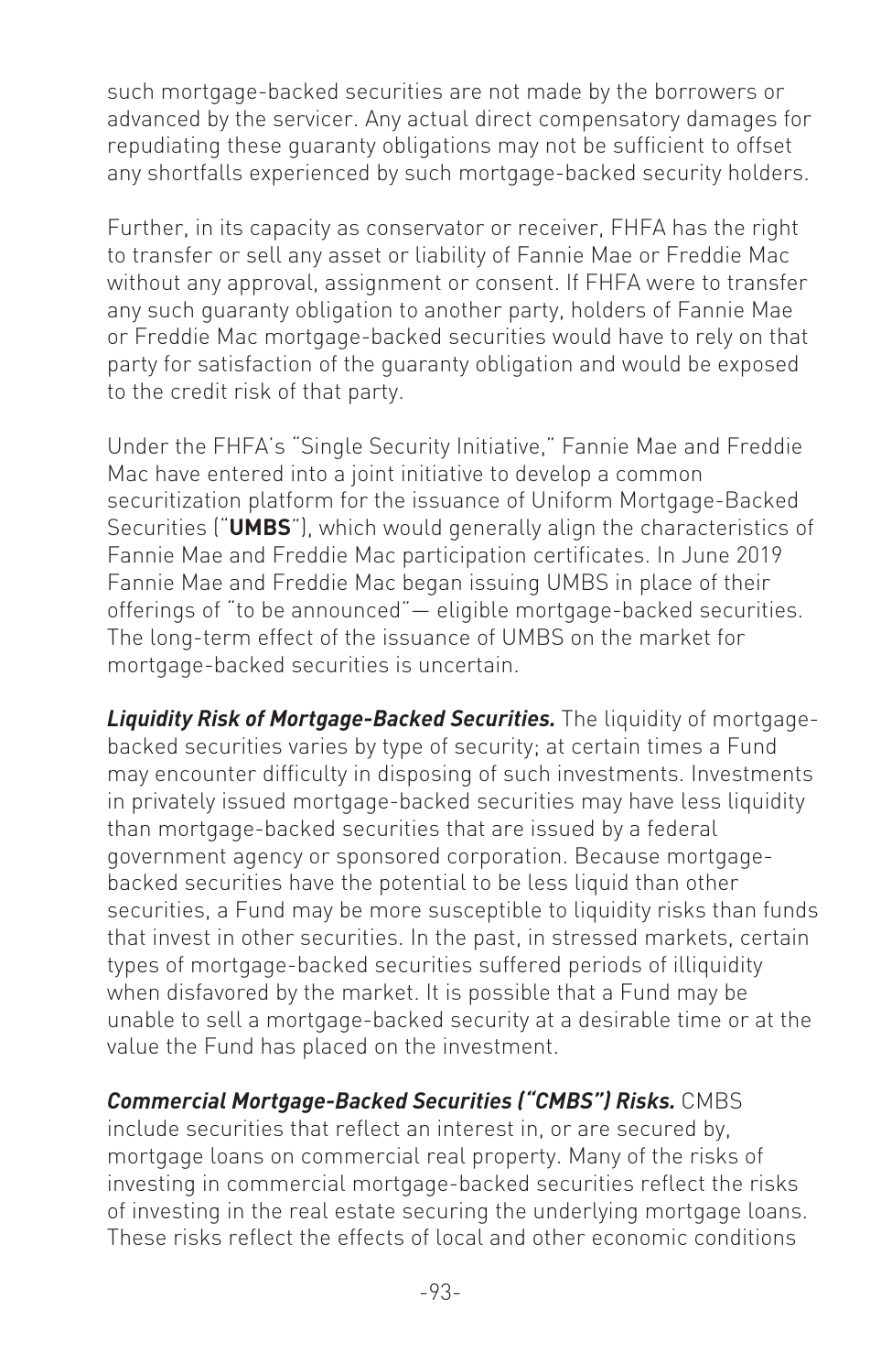such mortgage-backed securities are not made by the borrowers or advanced by the servicer. Any actual direct compensatory damages for repudiating these guaranty obligations may not be sufficient to offset any shortfalls experienced by such mortgage-backed security holders.

Further, in its capacity as conservator or receiver, FHFA has the right to transfer or sell any asset or liability of Fannie Mae or Freddie Mac without any approval, assignment or consent. If FHFA were to transfer any such guaranty obligation to another party, holders of Fannie Mae or Freddie Mac mortgage-backed securities would have to rely on that party for satisfaction of the guaranty obligation and would be exposed to the credit risk of that party.

Under the FHFA's "Single Security Initiative," Fannie Mae and Freddie Mac have entered into a joint initiative to develop a common securitization platform for the issuance of Uniform Mortgage-Backed Securities ("**UMBS**"), which would generally align the characteristics of Fannie Mae and Freddie Mac participation certificates. In June 2019 Fannie Mae and Freddie Mac began issuing UMBS in place of their offerings of "to be announced"— eligible mortgage-backed securities. The long-term effect of the issuance of UMBS on the market for mortgage-backed securities is uncertain.

***Liquidity Risk of Mortgage-Backed Securities.*** The liquidity of mortgage-backed securities varies by type of security; at certain times a Fund may encounter difficulty in disposing of such investments. Investments in privately issued mortgage-backed securities may have less liquidity than mortgage-backed securities that are issued by a federal government agency or sponsored corporation. Because mortgage-backed securities have the potential to be less liquid than other securities, a Fund may be more susceptible to liquidity risks than funds that invest in other securities. In the past, in stressed markets, certain types of mortgage-backed securities suffered periods of illiquidity when disfavored by the market. It is possible that a Fund may be unable to sell a mortgage-backed security at a desirable time or at the value the Fund has placed on the investment.

***Commercial Mortgage-Backed Securities ("CMBS") Risks.*** CMBS include securities that reflect an interest in, or are secured by, mortgage loans on commercial real property. Many of the risks of investing in commercial mortgage-backed securities reflect the risks of investing in the real estate securing the underlying mortgage loans. These risks reflect the effects of local and other economic conditions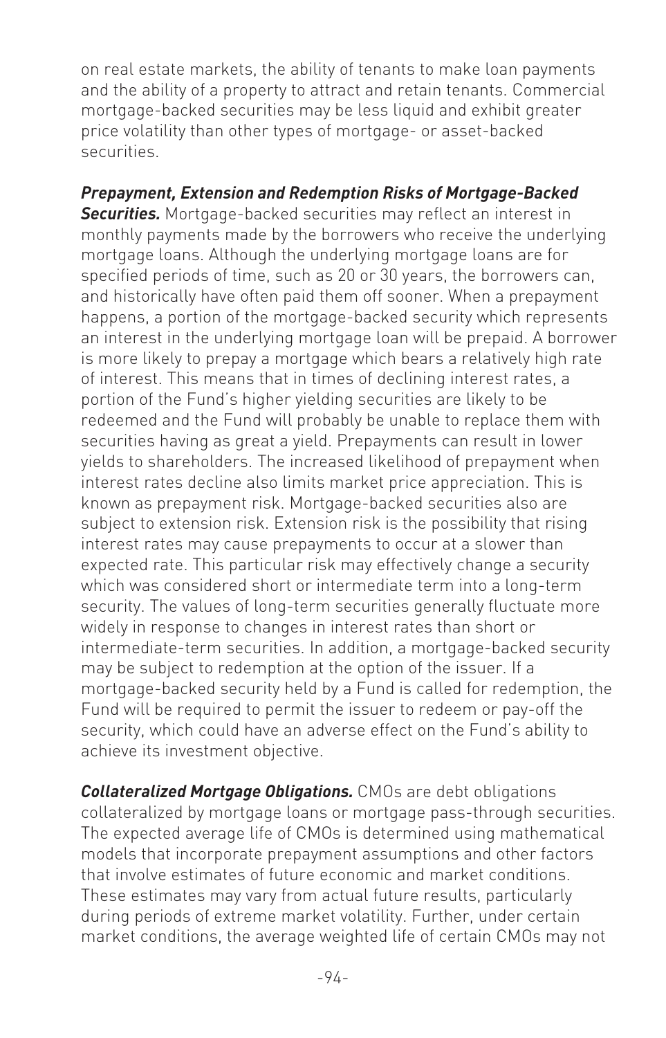on real estate markets, the ability of tenants to make loan payments and the ability of a property to attract and retain tenants. Commercial mortgage-backed securities may be less liquid and exhibit greater price volatility than other types of mortgage- or asset-backed securities.

***Prepayment, Extension and Redemption Risks of Mortgage-Backed Securities.*** Mortgage-backed securities may reflect an interest in monthly payments made by the borrowers who receive the underlying mortgage loans. Although the underlying mortgage loans are for specified periods of time, such as 20 or 30 years, the borrowers can, and historically have often paid them off sooner. When a prepayment happens, a portion of the mortgage-backed security which represents an interest in the underlying mortgage loan will be prepaid. A borrower is more likely to prepay a mortgage which bears a relatively high rate of interest. This means that in times of declining interest rates, a portion of the Fund's higher yielding securities are likely to be redeemed and the Fund will probably be unable to replace them with securities having as great a yield. Prepayments can result in lower yields to shareholders. The increased likelihood of prepayment when interest rates decline also limits market price appreciation. This is known as prepayment risk. Mortgage-backed securities also are subject to extension risk. Extension risk is the possibility that rising interest rates may cause prepayments to occur at a slower than expected rate. This particular risk may effectively change a security which was considered short or intermediate term into a long-term security. The values of long-term securities generally fluctuate more widely in response to changes in interest rates than short or intermediate-term securities. In addition, a mortgage-backed security may be subject to redemption at the option of the issuer. If a mortgage-backed security held by a Fund is called for redemption, the Fund will be required to permit the issuer to redeem or pay-off the security, which could have an adverse effect on the Fund's ability to achieve its investment objective.

***Collateralized Mortgage Obligations.*** CMOs are debt obligations collateralized by mortgage loans or mortgage pass-through securities. The expected average life of CMOs is determined using mathematical models that incorporate prepayment assumptions and other factors that involve estimates of future economic and market conditions. These estimates may vary from actual future results, particularly during periods of extreme market volatility. Further, under certain market conditions, the average weighted life of certain CMOs may not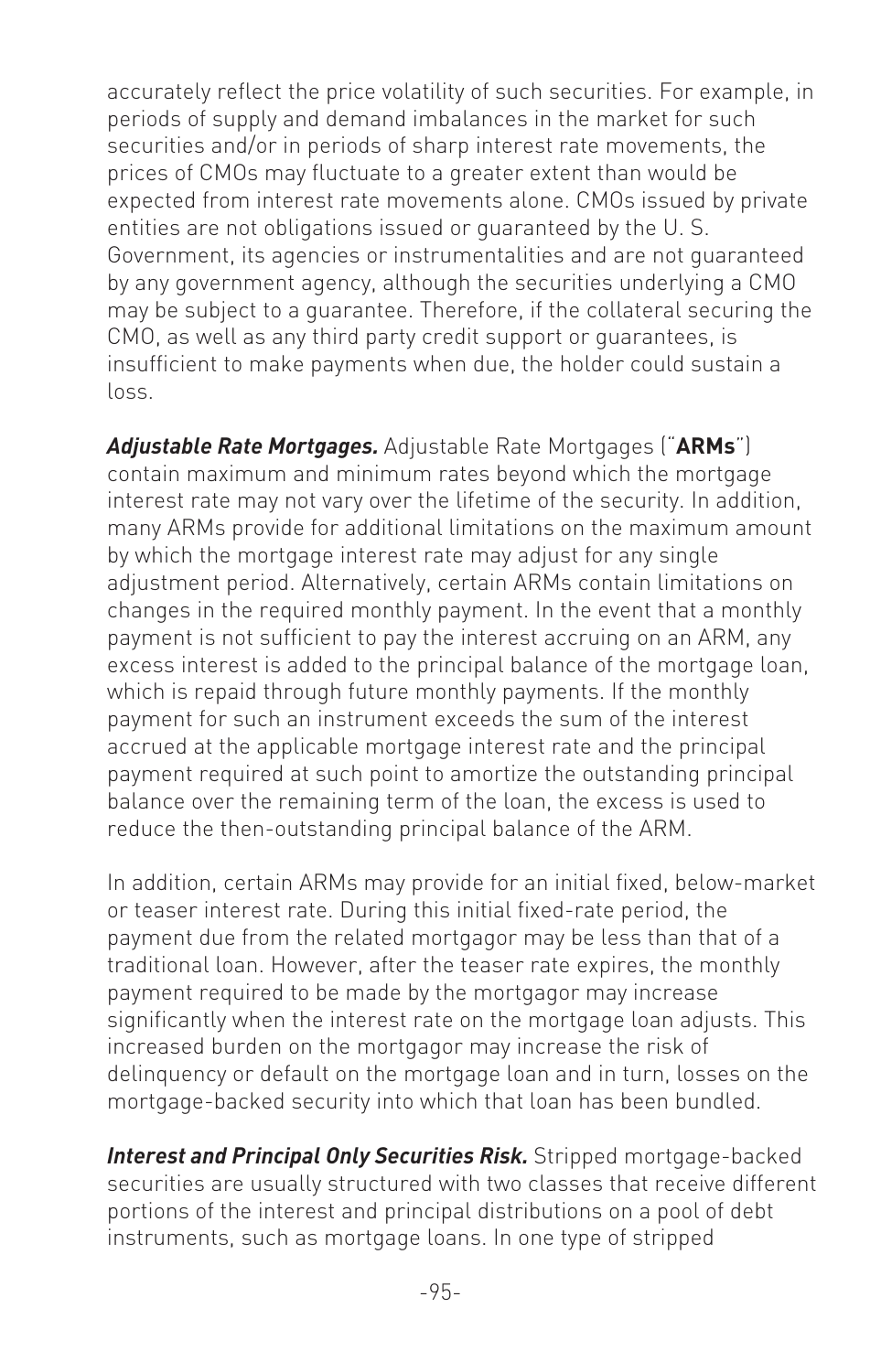accurately reflect the price volatility of such securities. For example, in periods of supply and demand imbalances in the market for such securities and/or in periods of sharp interest rate movements, the prices of CMOs may fluctuate to a greater extent than would be expected from interest rate movements alone. CMOs issued by private entities are not obligations issued or guaranteed by the U. S. Government, its agencies or instrumentalities and are not guaranteed by any government agency, although the securities underlying a CMO may be subject to a guarantee. Therefore, if the collateral securing the CMO, as well as any third party credit support or guarantees, is insufficient to make payments when due, the holder could sustain a loss.

***Adjustable Rate Mortgages.*** Adjustable Rate Mortgages ("**ARMs**") contain maximum and minimum rates beyond which the mortgage interest rate may not vary over the lifetime of the security. In addition, many ARMs provide for additional limitations on the maximum amount by which the mortgage interest rate may adjust for any single adjustment period. Alternatively, certain ARMs contain limitations on changes in the required monthly payment. In the event that a monthly payment is not sufficient to pay the interest accruing on an ARM, any excess interest is added to the principal balance of the mortgage loan, which is repaid through future monthly payments. If the monthly payment for such an instrument exceeds the sum of the interest accrued at the applicable mortgage interest rate and the principal payment required at such point to amortize the outstanding principal balance over the remaining term of the loan, the excess is used to reduce the then-outstanding principal balance of the ARM.

In addition, certain ARMs may provide for an initial fixed, below-market or teaser interest rate. During this initial fixed-rate period, the payment due from the related mortgagor may be less than that of a traditional loan. However, after the teaser rate expires, the monthly payment required to be made by the mortgagor may increase significantly when the interest rate on the mortgage loan adjusts. This increased burden on the mortgagor may increase the risk of delinquency or default on the mortgage loan and in turn, losses on the mortgage-backed security into which that loan has been bundled.

***Interest and Principal Only Securities Risk.*** Stripped mortgage-backed securities are usually structured with two classes that receive different portions of the interest and principal distributions on a pool of debt instruments, such as mortgage loans. In one type of stripped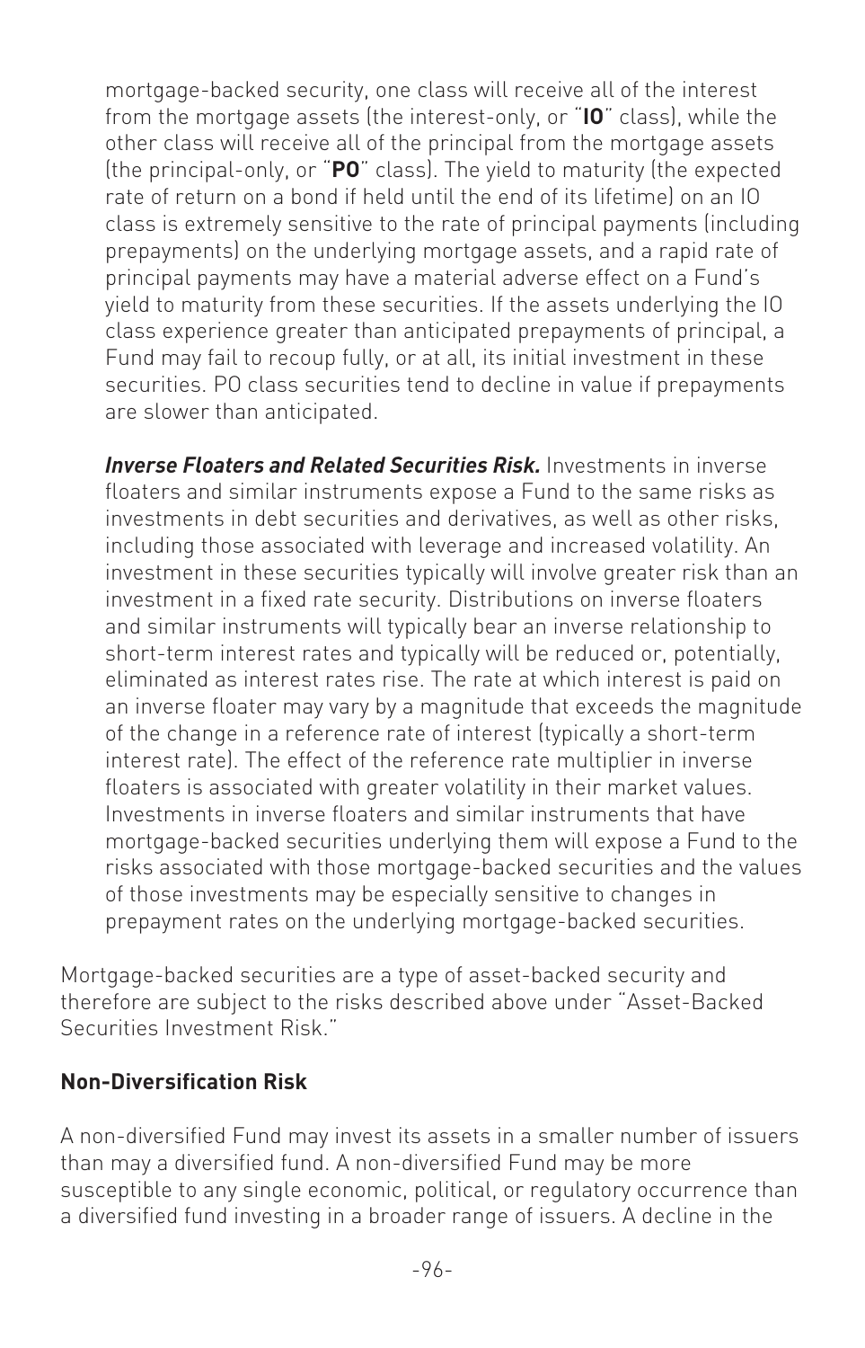mortgage-backed security, one class will receive all of the interest from the mortgage assets (the interest-only, or "**IO**" class), while the other class will receive all of the principal from the mortgage assets (the principal-only, or "**PO**" class). The yield to maturity (the expected rate of return on a bond if held until the end of its lifetime) on an IO class is extremely sensitive to the rate of principal payments (including prepayments) on the underlying mortgage assets, and a rapid rate of principal payments may have a material adverse effect on a Fund's yield to maturity from these securities. If the assets underlying the IO class experience greater than anticipated prepayments of principal, a Fund may fail to recoup fully, or at all, its initial investment in these securities. PO class securities tend to decline in value if prepayments are slower than anticipated.

***Inverse Floaters and Related Securities Risk.*** Investments in inverse floaters and similar instruments expose a Fund to the same risks as investments in debt securities and derivatives, as well as other risks, including those associated with leverage and increased volatility. An investment in these securities typically will involve greater risk than an investment in a fixed rate security. Distributions on inverse floaters and similar instruments will typically bear an inverse relationship to short-term interest rates and typically will be reduced or, potentially, eliminated as interest rates rise. The rate at which interest is paid on an inverse floater may vary by a magnitude that exceeds the magnitude of the change in a reference rate of interest (typically a short-term interest rate). The effect of the reference rate multiplier in inverse floaters is associated with greater volatility in their market values. Investments in inverse floaters and similar instruments that have mortgage-backed securities underlying them will expose a Fund to the risks associated with those mortgage-backed securities and the values of those investments may be especially sensitive to changes in prepayment rates on the underlying mortgage-backed securities.

Mortgage-backed securities are a type of asset-backed security and therefore are subject to the risks described above under "Asset-Backed Securities Investment Risk."

**Non-Diversification Risk**

A non-diversified Fund may invest its assets in a smaller number of issuers than may a diversified fund. A non-diversified Fund may be more susceptible to any single economic, political, or regulatory occurrence than a diversified fund investing in a broader range of issuers. A decline in the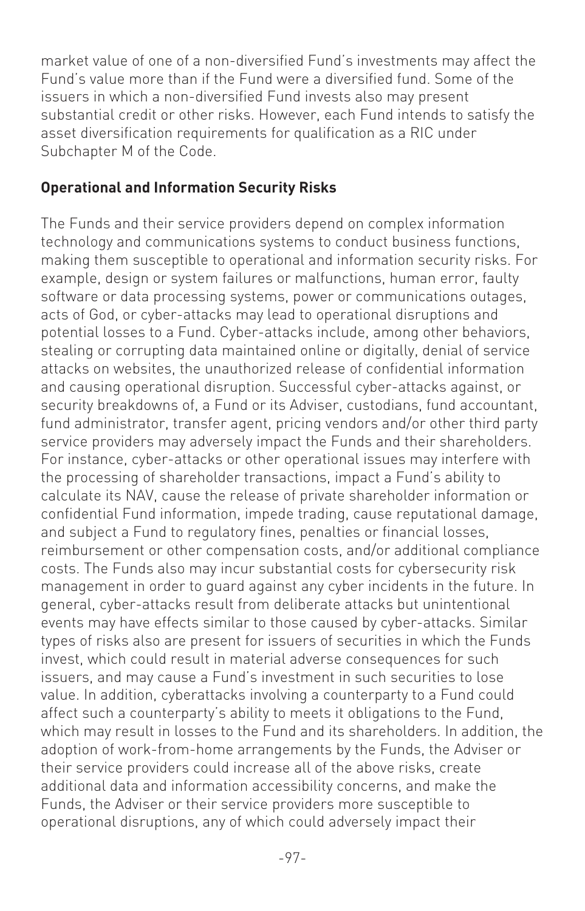market value of one of a non-diversified Fund's investments may affect the Fund's value more than if the Fund were a diversified fund. Some of the issuers in which a non-diversified Fund invests also may present substantial credit or other risks. However, each Fund intends to satisfy the asset diversification requirements for qualification as a RIC under Subchapter M of the Code.

**Operational and Information Security Risks**

The Funds and their service providers depend on complex information technology and communications systems to conduct business functions, making them susceptible to operational and information security risks. For example, design or system failures or malfunctions, human error, faulty software or data processing systems, power or communications outages, acts of God, or cyber-attacks may lead to operational disruptions and potential losses to a Fund. Cyber-attacks include, among other behaviors, stealing or corrupting data maintained online or digitally, denial of service attacks on websites, the unauthorized release of confidential information and causing operational disruption. Successful cyber-attacks against, or security breakdowns of, a Fund or its Adviser, custodians, fund accountant, fund administrator, transfer agent, pricing vendors and/or other third party service providers may adversely impact the Funds and their shareholders. For instance, cyber-attacks or other operational issues may interfere with the processing of shareholder transactions, impact a Fund's ability to calculate its NAV, cause the release of private shareholder information or confidential Fund information, impede trading, cause reputational damage, and subject a Fund to regulatory fines, penalties or financial losses, reimbursement or other compensation costs, and/or additional compliance costs. The Funds also may incur substantial costs for cybersecurity risk management in order to guard against any cyber incidents in the future. In general, cyber-attacks result from deliberate attacks but unintentional events may have effects similar to those caused by cyber-attacks. Similar types of risks also are present for issuers of securities in which the Funds invest, which could result in material adverse consequences for such issuers, and may cause a Fund's investment in such securities to lose value. In addition, cyberattacks involving a counterparty to a Fund could affect such a counterparty's ability to meets it obligations to the Fund, which may result in losses to the Fund and its shareholders. In addition, the adoption of work-from-home arrangements by the Funds, the Adviser or their service providers could increase all of the above risks, create additional data and information accessibility concerns, and make the Funds, the Adviser or their service providers more susceptible to operational disruptions, any of which could adversely impact their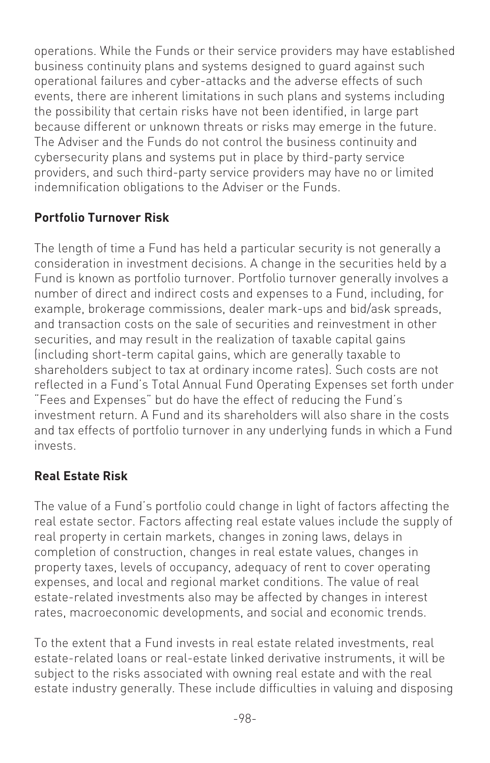operations. While the Funds or their service providers may have established business continuity plans and systems designed to guard against such operational failures and cyber-attacks and the adverse effects of such events, there are inherent limitations in such plans and systems including the possibility that certain risks have not been identified, in large part because different or unknown threats or risks may emerge in the future. The Adviser and the Funds do not control the business continuity and cybersecurity plans and systems put in place by third-party service providers, and such third-party service providers may have no or limited indemnification obligations to the Adviser or the Funds.

**Portfolio Turnover Risk**

The length of time a Fund has held a particular security is not generally a consideration in investment decisions. A change in the securities held by a Fund is known as portfolio turnover. Portfolio turnover generally involves a number of direct and indirect costs and expenses to a Fund, including, for example, brokerage commissions, dealer mark-ups and bid/ask spreads, and transaction costs on the sale of securities and reinvestment in other securities, and may result in the realization of taxable capital gains (including short-term capital gains, which are generally taxable to shareholders subject to tax at ordinary income rates). Such costs are not reflected in a Fund's Total Annual Fund Operating Expenses set forth under "Fees and Expenses" but do have the effect of reducing the Fund's investment return. A Fund and its shareholders will also share in the costs and tax effects of portfolio turnover in any underlying funds in which a Fund invests.

**Real Estate Risk**

The value of a Fund's portfolio could change in light of factors affecting the real estate sector. Factors affecting real estate values include the supply of real property in certain markets, changes in zoning laws, delays in completion of construction, changes in real estate values, changes in property taxes, levels of occupancy, adequacy of rent to cover operating expenses, and local and regional market conditions. The value of real estate-related investments also may be affected by changes in interest rates, macroeconomic developments, and social and economic trends.

To the extent that a Fund invests in real estate related investments, real estate-related loans or real-estate linked derivative instruments, it will be subject to the risks associated with owning real estate and with the real estate industry generally. These include difficulties in valuing and disposing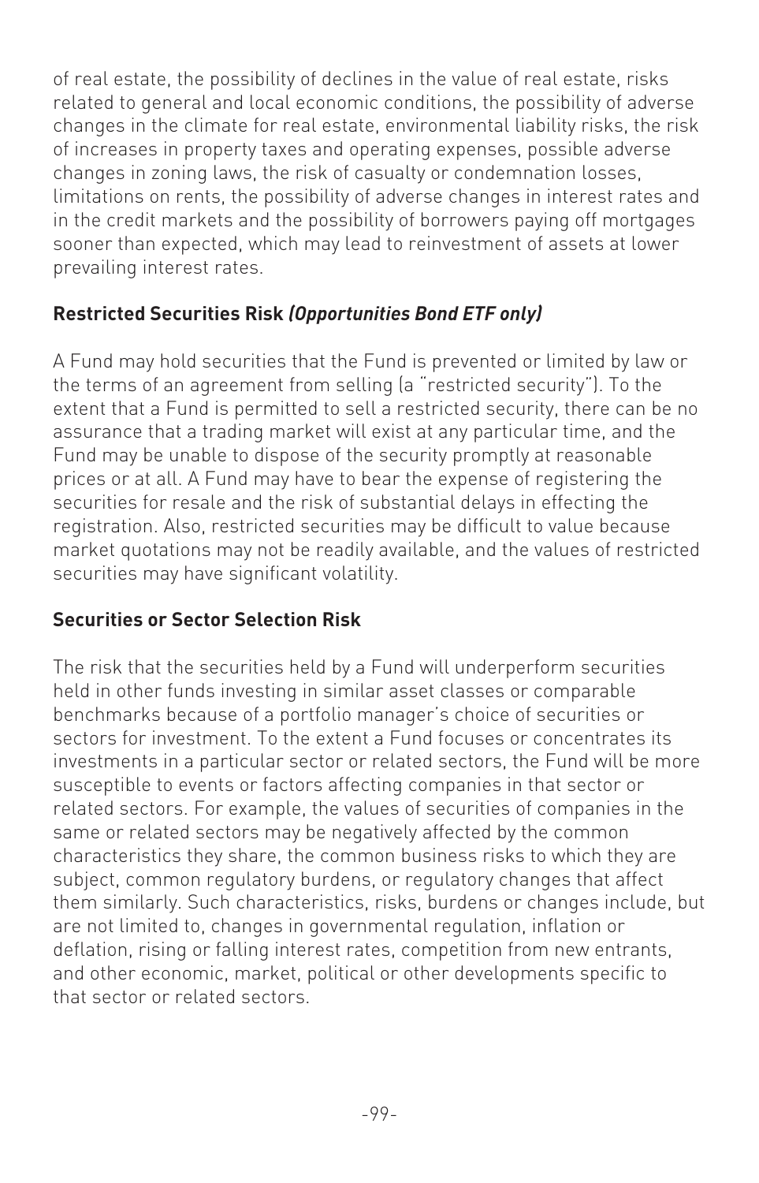of real estate, the possibility of declines in the value of real estate, risks related to general and local economic conditions, the possibility of adverse changes in the climate for real estate, environmental liability risks, the risk of increases in property taxes and operating expenses, possible adverse changes in zoning laws, the risk of casualty or condemnation losses, limitations on rents, the possibility of adverse changes in interest rates and in the credit markets and the possibility of borrowers paying off mortgages sooner than expected, which may lead to reinvestment of assets at lower prevailing interest rates.

**Restricted Securities Risk *(Opportunities Bond ETF only)***

A Fund may hold securities that the Fund is prevented or limited by law or the terms of an agreement from selling (a "restricted security"). To the extent that a Fund is permitted to sell a restricted security, there can be no assurance that a trading market will exist at any particular time, and the Fund may be unable to dispose of the security promptly at reasonable prices or at all. A Fund may have to bear the expense of registering the securities for resale and the risk of substantial delays in effecting the registration. Also, restricted securities may be difficult to value because market quotations may not be readily available, and the values of restricted securities may have significant volatility.

**Securities or Sector Selection Risk**

The risk that the securities held by a Fund will underperform securities held in other funds investing in similar asset classes or comparable benchmarks because of a portfolio manager's choice of securities or sectors for investment. To the extent a Fund focuses or concentrates its investments in a particular sector or related sectors, the Fund will be more susceptible to events or factors affecting companies in that sector or related sectors. For example, the values of securities of companies in the same or related sectors may be negatively affected by the common characteristics they share, the common business risks to which they are subject, common regulatory burdens, or regulatory changes that affect them similarly. Such characteristics, risks, burdens or changes include, but are not limited to, changes in governmental regulation, inflation or deflation, rising or falling interest rates, competition from new entrants, and other economic, market, political or other developments specific to that sector or related sectors.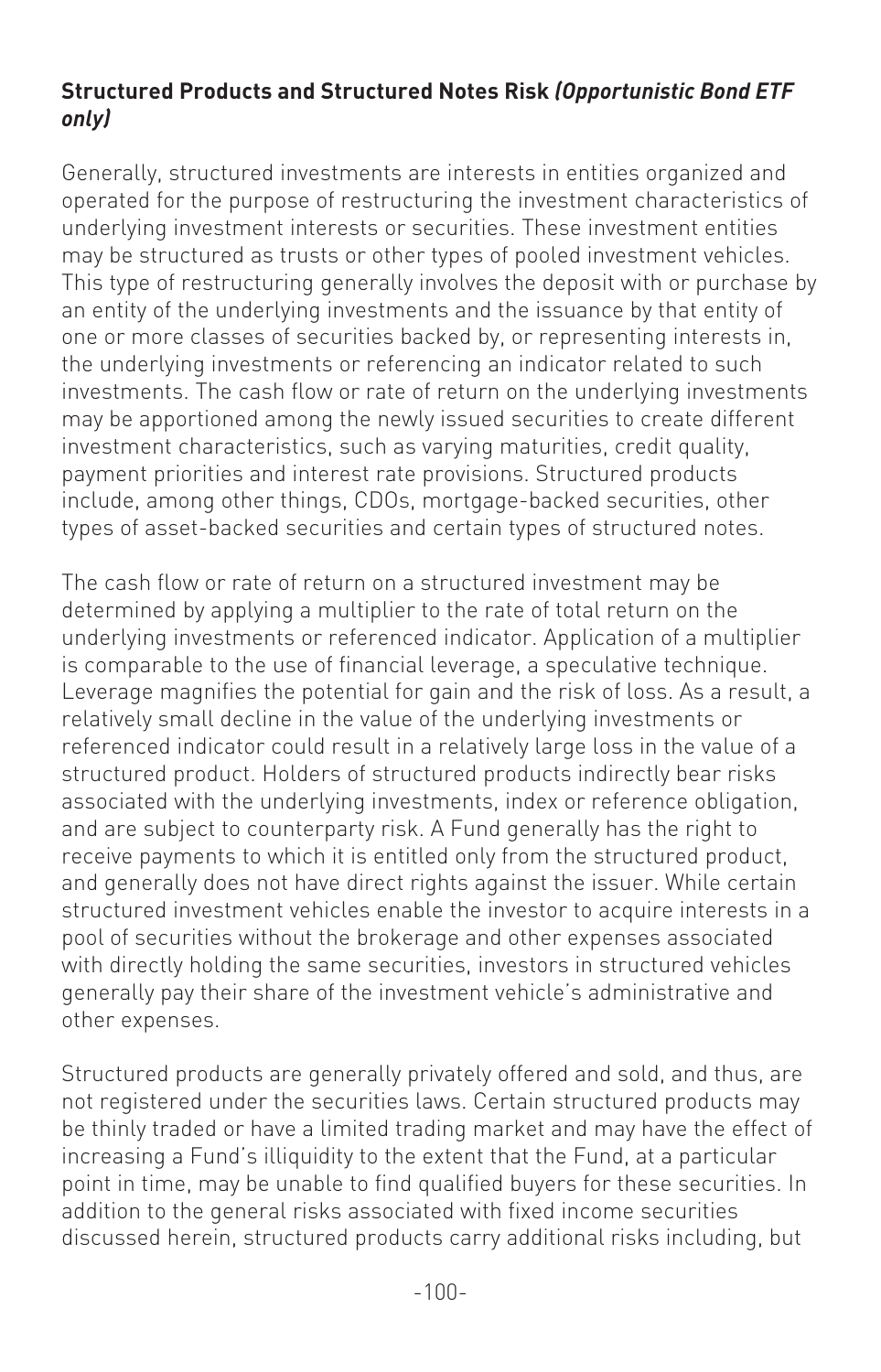**Structured Products and Structured Notes Risk *(Opportunistic Bond ETF only)***

Generally, structured investments are interests in entities organized and operated for the purpose of restructuring the investment characteristics of underlying investment interests or securities. These investment entities may be structured as trusts or other types of pooled investment vehicles. This type of restructuring generally involves the deposit with or purchase by an entity of the underlying investments and the issuance by that entity of one or more classes of securities backed by, or representing interests in, the underlying investments or referencing an indicator related to such investments. The cash flow or rate of return on the underlying investments may be apportioned among the newly issued securities to create different investment characteristics, such as varying maturities, credit quality, payment priorities and interest rate provisions. Structured products include, among other things, CDOs, mortgage-backed securities, other types of asset-backed securities and certain types of structured notes.

The cash flow or rate of return on a structured investment may be determined by applying a multiplier to the rate of total return on the underlying investments or referenced indicator. Application of a multiplier is comparable to the use of financial leverage, a speculative technique. Leverage magnifies the potential for gain and the risk of loss. As a result, a relatively small decline in the value of the underlying investments or referenced indicator could result in a relatively large loss in the value of a structured product. Holders of structured products indirectly bear risks associated with the underlying investments, index or reference obligation, and are subject to counterparty risk. A Fund generally has the right to receive payments to which it is entitled only from the structured product, and generally does not have direct rights against the issuer. While certain structured investment vehicles enable the investor to acquire interests in a pool of securities without the brokerage and other expenses associated with directly holding the same securities, investors in structured vehicles generally pay their share of the investment vehicle's administrative and other expenses.

Structured products are generally privately offered and sold, and thus, are not registered under the securities laws. Certain structured products may be thinly traded or have a limited trading market and may have the effect of increasing a Fund's illiquidity to the extent that the Fund, at a particular point in time, may be unable to find qualified buyers for these securities. In addition to the general risks associated with fixed income securities discussed herein, structured products carry additional risks including, but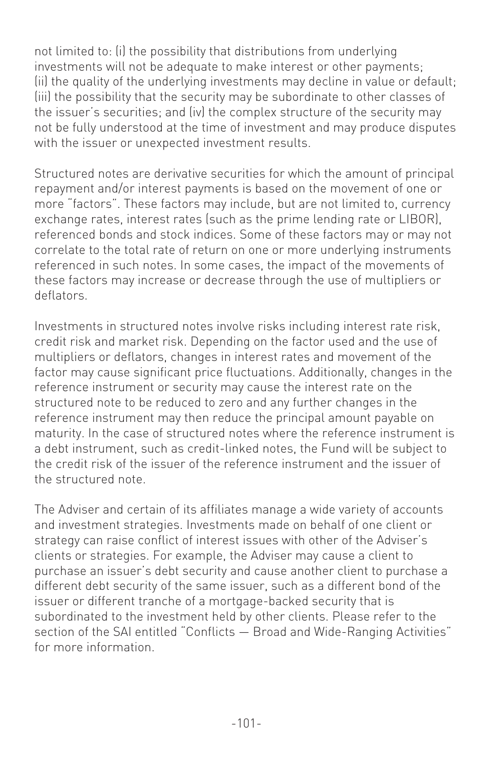not limited to: (i) the possibility that distributions from underlying investments will not be adequate to make interest or other payments; (ii) the quality of the underlying investments may decline in value or default; (iii) the possibility that the security may be subordinate to other classes of the issuer's securities; and (iv) the complex structure of the security may not be fully understood at the time of investment and may produce disputes with the issuer or unexpected investment results.

Structured notes are derivative securities for which the amount of principal repayment and/or interest payments is based on the movement of one or more "factors". These factors may include, but are not limited to, currency exchange rates, interest rates (such as the prime lending rate or LIBOR), referenced bonds and stock indices. Some of these factors may or may not correlate to the total rate of return on one or more underlying instruments referenced in such notes. In some cases, the impact of the movements of these factors may increase or decrease through the use of multipliers or deflators.

Investments in structured notes involve risks including interest rate risk, credit risk and market risk. Depending on the factor used and the use of multipliers or deflators, changes in interest rates and movement of the factor may cause significant price fluctuations. Additionally, changes in the reference instrument or security may cause the interest rate on the structured note to be reduced to zero and any further changes in the reference instrument may then reduce the principal amount payable on maturity. In the case of structured notes where the reference instrument is a debt instrument, such as credit-linked notes, the Fund will be subject to the credit risk of the issuer of the reference instrument and the issuer of the structured note.

The Adviser and certain of its affiliates manage a wide variety of accounts and investment strategies. Investments made on behalf of one client or strategy can raise conflict of interest issues with other of the Adviser's clients or strategies. For example, the Adviser may cause a client to purchase an issuer's debt security and cause another client to purchase a different debt security of the same issuer, such as a different bond of the issuer or different tranche of a mortgage-backed security that is subordinated to the investment held by other clients. Please refer to the section of the SAI entitled "Conflicts — Broad and Wide-Ranging Activities" for more information.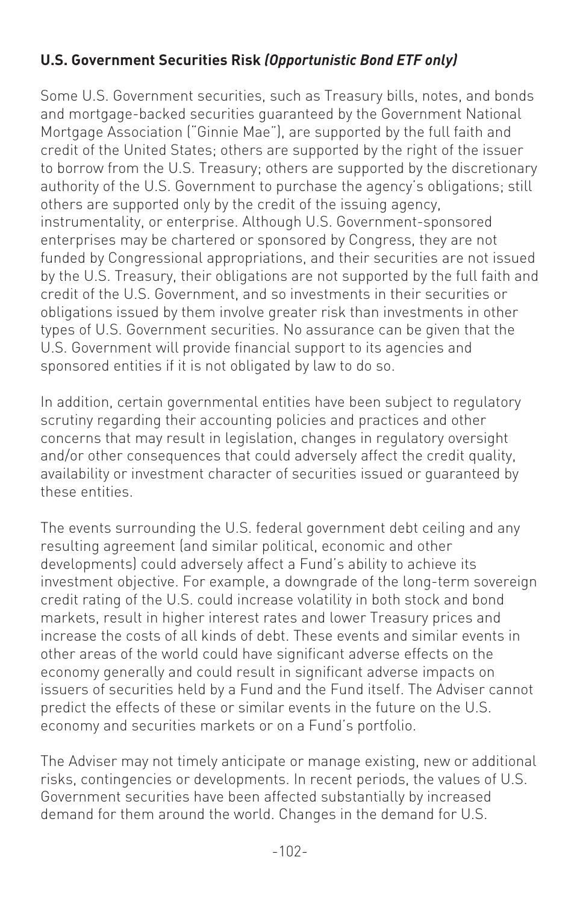**U.S. Government Securities Risk** ***(Opportunistic Bond ETF only)***

Some U.S. Government securities, such as Treasury bills, notes, and bonds and mortgage-backed securities guaranteed by the Government National Mortgage Association ("Ginnie Mae"), are supported by the full faith and credit of the United States; others are supported by the right of the issuer to borrow from the U.S. Treasury; others are supported by the discretionary authority of the U.S. Government to purchase the agency's obligations; still others are supported only by the credit of the issuing agency, instrumentality, or enterprise. Although U.S. Government-sponsored enterprises may be chartered or sponsored by Congress, they are not funded by Congressional appropriations, and their securities are not issued by the U.S. Treasury, their obligations are not supported by the full faith and credit of the U.S. Government, and so investments in their securities or obligations issued by them involve greater risk than investments in other types of U.S. Government securities. No assurance can be given that the U.S. Government will provide financial support to its agencies and sponsored entities if it is not obligated by law to do so.

In addition, certain governmental entities have been subject to regulatory scrutiny regarding their accounting policies and practices and other concerns that may result in legislation, changes in regulatory oversight and/or other consequences that could adversely affect the credit quality, availability or investment character of securities issued or guaranteed by these entities.

The events surrounding the U.S. federal government debt ceiling and any resulting agreement (and similar political, economic and other developments) could adversely affect a Fund's ability to achieve its investment objective. For example, a downgrade of the long-term sovereign credit rating of the U.S. could increase volatility in both stock and bond markets, result in higher interest rates and lower Treasury prices and increase the costs of all kinds of debt. These events and similar events in other areas of the world could have significant adverse effects on the economy generally and could result in significant adverse impacts on issuers of securities held by a Fund and the Fund itself. The Adviser cannot predict the effects of these or similar events in the future on the U.S. economy and securities markets or on a Fund's portfolio.

The Adviser may not timely anticipate or manage existing, new or additional risks, contingencies or developments. In recent periods, the values of U.S. Government securities have been affected substantially by increased demand for them around the world. Changes in the demand for U.S.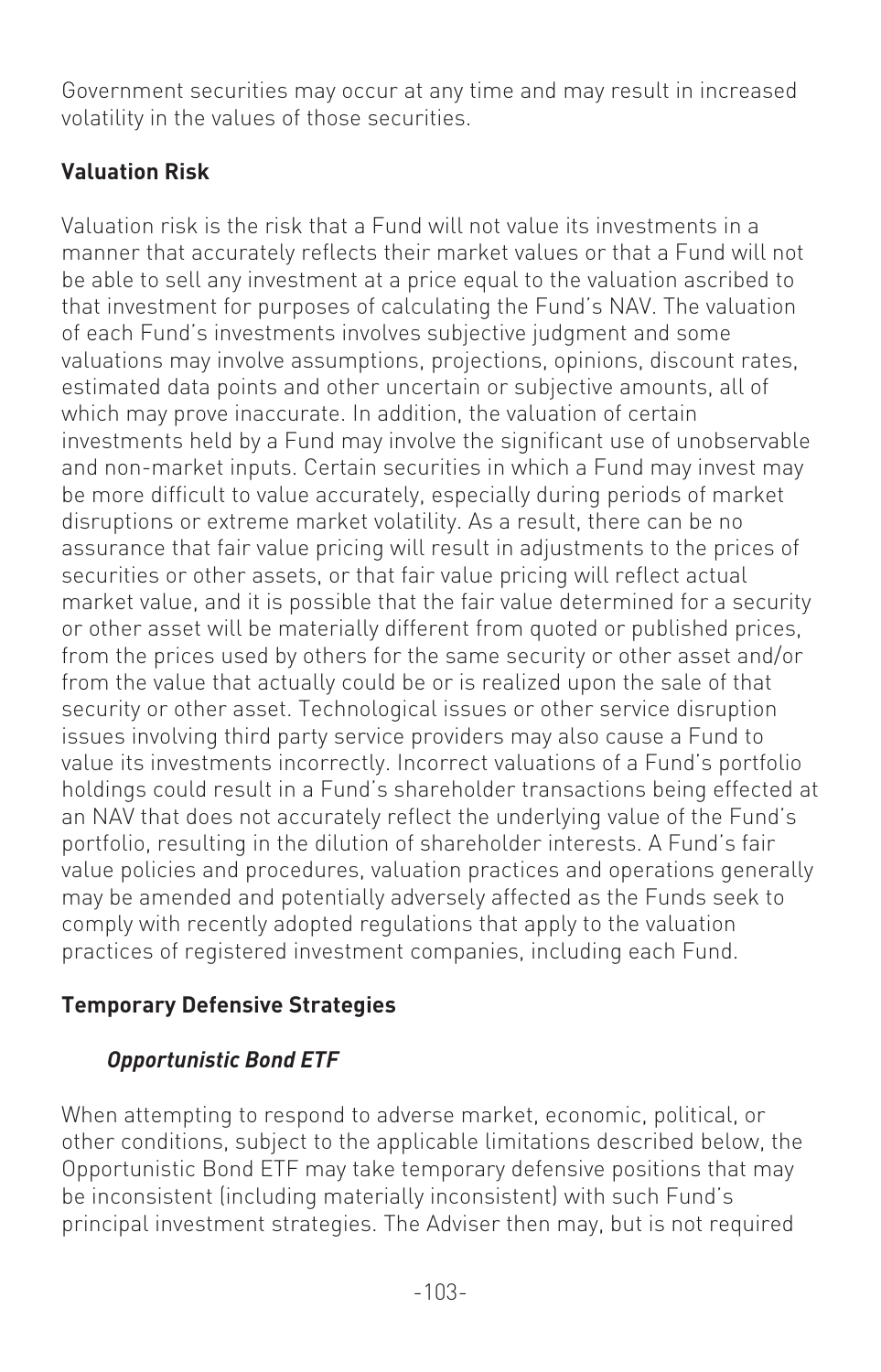Government securities may occur at any time and may result in increased volatility in the values of those securities.

**Valuation Risk**

Valuation risk is the risk that a Fund will not value its investments in a manner that accurately reflects their market values or that a Fund will not be able to sell any investment at a price equal to the valuation ascribed to that investment for purposes of calculating the Fund's NAV. The valuation of each Fund's investments involves subjective judgment and some valuations may involve assumptions, projections, opinions, discount rates, estimated data points and other uncertain or subjective amounts, all of which may prove inaccurate. In addition, the valuation of certain investments held by a Fund may involve the significant use of unobservable and non-market inputs. Certain securities in which a Fund may invest may be more difficult to value accurately, especially during periods of market disruptions or extreme market volatility. As a result, there can be no assurance that fair value pricing will result in adjustments to the prices of securities or other assets, or that fair value pricing will reflect actual market value, and it is possible that the fair value determined for a security or other asset will be materially different from quoted or published prices, from the prices used by others for the same security or other asset and/or from the value that actually could be or is realized upon the sale of that security or other asset. Technological issues or other service disruption issues involving third party service providers may also cause a Fund to value its investments incorrectly. Incorrect valuations of a Fund's portfolio holdings could result in a Fund's shareholder transactions being effected at an NAV that does not accurately reflect the underlying value of the Fund's portfolio, resulting in the dilution of shareholder interests. A Fund's fair value policies and procedures, valuation practices and operations generally may be amended and potentially adversely affected as the Funds seek to comply with recently adopted regulations that apply to the valuation practices of registered investment companies, including each Fund.

**Temporary Defensive Strategies**

***Opportunistic Bond ETF***

When attempting to respond to adverse market, economic, political, or other conditions, subject to the applicable limitations described below, the Opportunistic Bond ETF may take temporary defensive positions that may be inconsistent (including materially inconsistent) with such Fund's principal investment strategies. The Adviser then may, but is not required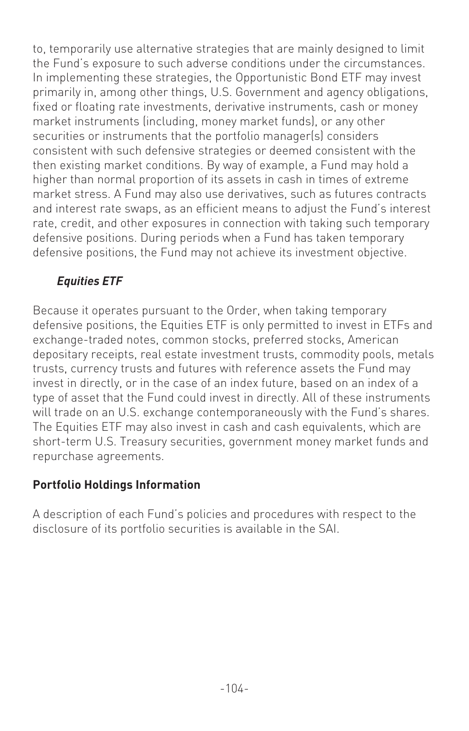to, temporarily use alternative strategies that are mainly designed to limit the Fund's exposure to such adverse conditions under the circumstances. In implementing these strategies, the Opportunistic Bond ETF may invest primarily in, among other things, U.S. Government and agency obligations, fixed or floating rate investments, derivative instruments, cash or money market instruments (including, money market funds), or any other securities or instruments that the portfolio manager(s) considers consistent with such defensive strategies or deemed consistent with the then existing market conditions. By way of example, a Fund may hold a higher than normal proportion of its assets in cash in times of extreme market stress. A Fund may also use derivatives, such as futures contracts and interest rate swaps, as an efficient means to adjust the Fund's interest rate, credit, and other exposures in connection with taking such temporary defensive positions. During periods when a Fund has taken temporary defensive positions, the Fund may not achieve its investment objective.

### *Equities ETF*

Because it operates pursuant to the Order, when taking temporary defensive positions, the Equities ETF is only permitted to invest in ETFs and exchange-traded notes, common stocks, preferred stocks, American depositary receipts, real estate investment trusts, commodity pools, metals trusts, currency trusts and futures with reference assets the Fund may invest in directly, or in the case of an index future, based on an index of a type of asset that the Fund could invest in directly. All of these instruments will trade on an U.S. exchange contemporaneously with the Fund's shares. The Equities ETF may also invest in cash and cash equivalents, which are short-term U.S. Treasury securities, government money market funds and repurchase agreements.

## Portfolio Holdings Information

A description of each Fund's policies and procedures with respect to the disclosure of its portfolio securities is available in the SAI.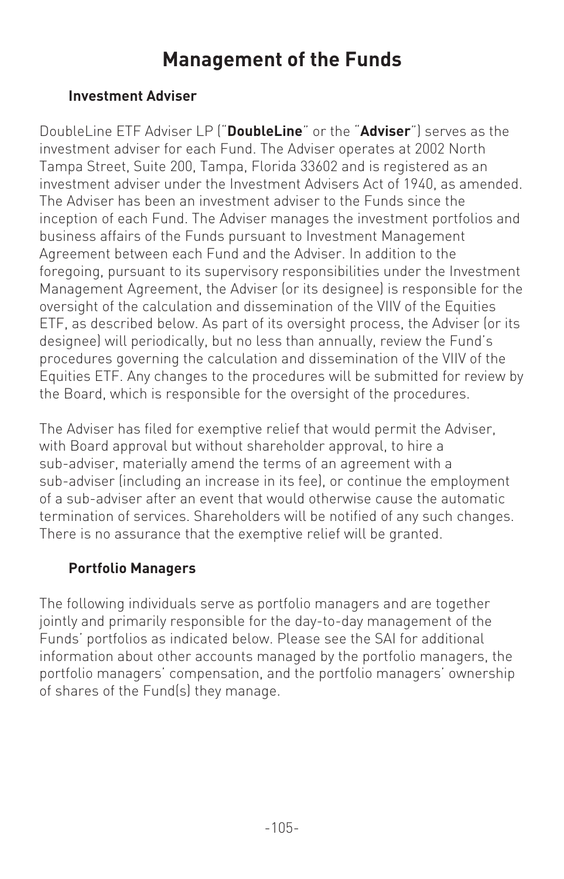# Management of the Funds

## Investment Adviser

DoubleLine ETF Adviser LP ("**DoubleLine**" or the "**Adviser**") serves as the investment adviser for each Fund. The Adviser operates at 2002 North Tampa Street, Suite 200, Tampa, Florida 33602 and is registered as an investment adviser under the Investment Advisers Act of 1940, as amended. The Adviser has been an investment adviser to the Funds since the inception of each Fund. The Adviser manages the investment portfolios and business affairs of the Funds pursuant to Investment Management Agreement between each Fund and the Adviser. In addition to the foregoing, pursuant to its supervisory responsibilities under the Investment Management Agreement, the Adviser (or its designee) is responsible for the oversight of the calculation and dissemination of the VIIV of the Equities ETF, as described below. As part of its oversight process, the Adviser (or its designee) will periodically, but no less than annually, review the Fund's procedures governing the calculation and dissemination of the VIIV of the Equities ETF. Any changes to the procedures will be submitted for review by the Board, which is responsible for the oversight of the procedures.

The Adviser has filed for exemptive relief that would permit the Adviser, with Board approval but without shareholder approval, to hire a sub-adviser, materially amend the terms of an agreement with a sub-adviser (including an increase in its fee), or continue the employment of a sub-adviser after an event that would otherwise cause the automatic termination of services. Shareholders will be notified of any such changes. There is no assurance that the exemptive relief will be granted.

## Portfolio Managers

The following individuals serve as portfolio managers and are together jointly and primarily responsible for the day-to-day management of the Funds' portfolios as indicated below. Please see the SAI for additional information about other accounts managed by the portfolio managers, the portfolio managers' compensation, and the portfolio managers' ownership of shares of the Fund(s) they manage.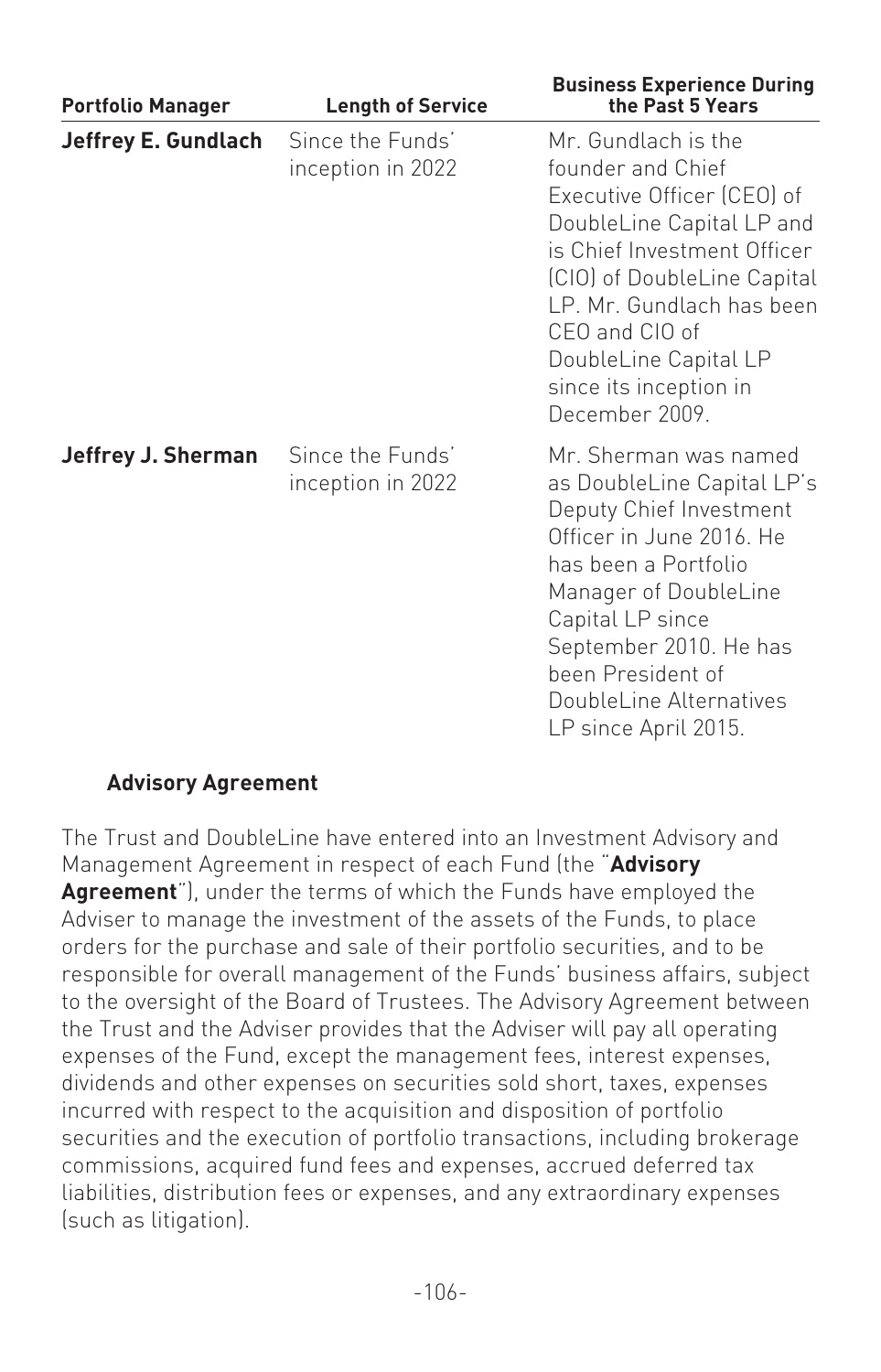| Portfolio Manager | Length of Service | Business Experience During the Past 5 Years |
|---|---|---|
| **Jeffrey E. Gundlach** | Since the Funds' inception in 2022 | Mr. Gundlach is the founder and Chief Executive Officer (CEO) of DoubleLine Capital LP and is Chief Investment Officer (CIO) of DoubleLine Capital LP. Mr. Gundlach has been CEO and CIO of DoubleLine Capital LP since its inception in December 2009. |
| **Jeffrey J. Sherman** | Since the Funds' inception in 2022 | Mr. Sherman was named as DoubleLine Capital LP's Deputy Chief Investment Officer in June 2016. He has been a Portfolio Manager of DoubleLine Capital LP since September 2010. He has been President of DoubleLine Alternatives LP since April 2015. |

### Advisory Agreement

The Trust and DoubleLine have entered into an Investment Advisory and Management Agreement in respect of each Fund (the "**Advisory Agreement**"), under the terms of which the Funds have employed the Adviser to manage the investment of the assets of the Funds, to place orders for the purchase and sale of their portfolio securities, and to be responsible for overall management of the Funds' business affairs, subject to the oversight of the Board of Trustees. The Advisory Agreement between the Trust and the Adviser provides that the Adviser will pay all operating expenses of the Fund, except the management fees, interest expenses, dividends and other expenses on securities sold short, taxes, expenses incurred with respect to the acquisition and disposition of portfolio securities and the execution of portfolio transactions, including brokerage commissions, acquired fund fees and expenses, accrued deferred tax liabilities, distribution fees or expenses, and any extraordinary expenses (such as litigation).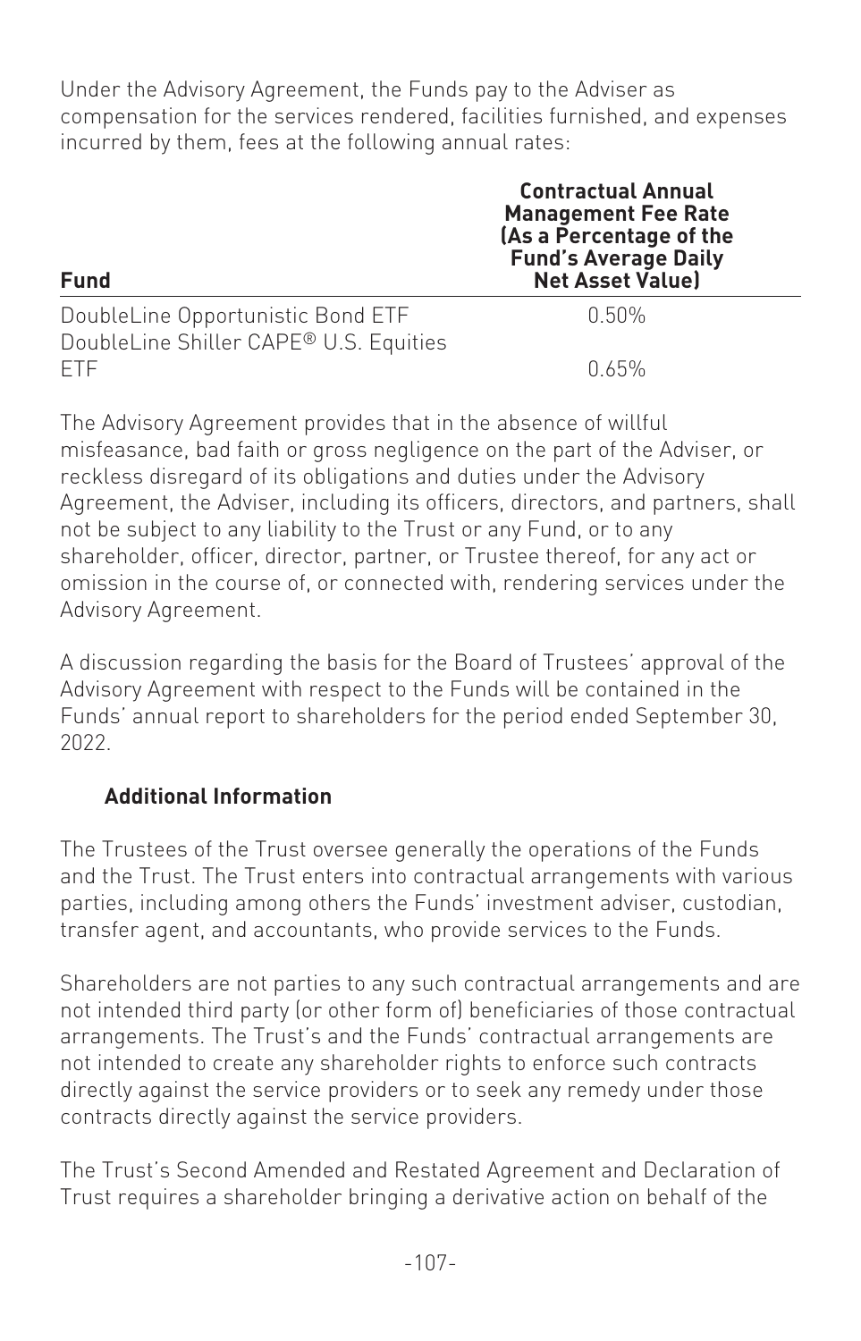Under the Advisory Agreement, the Funds pay to the Adviser as compensation for the services rendered, facilities furnished, and expenses incurred by them, fees at the following annual rates:

| Fund | Contractual Annual Management Fee Rate (As a Percentage of the Fund's Average Daily Net Asset Value) |
| --- | --- |
| DoubleLine Opportunistic Bond ETF | 0.50% |
| DoubleLine Shiller CAPE® U.S. Equities ETF | 0.65% |

The Advisory Agreement provides that in the absence of willful misfeasance, bad faith or gross negligence on the part of the Adviser, or reckless disregard of its obligations and duties under the Advisory Agreement, the Adviser, including its officers, directors, and partners, shall not be subject to any liability to the Trust or any Fund, or to any shareholder, officer, director, partner, or Trustee thereof, for any act or omission in the course of, or connected with, rendering services under the Advisory Agreement.

A discussion regarding the basis for the Board of Trustees' approval of the Advisory Agreement with respect to the Funds will be contained in the Funds' annual report to shareholders for the period ended September 30, 2022.

### Additional Information

The Trustees of the Trust oversee generally the operations of the Funds and the Trust. The Trust enters into contractual arrangements with various parties, including among others the Funds' investment adviser, custodian, transfer agent, and accountants, who provide services to the Funds.

Shareholders are not parties to any such contractual arrangements and are not intended third party (or other form of) beneficiaries of those contractual arrangements. The Trust's and the Funds' contractual arrangements are not intended to create any shareholder rights to enforce such contracts directly against the service providers or to seek any remedy under those contracts directly against the service providers.

The Trust's Second Amended and Restated Agreement and Declaration of Trust requires a shareholder bringing a derivative action on behalf of the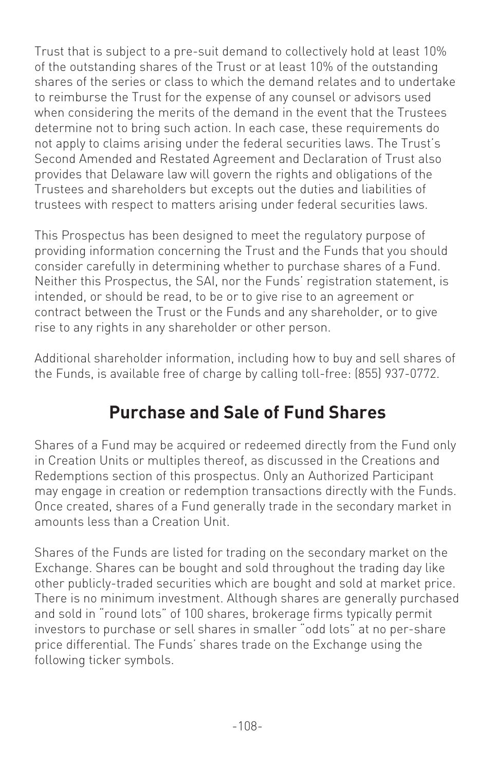Trust that is subject to a pre-suit demand to collectively hold at least 10% of the outstanding shares of the Trust or at least 10% of the outstanding shares of the series or class to which the demand relates and to undertake to reimburse the Trust for the expense of any counsel or advisors used when considering the merits of the demand in the event that the Trustees determine not to bring such action. In each case, these requirements do not apply to claims arising under the federal securities laws. The Trust's Second Amended and Restated Agreement and Declaration of Trust also provides that Delaware law will govern the rights and obligations of the Trustees and shareholders but excepts out the duties and liabilities of trustees with respect to matters arising under federal securities laws.

This Prospectus has been designed to meet the regulatory purpose of providing information concerning the Trust and the Funds that you should consider carefully in determining whether to purchase shares of a Fund. Neither this Prospectus, the SAI, nor the Funds' registration statement, is intended, or should be read, to be or to give rise to an agreement or contract between the Trust or the Funds and any shareholder, or to give rise to any rights in any shareholder or other person.

Additional shareholder information, including how to buy and sell shares of the Funds, is available free of charge by calling toll-free: (855) 937-0772.

## Purchase and Sale of Fund Shares

Shares of a Fund may be acquired or redeemed directly from the Fund only in Creation Units or multiples thereof, as discussed in the Creations and Redemptions section of this prospectus. Only an Authorized Participant may engage in creation or redemption transactions directly with the Funds. Once created, shares of a Fund generally trade in the secondary market in amounts less than a Creation Unit.

Shares of the Funds are listed for trading on the secondary market on the Exchange. Shares can be bought and sold throughout the trading day like other publicly-traded securities which are bought and sold at market price. There is no minimum investment. Although shares are generally purchased and sold in "round lots" of 100 shares, brokerage firms typically permit investors to purchase or sell shares in smaller "odd lots" at no per-share price differential. The Funds' shares trade on the Exchange using the following ticker symbols.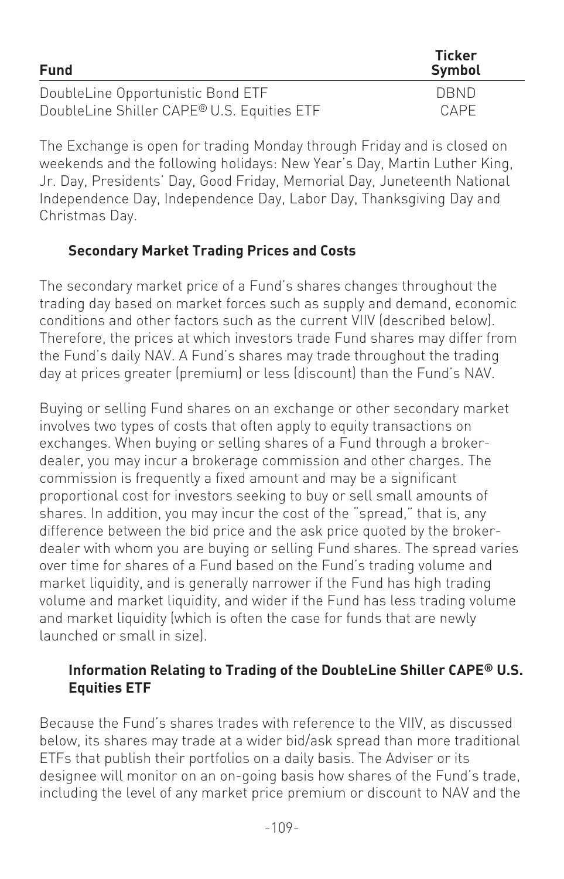| Fund | Ticker Symbol |
| --- | --- |
| DoubleLine Opportunistic Bond ETF | DBND |
| DoubleLine Shiller CAPE® U.S. Equities ETF | CAPE |

The Exchange is open for trading Monday through Friday and is closed on weekends and the following holidays: New Year's Day, Martin Luther King, Jr. Day, Presidents' Day, Good Friday, Memorial Day, Juneteenth National Independence Day, Independence Day, Labor Day, Thanksgiving Day and Christmas Day.

### Secondary Market Trading Prices and Costs

The secondary market price of a Fund's shares changes throughout the trading day based on market forces such as supply and demand, economic conditions and other factors such as the current VIIV (described below). Therefore, the prices at which investors trade Fund shares may differ from the Fund's daily NAV. A Fund's shares may trade throughout the trading day at prices greater (premium) or less (discount) than the Fund's NAV.

Buying or selling Fund shares on an exchange or other secondary market involves two types of costs that often apply to equity transactions on exchanges. When buying or selling shares of a Fund through a broker-dealer, you may incur a brokerage commission and other charges. The commission is frequently a fixed amount and may be a significant proportional cost for investors seeking to buy or sell small amounts of shares. In addition, you may incur the cost of the "spread," that is, any difference between the bid price and the ask price quoted by the broker-dealer with whom you are buying or selling Fund shares. The spread varies over time for shares of a Fund based on the Fund's trading volume and market liquidity, and is generally narrower if the Fund has high trading volume and market liquidity, and wider if the Fund has less trading volume and market liquidity (which is often the case for funds that are newly launched or small in size).

### Information Relating to Trading of the DoubleLine Shiller CAPE® U.S. Equities ETF

Because the Fund's shares trades with reference to the VIIV, as discussed below, its shares may trade at a wider bid/ask spread than more traditional ETFs that publish their portfolios on a daily basis. The Adviser or its designee will monitor on an on-going basis how shares of the Fund's trade, including the level of any market price premium or discount to NAV and the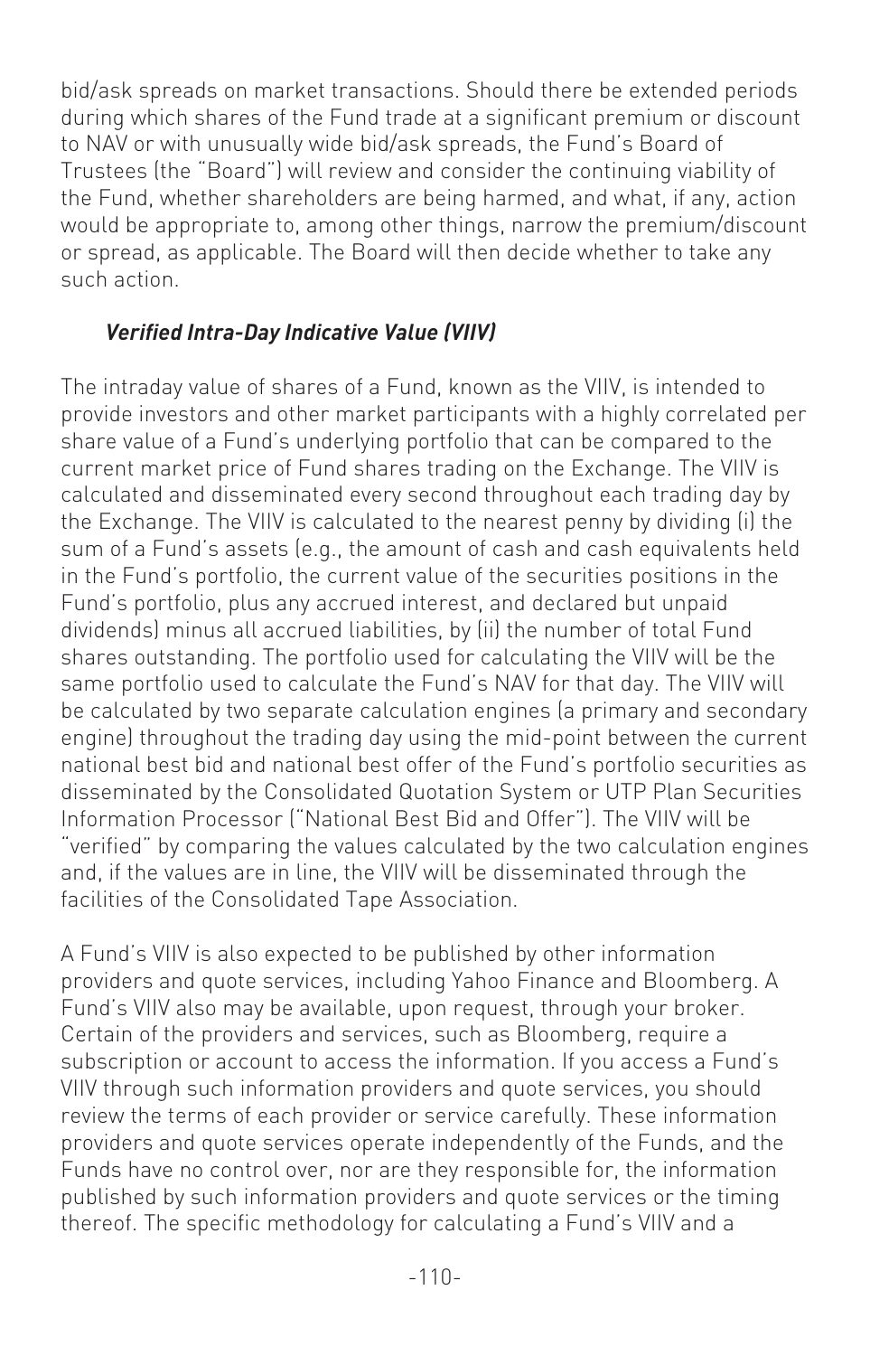bid/ask spreads on market transactions. Should there be extended periods during which shares of the Fund trade at a significant premium or discount to NAV or with unusually wide bid/ask spreads, the Fund's Board of Trustees (the "Board") will review and consider the continuing viability of the Fund, whether shareholders are being harmed, and what, if any, action would be appropriate to, among other things, narrow the premium/discount or spread, as applicable. The Board will then decide whether to take any such action.

***Verified Intra-Day Indicative Value (VIIV)***

The intraday value of shares of a Fund, known as the VIIV, is intended to provide investors and other market participants with a highly correlated per share value of a Fund's underlying portfolio that can be compared to the current market price of Fund shares trading on the Exchange. The VIIV is calculated and disseminated every second throughout each trading day by the Exchange. The VIIV is calculated to the nearest penny by dividing (i) the sum of a Fund's assets (e.g., the amount of cash and cash equivalents held in the Fund's portfolio, the current value of the securities positions in the Fund's portfolio, plus any accrued interest, and declared but unpaid dividends) minus all accrued liabilities, by (ii) the number of total Fund shares outstanding. The portfolio used for calculating the VIIV will be the same portfolio used to calculate the Fund's NAV for that day. The VIIV will be calculated by two separate calculation engines (a primary and secondary engine) throughout the trading day using the mid-point between the current national best bid and national best offer of the Fund's portfolio securities as disseminated by the Consolidated Quotation System or UTP Plan Securities Information Processor ("National Best Bid and Offer"). The VIIV will be "verified" by comparing the values calculated by the two calculation engines and, if the values are in line, the VIIV will be disseminated through the facilities of the Consolidated Tape Association.

A Fund's VIIV is also expected to be published by other information providers and quote services, including Yahoo Finance and Bloomberg. A Fund's VIIV also may be available, upon request, through your broker. Certain of the providers and services, such as Bloomberg, require a subscription or account to access the information. If you access a Fund's VIIV through such information providers and quote services, you should review the terms of each provider or service carefully. These information providers and quote services operate independently of the Funds, and the Funds have no control over, nor are they responsible for, the information published by such information providers and quote services or the timing thereof. The specific methodology for calculating a Fund's VIIV and a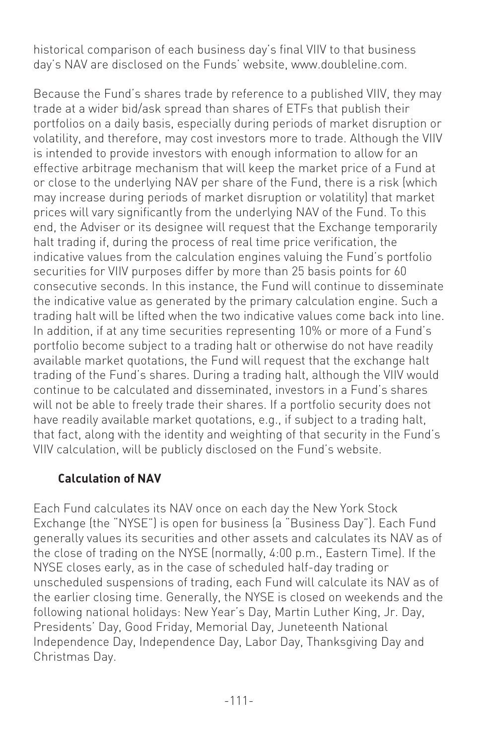historical comparison of each business day's final VIIV to that business day's NAV are disclosed on the Funds' website, www.doubleline.com.

Because the Fund's shares trade by reference to a published VIIV, they may trade at a wider bid/ask spread than shares of ETFs that publish their portfolios on a daily basis, especially during periods of market disruption or volatility, and therefore, may cost investors more to trade. Although the VIIV is intended to provide investors with enough information to allow for an effective arbitrage mechanism that will keep the market price of a Fund at or close to the underlying NAV per share of the Fund, there is a risk (which may increase during periods of market disruption or volatility) that market prices will vary significantly from the underlying NAV of the Fund. To this end, the Adviser or its designee will request that the Exchange temporarily halt trading if, during the process of real time price verification, the indicative values from the calculation engines valuing the Fund's portfolio securities for VIIV purposes differ by more than 25 basis points for 60 consecutive seconds. In this instance, the Fund will continue to disseminate the indicative value as generated by the primary calculation engine. Such a trading halt will be lifted when the two indicative values come back into line. In addition, if at any time securities representing 10% or more of a Fund's portfolio become subject to a trading halt or otherwise do not have readily available market quotations, the Fund will request that the exchange halt trading of the Fund's shares. During a trading halt, although the VIIV would continue to be calculated and disseminated, investors in a Fund's shares will not be able to freely trade their shares. If a portfolio security does not have readily available market quotations, e.g., if subject to a trading halt, that fact, along with the identity and weighting of that security in the Fund's VIIV calculation, will be publicly disclosed on the Fund's website.

### Calculation of NAV

Each Fund calculates its NAV once on each day the New York Stock Exchange (the "NYSE") is open for business (a "Business Day"). Each Fund generally values its securities and other assets and calculates its NAV as of the close of trading on the NYSE (normally, 4:00 p.m., Eastern Time). If the NYSE closes early, as in the case of scheduled half-day trading or unscheduled suspensions of trading, each Fund will calculate its NAV as of the earlier closing time. Generally, the NYSE is closed on weekends and the following national holidays: New Year's Day, Martin Luther King, Jr. Day, Presidents' Day, Good Friday, Memorial Day, Juneteenth National Independence Day, Independence Day, Labor Day, Thanksgiving Day and Christmas Day.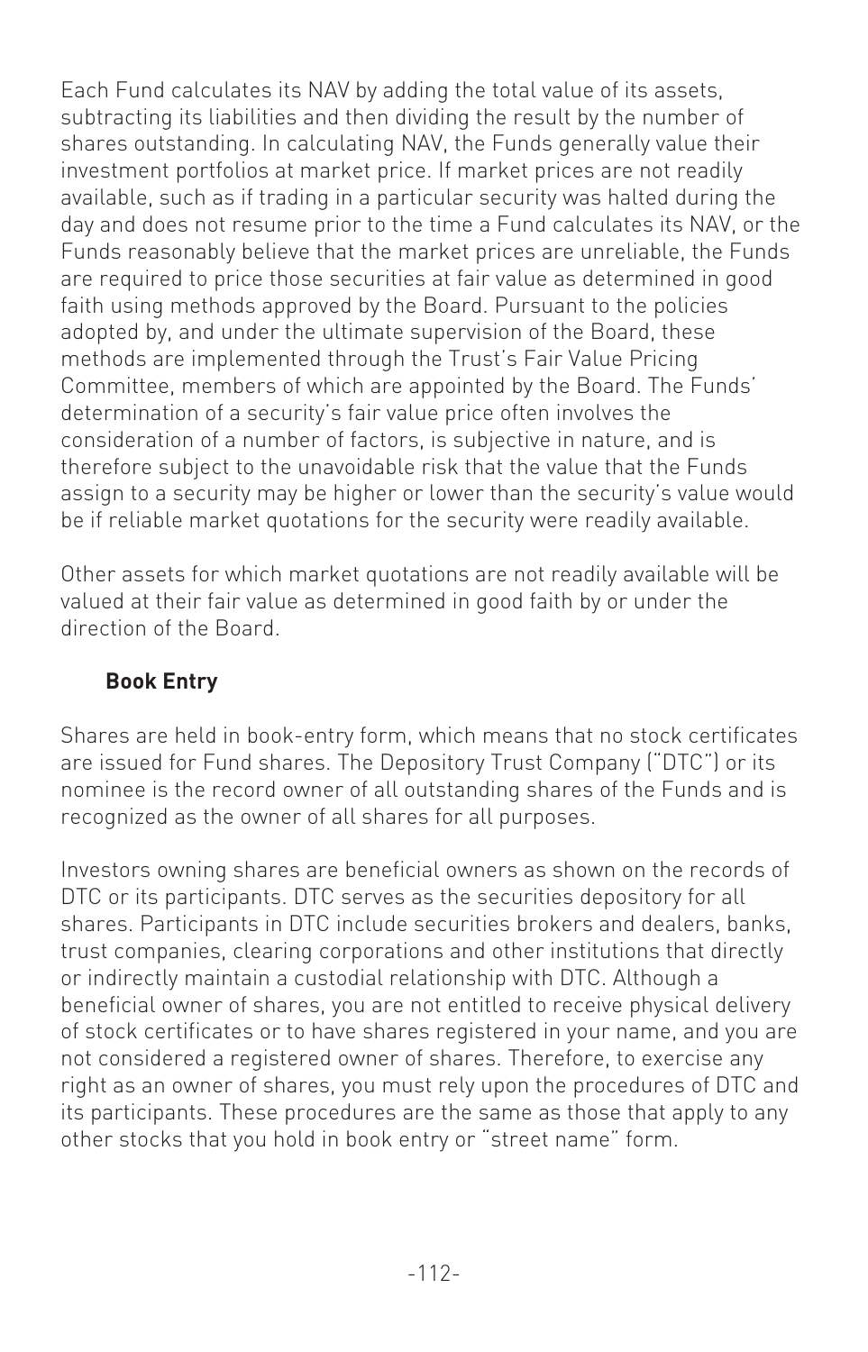Each Fund calculates its NAV by adding the total value of its assets, subtracting its liabilities and then dividing the result by the number of shares outstanding. In calculating NAV, the Funds generally value their investment portfolios at market price. If market prices are not readily available, such as if trading in a particular security was halted during the day and does not resume prior to the time a Fund calculates its NAV, or the Funds reasonably believe that the market prices are unreliable, the Funds are required to price those securities at fair value as determined in good faith using methods approved by the Board. Pursuant to the policies adopted by, and under the ultimate supervision of the Board, these methods are implemented through the Trust's Fair Value Pricing Committee, members of which are appointed by the Board. The Funds' determination of a security's fair value price often involves the consideration of a number of factors, is subjective in nature, and is therefore subject to the unavoidable risk that the value that the Funds assign to a security may be higher or lower than the security's value would be if reliable market quotations for the security were readily available.

Other assets for which market quotations are not readily available will be valued at their fair value as determined in good faith by or under the direction of the Board.

**Book Entry**

Shares are held in book-entry form, which means that no stock certificates are issued for Fund shares. The Depository Trust Company ("DTC") or its nominee is the record owner of all outstanding shares of the Funds and is recognized as the owner of all shares for all purposes.

Investors owning shares are beneficial owners as shown on the records of DTC or its participants. DTC serves as the securities depository for all shares. Participants in DTC include securities brokers and dealers, banks, trust companies, clearing corporations and other institutions that directly or indirectly maintain a custodial relationship with DTC. Although a beneficial owner of shares, you are not entitled to receive physical delivery of stock certificates or to have shares registered in your name, and you are not considered a registered owner of shares. Therefore, to exercise any right as an owner of shares, you must rely upon the procedures of DTC and its participants. These procedures are the same as those that apply to any other stocks that you hold in book entry or "street name" form.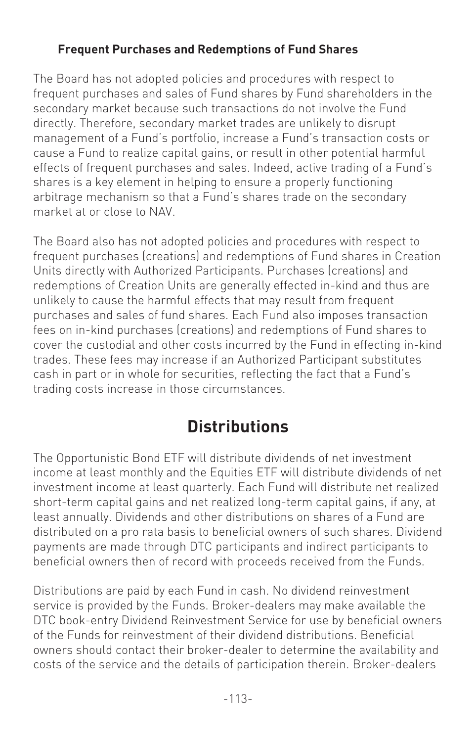### Frequent Purchases and Redemptions of Fund Shares

The Board has not adopted policies and procedures with respect to frequent purchases and sales of Fund shares by Fund shareholders in the secondary market because such transactions do not involve the Fund directly. Therefore, secondary market trades are unlikely to disrupt management of a Fund's portfolio, increase a Fund's transaction costs or cause a Fund to realize capital gains, or result in other potential harmful effects of frequent purchases and sales. Indeed, active trading of a Fund's shares is a key element in helping to ensure a properly functioning arbitrage mechanism so that a Fund's shares trade on the secondary market at or close to NAV.

The Board also has not adopted policies and procedures with respect to frequent purchases (creations) and redemptions of Fund shares in Creation Units directly with Authorized Participants. Purchases (creations) and redemptions of Creation Units are generally effected in-kind and thus are unlikely to cause the harmful effects that may result from frequent purchases and sales of fund shares. Each Fund also imposes transaction fees on in-kind purchases (creations) and redemptions of Fund shares to cover the custodial and other costs incurred by the Fund in effecting in-kind trades. These fees may increase if an Authorized Participant substitutes cash in part or in whole for securities, reflecting the fact that a Fund's trading costs increase in those circumstances.

## Distributions

The Opportunistic Bond ETF will distribute dividends of net investment income at least monthly and the Equities ETF will distribute dividends of net investment income at least quarterly. Each Fund will distribute net realized short-term capital gains and net realized long-term capital gains, if any, at least annually. Dividends and other distributions on shares of a Fund are distributed on a pro rata basis to beneficial owners of such shares. Dividend payments are made through DTC participants and indirect participants to beneficial owners then of record with proceeds received from the Funds.

Distributions are paid by each Fund in cash. No dividend reinvestment service is provided by the Funds. Broker-dealers may make available the DTC book-entry Dividend Reinvestment Service for use by beneficial owners of the Funds for reinvestment of their dividend distributions. Beneficial owners should contact their broker-dealer to determine the availability and costs of the service and the details of participation therein. Broker-dealers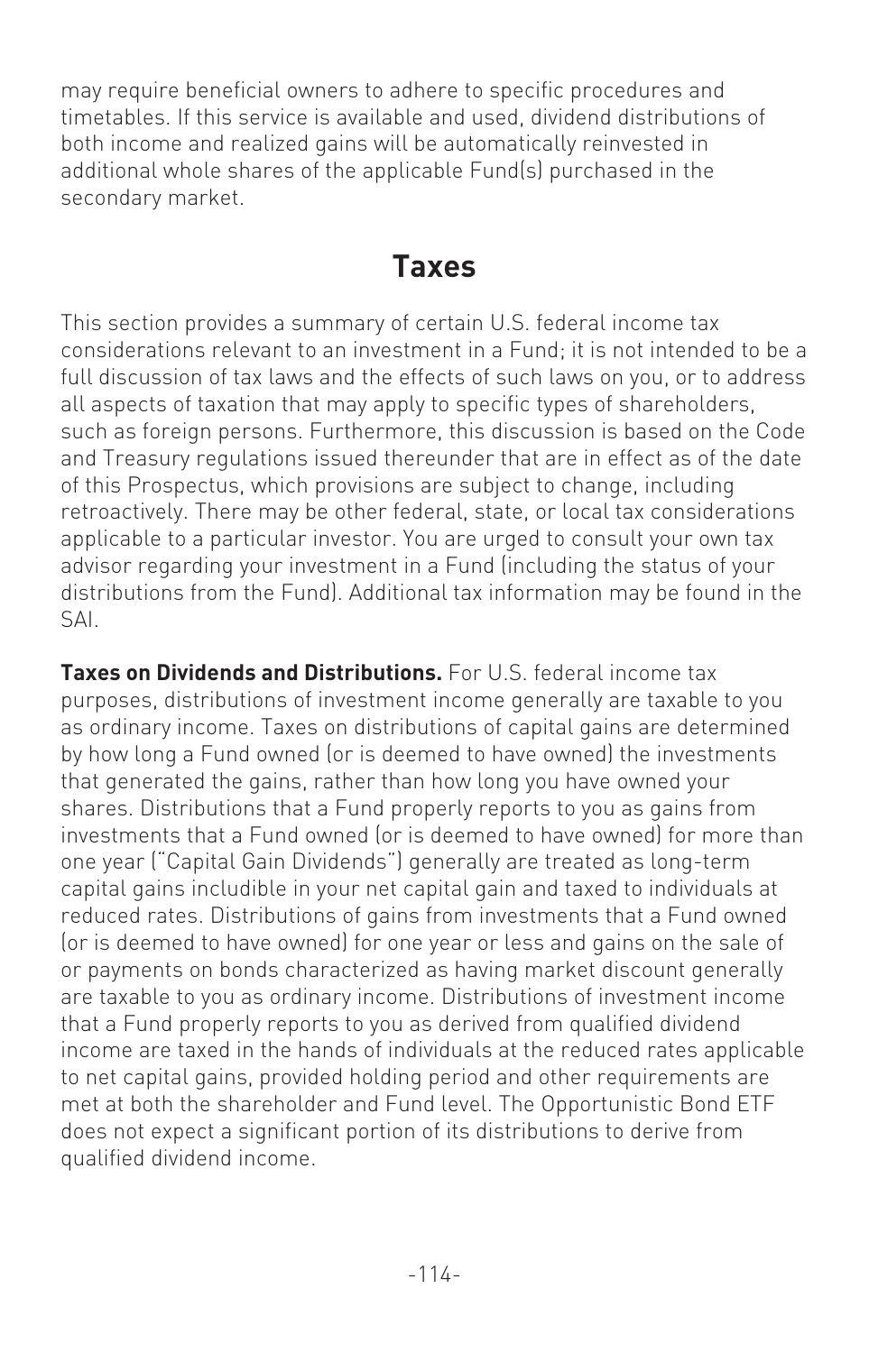may require beneficial owners to adhere to specific procedures and timetables. If this service is available and used, dividend distributions of both income and realized gains will be automatically reinvested in additional whole shares of the applicable Fund(s) purchased in the secondary market.

## Taxes

This section provides a summary of certain U.S. federal income tax considerations relevant to an investment in a Fund; it is not intended to be a full discussion of tax laws and the effects of such laws on you, or to address all aspects of taxation that may apply to specific types of shareholders, such as foreign persons. Furthermore, this discussion is based on the Code and Treasury regulations issued thereunder that are in effect as of the date of this Prospectus, which provisions are subject to change, including retroactively. There may be other federal, state, or local tax considerations applicable to a particular investor. You are urged to consult your own tax advisor regarding your investment in a Fund (including the status of your distributions from the Fund). Additional tax information may be found in the SAI.

**Taxes on Dividends and Distributions.** For U.S. federal income tax purposes, distributions of investment income generally are taxable to you as ordinary income. Taxes on distributions of capital gains are determined by how long a Fund owned (or is deemed to have owned) the investments that generated the gains, rather than how long you have owned your shares. Distributions that a Fund properly reports to you as gains from investments that a Fund owned (or is deemed to have owned) for more than one year ("Capital Gain Dividends") generally are treated as long-term capital gains includible in your net capital gain and taxed to individuals at reduced rates. Distributions of gains from investments that a Fund owned (or is deemed to have owned) for one year or less and gains on the sale of or payments on bonds characterized as having market discount generally are taxable to you as ordinary income. Distributions of investment income that a Fund properly reports to you as derived from qualified dividend income are taxed in the hands of individuals at the reduced rates applicable to net capital gains, provided holding period and other requirements are met at both the shareholder and Fund level. The Opportunistic Bond ETF does not expect a significant portion of its distributions to derive from qualified dividend income.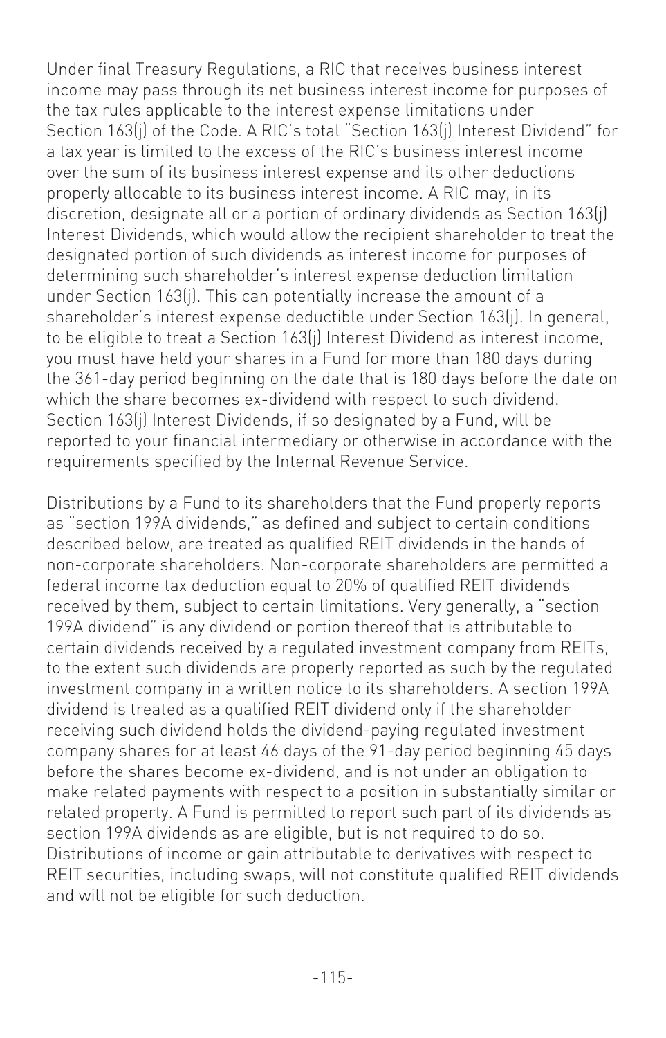Under final Treasury Regulations, a RIC that receives business interest income may pass through its net business interest income for purposes of the tax rules applicable to the interest expense limitations under Section 163(j) of the Code. A RIC's total "Section 163(j) Interest Dividend" for a tax year is limited to the excess of the RIC's business interest income over the sum of its business interest expense and its other deductions properly allocable to its business interest income. A RIC may, in its discretion, designate all or a portion of ordinary dividends as Section 163(j) Interest Dividends, which would allow the recipient shareholder to treat the designated portion of such dividends as interest income for purposes of determining such shareholder's interest expense deduction limitation under Section 163(j). This can potentially increase the amount of a shareholder's interest expense deductible under Section 163(j). In general, to be eligible to treat a Section 163(j) Interest Dividend as interest income, you must have held your shares in a Fund for more than 180 days during the 361-day period beginning on the date that is 180 days before the date on which the share becomes ex-dividend with respect to such dividend. Section 163(j) Interest Dividends, if so designated by a Fund, will be reported to your financial intermediary or otherwise in accordance with the requirements specified by the Internal Revenue Service.

Distributions by a Fund to its shareholders that the Fund properly reports as "section 199A dividends," as defined and subject to certain conditions described below, are treated as qualified REIT dividends in the hands of non-corporate shareholders. Non-corporate shareholders are permitted a federal income tax deduction equal to 20% of qualified REIT dividends received by them, subject to certain limitations. Very generally, a "section 199A dividend" is any dividend or portion thereof that is attributable to certain dividends received by a regulated investment company from REITs, to the extent such dividends are properly reported as such by the regulated investment company in a written notice to its shareholders. A section 199A dividend is treated as a qualified REIT dividend only if the shareholder receiving such dividend holds the dividend-paying regulated investment company shares for at least 46 days of the 91-day period beginning 45 days before the shares become ex-dividend, and is not under an obligation to make related payments with respect to a position in substantially similar or related property. A Fund is permitted to report such part of its dividends as section 199A dividends as are eligible, but is not required to do so. Distributions of income or gain attributable to derivatives with respect to REIT securities, including swaps, will not constitute qualified REIT dividends and will not be eligible for such deduction.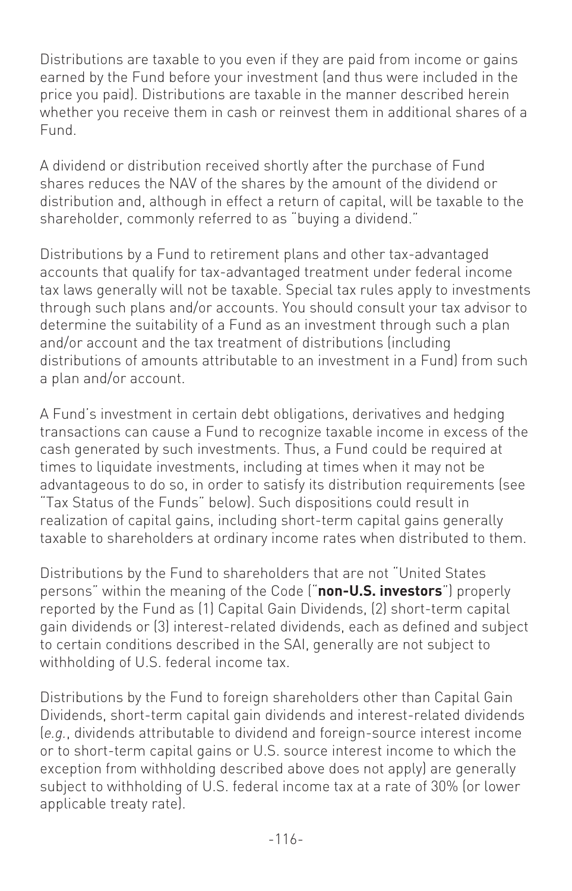Distributions are taxable to you even if they are paid from income or gains earned by the Fund before your investment (and thus were included in the price you paid). Distributions are taxable in the manner described herein whether you receive them in cash or reinvest them in additional shares of a Fund.

A dividend or distribution received shortly after the purchase of Fund shares reduces the NAV of the shares by the amount of the dividend or distribution and, although in effect a return of capital, will be taxable to the shareholder, commonly referred to as "buying a dividend."

Distributions by a Fund to retirement plans and other tax-advantaged accounts that qualify for tax-advantaged treatment under federal income tax laws generally will not be taxable. Special tax rules apply to investments through such plans and/or accounts. You should consult your tax advisor to determine the suitability of a Fund as an investment through such a plan and/or account and the tax treatment of distributions (including distributions of amounts attributable to an investment in a Fund) from such a plan and/or account.

A Fund's investment in certain debt obligations, derivatives and hedging transactions can cause a Fund to recognize taxable income in excess of the cash generated by such investments. Thus, a Fund could be required at times to liquidate investments, including at times when it may not be advantageous to do so, in order to satisfy its distribution requirements (see "Tax Status of the Funds" below). Such dispositions could result in realization of capital gains, including short-term capital gains generally taxable to shareholders at ordinary income rates when distributed to them.

Distributions by the Fund to shareholders that are not "United States persons" within the meaning of the Code ("**non-U.S. investors**") properly reported by the Fund as (1) Capital Gain Dividends, (2) short-term capital gain dividends or (3) interest-related dividends, each as defined and subject to certain conditions described in the SAI, generally are not subject to withholding of U.S. federal income tax.

Distributions by the Fund to foreign shareholders other than Capital Gain Dividends, short-term capital gain dividends and interest-related dividends (*e.g.*, dividends attributable to dividend and foreign-source interest income or to short-term capital gains or U.S. source interest income to which the exception from withholding described above does not apply) are generally subject to withholding of U.S. federal income tax at a rate of 30% (or lower applicable treaty rate).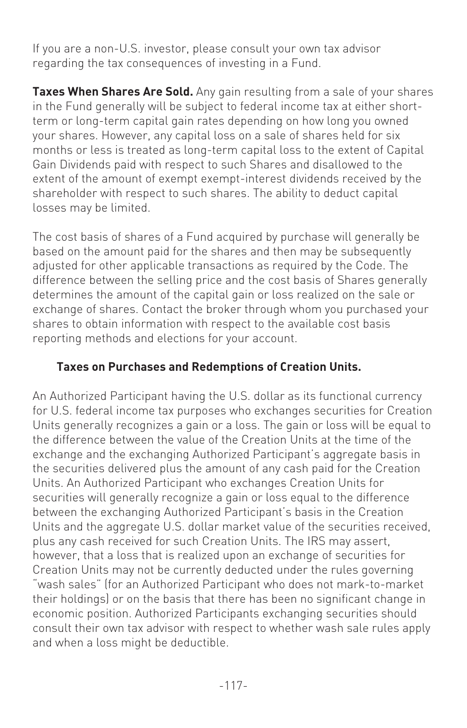If you are a non-U.S. investor, please consult your own tax advisor regarding the tax consequences of investing in a Fund.

**Taxes When Shares Are Sold.** Any gain resulting from a sale of your shares in the Fund generally will be subject to federal income tax at either short-term or long-term capital gain rates depending on how long you owned your shares. However, any capital loss on a sale of shares held for six months or less is treated as long-term capital loss to the extent of Capital Gain Dividends paid with respect to such Shares and disallowed to the extent of the amount of exempt exempt-interest dividends received by the shareholder with respect to such shares. The ability to deduct capital losses may be limited.

The cost basis of shares of a Fund acquired by purchase will generally be based on the amount paid for the shares and then may be subsequently adjusted for other applicable transactions as required by the Code. The difference between the selling price and the cost basis of Shares generally determines the amount of the capital gain or loss realized on the sale or exchange of shares. Contact the broker through whom you purchased your shares to obtain information with respect to the available cost basis reporting methods and elections for your account.

**Taxes on Purchases and Redemptions of Creation Units.**

An Authorized Participant having the U.S. dollar as its functional currency for U.S. federal income tax purposes who exchanges securities for Creation Units generally recognizes a gain or a loss. The gain or loss will be equal to the difference between the value of the Creation Units at the time of the exchange and the exchanging Authorized Participant's aggregate basis in the securities delivered plus the amount of any cash paid for the Creation Units. An Authorized Participant who exchanges Creation Units for securities will generally recognize a gain or loss equal to the difference between the exchanging Authorized Participant's basis in the Creation Units and the aggregate U.S. dollar market value of the securities received, plus any cash received for such Creation Units. The IRS may assert, however, that a loss that is realized upon an exchange of securities for Creation Units may not be currently deducted under the rules governing "wash sales" (for an Authorized Participant who does not mark-to-market their holdings) or on the basis that there has been no significant change in economic position. Authorized Participants exchanging securities should consult their own tax advisor with respect to whether wash sale rules apply and when a loss might be deductible.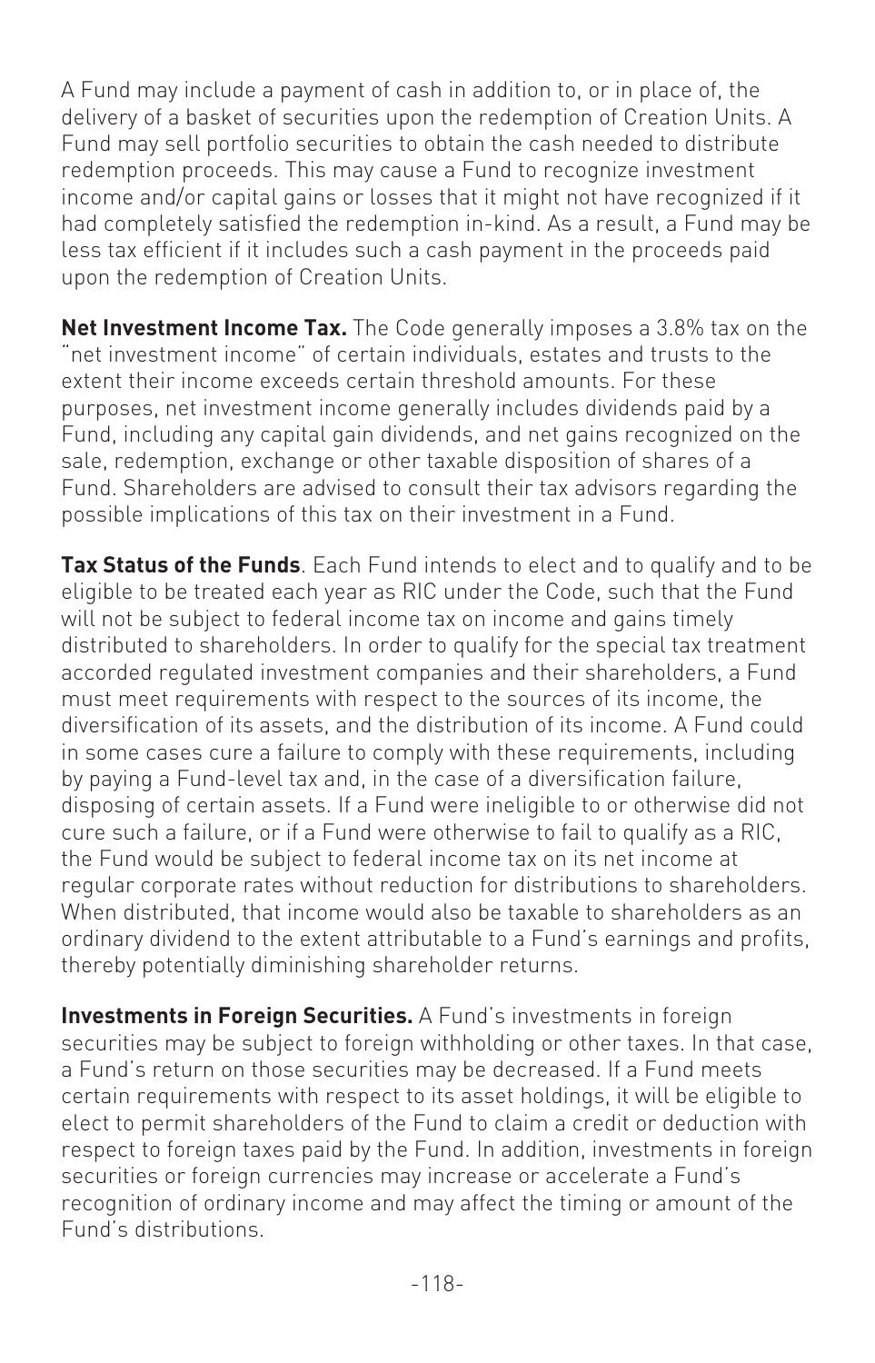A Fund may include a payment of cash in addition to, or in place of, the delivery of a basket of securities upon the redemption of Creation Units. A Fund may sell portfolio securities to obtain the cash needed to distribute redemption proceeds. This may cause a Fund to recognize investment income and/or capital gains or losses that it might not have recognized if it had completely satisfied the redemption in-kind. As a result, a Fund may be less tax efficient if it includes such a cash payment in the proceeds paid upon the redemption of Creation Units.

**Net Investment Income Tax.** The Code generally imposes a 3.8% tax on the "net investment income" of certain individuals, estates and trusts to the extent their income exceeds certain threshold amounts. For these purposes, net investment income generally includes dividends paid by a Fund, including any capital gain dividends, and net gains recognized on the sale, redemption, exchange or other taxable disposition of shares of a Fund. Shareholders are advised to consult their tax advisors regarding the possible implications of this tax on their investment in a Fund.

**Tax Status of the Funds**. Each Fund intends to elect and to qualify and to be eligible to be treated each year as RIC under the Code, such that the Fund will not be subject to federal income tax on income and gains timely distributed to shareholders. In order to qualify for the special tax treatment accorded regulated investment companies and their shareholders, a Fund must meet requirements with respect to the sources of its income, the diversification of its assets, and the distribution of its income. A Fund could in some cases cure a failure to comply with these requirements, including by paying a Fund-level tax and, in the case of a diversification failure, disposing of certain assets. If a Fund were ineligible to or otherwise did not cure such a failure, or if a Fund were otherwise to fail to qualify as a RIC, the Fund would be subject to federal income tax on its net income at regular corporate rates without reduction for distributions to shareholders. When distributed, that income would also be taxable to shareholders as an ordinary dividend to the extent attributable to a Fund's earnings and profits, thereby potentially diminishing shareholder returns.

**Investments in Foreign Securities.** A Fund's investments in foreign securities may be subject to foreign withholding or other taxes. In that case, a Fund's return on those securities may be decreased. If a Fund meets certain requirements with respect to its asset holdings, it will be eligible to elect to permit shareholders of the Fund to claim a credit or deduction with respect to foreign taxes paid by the Fund. In addition, investments in foreign securities or foreign currencies may increase or accelerate a Fund's recognition of ordinary income and may affect the timing or amount of the Fund's distributions.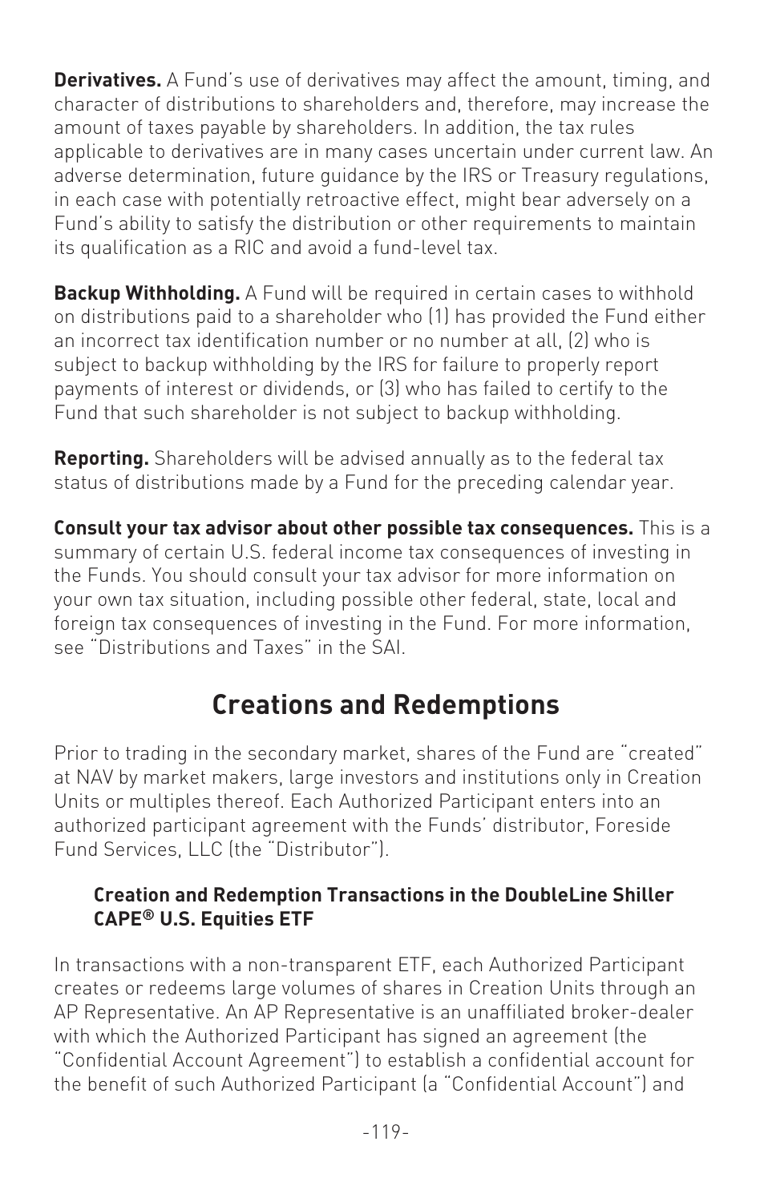**Derivatives.** A Fund's use of derivatives may affect the amount, timing, and character of distributions to shareholders and, therefore, may increase the amount of taxes payable by shareholders. In addition, the tax rules applicable to derivatives are in many cases uncertain under current law. An adverse determination, future guidance by the IRS or Treasury regulations, in each case with potentially retroactive effect, might bear adversely on a Fund's ability to satisfy the distribution or other requirements to maintain its qualification as a RIC and avoid a fund-level tax.

**Backup Withholding.** A Fund will be required in certain cases to withhold on distributions paid to a shareholder who (1) has provided the Fund either an incorrect tax identification number or no number at all, (2) who is subject to backup withholding by the IRS for failure to properly report payments of interest or dividends, or (3) who has failed to certify to the Fund that such shareholder is not subject to backup withholding.

**Reporting.** Shareholders will be advised annually as to the federal tax status of distributions made by a Fund for the preceding calendar year.

**Consult your tax advisor about other possible tax consequences.** This is a summary of certain U.S. federal income tax consequences of investing in the Funds. You should consult your tax advisor for more information on your own tax situation, including possible other federal, state, local and foreign tax consequences of investing in the Fund. For more information, see "Distributions and Taxes" in the SAI.

# Creations and Redemptions

Prior to trading in the secondary market, shares of the Fund are "created" at NAV by market makers, large investors and institutions only in Creation Units or multiples thereof. Each Authorized Participant enters into an authorized participant agreement with the Funds' distributor, Foreside Fund Services, LLC (the "Distributor").

### Creation and Redemption Transactions in the DoubleLine Shiller CAPE® U.S. Equities ETF

In transactions with a non-transparent ETF, each Authorized Participant creates or redeems large volumes of shares in Creation Units through an AP Representative. An AP Representative is an unaffiliated broker-dealer with which the Authorized Participant has signed an agreement (the "Confidential Account Agreement") to establish a confidential account for the benefit of such Authorized Participant (a "Confidential Account") and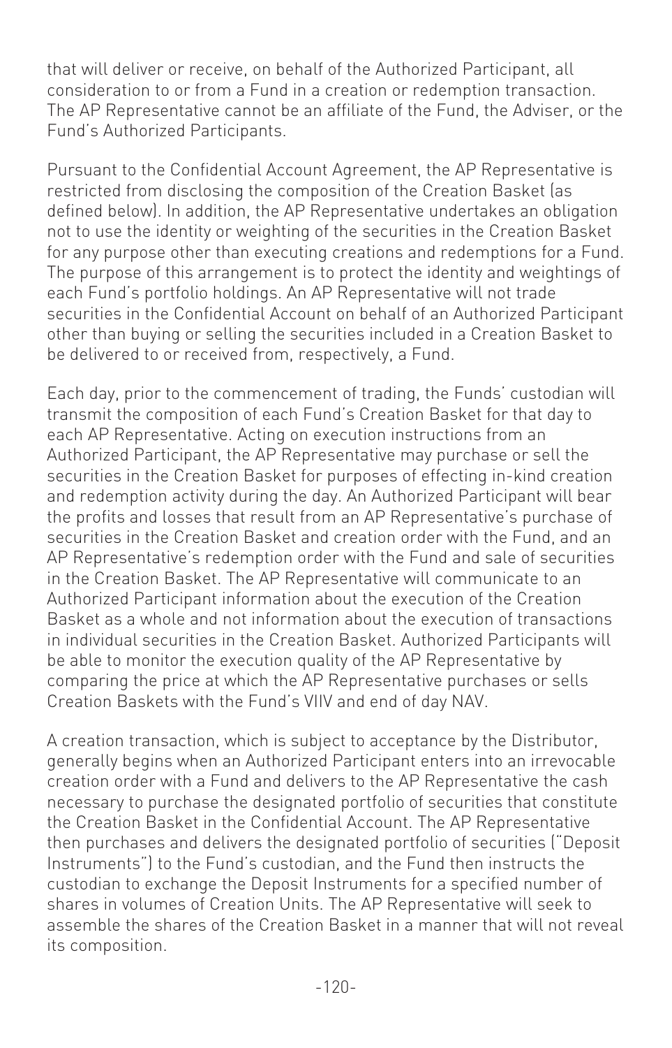that will deliver or receive, on behalf of the Authorized Participant, all consideration to or from a Fund in a creation or redemption transaction. The AP Representative cannot be an affiliate of the Fund, the Adviser, or the Fund's Authorized Participants.

Pursuant to the Confidential Account Agreement, the AP Representative is restricted from disclosing the composition of the Creation Basket (as defined below). In addition, the AP Representative undertakes an obligation not to use the identity or weighting of the securities in the Creation Basket for any purpose other than executing creations and redemptions for a Fund. The purpose of this arrangement is to protect the identity and weightings of each Fund's portfolio holdings. An AP Representative will not trade securities in the Confidential Account on behalf of an Authorized Participant other than buying or selling the securities included in a Creation Basket to be delivered to or received from, respectively, a Fund.

Each day, prior to the commencement of trading, the Funds' custodian will transmit the composition of each Fund's Creation Basket for that day to each AP Representative. Acting on execution instructions from an Authorized Participant, the AP Representative may purchase or sell the securities in the Creation Basket for purposes of effecting in-kind creation and redemption activity during the day. An Authorized Participant will bear the profits and losses that result from an AP Representative's purchase of securities in the Creation Basket and creation order with the Fund, and an AP Representative's redemption order with the Fund and sale of securities in the Creation Basket. The AP Representative will communicate to an Authorized Participant information about the execution of the Creation Basket as a whole and not information about the execution of transactions in individual securities in the Creation Basket. Authorized Participants will be able to monitor the execution quality of the AP Representative by comparing the price at which the AP Representative purchases or sells Creation Baskets with the Fund's VIIV and end of day NAV.

A creation transaction, which is subject to acceptance by the Distributor, generally begins when an Authorized Participant enters into an irrevocable creation order with a Fund and delivers to the AP Representative the cash necessary to purchase the designated portfolio of securities that constitute the Creation Basket in the Confidential Account. The AP Representative then purchases and delivers the designated portfolio of securities ("Deposit Instruments") to the Fund's custodian, and the Fund then instructs the custodian to exchange the Deposit Instruments for a specified number of shares in volumes of Creation Units. The AP Representative will seek to assemble the shares of the Creation Basket in a manner that will not reveal its composition.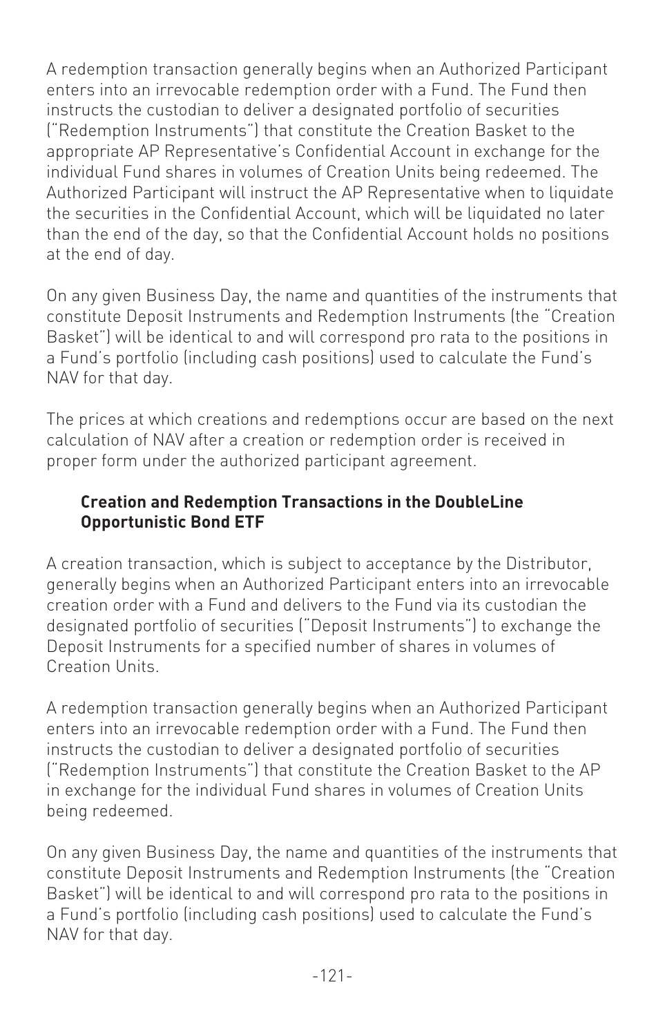A redemption transaction generally begins when an Authorized Participant enters into an irrevocable redemption order with a Fund. The Fund then instructs the custodian to deliver a designated portfolio of securities ("Redemption Instruments") that constitute the Creation Basket to the appropriate AP Representative's Confidential Account in exchange for the individual Fund shares in volumes of Creation Units being redeemed. The Authorized Participant will instruct the AP Representative when to liquidate the securities in the Confidential Account, which will be liquidated no later than the end of the day, so that the Confidential Account holds no positions at the end of day.

On any given Business Day, the name and quantities of the instruments that constitute Deposit Instruments and Redemption Instruments (the "Creation Basket") will be identical to and will correspond pro rata to the positions in a Fund's portfolio (including cash positions) used to calculate the Fund's NAV for that day.

The prices at which creations and redemptions occur are based on the next calculation of NAV after a creation or redemption order is received in proper form under the authorized participant agreement.

**Creation and Redemption Transactions in the DoubleLine Opportunistic Bond ETF**

A creation transaction, which is subject to acceptance by the Distributor, generally begins when an Authorized Participant enters into an irrevocable creation order with a Fund and delivers to the Fund via its custodian the designated portfolio of securities ("Deposit Instruments") to exchange the Deposit Instruments for a specified number of shares in volumes of Creation Units.

A redemption transaction generally begins when an Authorized Participant enters into an irrevocable redemption order with a Fund. The Fund then instructs the custodian to deliver a designated portfolio of securities ("Redemption Instruments") that constitute the Creation Basket to the AP in exchange for the individual Fund shares in volumes of Creation Units being redeemed.

On any given Business Day, the name and quantities of the instruments that constitute Deposit Instruments and Redemption Instruments (the "Creation Basket") will be identical to and will correspond pro rata to the positions in a Fund's portfolio (including cash positions) used to calculate the Fund's NAV for that day.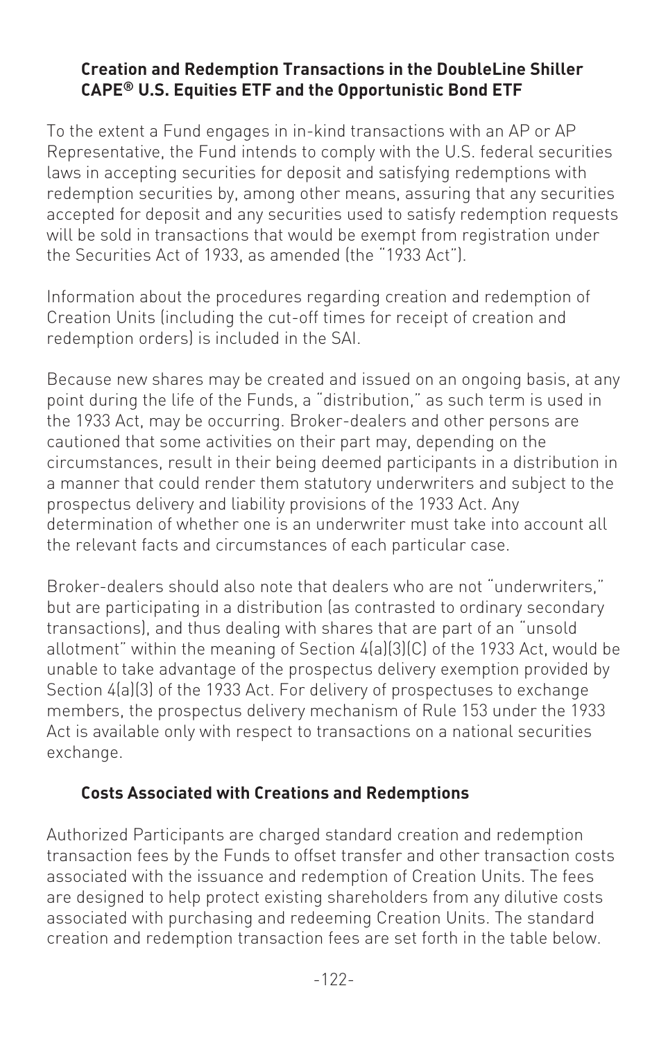### Creation and Redemption Transactions in the DoubleLine Shiller CAPE® U.S. Equities ETF and the Opportunistic Bond ETF

To the extent a Fund engages in in-kind transactions with an AP or AP Representative, the Fund intends to comply with the U.S. federal securities laws in accepting securities for deposit and satisfying redemptions with redemption securities by, among other means, assuring that any securities accepted for deposit and any securities used to satisfy redemption requests will be sold in transactions that would be exempt from registration under the Securities Act of 1933, as amended (the "1933 Act").

Information about the procedures regarding creation and redemption of Creation Units (including the cut-off times for receipt of creation and redemption orders) is included in the SAI.

Because new shares may be created and issued on an ongoing basis, at any point during the life of the Funds, a "distribution," as such term is used in the 1933 Act, may be occurring. Broker-dealers and other persons are cautioned that some activities on their part may, depending on the circumstances, result in their being deemed participants in a distribution in a manner that could render them statutory underwriters and subject to the prospectus delivery and liability provisions of the 1933 Act. Any determination of whether one is an underwriter must take into account all the relevant facts and circumstances of each particular case.

Broker-dealers should also note that dealers who are not "underwriters," but are participating in a distribution (as contrasted to ordinary secondary transactions), and thus dealing with shares that are part of an "unsold allotment" within the meaning of Section 4(a)(3)(C) of the 1933 Act, would be unable to take advantage of the prospectus delivery exemption provided by Section 4(a)(3) of the 1933 Act. For delivery of prospectuses to exchange members, the prospectus delivery mechanism of Rule 153 under the 1933 Act is available only with respect to transactions on a national securities exchange.

### Costs Associated with Creations and Redemptions

Authorized Participants are charged standard creation and redemption transaction fees by the Funds to offset transfer and other transaction costs associated with the issuance and redemption of Creation Units. The fees are designed to help protect existing shareholders from any dilutive costs associated with purchasing and redeeming Creation Units. The standard creation and redemption transaction fees are set forth in the table below.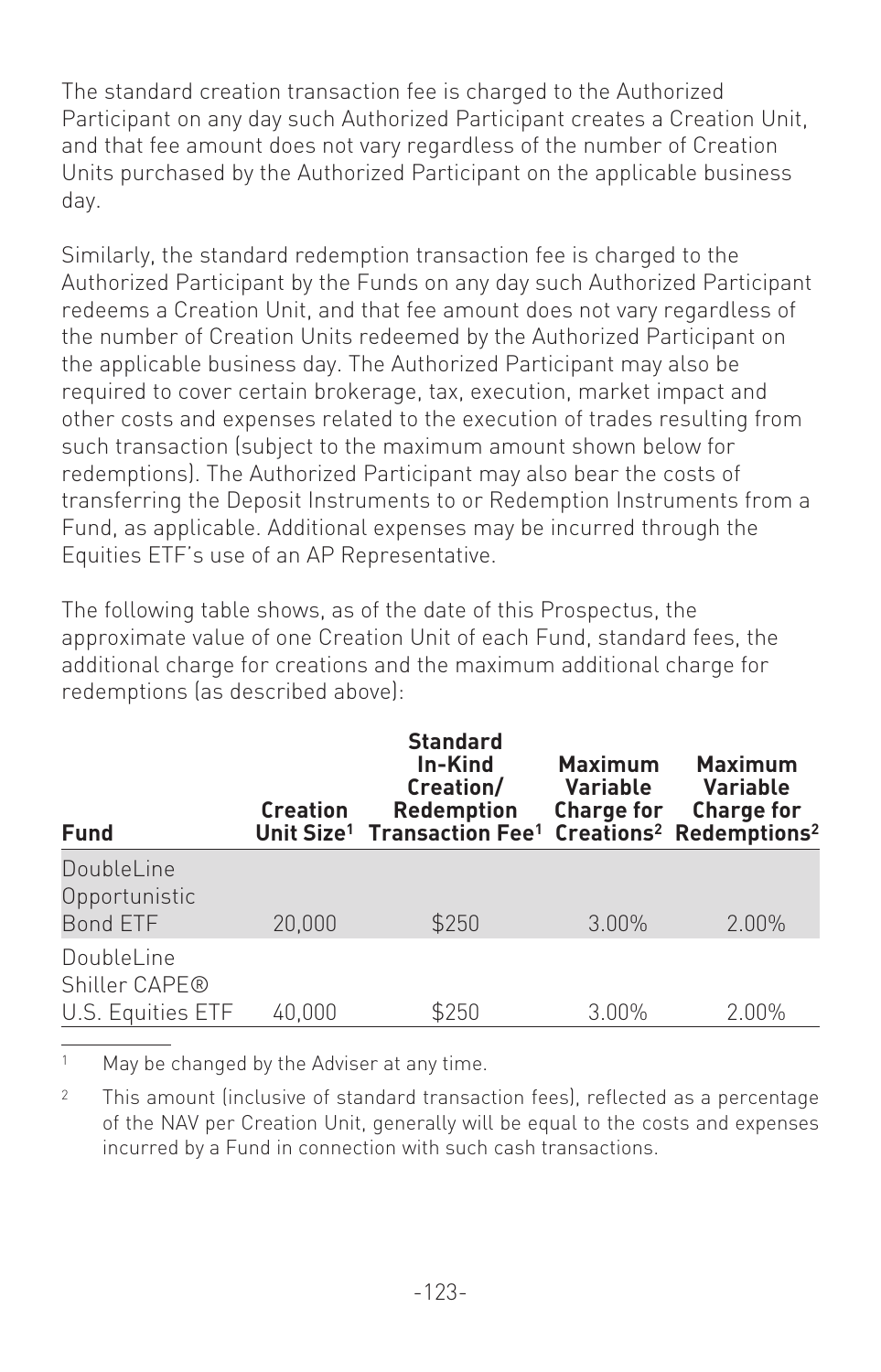The standard creation transaction fee is charged to the Authorized Participant on any day such Authorized Participant creates a Creation Unit, and that fee amount does not vary regardless of the number of Creation Units purchased by the Authorized Participant on the applicable business day.

Similarly, the standard redemption transaction fee is charged to the Authorized Participant by the Funds on any day such Authorized Participant redeems a Creation Unit, and that fee amount does not vary regardless of the number of Creation Units redeemed by the Authorized Participant on the applicable business day. The Authorized Participant may also be required to cover certain brokerage, tax, execution, market impact and other costs and expenses related to the execution of trades resulting from such transaction (subject to the maximum amount shown below for redemptions). The Authorized Participant may also bear the costs of transferring the Deposit Instruments to or Redemption Instruments from a Fund, as applicable. Additional expenses may be incurred through the Equities ETF's use of an AP Representative.

The following table shows, as of the date of this Prospectus, the approximate value of one Creation Unit of each Fund, standard fees, the additional charge for creations and the maximum additional charge for redemptions (as described above):

| Fund | Creation Unit Size[1] | Standard In-Kind Creation/ Redemption Transaction Fee[1] | Maximum Variable Charge for Creations[2] | Maximum Variable Charge for Redemptions[2] |
|---|---|---|---|---|
| DoubleLine Opportunistic Bond ETF | 20,000 | $250 | 3.00% | 2.00% |
| DoubleLine Shiller CAPE® U.S. Equities ETF | 40,000 | $250 | 3.00% | 2.00% |

[1] May be changed by the Adviser at any time.

[2] This amount (inclusive of standard transaction fees), reflected as a percentage of the NAV per Creation Unit, generally will be equal to the costs and expenses incurred by a Fund in connection with such cash transactions.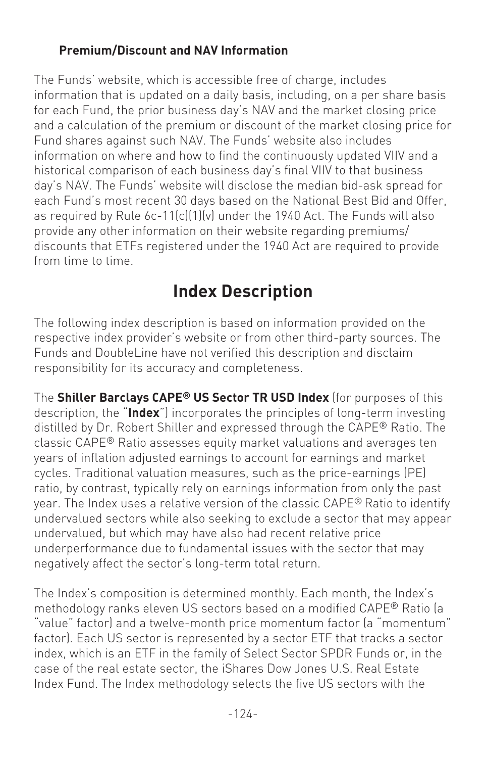### Premium/Discount and NAV Information

The Funds' website, which is accessible free of charge, includes information that is updated on a daily basis, including, on a per share basis for each Fund, the prior business day's NAV and the market closing price and a calculation of the premium or discount of the market closing price for Fund shares against such NAV. The Funds' website also includes information on where and how to find the continuously updated VIIV and a historical comparison of each business day's final VIIV to that business day's NAV. The Funds' website will disclose the median bid-ask spread for each Fund's most recent 30 days based on the National Best Bid and Offer, as required by Rule 6c-11(c)(1)(v) under the 1940 Act. The Funds will also provide any other information on their website regarding premiums/discounts that ETFs registered under the 1940 Act are required to provide from time to time.

## Index Description

The following index description is based on information provided on the respective index provider's website or from other third-party sources. The Funds and DoubleLine have not verified this description and disclaim responsibility for its accuracy and completeness.

The **Shiller Barclays CAPE® US Sector TR USD Index** (for purposes of this description, the "**Index**") incorporates the principles of long-term investing distilled by Dr. Robert Shiller and expressed through the CAPE® Ratio. The classic CAPE® Ratio assesses equity market valuations and averages ten years of inflation adjusted earnings to account for earnings and market cycles. Traditional valuation measures, such as the price-earnings (PE) ratio, by contrast, typically rely on earnings information from only the past year. The Index uses a relative version of the classic CAPE® Ratio to identify undervalued sectors while also seeking to exclude a sector that may appear undervalued, but which may have also had recent relative price underperformance due to fundamental issues with the sector that may negatively affect the sector's long-term total return.

The Index's composition is determined monthly. Each month, the Index's methodology ranks eleven US sectors based on a modified CAPE® Ratio (a "value" factor) and a twelve-month price momentum factor (a "momentum" factor). Each US sector is represented by a sector ETF that tracks a sector index, which is an ETF in the family of Select Sector SPDR Funds or, in the case of the real estate sector, the iShares Dow Jones U.S. Real Estate Index Fund. The Index methodology selects the five US sectors with the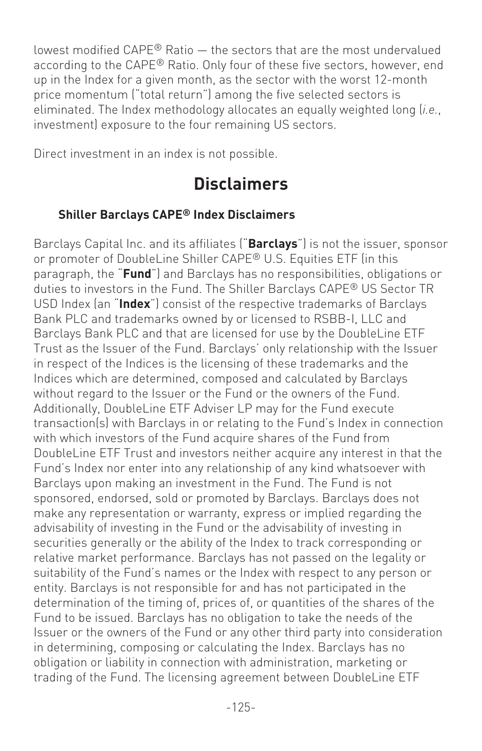lowest modified CAPE® Ratio — the sectors that are the most undervalued according to the CAPE® Ratio. Only four of these five sectors, however, end up in the Index for a given month, as the sector with the worst 12-month price momentum ("total return") among the five selected sectors is eliminated. The Index methodology allocates an equally weighted long (*i.e.*, investment) exposure to the four remaining US sectors.

Direct investment in an index is not possible.

## Disclaimers

### Shiller Barclays CAPE® Index Disclaimers

Barclays Capital Inc. and its affiliates ("**Barclays**") is not the issuer, sponsor or promoter of DoubleLine Shiller CAPE® U.S. Equities ETF (in this paragraph, the "**Fund**") and Barclays has no responsibilities, obligations or duties to investors in the Fund. The Shiller Barclays CAPE® US Sector TR USD Index (an "**Index**") consist of the respective trademarks of Barclays Bank PLC and trademarks owned by or licensed to RSBB-I, LLC and Barclays Bank PLC and that are licensed for use by the DoubleLine ETF Trust as the Issuer of the Fund. Barclays' only relationship with the Issuer in respect of the Indices is the licensing of these trademarks and the Indices which are determined, composed and calculated by Barclays without regard to the Issuer or the Fund or the owners of the Fund. Additionally, DoubleLine ETF Adviser LP may for the Fund execute transaction(s) with Barclays in or relating to the Fund's Index in connection with which investors of the Fund acquire shares of the Fund from DoubleLine ETF Trust and investors neither acquire any interest in that the Fund's Index nor enter into any relationship of any kind whatsoever with Barclays upon making an investment in the Fund. The Fund is not sponsored, endorsed, sold or promoted by Barclays. Barclays does not make any representation or warranty, express or implied regarding the advisability of investing in the Fund or the advisability of investing in securities generally or the ability of the Index to track corresponding or relative market performance. Barclays has not passed on the legality or suitability of the Fund's names or the Index with respect to any person or entity. Barclays is not responsible for and has not participated in the determination of the timing of, prices of, or quantities of the shares of the Fund to be issued. Barclays has no obligation to take the needs of the Issuer or the owners of the Fund or any other third party into consideration in determining, composing or calculating the Index. Barclays has no obligation or liability in connection with administration, marketing or trading of the Fund. The licensing agreement between DoubleLine ETF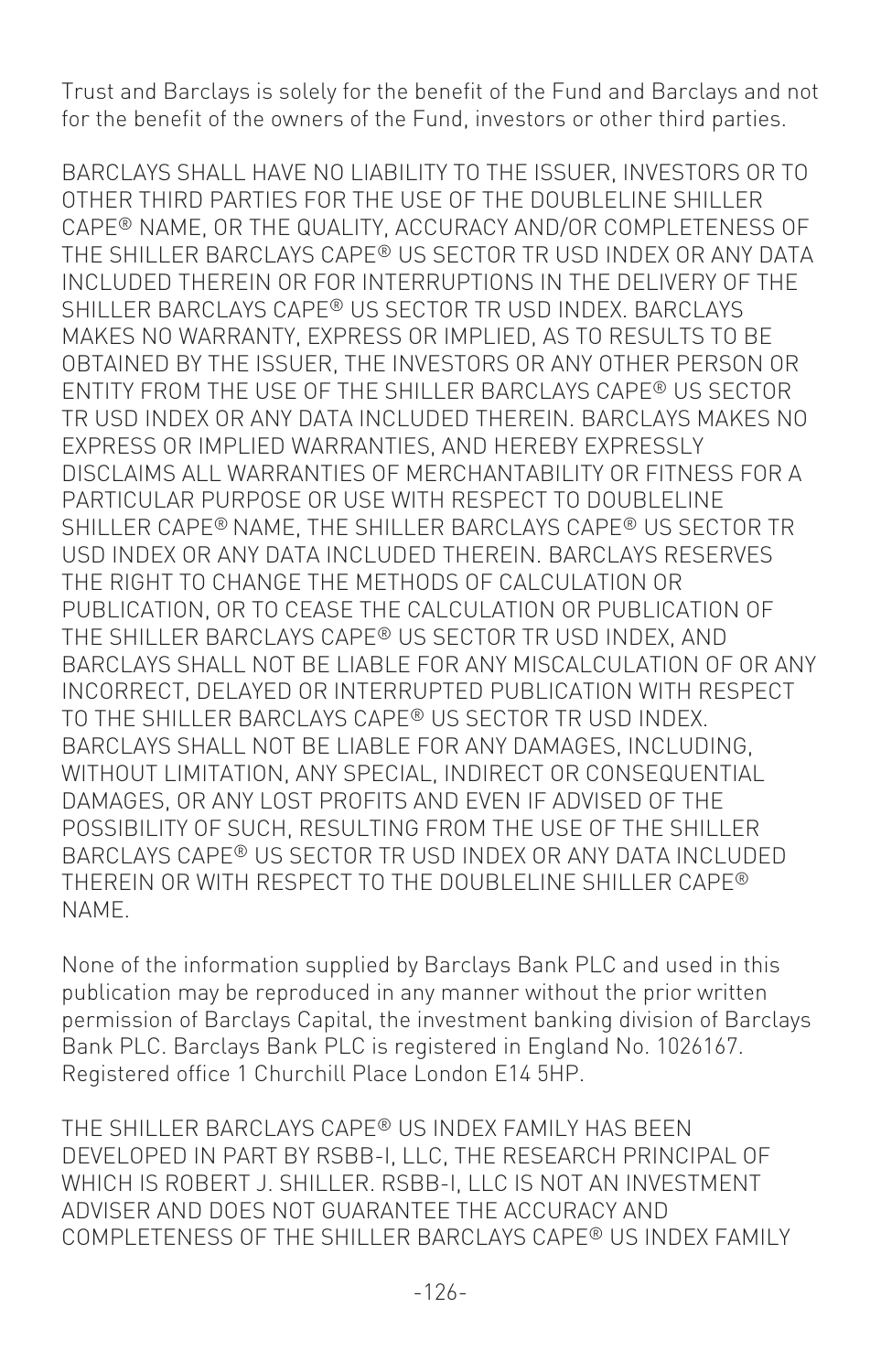Trust and Barclays is solely for the benefit of the Fund and Barclays and not for the benefit of the owners of the Fund, investors or other third parties.

BARCLAYS SHALL HAVE NO LIABILITY TO THE ISSUER, INVESTORS OR TO OTHER THIRD PARTIES FOR THE USE OF THE DOUBLELINE SHILLER CAPE® NAME, OR THE QUALITY, ACCURACY AND/OR COMPLETENESS OF THE SHILLER BARCLAYS CAPE® US SECTOR TR USD INDEX OR ANY DATA INCLUDED THEREIN OR FOR INTERRUPTIONS IN THE DELIVERY OF THE SHILLER BARCLAYS CAPE® US SECTOR TR USD INDEX. BARCLAYS MAKES NO WARRANTY, EXPRESS OR IMPLIED, AS TO RESULTS TO BE OBTAINED BY THE ISSUER, THE INVESTORS OR ANY OTHER PERSON OR ENTITY FROM THE USE OF THE SHILLER BARCLAYS CAPE® US SECTOR TR USD INDEX OR ANY DATA INCLUDED THEREIN. BARCLAYS MAKES NO EXPRESS OR IMPLIED WARRANTIES, AND HEREBY EXPRESSLY DISCLAIMS ALL WARRANTIES OF MERCHANTABILITY OR FITNESS FOR A PARTICULAR PURPOSE OR USE WITH RESPECT TO DOUBLELINE SHILLER CAPE® NAME, THE SHILLER BARCLAYS CAPE® US SECTOR TR USD INDEX OR ANY DATA INCLUDED THEREIN. BARCLAYS RESERVES THE RIGHT TO CHANGE THE METHODS OF CALCULATION OR PUBLICATION, OR TO CEASE THE CALCULATION OR PUBLICATION OF THE SHILLER BARCLAYS CAPE® US SECTOR TR USD INDEX, AND BARCLAYS SHALL NOT BE LIABLE FOR ANY MISCALCULATION OF OR ANY INCORRECT, DELAYED OR INTERRUPTED PUBLICATION WITH RESPECT TO THE SHILLER BARCLAYS CAPE® US SECTOR TR USD INDEX. BARCLAYS SHALL NOT BE LIABLE FOR ANY DAMAGES, INCLUDING, WITHOUT LIMITATION, ANY SPECIAL, INDIRECT OR CONSEQUENTIAL DAMAGES, OR ANY LOST PROFITS AND EVEN IF ADVISED OF THE POSSIBILITY OF SUCH, RESULTING FROM THE USE OF THE SHILLER BARCLAYS CAPE® US SECTOR TR USD INDEX OR ANY DATA INCLUDED THEREIN OR WITH RESPECT TO THE DOUBLELINE SHILLER CAPE® NAME.

None of the information supplied by Barclays Bank PLC and used in this publication may be reproduced in any manner without the prior written permission of Barclays Capital, the investment banking division of Barclays Bank PLC. Barclays Bank PLC is registered in England No. 1026167. Registered office 1 Churchill Place London E14 5HP.

THE SHILLER BARCLAYS CAPE® US INDEX FAMILY HAS BEEN DEVELOPED IN PART BY RSBB-I, LLC, THE RESEARCH PRINCIPAL OF WHICH IS ROBERT J. SHILLER. RSBB-I, LLC IS NOT AN INVESTMENT ADVISER AND DOES NOT GUARANTEE THE ACCURACY AND COMPLETENESS OF THE SHILLER BARCLAYS CAPE® US INDEX FAMILY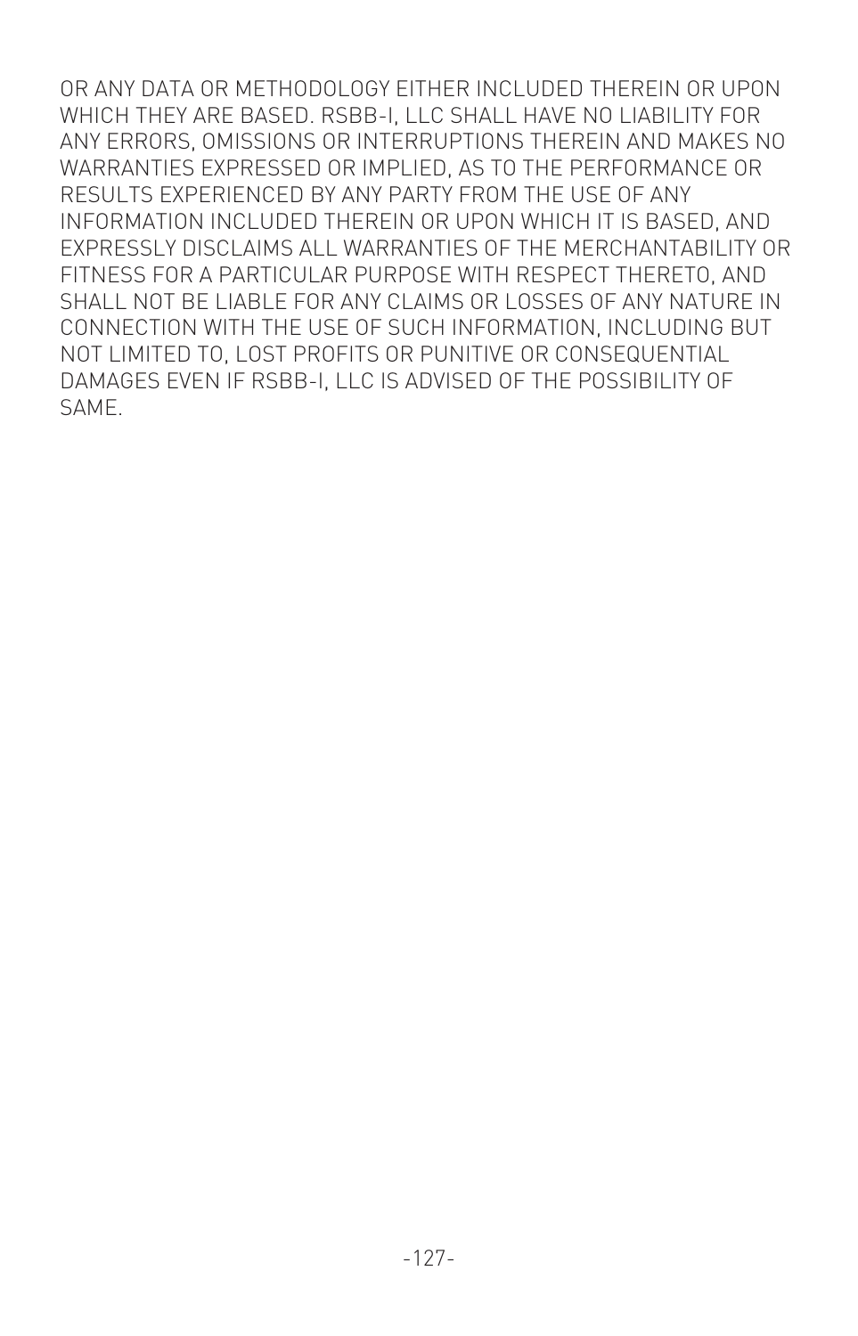OR ANY DATA OR METHODOLOGY EITHER INCLUDED THEREIN OR UPON WHICH THEY ARE BASED. RSBB-I, LLC SHALL HAVE NO LIABILITY FOR ANY ERRORS, OMISSIONS OR INTERRUPTIONS THEREIN AND MAKES NO WARRANTIES EXPRESSED OR IMPLIED, AS TO THE PERFORMANCE OR RESULTS EXPERIENCED BY ANY PARTY FROM THE USE OF ANY INFORMATION INCLUDED THEREIN OR UPON WHICH IT IS BASED, AND EXPRESSLY DISCLAIMS ALL WARRANTIES OF THE MERCHANTABILITY OR FITNESS FOR A PARTICULAR PURPOSE WITH RESPECT THERETO, AND SHALL NOT BE LIABLE FOR ANY CLAIMS OR LOSSES OF ANY NATURE IN CONNECTION WITH THE USE OF SUCH INFORMATION, INCLUDING BUT NOT LIMITED TO, LOST PROFITS OR PUNITIVE OR CONSEQUENTIAL DAMAGES EVEN IF RSBB-I, LLC IS ADVISED OF THE POSSIBILITY OF SAME.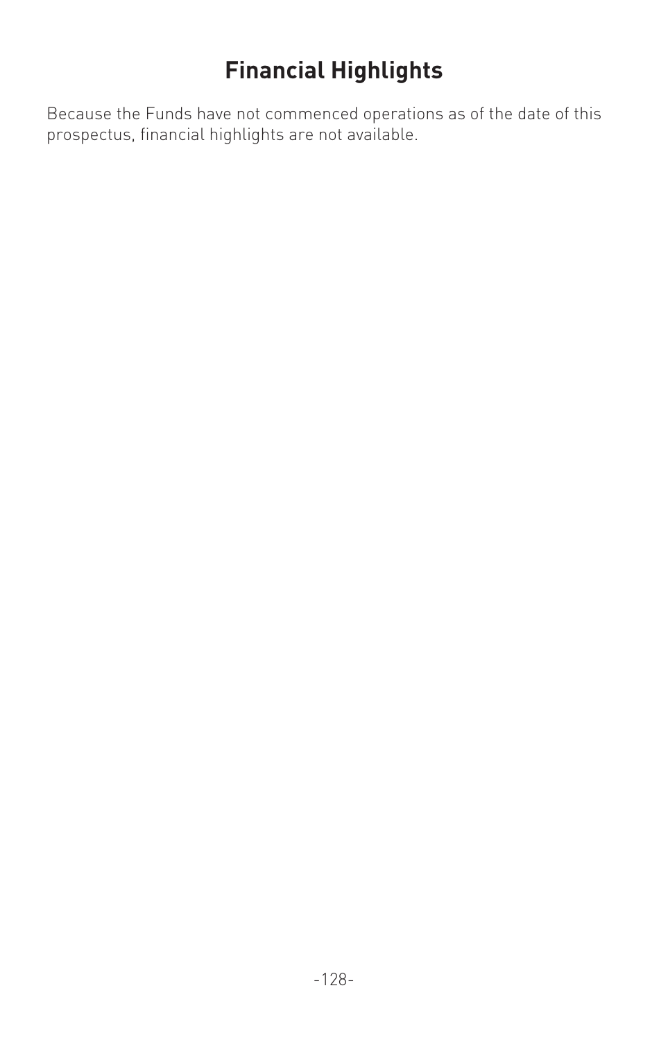# Financial Highlights

Because the Funds have not commenced operations as of the date of this prospectus, financial highlights are not available.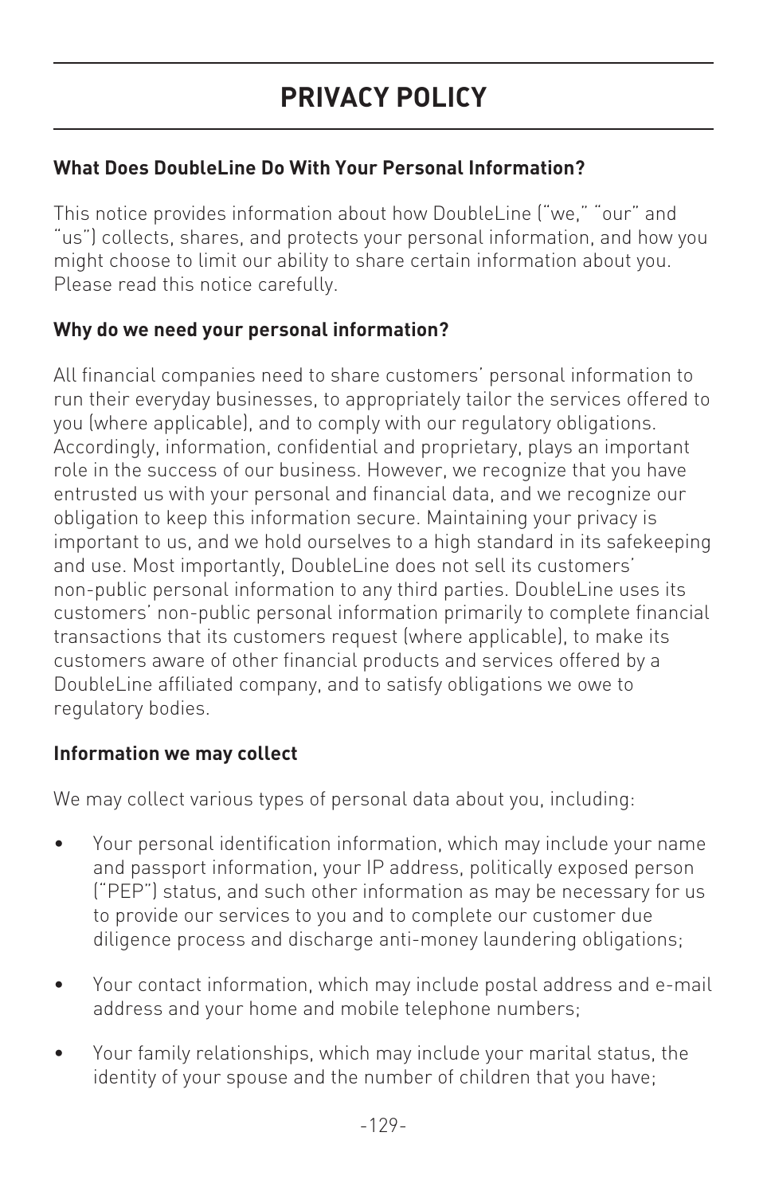# PRIVACY POLICY

**What Does DoubleLine Do With Your Personal Information?**

This notice provides information about how DoubleLine ("we," "our" and "us") collects, shares, and protects your personal information, and how you might choose to limit our ability to share certain information about you. Please read this notice carefully.

**Why do we need your personal information?**

All financial companies need to share customers' personal information to run their everyday businesses, to appropriately tailor the services offered to you (where applicable), and to comply with our regulatory obligations. Accordingly, information, confidential and proprietary, plays an important role in the success of our business. However, we recognize that you have entrusted us with your personal and financial data, and we recognize our obligation to keep this information secure. Maintaining your privacy is important to us, and we hold ourselves to a high standard in its safekeeping and use. Most importantly, DoubleLine does not sell its customers' non-public personal information to any third parties. DoubleLine uses its customers' non-public personal information primarily to complete financial transactions that its customers request (where applicable), to make its customers aware of other financial products and services offered by a DoubleLine affiliated company, and to satisfy obligations we owe to regulatory bodies.

**Information we may collect**

We may collect various types of personal data about you, including:

- Your personal identification information, which may include your name and passport information, your IP address, politically exposed person ("PEP") status, and such other information as may be necessary for us to provide our services to you and to complete our customer due diligence process and discharge anti-money laundering obligations;
- Your contact information, which may include postal address and e-mail address and your home and mobile telephone numbers;
- Your family relationships, which may include your marital status, the identity of your spouse and the number of children that you have;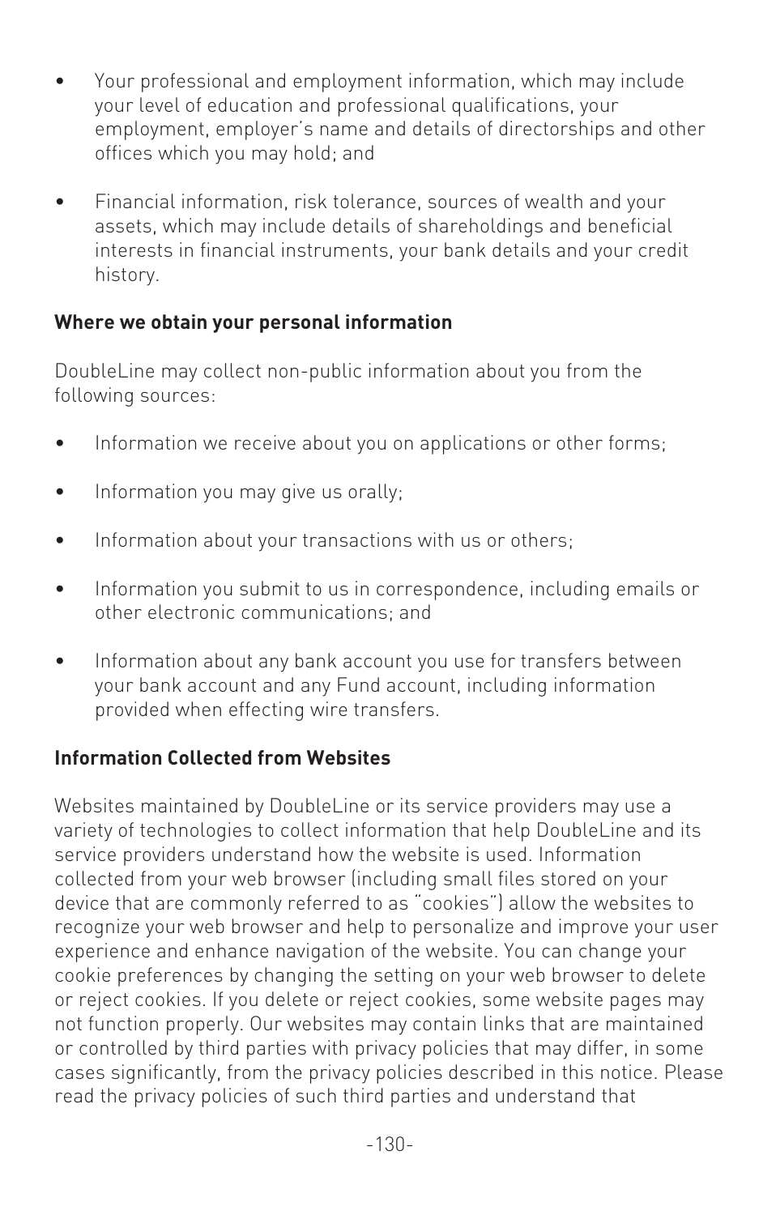- Your professional and employment information, which may include your level of education and professional qualifications, your employment, employer's name and details of directorships and other offices which you may hold; and
- Financial information, risk tolerance, sources of wealth and your assets, which may include details of shareholdings and beneficial interests in financial instruments, your bank details and your credit history.

**Where we obtain your personal information**

DoubleLine may collect non-public information about you from the following sources:

- Information we receive about you on applications or other forms;
- Information you may give us orally;
- Information about your transactions with us or others;
- Information you submit to us in correspondence, including emails or other electronic communications; and
- Information about any bank account you use for transfers between your bank account and any Fund account, including information provided when effecting wire transfers.

**Information Collected from Websites**

Websites maintained by DoubleLine or its service providers may use a variety of technologies to collect information that help DoubleLine and its service providers understand how the website is used. Information collected from your web browser (including small files stored on your device that are commonly referred to as "cookies") allow the websites to recognize your web browser and help to personalize and improve your user experience and enhance navigation of the website. You can change your cookie preferences by changing the setting on your web browser to delete or reject cookies. If you delete or reject cookies, some website pages may not function properly. Our websites may contain links that are maintained or controlled by third parties with privacy policies that may differ, in some cases significantly, from the privacy policies described in this notice. Please read the privacy policies of such third parties and understand that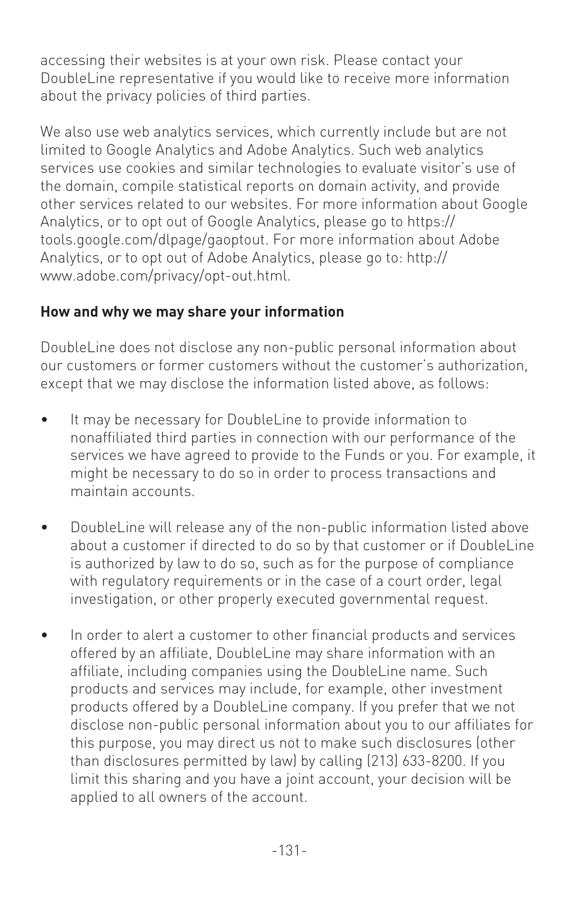accessing their websites is at your own risk. Please contact your DoubleLine representative if you would like to receive more information about the privacy policies of third parties.

We also use web analytics services, which currently include but are not limited to Google Analytics and Adobe Analytics. Such web analytics services use cookies and similar technologies to evaluate visitor's use of the domain, compile statistical reports on domain activity, and provide other services related to our websites. For more information about Google Analytics, or to opt out of Google Analytics, please go to https://tools.google.com/dlpage/gaoptout. For more information about Adobe Analytics, or to opt out of Adobe Analytics, please go to: http://www.adobe.com/privacy/opt-out.html.

**How and why we may share your information**

DoubleLine does not disclose any non-public personal information about our customers or former customers without the customer's authorization, except that we may disclose the information listed above, as follows:

- It may be necessary for DoubleLine to provide information to nonaffiliated third parties in connection with our performance of the services we have agreed to provide to the Funds or you. For example, it might be necessary to do so in order to process transactions and maintain accounts.

- DoubleLine will release any of the non-public information listed above about a customer if directed to do so by that customer or if DoubleLine is authorized by law to do so, such as for the purpose of compliance with regulatory requirements or in the case of a court order, legal investigation, or other properly executed governmental request.

- In order to alert a customer to other financial products and services offered by an affiliate, DoubleLine may share information with an affiliate, including companies using the DoubleLine name. Such products and services may include, for example, other investment products offered by a DoubleLine company. If you prefer that we not disclose non-public personal information about you to our affiliates for this purpose, you may direct us not to make such disclosures (other than disclosures permitted by law) by calling (213) 633-8200. If you limit this sharing and you have a joint account, your decision will be applied to all owners of the account.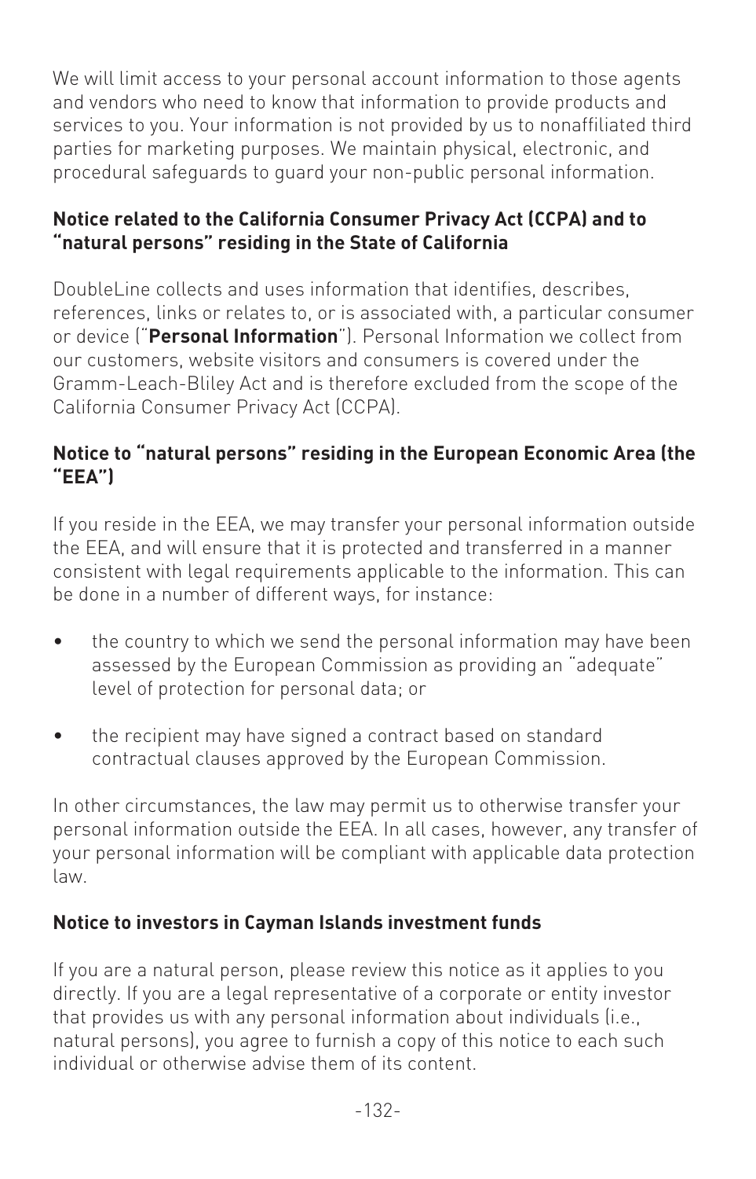We will limit access to your personal account information to those agents and vendors who need to know that information to provide products and services to you. Your information is not provided by us to nonaffiliated third parties for marketing purposes. We maintain physical, electronic, and procedural safeguards to guard your non-public personal information.

**Notice related to the California Consumer Privacy Act (CCPA) and to "natural persons" residing in the State of California**

DoubleLine collects and uses information that identifies, describes, references, links or relates to, or is associated with, a particular consumer or device ("**Personal Information**"). Personal Information we collect from our customers, website visitors and consumers is covered under the Gramm-Leach-Bliley Act and is therefore excluded from the scope of the California Consumer Privacy Act (CCPA).

**Notice to "natural persons" residing in the European Economic Area (the "EEA")**

If you reside in the EEA, we may transfer your personal information outside the EEA, and will ensure that it is protected and transferred in a manner consistent with legal requirements applicable to the information. This can be done in a number of different ways, for instance:

- the country to which we send the personal information may have been assessed by the European Commission as providing an "adequate" level of protection for personal data; or
- the recipient may have signed a contract based on standard contractual clauses approved by the European Commission.

In other circumstances, the law may permit us to otherwise transfer your personal information outside the EEA. In all cases, however, any transfer of your personal information will be compliant with applicable data protection law.

**Notice to investors in Cayman Islands investment funds**

If you are a natural person, please review this notice as it applies to you directly. If you are a legal representative of a corporate or entity investor that provides us with any personal information about individuals (i.e., natural persons), you agree to furnish a copy of this notice to each such individual or otherwise advise them of its content.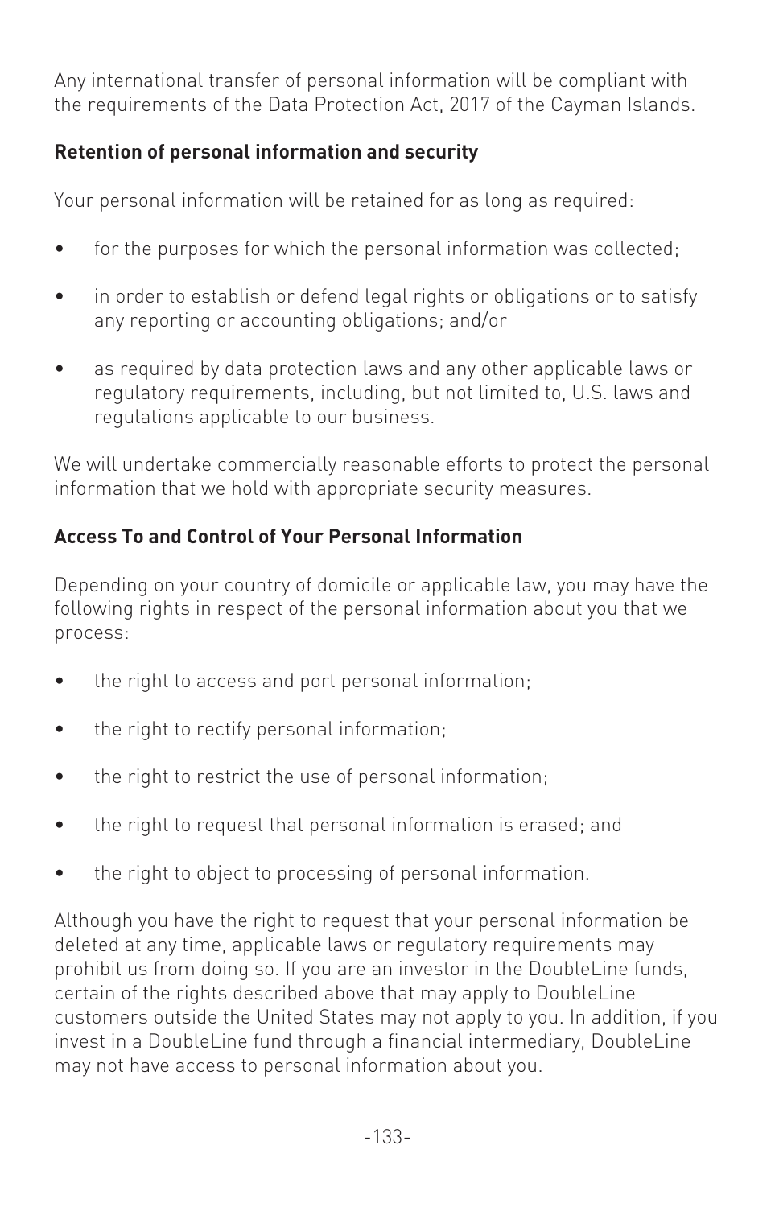Any international transfer of personal information will be compliant with the requirements of the Data Protection Act, 2017 of the Cayman Islands.

**Retention of personal information and security**

Your personal information will be retained for as long as required:

- for the purposes for which the personal information was collected;
- in order to establish or defend legal rights or obligations or to satisfy any reporting or accounting obligations; and/or
- as required by data protection laws and any other applicable laws or regulatory requirements, including, but not limited to, U.S. laws and regulations applicable to our business.

We will undertake commercially reasonable efforts to protect the personal information that we hold with appropriate security measures.

**Access To and Control of Your Personal Information**

Depending on your country of domicile or applicable law, you may have the following rights in respect of the personal information about you that we process:

- the right to access and port personal information;
- the right to rectify personal information;
- the right to restrict the use of personal information;
- the right to request that personal information is erased; and
- the right to object to processing of personal information.

Although you have the right to request that your personal information be deleted at any time, applicable laws or regulatory requirements may prohibit us from doing so. If you are an investor in the DoubleLine funds, certain of the rights described above that may apply to DoubleLine customers outside the United States may not apply to you. In addition, if you invest in a DoubleLine fund through a financial intermediary, DoubleLine may not have access to personal information about you.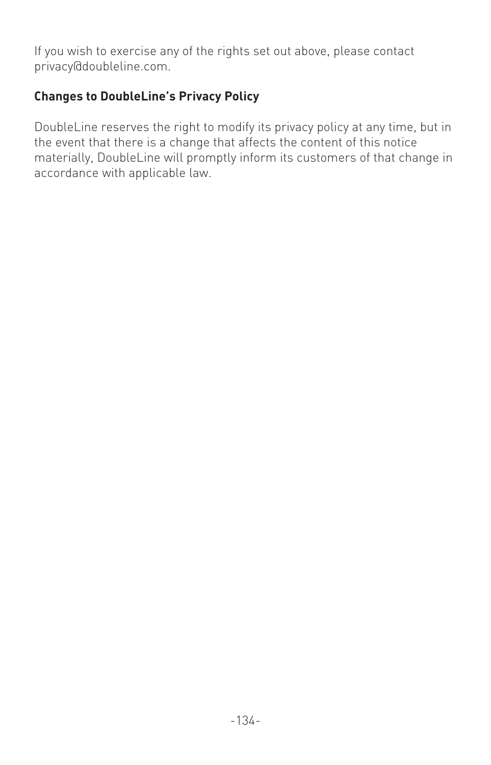If you wish to exercise any of the rights set out above, please contact privacy@doubleline.com.

**Changes to DoubleLine's Privacy Policy**

DoubleLine reserves the right to modify its privacy policy at any time, but in the event that there is a change that affects the content of this notice materially, DoubleLine will promptly inform its customers of that change in accordance with applicable law.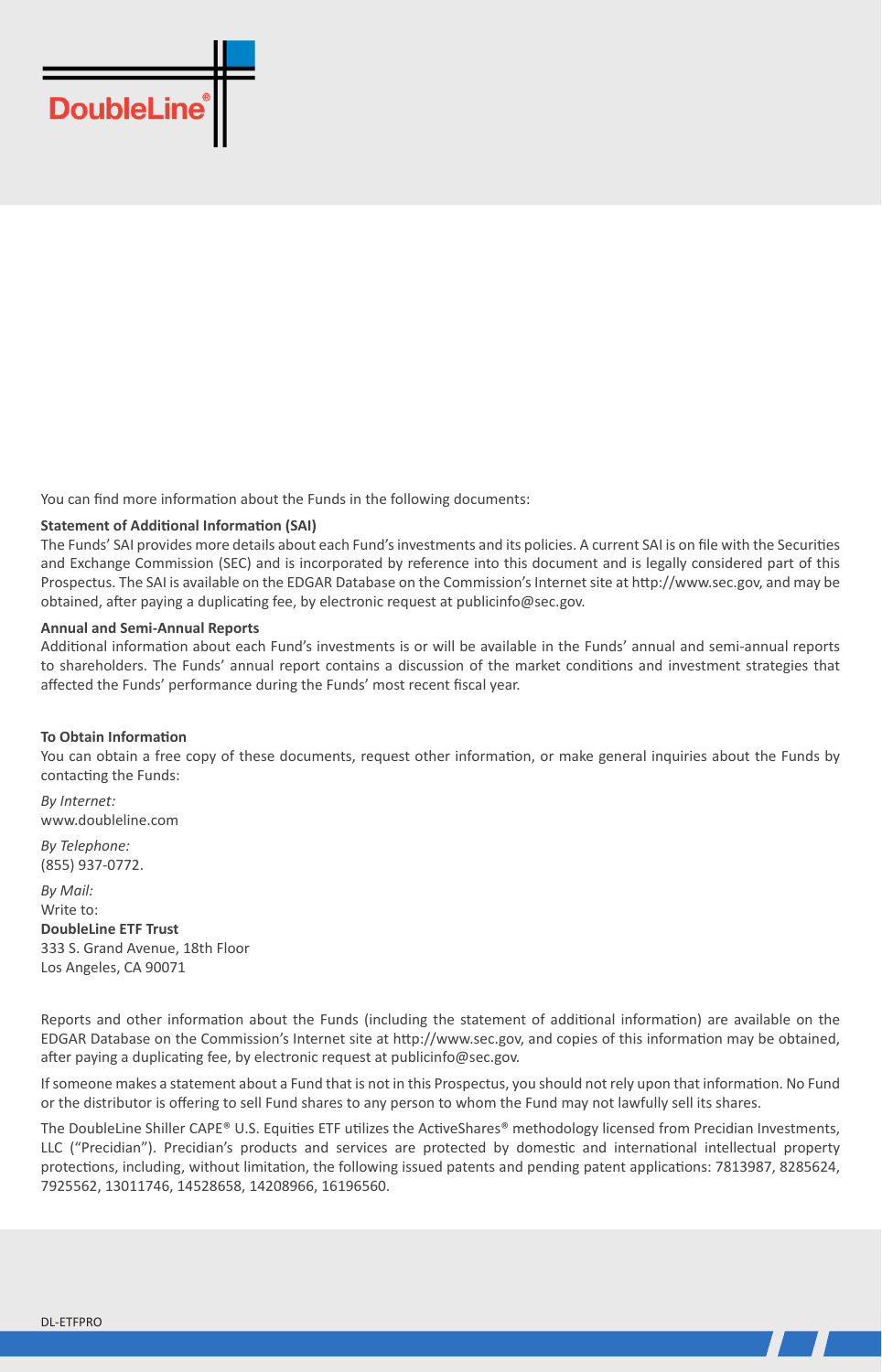DoubleLine®

You can find more information about the Funds in the following documents:

**Statement of Additional Information (SAI)**
The Funds' SAI provides more details about each Fund's investments and its policies. A current SAI is on file with the Securities and Exchange Commission (SEC) and is incorporated by reference into this document and is legally considered part of this Prospectus. The SAI is available on the EDGAR Database on the Commission's Internet site at http://www.sec.gov, and may be obtained, after paying a duplicating fee, by electronic request at publicinfo@sec.gov.

**Annual and Semi-Annual Reports**
Additional information about each Fund's investments is or will be available in the Funds' annual and semi-annual reports to shareholders. The Funds' annual report contains a discussion of the market conditions and investment strategies that affected the Funds' performance during the Funds' most recent fiscal year.

**To Obtain Information**
You can obtain a free copy of these documents, request other information, or make general inquiries about the Funds by contacting the Funds:

*By Internet:*
www.doubleline.com

*By Telephone:*
(855) 937-0772.

*By Mail:*
Write to:
**DoubleLine ETF Trust**
333 S. Grand Avenue, 18th Floor
Los Angeles, CA 90071

Reports and other information about the Funds (including the statement of additional information) are available on the EDGAR Database on the Commission's Internet site at http://www.sec.gov, and copies of this information may be obtained, after paying a duplicating fee, by electronic request at publicinfo@sec.gov.

If someone makes a statement about a Fund that is not in this Prospectus, you should not rely upon that information. No Fund or the distributor is offering to sell Fund shares to any person to whom the Fund may not lawfully sell its shares.

The DoubleLine Shiller CAPE® U.S. Equities ETF utilizes the ActiveShares® methodology licensed from Precidian Investments, LLC ("Precidian"). Precidian's products and services are protected by domestic and international intellectual property protections, including, without limitation, the following issued patents and pending patent applications: 7813987, 8285624, 7925562, 13011746, 14528658, 14208966, 16196560.

DL-ETFPRO